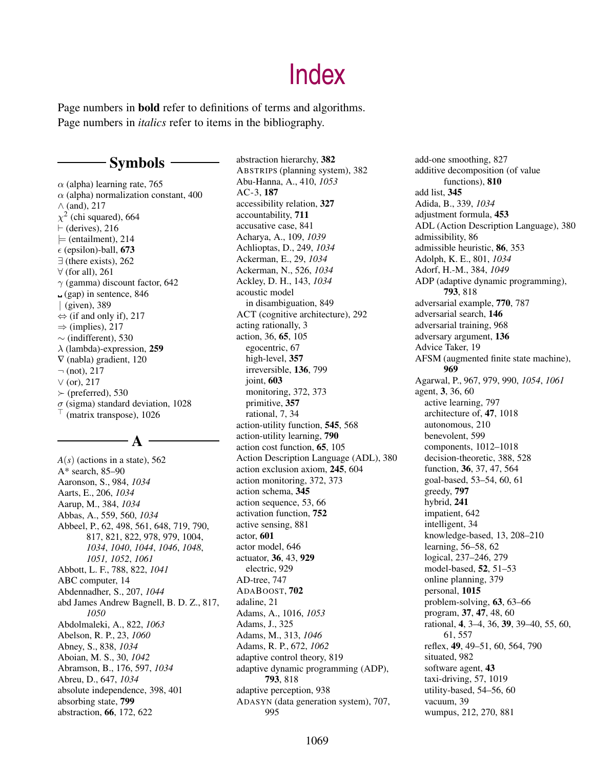# Index

Page numbers in **bold** refer to definitions of terms and algorithms.
Page numbers in *italics* refer to items in the bibliography.

## Symbols

$\alpha$ (alpha) learning rate, 765
$\alpha$ (alpha) normalization constant, 400
$\wedge$ (and), 217
$\chi^2$ (chi squared), 664
$\vdash$ (derives), 216
$\models$ (entailment), 214
$\epsilon$ (epsilon)-ball, **673**
$\exists$ (there exists), 262
$\forall$ (for all), 261
$\gamma$ (gamma) discount factor, 642
␣ (gap) in sentence, 846
$|$ (given), 389
$\Leftrightarrow$ (if and only if), 217
$\Rightarrow$ (implies), 217
$\sim$ (indifferent), 530
$\lambda$ (lambda)-expression, **259**
$\nabla$ (nabla) gradient, 120
$\neg$ (not), 217
$\vee$ (or), 217
$\succ$ (preferred), 530
$\sigma$ (sigma) standard deviation, 1028
$^\top$ (matrix transpose), 1026

## A

$A(s)$ (actions in a state), 562
A* search, 85–90
Aaronson, S., 984, *1034*
Aarts, E., 206, *1034*
Aarup, M., 384, *1034*
Abbas, A., 559, 560, *1034*
Abbeel, P., 62, 498, 561, 648, 719, 790, 817, 821, 822, 978, 979, 1004, *1034*, *1040*, *1044*, *1046*, *1048*, *1051, 1052*, *1061*
Abbott, L. F., 788, 822, *1041*
ABC computer, 14
Abdennadher, S., 207, *1044*
abd James Andrew Bagnell, B. D. Z., 817, *1050*
Abdolmaleki, A., 822, *1063*
Abelson, R. P., 23, *1060*
Abney, S., 838, *1034*
Aboian, M. S., 30, *1042*
Abramson, B., 176, 597, *1034*
Abreu, D., 647, *1034*
absolute independence, 398, 401
absorbing state, **799**
abstraction, **66**, 172, 622
abstraction hierarchy, **382**
ABSTRIPS (planning system), 382
Abu-Hanna, A., 410, *1053*
AC-3, **187**
accessibility relation, **327**
accountability, **711**
accusative case, 841
Acharya, A., 109, *1039*
Achlioptas, D., 249, *1034*
Ackerman, E., 29, *1034*
Ackerman, N., 526, *1034*
Ackley, D. H., 143, *1034*
acoustic model
  in disambiguation, 849
ACT (cognitive architecture), 292
acting rationally, 3
action, 36, **65**, 105
  egocentric, 67
  high-level, **357**
  irreversible, **136**, 799
  joint, **603**
  monitoring, 372, 373
  primitive, **357**
  rational, 7, 34
action-utility function, **545**, 568
action-utility learning, **790**
action cost function, **65**, 105
Action Description Language (ADL), 380
action exclusion axiom, **245**, 604
action monitoring, 372, 373
action schema, **345**
action sequence, 53, 66
activation function, **752**
active sensing, 881
actor, **601**
actor model, 646
actuator, **36**, 43, **929**
  electric, 929
AD-tree, 747
ADABOOST, **702**
adaline, 21
Adams, A., 1016, *1053*
Adams, J., 325
Adams, M., 313, *1046*
Adams, R. P., 672, *1062*
adaptive control theory, 819
adaptive dynamic programming (ADP), **793**, 818
adaptive perception, 938
ADASYN (data generation system), 707, 995
add-one smoothing, 827
additive decomposition (of value functions), **810**
add list, **345**
Adida, B., 339, *1034*
adjustment formula, **453**
ADL (Action Description Language), 380
admissibility, 86
admissible heuristic, **86**, 353
Adolph, K. E., 801, *1034*
Adorf, H.-M., 384, *1049*
ADP (adaptive dynamic programming), **793**, 818
adversarial example, **770**, 787
adversarial search, **146**
adversarial training, 968
adversary argument, **136**
Advice Taker, 19
AFSM (augmented finite state machine), **969**
Agarwal, P., 967, 979, 990, *1054*, *1061*
agent, **3**, 36, 60
  active learning, 797
  architecture of, **47**, 1018
  autonomous, 210
  benevolent, 599
  components, 1012–1018
  decision-theoretic, 388, 528
  function, **36**, 37, 47, 564
  goal-based, 53–54, 60, 61
  greedy, **797**
  hybrid, **241**
  impatient, 642
  intelligent, 34
  knowledge-based, 13, 208–210
  learning, 56–58, 62
  logical, 237–246, 279
  model-based, **52**, 51–53
  online planning, 379
  personal, **1015**
  problem-solving, **63**, 63–66
  program, **37**, **47**, 48, 60
  rational, **4**, 3–4, 36, **39**, 39–40, 55, 60, 61, 557
  reflex, **49**, 49–51, 60, 564, 790
  situated, 982
  software agent, **43**
  taxi-driving, 57, 1019
  utility-based, 54–56, 60
  vacuum, 39
  wumpus, 212, 270, 881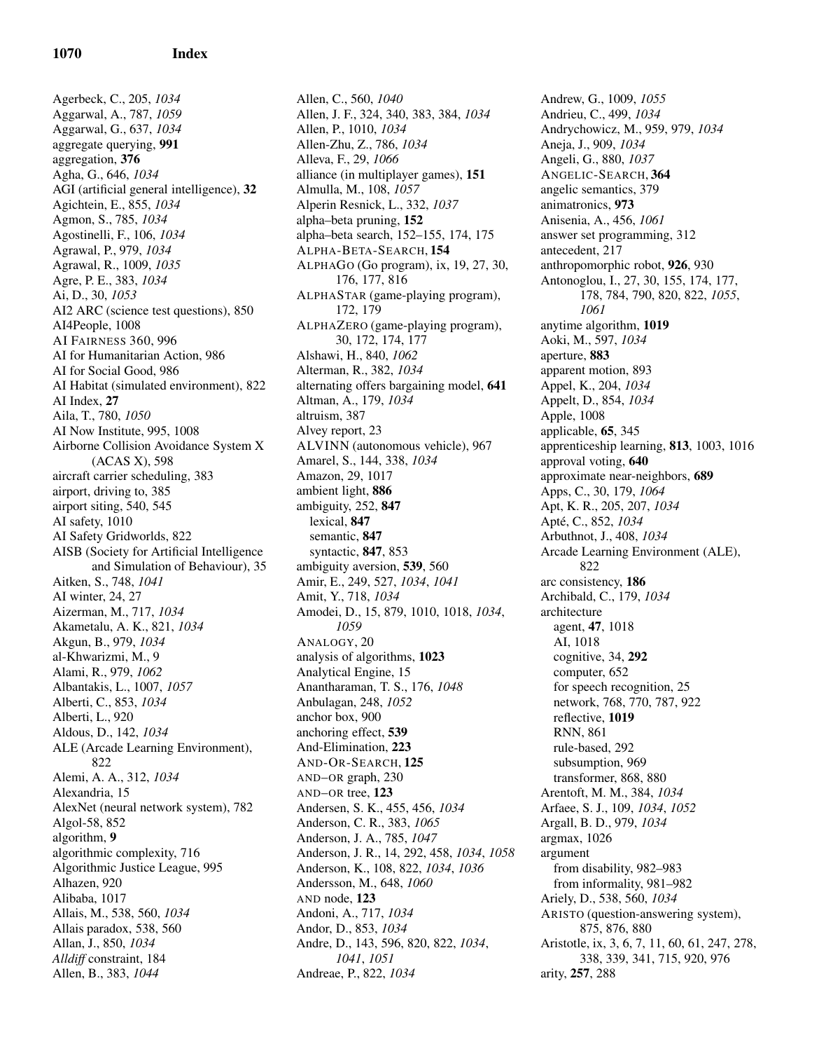# Index

Agerbeck, C., 205, *1034*
Aggarwal, A., 787, *1059*
Aggarwal, G., 637, *1034*
aggregate querying, **991**
aggregation, **376**
Agha, G., 646, *1034*
AGI (artificial general intelligence), **32**
Agichtein, E., 855, *1034*
Agmon, S., 785, *1034*
Agostinelli, F., 106, *1034*
Agrawal, P., 979, *1034*
Agrawal, R., 1009, *1035*
Agre, P. E., 383, *1034*
Ai, D., 30, *1053*
AI2 ARC (science test questions), 850
AI4People, 1008
AI FAIRNESS 360, 996
AI for Humanitarian Action, 986
AI for Social Good, 986
AI Habitat (simulated environment), 822
AI Index, **27**
Aila, T., 780, *1050*
AI Now Institute, 995, 1008
Airborne Collision Avoidance System X (ACAS X), 598
aircraft carrier scheduling, 383
airport, driving to, 385
airport siting, 540, 545
AI safety, 1010
AI Safety Gridworlds, 822
AISB (Society for Artificial Intelligence and Simulation of Behaviour), 35
Aitken, S., 748, *1041*
AI winter, 24, 27
Aizerman, M., 717, *1034*
Akametalu, A. K., 821, *1034*
Akgun, B., 979, *1034*
al-Khwarizmi, M., 9
Alami, R., 979, *1062*
Albantakis, L., 1007, *1057*
Alberti, C., 853, *1034*
Alberti, L., 920
Aldous, D., 142, *1034*
ALE (Arcade Learning Environment), 822
Alemi, A. A., 312, *1034*
Alexandria, 15
AlexNet (neural network system), 782
Algol-58, 852
algorithm, **9**
algorithmic complexity, 716
Algorithmic Justice League, 995
Alhazen, 920
Alibaba, 1017
Allais, M., 538, 560, *1034*
Allais paradox, 538, 560
Allan, J., 850, *1034*
*Alldiff* constraint, 184
Allen, B., 383, *1044*
Allen, C., 560, *1040*
Allen, J. F., 324, 340, 383, 384, *1034*
Allen, P., 1010, *1034*
Allen-Zhu, Z., 786, *1034*
Alleva, F., 29, *1066*
alliance (in multiplayer games), **151**
Almulla, M., 108, *1057*
Alperin Resnick, L., 332, *1037*
alpha–beta pruning, **152**
alpha–beta search, 152–155, 174, 175
ALPHA-BETA-SEARCH, **154**
ALPHAGO (Go program), ix, 19, 27, 30, 176, 177, 816
ALPHASTAR (game-playing program), 172, 179
ALPHAZERO (game-playing program), 30, 172, 174, 177
Alshawi, H., 840, *1062*
Alterman, R., 382, *1034*
alternating offers bargaining model, **641**
Altman, A., 179, *1034*
altruism, 387
Alvey report, 23
ALVINN (autonomous vehicle), 967
Amarel, S., 144, 338, *1034*
Amazon, 29, 1017
ambient light, **886**
ambiguity, 252, **847**
  lexical, **847**
  semantic, **847**
  syntactic, **847**, 853
ambiguity aversion, **539**, 560
Amir, E., 249, 527, *1034*, *1041*
Amit, Y., 718, *1034*
Amodei, D., 15, 879, 1010, 1018, *1034*, *1059*
ANALOGY, 20
analysis of algorithms, **1023**
Analytical Engine, 15
Anantharaman, T. S., 176, *1048*
Anbulagan, 248, *1052*
anchor box, 900
anchoring effect, **539**
And-Elimination, **223**
AND-OR-SEARCH, **125**
AND–OR graph, 230
AND–OR tree, **123**
Andersen, S. K., 455, 456, *1034*
Anderson, C. R., 383, *1065*
Anderson, J. A., 785, *1047*
Anderson, J. R., 14, 292, 458, *1034*, *1058*
Anderson, K., 108, 822, *1034*, *1036*
Andersson, M., 648, *1060*
AND node, **123**
Andoni, A., 717, *1034*
Andor, D., 853, *1034*
Andre, D., 143, 596, 820, 822, *1034*, *1041*, *1051*
Andreae, P., 822, *1034*
Andrew, G., 1009, *1055*
Andrieu, C., 499, *1034*
Andrychowicz, M., 959, 979, *1034*
Aneja, J., 909, *1034*
Angeli, G., 880, *1037*
ANGELIC-SEARCH, **364**
angelic semantics, 379
animatronics, **973**
Anisenia, A., 456, *1061*
answer set programming, 312
antecedent, 217
anthropomorphic robot, **926**, 930
Antonoglou, I., 27, 30, 155, 174, 177, 178, 784, 790, 820, 822, *1055*, *1061*
anytime algorithm, **1019**
Aoki, M., 597, *1034*
aperture, **883**
apparent motion, 893
Appel, K., 204, *1034*
Appelt, D., 854, *1034*
Apple, 1008
applicable, **65**, 345
apprenticeship learning, **813**, 1003, 1016
approval voting, **640**
approximate near-neighbors, **689**
Apps, C., 30, 179, *1064*
Apt, K. R., 205, 207, *1034*
Apté, C., 852, *1034*
Arbuthnot, J., 408, *1034*
Arcade Learning Environment (ALE), 822
arc consistency, **186**
Archibald, C., 179, *1034*
architecture
  agent, **47**, 1018
  AI, 1018
  cognitive, 34, **292**
  computer, 652
  for speech recognition, 25
  network, 768, 770, 787, 922
  reflective, **1019**
  RNN, 861
  rule-based, 292
  subsumption, 969
  transformer, 868, 880
Arentoft, M. M., 384, *1034*
Arfaee, S. J., 109, *1034*, *1052*
Argall, B. D., 979, *1034*
argmax, 1026
argument
  from disability, 982–983
  from informality, 981–982
Ariely, D., 538, 560, *1034*
ARISTO (question-answering system), 875, 876, 880
Aristotle, ix, 3, 6, 7, 11, 60, 61, 247, 278, 338, 339, 341, 715, 920, 976
arity, **257**, 288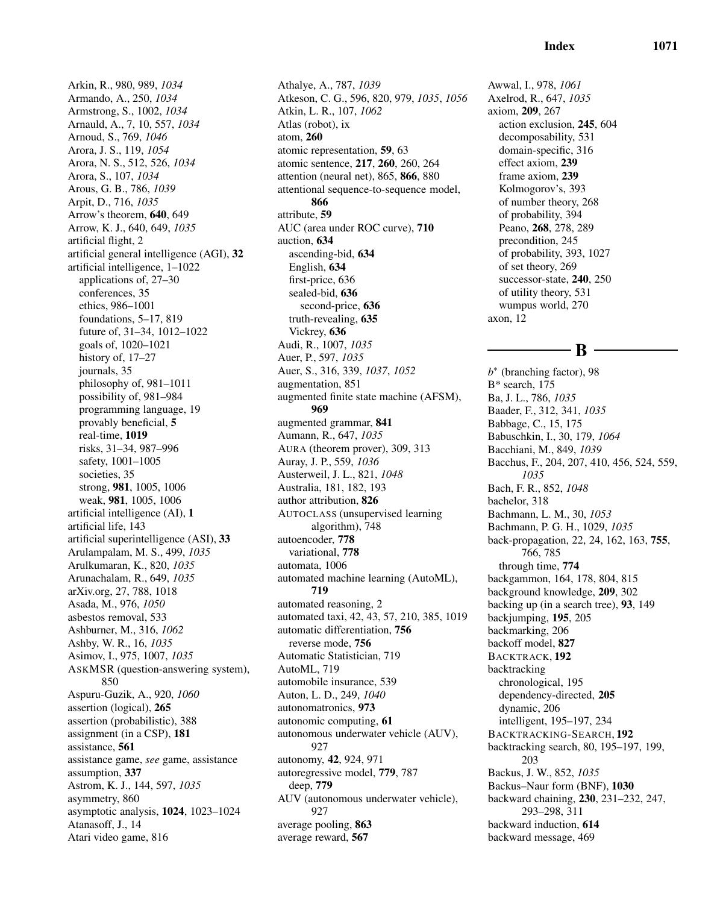Arkin, R., 980, 989, *1034*
Armando, A., 250, *1034*
Armstrong, S., 1002, *1034*
Arnauld, A., 7, 10, 557, *1034*
Arnoud, S., 769, *1046*
Arora, J. S., 119, *1054*
Arora, N. S., 512, 526, *1034*
Arora, S., 107, *1034*
Arous, G. B., 786, *1039*
Arpit, D., 716, *1035*
Arrow's theorem, **640**, 649
Arrow, K. J., 640, 649, *1035*
artificial flight, 2
artificial general intelligence (AGI), **32**
artificial intelligence, 1–1022
  applications of, 27–30
  conferences, 35
  ethics, 986–1001
  foundations, 5–17, 819
  future of, 31–34, 1012–1022
  goals of, 1020–1021
  history of, 17–27
  journals, 35
  philosophy of, 981–1011
  possibility of, 981–984
  programming language, 19
  provably beneficial, **5**
  real-time, **1019**
  risks, 31–34, 987–996
  safety, 1001–1005
  societies, 35
  strong, **981**, 1005, 1006
  weak, **981**, 1005, 1006
artificial intelligence (AI), **1**
artificial life, 143
artificial superintelligence (ASI), **33**
Arulampalam, M. S., 499, *1035*
Arulkumaran, K., 820, *1035*
Arunachalam, R., 649, *1035*
arXiv.org, 27, 788, 1018
Asada, M., 976, *1050*
asbestos removal, 533
Ashburner, M., 316, *1062*
Ashby, W. R., 16, *1035*
Asimov, I., 975, 1007, *1035*
ASKMSR (question-answering system), 850
Aspuru-Guzik, A., 920, *1060*
assertion (logical), **265**
assertion (probabilistic), 388
assignment (in a CSP), **181**
assistance, **561**
assistance game, *see* game, assistance
assumption, **337**
Astrom, K. J., 144, 597, *1035*
asymmetry, 860
asymptotic analysis, **1024**, 1023–1024
Atanasoff, J., 14
Atari video game, 816
Athalye, A., 787, *1039*
Atkeson, C. G., 596, 820, 979, *1035*, *1056*
Atkin, L. R., 107, *1062*
Atlas (robot), ix
atom, **260**
atomic representation, **59**, 63
atomic sentence, **217**, **260**, 260, 264
attention (neural net), 865, **866**, 880
attentional sequence-to-sequence model, **866**
attribute, **59**
AUC (area under ROC curve), **710**
auction, **634**
  ascending-bid, **634**
  English, **634**
  first-price, 636
  sealed-bid, **636**
    second-price, **636**
  truth-revealing, **635**
  Vickrey, **636**
Audi, R., 1007, *1035*
Auer, P., 597, *1035*
Auer, S., 316, 339, *1037*, *1052*
augmentation, 851
augmented finite state machine (AFSM), **969**
augmented grammar, **841**
Aumann, R., 647, *1035*
AURA (theorem prover), 309, 313
Auray, J. P., 559, *1036*
Austerweil, J. L., 821, *1048*
Australia, 181, 182, 193
author attribution, **826**
AUTOCLASS (unsupervised learning algorithm), 748
autoencoder, **778**
  variational, **778**
automata, 1006
automated machine learning (AutoML), **719**
automated reasoning, 2
automated taxi, 42, 43, 57, 210, 385, 1019
automatic differentiation, **756**
  reverse mode, **756**
Automatic Statistician, 719
AutoML, 719
automobile insurance, 539
Auton, L. D., 249, *1040*
autonomatronics, **973**
autonomic computing, **61**
autonomous underwater vehicle (AUV), 927
autonomy, **42**, 924, 971
autoregressive model, **779**, 787
  deep, **779**
AUV (autonomous underwater vehicle), 927
average pooling, **863**
average reward, **567**
Awwal, I., 978, *1061*
Axelrod, R., 647, *1035*
axiom, **209**, 267
  action exclusion, **245**, 604
  decomposability, 531
  domain-specific, 316
  effect axiom, **239**
  frame axiom, **239**
  Kolmogorov's, 393
  of number theory, 268
  of probability, 394
  Peano, **268**, 278, 289
  precondition, 245
  of probability, 393, 1027
  of set theory, 269
  successor-state, **240**, 250
  of utility theory, 531
  wumpus world, 270
axon, 12

## B

$b^*$ (branching factor), 98
B* search, 175
Ba, J. L., 786, *1035*
Baader, F., 312, 341, *1035*
Babbage, C., 15, 175
Babuschkin, I., 30, 179, *1064*
Bacchiani, M., 849, *1039*
Bacchus, F., 204, 207, 410, 456, 524, 559, *1035*
Bach, F. R., 852, *1048*
bachelor, 318
Bachmann, L. M., 30, *1053*
Bachmann, P. G. H., 1029, *1035*
back-propagation, 22, 24, 162, 163, **755**, 766, 785
  through time, **774**
backgammon, 164, 178, 804, 815
background knowledge, **209**, 302
backing up (in a search tree), **93**, 149
backjumping, **195**, 205
backmarking, 206
backoff model, **827**
BACKTRACK, **192**
backtracking
  chronological, 195
  dependency-directed, **205**
  dynamic, 206
  intelligent, 195–197, 234
BACKTRACKING-SEARCH, **192**
backtracking search, 80, 195–197, 199, 203
Backus, J. W., 852, *1035*
Backus–Naur form (BNF), **1030**
backward chaining, **230**, 231–232, 247, 293–298, 311
backward induction, **614**
backward message, 469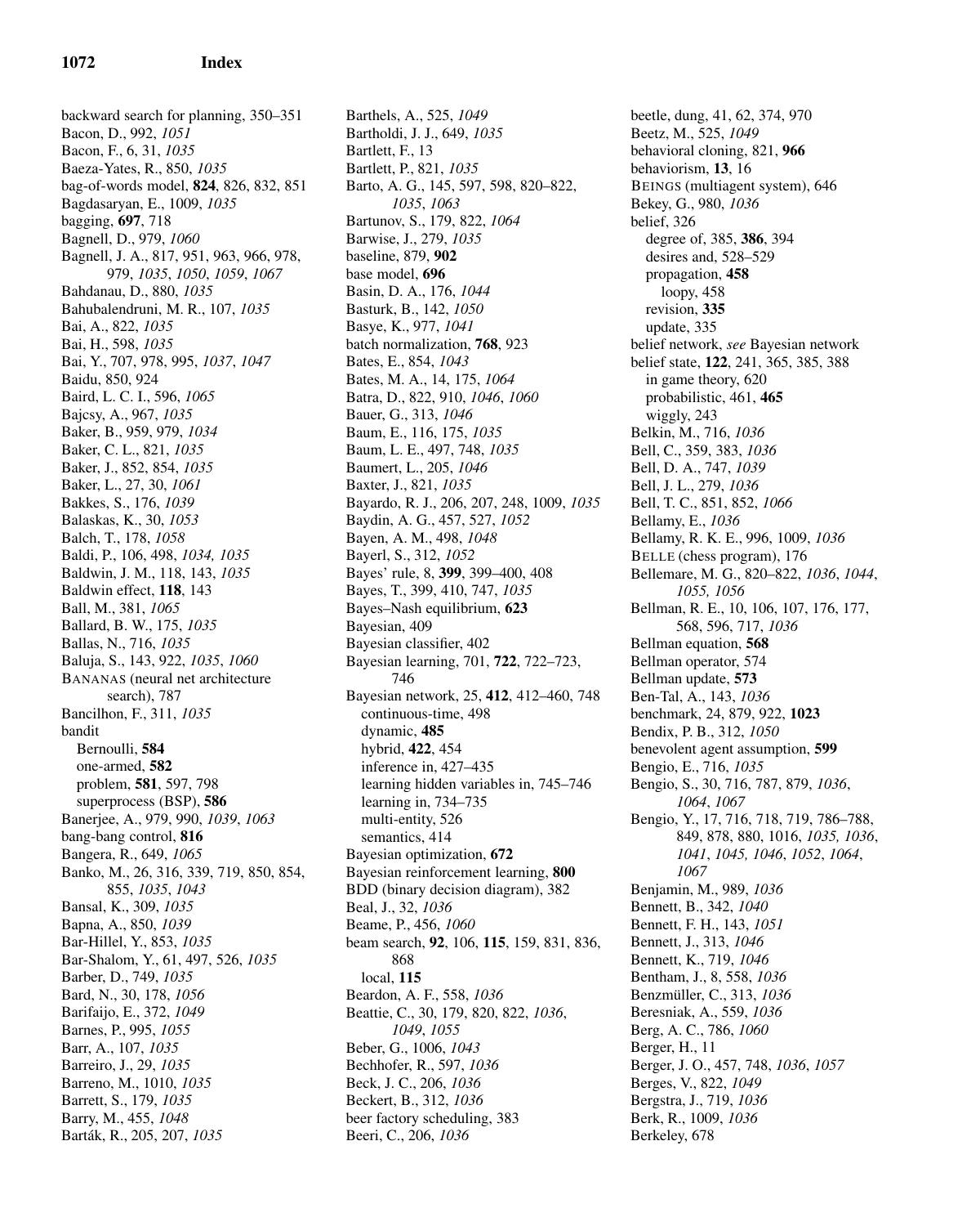backward search for planning, 350–351
Bacon, D., 992, *1051*
Bacon, F., 6, 31, *1035*
Baeza-Yates, R., 850, *1035*
bag-of-words model, **824**, 826, 832, 851
Bagdasaryan, E., 1009, *1035*
bagging, **697**, 718
Bagnell, D., 979, *1060*
Bagnell, J. A., 817, 951, 963, 966, 978, 979, *1035*, *1050*, *1059*, *1067*
Bahdanau, D., 880, *1035*
Bahubalendruni, M. R., 107, *1035*
Bai, A., 822, *1035*
Bai, H., 598, *1035*
Bai, Y., 707, 978, 995, *1037*, *1047*
Baidu, 850, 924
Baird, L. C. I., 596, *1065*
Bajcsy, A., 967, *1035*
Baker, B., 959, 979, *1034*
Baker, C. L., 821, *1035*
Baker, J., 852, 854, *1035*
Baker, L., 27, 30, *1061*
Bakkes, S., 176, *1039*
Balaskas, K., 30, *1053*
Balch, T., 178, *1058*
Baldi, P., 106, 498, *1034, 1035*
Baldwin, J. M., 118, 143, *1035*
Baldwin effect, **118**, 143
Ball, M., 381, *1065*
Ballard, B. W., 175, *1035*
Ballas, N., 716, *1035*
Baluja, S., 143, 922, *1035*, *1060*
BANANAS (neural net architecture search), 787
Bancilhon, F., 311, *1035*
bandit
  Bernoulli, **584**
  one-armed, **582**
  problem, **581**, 597, 798
  superprocess (BSP), **586**
Banerjee, A., 979, 990, *1039*, *1063*
bang-bang control, **816**
Bangera, R., 649, *1065*
Banko, M., 26, 316, 339, 719, 850, 854, 855, *1035*, *1043*
Bansal, K., 309, *1035*
Bapna, A., 850, *1039*
Bar-Hillel, Y., 853, *1035*
Bar-Shalom, Y., 61, 497, 526, *1035*
Barber, D., 749, *1035*
Bard, N., 30, 178, *1056*
Barifaijo, E., 372, *1049*
Barnes, P., 995, *1055*
Barr, A., 107, *1035*
Barreiro, J., 29, *1035*
Barreno, M., 1010, *1035*
Barrett, S., 179, *1035*
Barry, M., 455, *1048*
Barták, R., 205, 207, *1035*
Barthels, A., 525, *1049*
Bartholdi, J. J., 649, *1035*
Bartlett, F., 13
Bartlett, P., 821, *1035*
Barto, A. G., 145, 597, 598, 820–822, *1035*, *1063*
Bartunov, S., 179, 822, *1064*
Barwise, J., 279, *1035*
baseline, 879, **902**
base model, **696**
Basin, D. A., 176, *1044*
Basturk, B., 142, *1050*
Basye, K., 977, *1041*
batch normalization, **768**, 923
Bates, E., 854, *1043*
Bates, M. A., 14, 175, *1064*
Batra, D., 822, 910, *1046*, *1060*
Bauer, G., 313, *1046*
Baum, E., 116, 175, *1035*
Baum, L. E., 497, 748, *1035*
Baumert, L., 205, *1046*
Baxter, J., 821, *1035*
Bayardo, R. J., 206, 207, 248, 1009, *1035*
Baydin, A. G., 457, 527, *1052*
Bayen, A. M., 498, *1048*
Bayerl, S., 312, *1052*
Bayes' rule, 8, **399**, 399–400, 408
Bayes, T., 399, 410, 747, *1035*
Bayes–Nash equilibrium, **623**
Bayesian, 409
Bayesian classifier, 402
Bayesian learning, 701, **722**, 722–723, 746
Bayesian network, 25, **412**, 412–460, 748
  continuous-time, 498
  dynamic, **485**
  hybrid, **422**, 454
  inference in, 427–435
  learning hidden variables in, 745–746
  learning in, 734–735
  multi-entity, 526
  semantics, 414
Bayesian optimization, **672**
Bayesian reinforcement learning, **800**
BDD (binary decision diagram), 382
Beal, J., 32, *1036*
Beame, P., 456, *1060*
beam search, **92**, 106, **115**, 159, 831, 836, 868
  local, **115**
Beardon, A. F., 558, *1036*
Beattie, C., 30, 179, 820, 822, *1036*, *1049*, *1055*
Beber, G., 1006, *1043*
Bechhofer, R., 597, *1036*
Beck, J. C., 206, *1036*
Beckert, B., 312, *1036*
beer factory scheduling, 383
Beeri, C., 206, *1036*
beetle, dung, 41, 62, 374, 970
Beetz, M., 525, *1049*
behavioral cloning, 821, **966**
behaviorism, **13**, 16
BEINGS (multiagent system), 646
Bekey, G., 980, *1036*
belief, 326
  degree of, 385, **386**, 394
  desires and, 528–529
  propagation, **458**
    loopy, 458
  revision, **335**
  update, 335
belief network, *see* Bayesian network
belief state, **122**, 241, 365, 385, 388
  in game theory, 620
  probabilistic, 461, **465**
  wiggly, 243
Belkin, M., 716, *1036*
Bell, C., 359, 383, *1036*
Bell, D. A., 747, *1039*
Bell, J. L., 279, *1036*
Bell, T. C., 851, 852, *1066*
Bellamy, E., *1036*
Bellamy, R. K. E., 996, 1009, *1036*
BELLE (chess program), 176
Bellemare, M. G., 820–822, *1036*, *1044*, *1055, 1056*
Bellman, R. E., 10, 106, 107, 176, 177, 568, 596, 717, *1036*
Bellman equation, **568**
Bellman operator, 574
Bellman update, **573**
Ben-Tal, A., 143, *1036*
benchmark, 24, 879, 922, **1023**
Bendix, P. B., 312, *1050*
benevolent agent assumption, **599**
Bengio, E., 716, *1035*
Bengio, S., 30, 716, 787, 879, *1036*, *1064*, *1067*
Bengio, Y., 17, 716, 718, 719, 786–788, 849, 878, 880, 1016, *1035, 1036*, *1041*, *1045*, *1046*, *1052*, *1064*, *1067*
Benjamin, M., 989, *1036*
Bennett, B., 342, *1040*
Bennett, F. H., 143, *1051*
Bennett, J., 313, *1046*
Bennett, K., 719, *1046*
Bentham, J., 8, 558, *1036*
Benzmüller, C., 313, *1036*
Beresniak, A., 559, *1036*
Berg, A. C., 786, *1060*
Berger, H., 11
Berger, J. O., 457, 748, *1036*, *1057*
Berges, V., 822, *1049*
Bergstra, J., 719, *1036*
Berk, R., 1009, *1036*
Berkeley, 678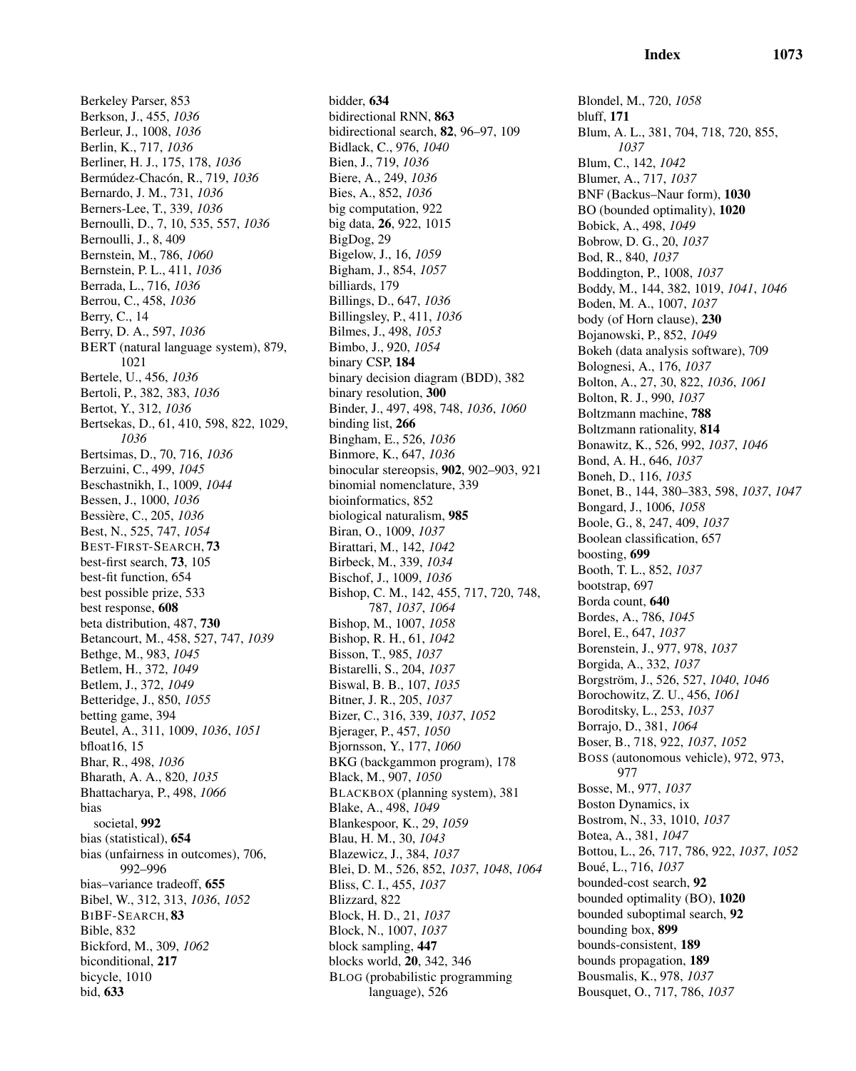Berkeley Parser, 853
Berkson, J., 455, *1036*
Berleur, J., 1008, *1036*
Berlin, K., 717, *1036*
Berliner, H. J., 175, 178, *1036*
Bermúdez-Chacón, R., 719, *1036*
Bernardo, J. M., 731, *1036*
Berners-Lee, T., 339, *1036*
Bernoulli, D., 7, 10, 535, 557, *1036*
Bernoulli, J., 8, 409
Bernstein, M., 786, *1060*
Bernstein, P. L., 411, *1036*
Berrada, L., 716, *1036*
Berrou, C., 458, *1036*
Berry, C., 14
Berry, D. A., 597, *1036*
BERT (natural language system), 879, 1021
Bertele, U., 456, *1036*
Bertoli, P., 382, 383, *1036*
Bertot, Y., 312, *1036*
Bertsekas, D., 61, 410, 598, 822, 1029, *1036*
Bertsimas, D., 70, 716, *1036*
Berzuini, C., 499, *1045*
Beschastnikh, I., 1009, *1044*
Bessen, J., 1000, *1036*
Bessière, C., 205, *1036*
Best, N., 525, 747, *1054*
BEST-FIRST-SEARCH, **73**
best-first search, **73**, 105
best-fit function, 654
best possible prize, 533
best response, **608**
beta distribution, 487, **730**
Betancourt, M., 458, 527, 747, *1039*
Bethge, M., 983, *1045*
Betlem, H., 372, *1049*
Betlem, J., 372, *1049*
Betteridge, J., 850, *1055*
betting game, 394
Beutel, A., 311, 1009, *1036*, *1051*
bfloat16, 15
Bhar, R., 498, *1036*
Bharath, A. A., 820, *1035*
Bhattacharya, P., 498, *1066*
bias
  societal, **992**
bias (statistical), **654**
bias (unfairness in outcomes), 706, 992–996
bias–variance tradeoff, **655**
Bibel, W., 312, 313, *1036*, *1052*
BIBF-SEARCH, **83**
Bible, 832
Bickford, M., 309, *1062*
biconditional, **217**
bicycle, 1010
bid, **633**
bidder, **634**
bidirectional RNN, **863**
bidirectional search, **82**, 96–97, 109
Bidlack, C., 976, *1040*
Bien, J., 719, *1036*
Biere, A., 249, *1036*
Bies, A., 852, *1036*
big computation, 922
big data, **26**, 922, 1015
BigDog, 29
Bigelow, J., 16, *1059*
Bigham, J., 854, *1057*
billiards, 179
Billings, D., 647, *1036*
Billingsley, P., 411, *1036*
Bilmes, J., 498, *1053*
Bimbo, J., 920, *1054*
binary CSP, **184**
binary decision diagram (BDD), 382
binary resolution, **300**
Binder, J., 497, 498, 748, *1036*, *1060*
binding list, **266**
Bingham, E., 526, *1036*
Binmore, K., 647, *1036*
binocular stereopsis, **902**, 902–903, 921
binomial nomenclature, 339
bioinformatics, 852
biological naturalism, **985**
Biran, O., 1009, *1037*
Birattari, M., 142, *1042*
Birbeck, M., 339, *1034*
Bischof, J., 1009, *1036*
Bishop, C. M., 142, 455, 717, 720, 748, 787, *1037*, *1064*
Bishop, M., 1007, *1058*
Bishop, R. H., 61, *1042*
Bisson, T., 985, *1037*
Bistarelli, S., 204, *1037*
Biswal, B. B., 107, *1035*
Bitner, J. R., 205, *1037*
Bizer, C., 316, 339, *1037*, *1052*
Bjerager, P., 457, *1050*
Bjornsson, Y., 177, *1060*
BKG (backgammon program), 178
Black, M., 907, *1050*
BLACKBOX (planning system), 381
Blake, A., 498, *1049*
Blankespoor, K., 29, *1059*
Blau, H. M., 30, *1043*
Blazewicz, J., 384, *1037*
Blei, D. M., 526, 852, *1037*, *1048*, *1064*
Bliss, C. I., 455, *1037*
Blizzard, 822
Block, H. D., 21, *1037*
Block, N., 1007, *1037*
block sampling, **447**
blocks world, **20**, 342, 346
BLOG (probabilistic programming language), 526
Blondel, M., 720, *1058*
bluff, **171**
Blum, A. L., 381, 704, 718, 720, 855, *1037*
Blum, C., 142, *1042*
Blumer, A., 717, *1037*
BNF (Backus–Naur form), **1030**
BO (bounded optimality), **1020**
Bobick, A., 498, *1049*
Bobrow, D. G., 20, *1037*
Bod, R., 840, *1037*
Boddington, P., 1008, *1037*
Boddy, M., 144, 382, 1019, *1041*, *1046*
Boden, M. A., 1007, *1037*
body (of Horn clause), **230**
Bojanowski, P., 852, *1049*
Bokeh (data analysis software), 709
Bolognesi, A., 176, *1037*
Bolton, A., 27, 30, 822, *1036*, *1061*
Bolton, R. J., 990, *1037*
Boltzmann machine, **788**
Boltzmann rationality, **814**
Bonawitz, K., 526, 992, *1037*, *1046*
Bond, A. H., 646, *1037*
Boneh, D., 116, *1035*
Bonet, B., 144, 380–383, 598, *1037*, *1047*
Bongard, J., 1006, *1058*
Boole, G., 8, 247, 409, *1037*
Boolean classification, 657
boosting, **699**
Booth, T. L., 852, *1037*
bootstrap, 697
Borda count, **640**
Bordes, A., 786, *1045*
Borel, E., 647, *1037*
Borenstein, J., 977, 978, *1037*
Borgida, A., 332, *1037*
Borgström, J., 526, 527, *1040*, *1046*
Borochowitz, Z. U., 456, *1061*
Boroditsky, L., 253, *1037*
Borrajo, D., 381, *1064*
Boser, B., 718, 922, *1037*, *1052*
BOSS (autonomous vehicle), 972, 973, 977
Bosse, M., 977, *1037*
Boston Dynamics, ix
Bostrom, N., 33, 1010, *1037*
Botea, A., 381, *1047*
Bottou, L., 26, 717, 786, 922, *1037*, *1052*
Boué, L., 716, *1037*
bounded-cost search, **92**
bounded optimality (BO), **1020**
bounded suboptimal search, **92**
bounding box, **899**
bounds-consistent, **189**
bounds propagation, **189**
Bousmalis, K., 978, *1037*
Bousquet, O., 717, 786, *1037*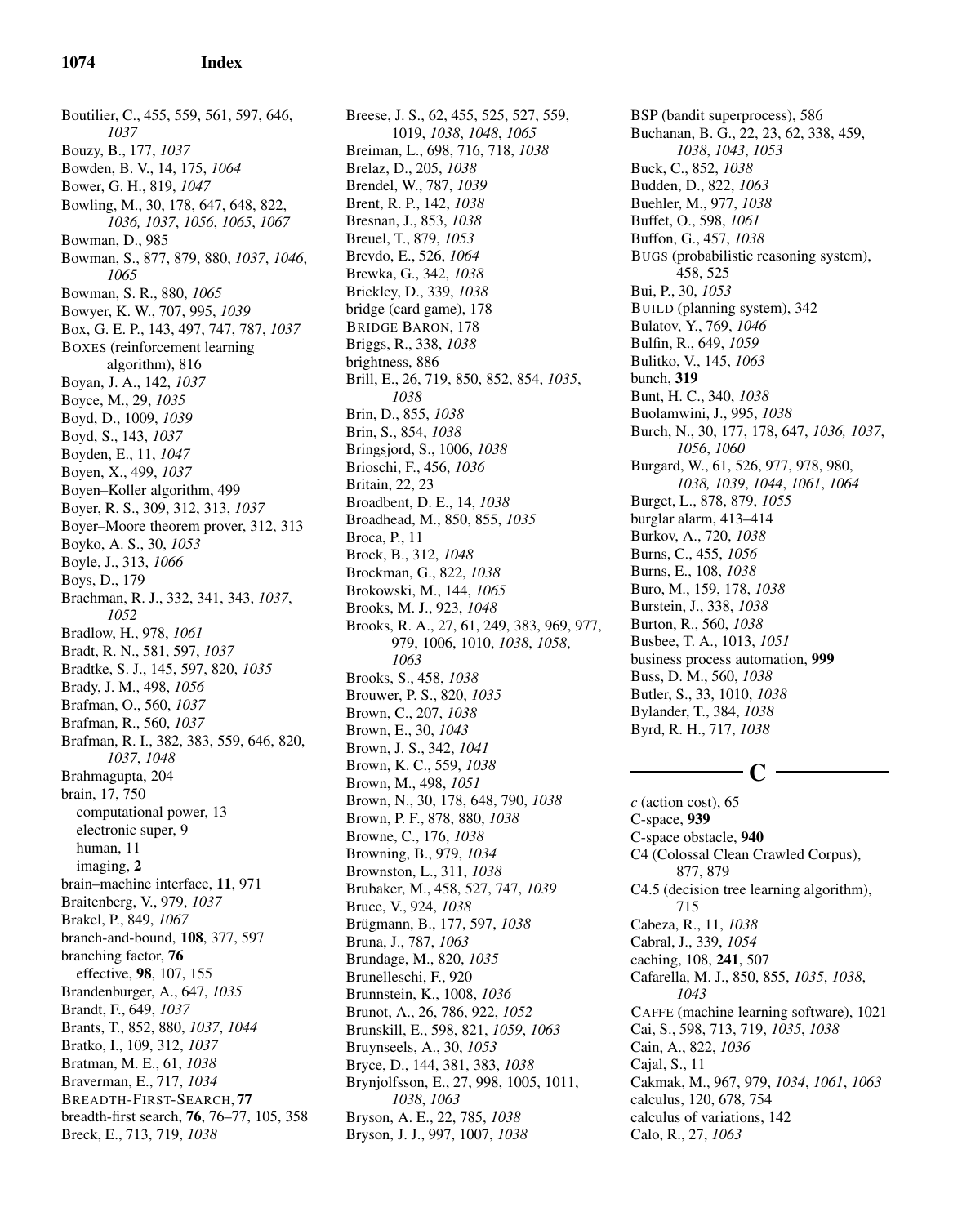Boutilier, C., 455, 559, 561, 597, 646, *1037*
Bouzy, B., 177, *1037*
Bowden, B. V., 14, 175, *1064*
Bower, G. H., 819, *1047*
Bowling, M., 30, 178, 647, 648, 822, *1036, 1037*, *1056*, *1065*, *1067*
Bowman, D., 985
Bowman, S., 877, 879, 880, *1037*, *1046*, *1065*
Bowman, S. R., 880, *1065*
Bowyer, K. W., 707, 995, *1039*
Box, G. E. P., 143, 497, 747, 787, *1037*
BOXES (reinforcement learning algorithm), 816
Boyan, J. A., 142, *1037*
Boyce, M., 29, *1035*
Boyd, D., 1009, *1039*
Boyd, S., 143, *1037*
Boyden, E., 11, *1047*
Boyen, X., 499, *1037*
Boyen–Koller algorithm, 499
Boyer, R. S., 309, 312, 313, *1037*
Boyer–Moore theorem prover, 312, 313
Boyko, A. S., 30, *1053*
Boyle, J., 313, *1066*
Boys, D., 179
Brachman, R. J., 332, 341, 343, *1037*, *1052*
Bradlow, H., 978, *1061*
Bradt, R. N., 581, 597, *1037*
Bradtke, S. J., 145, 597, 820, *1035*
Brady, J. M., 498, *1056*
Brafman, O., 560, *1037*
Brafman, R., 560, *1037*
Brafman, R. I., 382, 383, 559, 646, 820, *1037*, *1048*
Brahmagupta, 204
brain, 17, 750
  computational power, 13
  electronic super, 9
  human, 11
  imaging, **2**
brain–machine interface, **11**, 971
Braitenberg, V., 979, *1037*
Brakel, P., 849, *1067*
branch-and-bound, **108**, 377, 597
branching factor, **76**
  effective, **98**, 107, 155
Brandenburger, A., 647, *1035*
Brandt, F., 649, *1037*
Brants, T., 852, 880, *1037*, *1044*
Bratko, I., 109, 312, *1037*
Bratman, M. E., 61, *1038*
Braverman, E., 717, *1034*
BREADTH-FIRST-SEARCH, **77**
breadth-first search, **76**, 76–77, 105, 358
Breck, E., 713, 719, *1038*
Breese, J. S., 62, 455, 525, 527, 559, 1019, *1038*, *1048*, *1065*
Breiman, L., 698, 716, 718, *1038*
Brelaz, D., 205, *1038*
Brendel, W., 787, *1039*
Brent, R. P., 142, *1038*
Bresnan, J., 853, *1038*
Breuel, T., 879, *1053*
Brevdo, E., 526, *1064*
Brewka, G., 342, *1038*
Brickley, D., 339, *1038*
bridge (card game), 178
BRIDGE BARON, 178
Briggs, R., 338, *1038*
brightness, 886
Brill, E., 26, 719, 850, 852, 854, *1035*, *1038*
Brin, D., 855, *1038*
Brin, S., 854, *1038*
Bringsjord, S., 1006, *1038*
Brioschi, F., 456, *1036*
Britain, 22, 23
Broadbent, D. E., 14, *1038*
Broadhead, M., 850, 855, *1035*
Broca, P., 11
Brock, B., 312, *1048*
Brockman, G., 822, *1038*
Brokowski, M., 144, *1065*
Brooks, M. J., 923, *1048*
Brooks, R. A., 27, 61, 249, 383, 969, 977, 979, 1006, 1010, *1038*, *1058*, *1063*
Brooks, S., 458, *1038*
Brouwer, P. S., 820, *1035*
Brown, C., 207, *1038*
Brown, E., 30, *1043*
Brown, J. S., 342, *1041*
Brown, K. C., 559, *1038*
Brown, M., 498, *1051*
Brown, N., 30, 178, 648, 790, *1038*
Brown, P. F., 878, 880, *1038*
Browne, C., 176, *1038*
Browning, B., 979, *1034*
Brownston, L., 311, *1038*
Brubaker, M., 458, 527, 747, *1039*
Bruce, V., 924, *1038*
Brügmann, B., 177, 597, *1038*
Bruna, J., 787, *1063*
Brundage, M., 820, *1035*
Brunelleschi, F., 920
Brunnstein, K., 1008, *1036*
Brunot, A., 26, 786, 922, *1052*
Brunskill, E., 598, 821, *1059*, *1063*
Bruynseels, A., 30, *1053*
Bryce, D., 144, 381, 383, *1038*
Brynjolfsson, E., 27, 998, 1005, 1011, *1038*, *1063*
Bryson, A. E., 22, 785, *1038*
Bryson, J. J., 997, 1007, *1038*
BSP (bandit superprocess), 586
Buchanan, B. G., 22, 23, 62, 338, 459, *1038*, *1043*, *1053*
Buck, C., 852, *1038*
Budden, D., 822, *1063*
Buehler, M., 977, *1038*
Buffet, O., 598, *1061*
Buffon, G., 457, *1038*
BUGS (probabilistic reasoning system), 458, 525
Bui, P., 30, *1053*
BUILD (planning system), 342
Bulatov, Y., 769, *1046*
Bulfin, R., 649, *1059*
Bulitko, V., 145, *1063*
bunch, **319**
Bunt, H. C., 340, *1038*
Buolamwini, J., 995, *1038*
Burch, N., 30, 177, 178, 647, *1036, 1037*, *1056*, *1060*
Burgard, W., 61, 526, 977, 978, 980, *1038, 1039*, *1044*, *1061*, *1064*
Burget, L., 878, 879, *1055*
burglar alarm, 413–414
Burkov, A., 720, *1038*
Burns, C., 455, *1056*
Burns, E., 108, *1038*
Buro, M., 159, 178, *1038*
Burstein, J., 338, *1038*
Burton, R., 560, *1038*
Busbee, T. A., 1013, *1051*
business process automation, **999**
Buss, D. M., 560, *1038*
Butler, S., 33, 1010, *1038*
Bylander, T., 384, *1038*
Byrd, R. H., 717, *1038*

## C

*c* (action cost), 65
C-space, **939**
C-space obstacle, **940**
C4 (Colossal Clean Crawled Corpus), 877, 879
C4.5 (decision tree learning algorithm), 715
Cabeza, R., 11, *1038*
Cabral, J., 339, *1054*
caching, 108, **241**, 507
Cafarella, M. J., 850, 855, *1035*, *1038*, *1043*
CAFFE (machine learning software), 1021
Cai, S., 598, 713, 719, *1035*, *1038*
Cain, A., 822, *1036*
Cajal, S., 11
Cakmak, M., 967, 979, *1034*, *1061*, *1063*
calculus, 120, 678, 754
calculus of variations, 142
Calo, R., 27, *1063*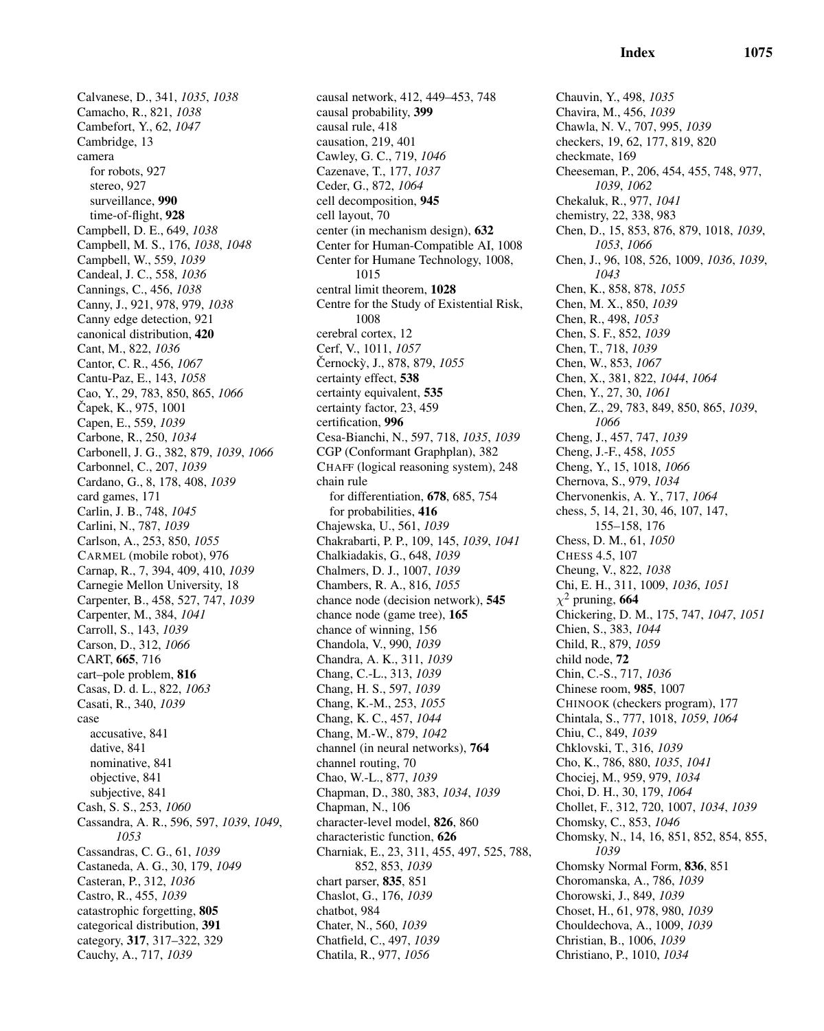Calvanese, D., 341, *1035*, *1038*
Camacho, R., 821, *1038*
Cambefort, Y., 62, *1047*
Cambridge, 13
camera
  for robots, 927
  stereo, 927
  surveillance, **990**
  time-of-flight, **928**
Campbell, D. E., 649, *1038*
Campbell, M. S., 176, *1038*, *1048*
Campbell, W., 559, *1039*
Candeal, J. C., 558, *1036*
Cannings, C., 456, *1038*
Canny, J., 921, 978, 979, *1038*
Canny edge detection, 921
canonical distribution, **420**
Cant, M., 822, *1036*
Cantor, C. R., 456, *1067*
Cantu-Paz, E., 143, *1058*
Cao, Y., 29, 783, 850, 865, *1066*
Čapek, K., 975, 1001
Capen, E., 559, *1039*
Carbone, R., 250, *1034*
Carbonell, J. G., 382, 879, *1039*, *1066*
Carbonnel, C., 207, *1039*
Cardano, G., 8, 178, 408, *1039*
card games, 171
Carlin, J. B., 748, *1045*
Carlini, N., 787, *1039*
Carlson, A., 253, 850, *1055*
CARMEL (mobile robot), 976
Carnap, R., 7, 394, 409, 410, *1039*
Carnegie Mellon University, 18
Carpenter, B., 458, 527, 747, *1039*
Carpenter, M., 384, *1041*
Carroll, S., 143, *1039*
Carson, D., 312, *1066*
CART, **665**, 716
cart–pole problem, **816**
Casas, D. d. L., 822, *1063*
Casati, R., 340, *1039*
case
  accusative, 841
  dative, 841
  nominative, 841
  objective, 841
  subjective, 841
Cash, S. S., 253, *1060*
Cassandra, A. R., 596, 597, *1039*, *1049*, *1053*
Cassandras, C. G., 61, *1039*
Castaneda, A. G., 30, 179, *1049*
Casteran, P., 312, *1036*
Castro, R., 455, *1039*
catastrophic forgetting, **805**
categorical distribution, **391**
category, **317**, 317–322, 329
Cauchy, A., 717, *1039*
causal network, 412, 449–453, 748
causal probability, **399**
causal rule, 418
causation, 219, 401
Cawley, G. C., 719, *1046*
Cazenave, T., 177, *1037*
Ceder, G., 872, *1064*
cell decomposition, **945**
cell layout, 70
center (in mechanism design), **632**
Center for Human-Compatible AI, 1008
Center for Humane Technology, 1008, 1015
central limit theorem, **1028**
Centre for the Study of Existential Risk, 1008
cerebral cortex, 12
Cerf, V., 1011, *1057*
Černockỳ, J., 878, 879, *1055*
certainty effect, **538**
certainty equivalent, **535**
certainty factor, 23, 459
certification, **996**
Cesa-Bianchi, N., 597, 718, *1035*, *1039*
CGP (Conformant Graphplan), 382
CHAFF (logical reasoning system), 248
chain rule
  for differentiation, **678**, 685, 754
  for probabilities, **416**
Chajewska, U., 561, *1039*
Chakrabarti, P. P., 109, 145, *1039*, *1041*
Chalkiadakis, G., 648, *1039*
Chalmers, D. J., 1007, *1039*
Chambers, R. A., 816, *1055*
chance node (decision network), **545**
chance node (game tree), **165**
chance of winning, 156
Chandola, V., 990, *1039*
Chandra, A. K., 311, *1039*
Chang, C.-L., 313, *1039*
Chang, H. S., 597, *1039*
Chang, K.-M., 253, *1055*
Chang, K. C., 457, *1044*
Chang, M.-W., 879, *1042*
channel (in neural networks), **764**
channel routing, 70
Chao, W.-L., 877, *1039*
Chapman, D., 380, 383, *1034*, *1039*
Chapman, N., 106
character-level model, **826**, 860
characteristic function, **626**
Charniak, E., 23, 311, 455, 497, 525, 788, 852, 853, *1039*
chart parser, **835**, 851
Chaslot, G., 176, *1039*
chatbot, 984
Chater, N., 560, *1039*
Chatfield, C., 497, *1039*
Chatila, R., 977, *1056*
Chauvin, Y., 498, *1035*
Chavira, M., 456, *1039*
Chawla, N. V., 707, 995, *1039*
checkers, 19, 62, 177, 819, 820
checkmate, 169
Cheeseman, P., 206, 454, 455, 748, 977, *1039*, *1062*
Chekaluk, R., 977, *1041*
chemistry, 22, 338, 983
Chen, D., 15, 853, 876, 879, 1018, *1039*, *1053*, *1066*
Chen, J., 96, 108, 526, 1009, *1036*, *1039*, *1043*
Chen, K., 858, 878, *1055*
Chen, M. X., 850, *1039*
Chen, R., 498, *1053*
Chen, S. F., 852, *1039*
Chen, T., 718, *1039*
Chen, W., 853, *1067*
Chen, X., 381, 822, *1044*, *1064*
Chen, Y., 27, 30, *1061*
Chen, Z., 29, 783, 849, 850, 865, *1039*, *1066*
Cheng, J., 457, 747, *1039*
Cheng, J.-F., 458, *1055*
Cheng, Y., 15, 1018, *1066*
Chernova, S., 979, *1034*
Chervonenkis, A. Y., 717, *1064*
chess, 5, 14, 21, 30, 46, 107, 147, 155–158, 176
Chess, D. M., 61, *1050*
CHESS 4.5, 107
Cheung, V., 822, *1038*
Chi, E. H., 311, 1009, *1036*, *1051*
$\chi^2$ pruning, **664**
Chickering, D. M., 175, 747, *1047*, *1051*
Chien, S., 383, *1044*
Child, R., 879, *1059*
child node, **72**
Chin, C.-S., 717, *1036*
Chinese room, **985**, 1007
CHINOOK (checkers program), 177
Chintala, S., 777, 1018, *1059*, *1064*
Chiu, C., 849, *1039*
Chklovski, T., 316, *1039*
Cho, K., 786, 880, *1035*, *1041*
Chociej, M., 959, 979, *1034*
Choi, D. H., 30, 179, *1064*
Chollet, F., 312, 720, 1007, *1034*, *1039*
Chomsky, C., 853, *1046*
Chomsky, N., 14, 16, 851, 852, 854, 855, *1039*
Chomsky Normal Form, **836**, 851
Choromanska, A., 786, *1039*
Chorowski, J., 849, *1039*
Choset, H., 61, 978, 980, *1039*
Chouldechova, A., 1009, *1039*
Christian, B., 1006, *1039*
Christiano, P., 1010, *1034*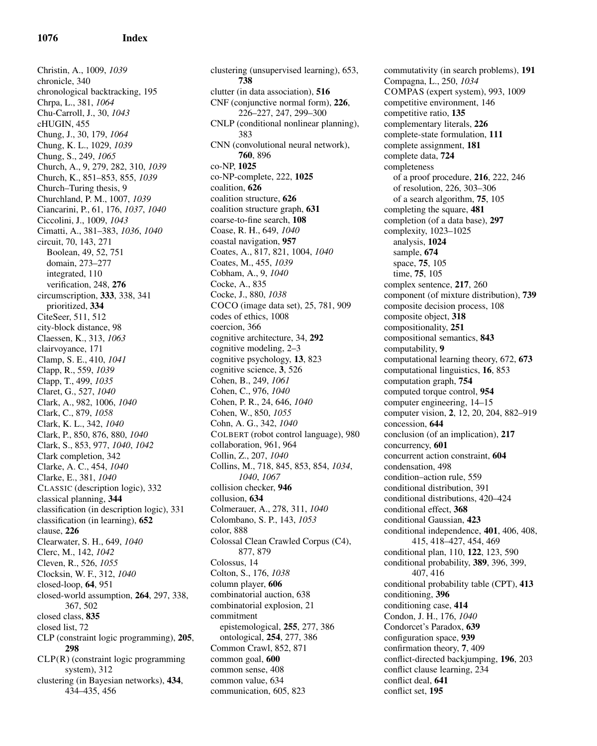Christin, A., 1009, *1039*
chronicle, 340
chronological backtracking, 195
Chrpa, L., 381, *1064*
Chu-Carroll, J., 30, *1043*
cHUGIN, 455
Chung, J., 30, 179, *1064*
Chung, K. L., 1029, *1039*
Chung, S., 249, *1065*
Church, A., 9, 279, 282, 310, *1039*
Church, K., 851–853, 855, *1039*
Church–Turing thesis, 9
Churchland, P. M., 1007, *1039*
Ciancarini, P., 61, 176, *1037*, *1040*
Ciccolini, J., 1009, *1043*
Cimatti, A., 381–383, *1036*, *1040*
circuit, 70, 143, 271
  Boolean, 49, 52, 751
  domain, 273–277
  integrated, 110
  verification, 248, **276**
circumscription, **333**, 338, 341
  prioritized, **334**
CiteSeer, 511, 512
city-block distance, 98
Claessen, K., 313, *1063*
clairvoyance, 171
Clamp, S. E., 410, *1041*
Clapp, R., 559, *1039*
Clapp, T., 499, *1035*
Claret, G., 527, *1040*
Clark, A., 982, 1006, *1040*
Clark, C., 879, *1058*
Clark, K. L., 342, *1040*
Clark, P., 850, 876, 880, *1040*
Clark, S., 853, 977, *1040*, *1042*
Clark completion, 342
Clarke, A. C., 454, *1040*
Clarke, E., 381, *1040*
CLASSIC (description logic), 332
classical planning, **344**
classification (in description logic), 331
classification (in learning), **652**
clause, **226**
Clearwater, S. H., 649, *1040*
Clerc, M., 142, *1042*
Cleven, R., 526, *1055*
Clocksin, W. F., 312, *1040*
closed-loop, **64**, 951
closed-world assumption, **264**, 297, 338, 367, 502
closed class, **835**
closed list, 72
CLP (constraint logic programming), **205**, **298**
CLP(R) (constraint logic programming system), 312
clustering (in Bayesian networks), **434**, 434–435, 456
clustering (unsupervised learning), 653, **738**
clutter (in data association), **516**
CNF (conjunctive normal form), **226**, 226–227, 247, 299–300
CNLP (conditional nonlinear planning), 383
CNN (convolutional neural network), **760**, 896
co-NP, **1025**
co-NP-complete, 222, **1025**
coalition, **626**
coalition structure, **626**
coalition structure graph, **631**
coarse-to-fine search, **108**
Coase, R. H., 649, *1040*
coastal navigation, **957**
Coates, A., 817, 821, 1004, *1040*
Coates, M., 455, *1039*
Cobham, A., 9, *1040*
Cocke, A., 835
Cocke, J., 880, *1038*
COCO (image data set), 25, 781, 909
codes of ethics, 1008
coercion, 366
cognitive architecture, 34, **292**
cognitive modeling, 2–3
cognitive psychology, **13**, 823
cognitive science, **3**, 526
Cohen, B., 249, *1061*
Cohen, C., 976, *1040*
Cohen, P. R., 24, 646, *1040*
Cohen, W., 850, *1055*
Cohn, A. G., 342, *1040*
COLBERT (robot control language), 980
collaboration, 961, 964
Collin, Z., 207, *1040*
Collins, M., 718, 845, 853, 854, *1034*, *1040*, *1067*
collision checker, **946**
collusion, **634**
Colmerauer, A., 278, 311, *1040*
Colombano, S. P., 143, *1053*
color, 888
Colossal Clean Crawled Corpus (C4), 877, 879
Colossus, 14
Colton, S., 176, *1038*
column player, **606**
combinatorial auction, 638
combinatorial explosion, 21
commitment
  epistemological, **255**, 277, 386
  ontological, **254**, 277, 386
Common Crawl, 852, 871
common goal, **600**
common sense, 408
common value, 634
communication, 605, 823
commutativity (in search problems), **191**
Compagna, L., 250, *1034*
COMPAS (expert system), 993, 1009
competitive environment, 146
competitive ratio, **135**
complementary literals, **226**
complete-state formulation, **111**
complete assignment, **181**
complete data, **724**
completeness
  of a proof procedure, **216**, 222, 246
  of resolution, 226, 303–306
  of a search algorithm, **75**, 105
completing the square, **481**
completion (of a data base), **297**
complexity, 1023–1025
  analysis, **1024**
  sample, **674**
  space, **75**, 105
  time, **75**, 105
complex sentence, **217**, 260
component (of mixture distribution), **739**
composite decision process, 108
composite object, **318**
compositionality, **251**
compositional semantics, **843**
computability, **9**
computational learning theory, 672, **673**
computational linguistics, **16**, 853
computation graph, **754**
computed torque control, **954**
computer engineering, 14–15
computer vision, **2**, 12, 20, 204, 882–919
concession, **644**
conclusion (of an implication), **217**
concurrency, **601**
concurrent action constraint, **604**
condensation, 498
condition–action rule, 559
conditional distribution, 391
conditional distributions, 420–424
conditional effect, **368**
conditional Gaussian, **423**
conditional independence, **401**, 406, 408, 415, 418–427, 454, 469
conditional plan, 110, **122**, 123, 590
conditional probability, **389**, 396, 399, 407, 416
conditional probability table (CPT), **413**
conditioning, **396**
conditioning case, **414**
Condon, J. H., 176, *1040*
Condorcet's Paradox, **639**
configuration space, **939**
confirmation theory, **7**, 409
conflict-directed backjumping, **196**, 203
conflict clause learning, 234
conflict deal, **641**
conflict set, **195**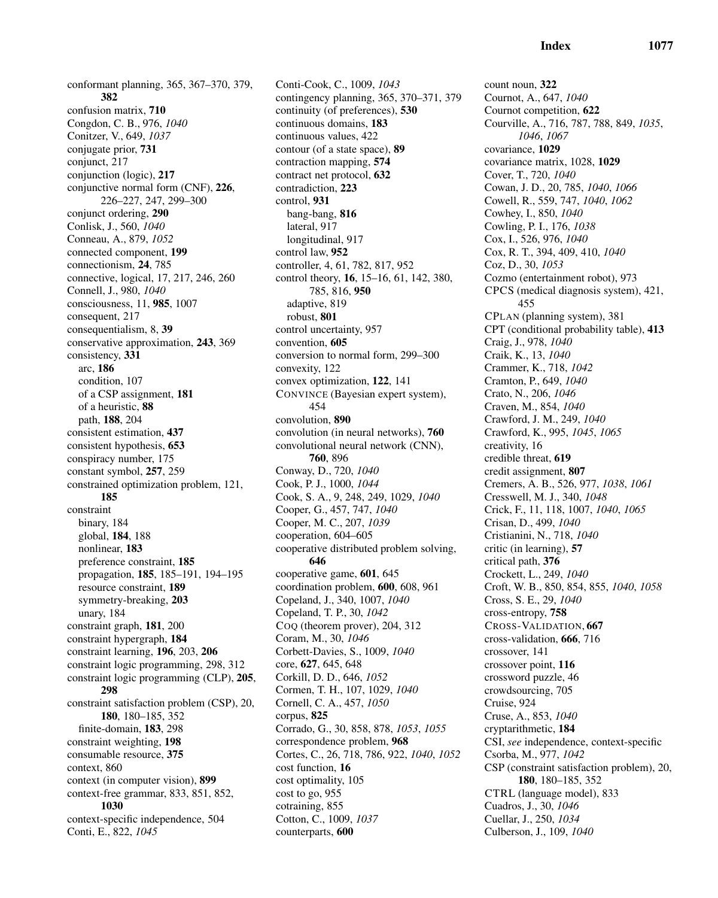conformant planning, 365, 367–370, 379, **382**
confusion matrix, **710**
Congdon, C. B., 976, *1040*
Conitzer, V., 649, *1037*
conjugate prior, **731**
conjunct, 217
conjunction (logic), **217**
conjunctive normal form (CNF), **226**, 226–227, 247, 299–300
conjunct ordering, **290**
Conlisk, J., 560, *1040*
Conneau, A., 879, *1052*
connected component, **199**
connectionism, **24**, 785
connective, logical, 17, 217, 246, 260
Connell, J., 980, *1040*
consciousness, 11, **985**, 1007
consequent, 217
consequentialism, 8, **39**
conservative approximation, **243**, 369
consistency, **331**
  arc, **186**
  condition, 107
  of a CSP assignment, **181**
  of a heuristic, **88**
  path, **188**, 204
consistent estimation, **437**
consistent hypothesis, **653**
conspiracy number, 175
constant symbol, **257**, 259
constrained optimization problem, 121, **185**
constraint
  binary, 184
  global, **184**, 188
  nonlinear, **183**
  preference constraint, **185**
  propagation, **185**, 185–191, 194–195
  resource constraint, **189**
  symmetry-breaking, **203**
  unary, 184
constraint graph, **181**, 200
constraint hypergraph, **184**
constraint learning, **196**, 203, **206**
constraint logic programming, 298, 312
constraint logic programming (CLP), **205**, **298**
constraint satisfaction problem (CSP), 20, **180**, 180–185, 352
  finite-domain, **183**, 298
constraint weighting, **198**
consumable resource, **375**
context, 860
context (in computer vision), **899**
context-free grammar, 833, 851, 852, **1030**
context-specific independence, 504
Conti, E., 822, *1045*
Conti-Cook, C., 1009, *1043*
contingency planning, 365, 370–371, 379
continuity (of preferences), **530**
continuous domains, **183**
continuous values, 422
contour (of a state space), **89**
contraction mapping, **574**
contract net protocol, **632**
contradiction, **223**
control, **931**
  bang-bang, **816**
  lateral, 917
  longitudinal, 917
control law, **952**
controller, 4, 61, 782, 817, 952
control theory, **16**, 15–16, 61, 142, 380, 785, 816, **950**
  adaptive, 819
  robust, **801**
control uncertainty, 957
convention, **605**
conversion to normal form, 299–300
convexity, 122
convex optimization, **122**, 141
CONVINCE (Bayesian expert system), 454
convolution, **890**
convolution (in neural networks), **760**
convolutional neural network (CNN), **760**, 896
Conway, D., 720, *1040*
Cook, P. J., 1000, *1044*
Cook, S. A., 9, 248, 249, 1029, *1040*
Cooper, G., 457, 747, *1040*
Cooper, M. C., 207, *1039*
cooperation, 604–605
cooperative distributed problem solving, **646**
cooperative game, **601**, 645
coordination problem, **600**, 608, 961
Copeland, J., 340, 1007, *1040*
Copeland, T. P., 30, *1042*
COQ (theorem prover), 204, 312
Coram, M., 30, *1046*
Corbett-Davies, S., 1009, *1040*
core, **627**, 645, 648
Corkill, D. D., 646, *1052*
Cormen, T. H., 107, 1029, *1040*
Cornell, C. A., 457, *1050*
corpus, **825**
Corrado, G., 30, 858, 878, *1053*, *1055*
correspondence problem, **968**
Cortes, C., 26, 718, 786, 922, *1040*, *1052*
cost function, **16**
cost optimality, 105
cost to go, 955
cotraining, 855
Cotton, C., 1009, *1037*
counterparts, **600**
count noun, **322**
Cournot, A., 647, *1040*
Cournot competition, **622**
Courville, A., 716, 787, 788, 849, *1035*, *1046*, *1067*
covariance, **1029**
covariance matrix, 1028, **1029**
Cover, T., 720, *1040*
Cowan, J. D., 20, 785, *1040*, *1066*
Cowell, R., 559, 747, *1040*, *1062*
Cowhey, I., 850, *1040*
Cowling, P. I., 176, *1038*
Cox, I., 526, 976, *1040*
Cox, R. T., 394, 409, 410, *1040*
Coz, D., 30, *1053*
Cozmo (entertainment robot), 973
CPCS (medical diagnosis system), 421, 455
CPLAN (planning system), 381
CPT (conditional probability table), **413**
Craig, J., 978, *1040*
Craik, K., 13, *1040*
Crammer, K., 718, *1042*
Cramton, P., 649, *1040*
Crato, N., 206, *1046*
Craven, M., 854, *1040*
Crawford, J. M., 249, *1040*
Crawford, K., 995, *1045*, *1065*
creativity, 16
credible threat, **619**
credit assignment, **807**
Cremers, A. B., 526, 977, *1038*, *1061*
Cresswell, M. J., 340, *1048*
Crick, F., 11, 118, 1007, *1040*, *1065*
Crisan, D., 499, *1040*
Cristianini, N., 718, *1040*
critic (in learning), **57**
critical path, **376**
Crockett, L., 249, *1040*
Croft, W. B., 850, 854, 855, *1040*, *1058*
Cross, S. E., 29, *1040*
cross-entropy, **758**
CROSS-VALIDATION, **667**
cross-validation, **666**, 716
crossover, 141
crossover point, **116**
crossword puzzle, 46
crowdsourcing, 705
Cruise, 924
Cruse, A., 853, *1040*
cryptarithmetic, **184**
CSI, *see* independence, context-specific
Csorba, M., 977, *1042*
CSP (constraint satisfaction problem), 20, **180**, 180–185, 352
CTRL (language model), 833
Cuadros, J., 30, *1046*
Cuellar, J., 250, *1034*
Culberson, J., 109, *1040*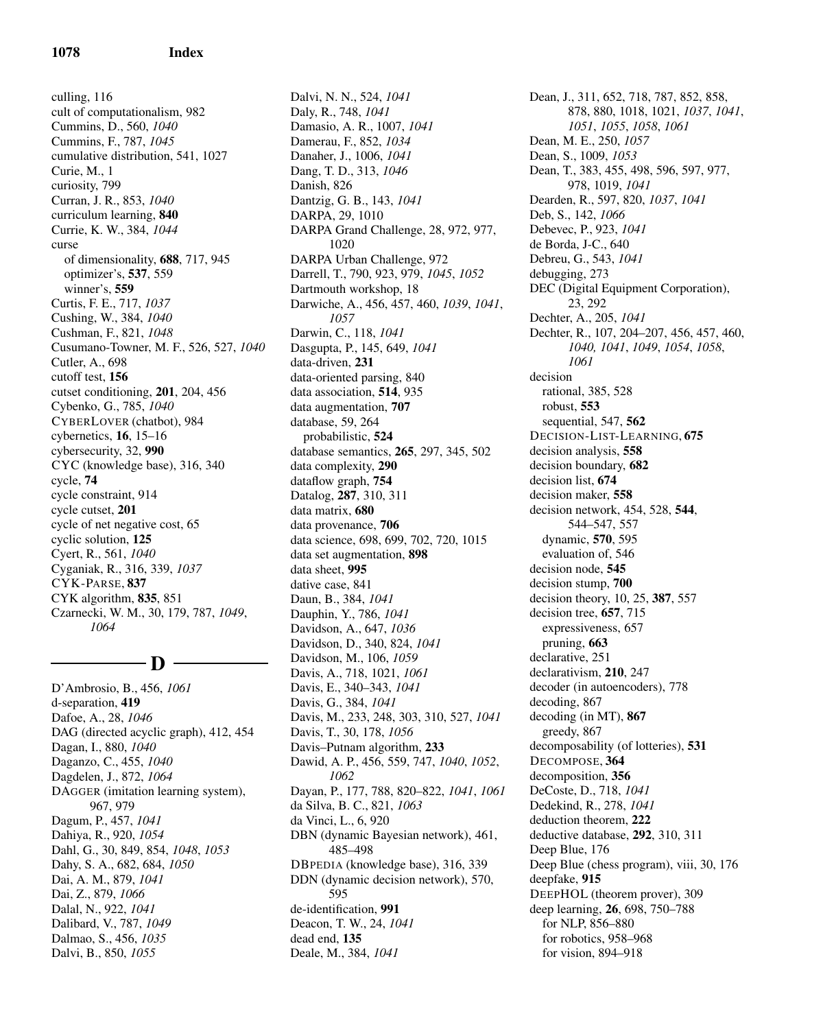culling, 116
cult of computationalism, 982
Cummins, D., 560, *1040*
Cummins, F., 787, *1045*
cumulative distribution, 541, 1027
Curie, M., 1
curiosity, 799
Curran, J. R., 853, *1040*
curriculum learning, **840**
Currie, K. W., 384, *1044*
curse
  of dimensionality, **688**, 717, 945
  optimizer's, **537**, 559
  winner's, **559**
Curtis, F. E., 717, *1037*
Cushing, W., 384, *1040*
Cushman, F., 821, *1048*
Cusumano-Towner, M. F., 526, 527, *1040*
Cutler, A., 698
cutoff test, **156**
cutset conditioning, **201**, 204, 456
Cybenko, G., 785, *1040*
CYBERLOVER (chatbot), 984
cybernetics, **16**, 15–16
cybersecurity, 32, **990**
CYC (knowledge base), 316, 340
cycle, **74**
cycle constraint, 914
cycle cutset, **201**
cycle of net negative cost, 65
cyclic solution, **125**
Cyert, R., 561, *1040*
Cyganiak, R., 316, 339, *1037*
CYK-PARSE, **837**
CYK algorithm, **835**, 851
Czarnecki, W. M., 30, 179, 787, *1049*, *1064*

## D

D'Ambrosio, B., 456, *1061*
d-separation, **419**
Dafoe, A., 28, *1046*
DAG (directed acyclic graph), 412, 454
Dagan, I., 880, *1040*
Daganzo, C., 455, *1040*
Dagdelen, J., 872, *1064*
DAGGER (imitation learning system), 967, 979
Dagum, P., 457, *1041*
Dahiya, R., 920, *1054*
Dahl, G., 30, 849, 854, *1048*, *1053*
Dahy, S. A., 682, 684, *1050*
Dai, A. M., 879, *1041*
Dai, Z., 879, *1066*
Dalal, N., 922, *1041*
Dalibard, V., 787, *1049*
Dalmao, S., 456, *1035*
Dalvi, B., 850, *1055*
Dalvi, N. N., 524, *1041*
Daly, R., 748, *1041*
Damasio, A. R., 1007, *1041*
Damerau, F., 852, *1034*
Danaher, J., 1006, *1041*
Dang, T. D., 313, *1046*
Danish, 826
Dantzig, G. B., 143, *1041*
DARPA, 29, 1010
DARPA Grand Challenge, 28, 972, 977, 1020
DARPA Urban Challenge, 972
Darrell, T., 790, 923, 979, *1045*, *1052*
Dartmouth workshop, 18
Darwiche, A., 456, 457, 460, *1039*, *1041*, *1057*
Darwin, C., 118, *1041*
Dasgupta, P., 145, 649, *1041*
data-driven, **231**
data-oriented parsing, 840
data association, **514**, 935
data augmentation, **707**
database, 59, 264
  probabilistic, **524**
database semantics, **265**, 297, 345, 502
data complexity, **290**
dataflow graph, **754**
Datalog, **287**, 310, 311
data matrix, **680**
data provenance, **706**
data science, 698, 699, 702, 720, 1015
data set augmentation, **898**
data sheet, **995**
dative case, 841
Daun, B., 384, *1041*
Dauphin, Y., 786, *1041*
Davidson, A., 647, *1036*
Davidson, D., 340, 824, *1041*
Davidson, M., 106, *1059*
Davis, A., 718, 1021, *1061*
Davis, E., 340–343, *1041*
Davis, G., 384, *1041*
Davis, M., 233, 248, 303, 310, 527, *1041*
Davis, T., 30, 178, *1056*
Davis–Putnam algorithm, **233**
Dawid, A. P., 456, 559, 747, *1040*, *1052*, *1062*
Dayan, P., 177, 788, 820–822, *1041*, *1061*
da Silva, B. C., 821, *1063*
da Vinci, L., 6, 920
DBN (dynamic Bayesian network), 461, 485–498
DBPEDIA (knowledge base), 316, 339
DDN (dynamic decision network), 570, 595
de-identification, **991**
Deacon, T. W., 24, *1041*
dead end, **135**
Deale, M., 384, *1041*
Dean, J., 311, 652, 718, 787, 852, 858, 878, 880, 1018, 1021, *1037*, *1041*, *1051*, *1055*, *1058*, *1061*
Dean, M. E., 250, *1057*
Dean, S., 1009, *1053*
Dean, T., 383, 455, 498, 596, 597, 977, 978, 1019, *1041*
Dearden, R., 597, 820, *1037*, *1041*
Deb, S., 142, *1066*
Debevec, P., 923, *1041*
de Borda, J-C., 640
Debreu, G., 543, *1041*
debugging, 273
DEC (Digital Equipment Corporation), 23, 292
Dechter, A., 205, *1041*
Dechter, R., 107, 204–207, 456, 457, 460, *1040, 1041*, *1049*, *1054*, *1058*, *1061*
decision
  rational, 385, 528
  robust, **553**
  sequential, 547, **562**
DECISION-LIST-LEARNING, **675**
decision analysis, **558**
decision boundary, **682**
decision list, **674**
decision maker, **558**
decision network, 454, 528, **544**, 544–547, 557
  dynamic, **570**, 595
  evaluation of, 546
decision node, **545**
decision stump, **700**
decision theory, 10, 25, **387**, 557
decision tree, **657**, 715
  expressiveness, 657
  pruning, **663**
declarative, 251
declarativism, **210**, 247
decoder (in autoencoders), 778
decoding, 867
decoding (in MT), **867**
  greedy, 867
decomposability (of lotteries), **531**
DECOMPOSE, **364**
decomposition, **356**
DeCoste, D., 718, *1041*
Dedekind, R., 278, *1041*
deduction theorem, **222**
deductive database, **292**, 310, 311
Deep Blue, 176
Deep Blue (chess program), viii, 30, 176
deepfake, **915**
DEEPHOL (theorem prover), 309
deep learning, **26**, 698, 750–788
  for NLP, 856–880
  for robotics, 958–968
  for vision, 894–918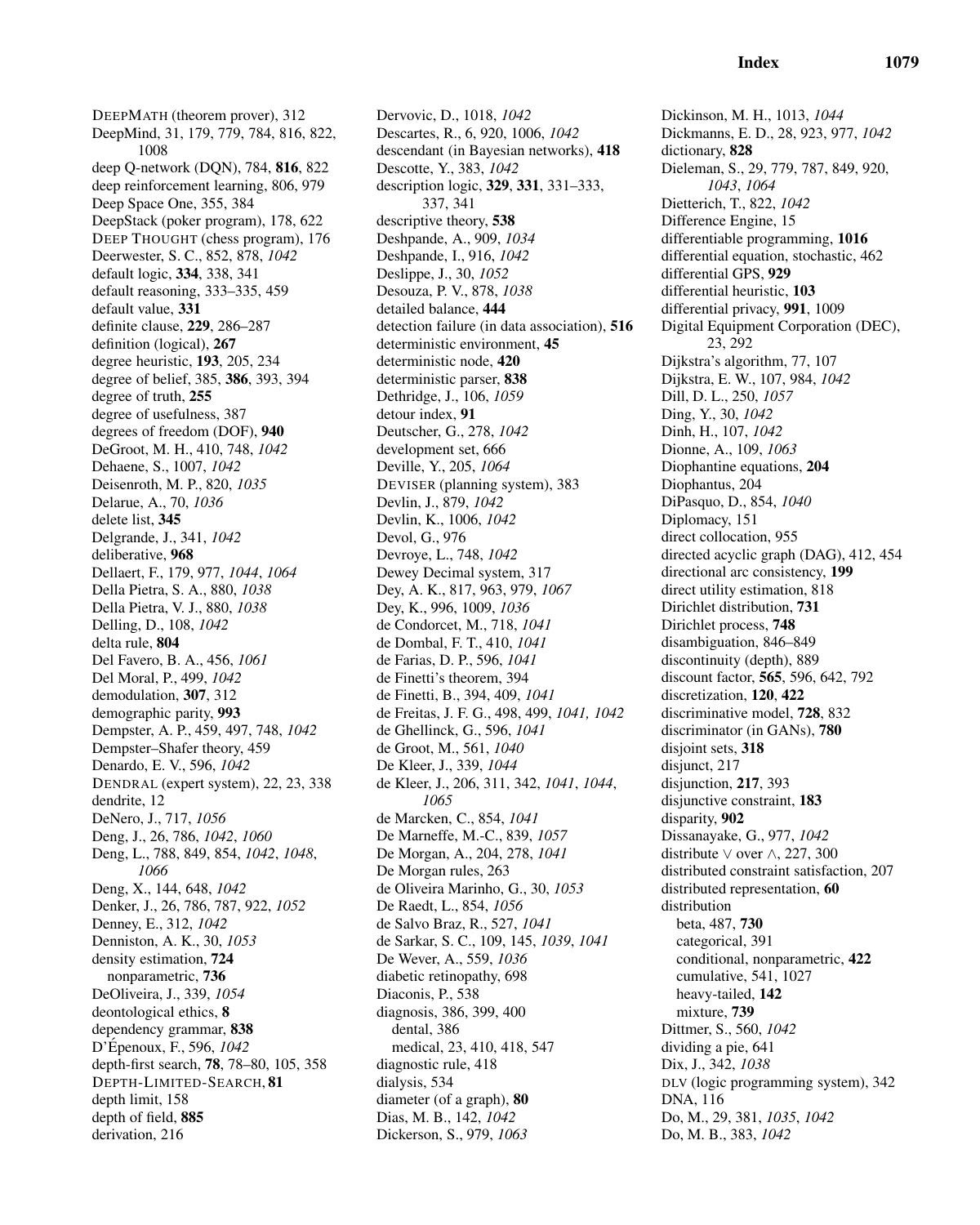DEEPMATH (theorem prover), 312
DeepMind, 31, 179, 779, 784, 816, 822, 1008
deep Q-network (DQN), 784, **816**, 822
deep reinforcement learning, 806, 979
Deep Space One, 355, 384
DeepStack (poker program), 178, 622
DEEP THOUGHT (chess program), 176
Deerwester, S. C., 852, 878, *1042*
default logic, **334**, 338, 341
default reasoning, 333–335, 459
default value, **331**
definite clause, **229**, 286–287
definition (logical), **267**
degree heuristic, **193**, 205, 234
degree of belief, 385, **386**, 393, 394
degree of truth, **255**
degree of usefulness, 387
degrees of freedom (DOF), **940**
DeGroot, M. H., 410, 748, *1042*
Dehaene, S., 1007, *1042*
Deisenroth, M. P., 820, *1035*
Delarue, A., 70, *1036*
delete list, **345**
Delgrande, J., 341, *1042*
deliberative, **968**
Dellaert, F., 179, 977, *1044*, *1064*
Della Pietra, S. A., 880, *1038*
Della Pietra, V. J., 880, *1038*
Delling, D., 108, *1042*
delta rule, **804**
Del Favero, B. A., 456, *1061*
Del Moral, P., 499, *1042*
demodulation, **307**, 312
demographic parity, **993**
Dempster, A. P., 459, 497, 748, *1042*
Dempster–Shafer theory, 459
Denardo, E. V., 596, *1042*
DENDRAL (expert system), 22, 23, 338
dendrite, 12
DeNero, J., 717, *1056*
Deng, J., 26, 786, *1042*, *1060*
Deng, L., 788, 849, 854, *1042*, *1048*, *1066*
Deng, X., 144, 648, *1042*
Denker, J., 26, 786, 787, 922, *1052*
Denney, E., 312, *1042*
Denniston, A. K., 30, *1053*
density estimation, **724**
  nonparametric, **736**
DeOliveira, J., 339, *1054*
deontological ethics, **8**
dependency grammar, **838**
D'Épenoux, F., 596, *1042*
depth-first search, **78**, 78–80, 105, 358
DEPTH-LIMITED-SEARCH, **81**
depth limit, 158
depth of field, **885**
derivation, 216
Dervovic, D., 1018, *1042*
Descartes, R., 6, 920, 1006, *1042*
descendant (in Bayesian networks), **418**
Descotte, Y., 383, *1042*
description logic, **329**, **331**, 331–333, 337, 341
descriptive theory, **538**
Deshpande, A., 909, *1034*
Deshpande, I., 916, *1042*
Deslippe, J., 30, *1052*
Desouza, P. V., 878, *1038*
detailed balance, **444**
detection failure (in data association), **516**
deterministic environment, **45**
deterministic node, **420**
deterministic parser, **838**
Dethridge, J., 106, *1059*
detour index, **91**
Deutscher, G., 278, *1042*
development set, 666
Deville, Y., 205, *1064*
DEVISER (planning system), 383
Devlin, J., 879, *1042*
Devlin, K., 1006, *1042*
Devol, G., 976
Devroye, L., 748, *1042*
Dewey Decimal system, 317
Dey, A. K., 817, 963, 979, *1067*
Dey, K., 996, 1009, *1036*
de Condorcet, M., 718, *1041*
de Dombal, F. T., 410, *1041*
de Farias, D. P., 596, *1041*
de Finetti's theorem, 394
de Finetti, B., 394, 409, *1041*
de Freitas, J. F. G., 498, 499, *1041, 1042*
de Ghellinck, G., 596, *1041*
de Groot, M., 561, *1040*
De Kleer, J., 339, *1044*
de Kleer, J., 206, 311, 342, *1041*, *1044*, *1065*
de Marcken, C., 854, *1041*
De Marneffe, M.-C., 839, *1057*
De Morgan, A., 204, 278, *1041*
De Morgan rules, 263
de Oliveira Marinho, G., 30, *1053*
De Raedt, L., 854, *1056*
de Salvo Braz, R., 527, *1041*
de Sarkar, S. C., 109, 145, *1039*, *1041*
De Wever, A., 559, *1036*
diabetic retinopathy, 698
Diaconis, P., 538
diagnosis, 386, 399, 400
  dental, 386
  medical, 23, 410, 418, 547
diagnostic rule, 418
dialysis, 534
diameter (of a graph), **80**
Dias, M. B., 142, *1042*
Dickerson, S., 979, *1063*
Dickinson, M. H., 1013, *1044*
Dickmanns, E. D., 28, 923, 977, *1042*
dictionary, **828**
Dieleman, S., 29, 779, 787, 849, 920, *1043*, *1064*
Dietterich, T., 822, *1042*
Difference Engine, 15
differentiable programming, **1016**
differential equation, stochastic, 462
differential GPS, **929**
differential heuristic, **103**
differential privacy, **991**, 1009
Digital Equipment Corporation (DEC), 23, 292
Dijkstra's algorithm, 77, 107
Dijkstra, E. W., 107, 984, *1042*
Dill, D. L., 250, *1057*
Ding, Y., 30, *1042*
Dinh, H., 107, *1042*
Dionne, A., 109, *1063*
Diophantine equations, **204**
Diophantus, 204
DiPasquo, D., 854, *1040*
Diplomacy, 151
direct collocation, 955
directed acyclic graph (DAG), 412, 454
directional arc consistency, **199**
direct utility estimation, 818
Dirichlet distribution, **731**
Dirichlet process, **748**
disambiguation, 846–849
discontinuity (depth), 889
discount factor, **565**, 596, 642, 792
discretization, **120**, **422**
discriminative model, **728**, 832
discriminator (in GANs), **780**
disjoint sets, **318**
disjunct, 217
disjunction, **217**, 393
disjunctive constraint, **183**
disparity, **902**
Dissanayake, G., 977, *1042*
distribute $\vee$ over $\wedge$, 227, 300
distributed constraint satisfaction, 207
distributed representation, **60**
distribution
  beta, 487, **730**
  categorical, 391
  conditional, nonparametric, **422**
  cumulative, 541, 1027
  heavy-tailed, **142**
  mixture, **739**
Dittmer, S., 560, *1042*
dividing a pie, 641
Dix, J., 342, *1038*
DLV (logic programming system), 342
DNA, 116
Do, M., 29, 381, *1035*, *1042*
Do, M. B., 383, *1042*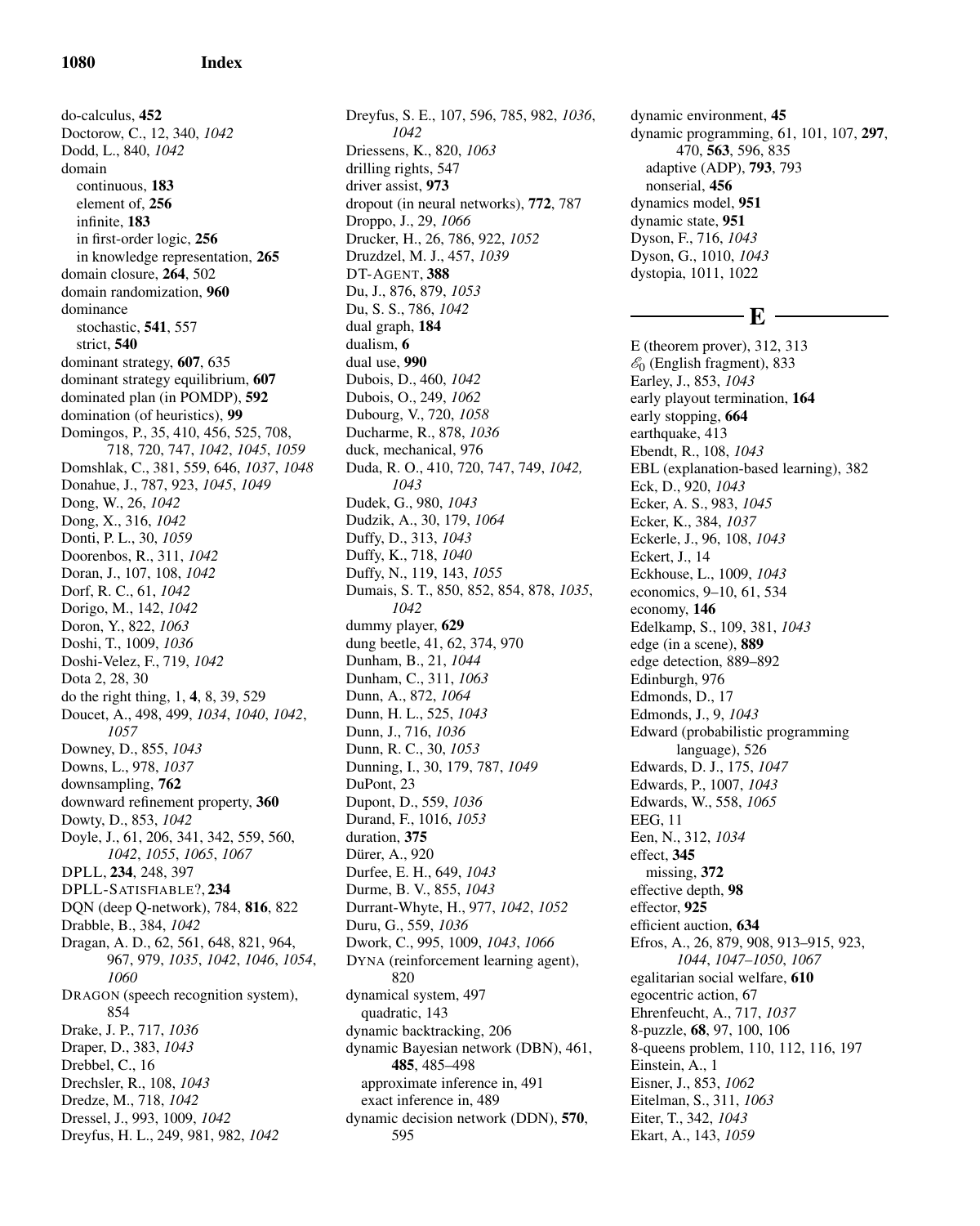do-calculus, **452**
Doctorow, C., 12, 340, *1042*
Dodd, L., 840, *1042*
domain
  continuous, **183**
  element of, **256**
  infinite, **183**
  in first-order logic, **256**
  in knowledge representation, **265**
domain closure, **264**, 502
domain randomization, **960**
dominance
  stochastic, **541**, 557
  strict, **540**
dominant strategy, **607**, 635
dominant strategy equilibrium, **607**
dominated plan (in POMDP), **592**
domination (of heuristics), **99**
Domingos, P., 35, 410, 456, 525, 708, 718, 720, 747, *1042*, *1045*, *1059*
Domshlak, C., 381, 559, 646, *1037*, *1048*
Donahue, J., 787, 923, *1045*, *1049*
Dong, W., 26, *1042*
Dong, X., 316, *1042*
Donti, P. L., 30, *1059*
Doorenbos, R., 311, *1042*
Doran, J., 107, 108, *1042*
Dorf, R. C., 61, *1042*
Dorigo, M., 142, *1042*
Doron, Y., 822, *1063*
Doshi, T., 1009, *1036*
Doshi-Velez, F., 719, *1042*
Dota 2, 28, 30
do the right thing, 1, **4**, 8, 39, 529
Doucet, A., 498, 499, *1034*, *1040*, *1042*, *1057*
Downey, D., 855, *1043*
Downs, L., 978, *1037*
downsampling, **762**
downward refinement property, **360**
Dowty, D., 853, *1042*
Doyle, J., 61, 206, 341, 342, 559, 560, *1042*, *1055*, *1065*, *1067*
DPLL, **234**, 248, 397
DPLL-SATISFIABLE?, **234**
DQN (deep Q-network), 784, **816**, 822
Drabble, B., 384, *1042*
Dragan, A. D., 62, 561, 648, 821, 964, 967, 979, *1035*, *1042*, *1046*, *1054*, *1060*
DRAGON (speech recognition system), 854
Drake, J. P., 717, *1036*
Draper, D., 383, *1043*
Drebbel, C., 16
Drechsler, R., 108, *1043*
Dredze, M., 718, *1042*
Dressel, J., 993, 1009, *1042*
Dreyfus, H. L., 249, 981, 982, *1042*
Dreyfus, S. E., 107, 596, 785, 982, *1036*, *1042*
Driessens, K., 820, *1063*
drilling rights, 547
driver assist, **973**
dropout (in neural networks), **772**, 787
Droppo, J., 29, *1066*
Drucker, H., 26, 786, 922, *1052*
Druzdzel, M. J., 457, *1039*
DT-AGENT, **388**
Du, J., 876, 879, *1053*
Du, S. S., 786, *1042*
dual graph, **184**
dualism, **6**
dual use, **990**
Dubois, D., 460, *1042*
Dubois, O., 249, *1062*
Dubourg, V., 720, *1058*
Ducharme, R., 878, *1036*
duck, mechanical, 976
Duda, R. O., 410, 720, 747, 749, *1042*, *1043*
Dudek, G., 980, *1043*
Dudzik, A., 30, 179, *1064*
Duffy, D., 313, *1043*
Duffy, K., 718, *1040*
Duffy, N., 119, 143, *1055*
Dumais, S. T., 850, 852, 854, 878, *1035*, *1042*
dummy player, **629**
dung beetle, 41, 62, 374, 970
Dunham, B., 21, *1044*
Dunham, C., 311, *1063*
Dunn, A., 872, *1064*
Dunn, H. L., 525, *1043*
Dunn, J., 716, *1036*
Dunn, R. C., 30, *1053*
Dunning, I., 30, 179, 787, *1049*
DuPont, 23
Dupont, D., 559, *1036*
Durand, F., 1016, *1053*
duration, **375**
Dürer, A., 920
Durfee, E. H., 649, *1043*
Durme, B. V., 855, *1043*
Durrant-Whyte, H., 977, *1042*, *1052*
Duru, G., 559, *1036*
Dwork, C., 995, 1009, *1043*, *1066*
DYNA (reinforcement learning agent), 820
dynamical system, 497
  quadratic, 143
dynamic backtracking, 206
dynamic Bayesian network (DBN), 461, **485**, 485–498
  approximate inference in, 491
  exact inference in, 489
dynamic decision network (DDN), **570**, 595
dynamic environment, **45**
dynamic programming, 61, 101, 107, **297**, 470, **563**, 596, 835
  adaptive (ADP), **793**, 793
  nonserial, **456**
dynamics model, **951**
dynamic state, **951**
Dyson, F., 716, *1043*
Dyson, G., 1010, *1043*
dystopia, 1011, 1022

## E

E (theorem prover), 312, 313
$\mathscr{E}_0$ (English fragment), 833
Earley, J., 853, *1043*
early playout termination, **164**
early stopping, **664**
earthquake, 413
Ebendt, R., 108, *1043*
EBL (explanation-based learning), 382
Eck, D., 920, *1043*
Ecker, A. S., 983, *1045*
Ecker, K., 384, *1037*
Eckerle, J., 96, 108, *1043*
Eckert, J., 14
Eckhouse, L., 1009, *1043*
economics, 9–10, 61, 534
economy, **146**
Edelkamp, S., 109, 381, *1043*
edge (in a scene), **889**
edge detection, 889–892
Edinburgh, 976
Edmonds, D., 17
Edmonds, J., 9, *1043*
Edward (probabilistic programming language), 526
Edwards, D. J., 175, *1047*
Edwards, P., 1007, *1043*
Edwards, W., 558, *1065*
EEG, 11
Een, N., 312, *1034*
effect, **345**
  missing, **372**
effective depth, **98**
effector, **925**
efficient auction, **634**
Efros, A., 26, 879, 908, 913–915, 923, *1044*, *1047–1050*, *1067*
egalitarian social welfare, **610**
egocentric action, 67
Ehrenfeucht, A., 717, *1037*
8-puzzle, **68**, 97, 100, 106
8-queens problem, 110, 112, 116, 197
Einstein, A., 1
Eisner, J., 853, *1062*
Eitelman, S., 311, *1063*
Eiter, T., 342, *1043*
Ekart, A., 143, *1059*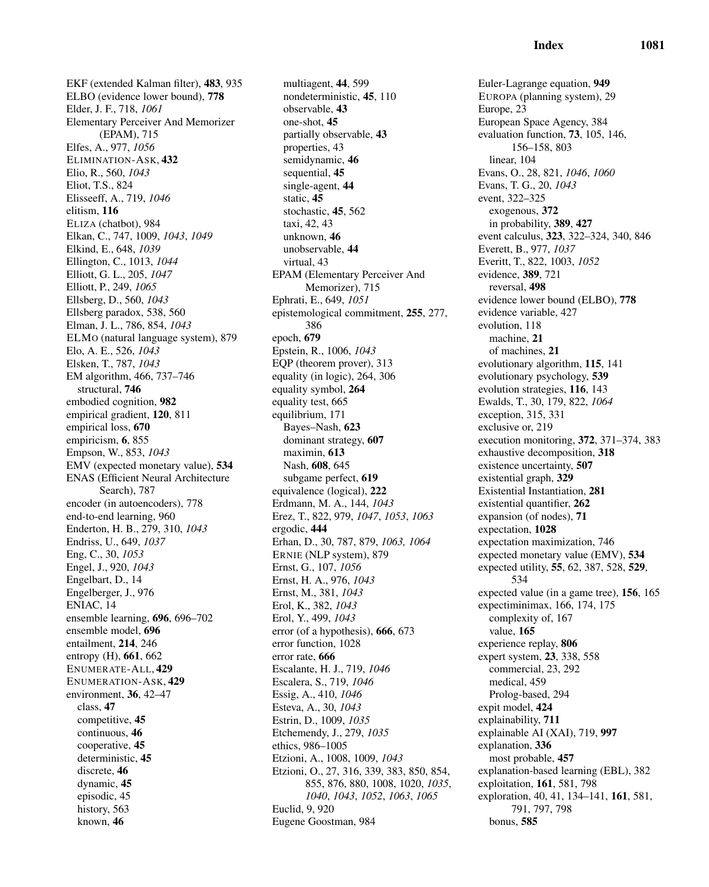EKF (extended Kalman filter), **483**, 935
ELBO (evidence lower bound), **778**
Elder, J. F., 718, *1061*
Elementary Perceiver And Memorizer (EPAM), 715
Elfes, A., 977, *1056*
ELIMINATION-ASK, **432**
Elio, R., 560, *1043*
Eliot, T.S., 824
Elisseeff, A., 719, *1046*
elitism, **116**
ELIZA (chatbot), 984
Elkan, C., 747, 1009, *1043*, *1049*
Elkind, E., 648, *1039*
Ellington, C., 1013, *1044*
Elliott, G. L., 205, *1047*
Elliott, P., 249, *1065*
Ellsberg, D., 560, *1043*
Ellsberg paradox, 538, 560
Elman, J. L., 786, 854, *1043*
ELMO (natural language system), 879
Elo, A. E., 526, *1043*
Elsken, T., 787, *1043*
EM algorithm, 466, 737–746
- structural, **746**

embodied cognition, **982**
empirical gradient, **120**, 811
empirical loss, **670**
empiricism, **6**, 855
Empson, W., 853, *1043*
EMV (expected monetary value), **534**
ENAS (Efficient Neural Architecture Search), 787
encoder (in autoencoders), 778
end-to-end learning, 960
Enderton, H. B., 279, 310, *1043*
Endriss, U., 649, *1037*
Eng, C., 30, *1053*
Engel, J., 920, *1043*
Engelbart, D., 14
Engelberger, J., 976
ENIAC, 14
ensemble learning, **696**, 696–702
ensemble model, **696**
entailment, **214**, 246
entropy (H), **661**, 662
ENUMERATE-ALL, **429**
ENUMERATION-ASK, **429**
environment, **36**, 42–47
- class, **47**
- competitive, **45**
- continuous, **46**
- cooperative, **45**
- deterministic, **45**
- discrete, **46**
- dynamic, **45**
- episodic, 45
- history, 563
- known, **46**
- multiagent, **44**, 599
- nondeterministic, **45**, 110
- observable, **43**
- one-shot, **45**
- partially observable, **43**
- properties, 43
- semidynamic, **46**
- sequential, **45**
- single-agent, **44**
- static, **45**
- stochastic, **45**, 562
- taxi, 42, 43
- unknown, **46**
- unobservable, **44**
- virtual, 43

EPAM (Elementary Perceiver And Memorizer), 715
Ephrati, E., 649, *1051*
epistemological commitment, **255**, 277, 386
epoch, **679**
Epstein, R., 1006, *1043*
EQP (theorem prover), 313
equality (in logic), 264, 306
equality symbol, **264**
equality test, 665
equilibrium, 171
- Bayes–Nash, **623**
- dominant strategy, **607**
- maximin, **613**
- Nash, **608**, 645
- subgame perfect, **619**

equivalence (logical), **222**
Erdmann, M. A., 144, *1043*
Erez, T., 822, 979, *1047*, *1053*, *1063*
ergodic, **444**
Erhan, D., 30, 787, 879, *1063, 1064*
ERNIE (NLP system), 879
Ernst, G., 107, *1056*
Ernst, H. A., 976, *1043*
Ernst, M., 381, *1043*
Erol, K., 382, *1043*
Erol, Y., 499, *1043*
error (of a hypothesis), **666**, 673
error function, 1028
error rate, **666**
Escalante, H. J., 719, *1046*
Escalera, S., 719, *1046*
Essig, A., 410, *1046*
Esteva, A., 30, *1043*
Estrin, D., 1009, *1035*
Etchemendy, J., 279, *1035*
ethics, 986–1005
Etzioni, A., 1008, 1009, *1043*
Etzioni, O., 27, 316, 339, 383, 850, 854, 855, 876, 880, 1008, 1020, *1035*, *1040*, *1043*, *1052*, *1063*, *1065*
Euclid, 9, 920
Eugene Goostman, 984
Euler-Lagrange equation, **949**
EUROPA (planning system), 29
Europe, 23
European Space Agency, 384
evaluation function, **73**, 105, 146, 156–158, 803
- linear, 104

Evans, O., 28, 821, *1046*, *1060*
Evans, T. G., 20, *1043*
event, 322–325
- exogenous, **372**
- in probability, **389**, **427**

event calculus, **323**, 322–324, 340, 846
Everett, B., 977, *1037*
Everitt, T., 822, 1003, *1052*
evidence, **389**, 721
- reversal, **498**

evidence lower bound (ELBO), **778**
evidence variable, 427
evolution, 118
- machine, **21**
- of machines, **21**

evolutionary algorithm, **115**, 141
evolutionary psychology, **539**
evolution strategies, **116**, 143
Ewalds, T., 30, 179, 822, *1064*
exception, 315, 331
exclusive or, 219
execution monitoring, **372**, 371–374, 383
exhaustive decomposition, **318**
existence uncertainty, **507**
existential graph, **329**
Existential Instantiation, **281**
existential quantifier, **262**
expansion (of nodes), **71**
expectation, **1028**
expectation maximization, 746
expected monetary value (EMV), **534**
expected utility, **55**, 62, 387, 528, **529**, 534
expected value (in a game tree), **156**, 165
expectiminimax, 166, 174, 175
- complexity of, 167
- value, **165**

experience replay, **806**
expert system, **23**, 338, 558
- commercial, 23, 292
- medical, 459
- Prolog-based, 294

expit model, **424**
explainability, **711**
explainable AI (XAI), 719, **997**
explanation, **336**
- most probable, **457**

explanation-based learning (EBL), 382
exploitation, **161**, 581, 798
exploration, 40, 41, 134–141, **161**, 581, 791, 797, 798
- bonus, **585**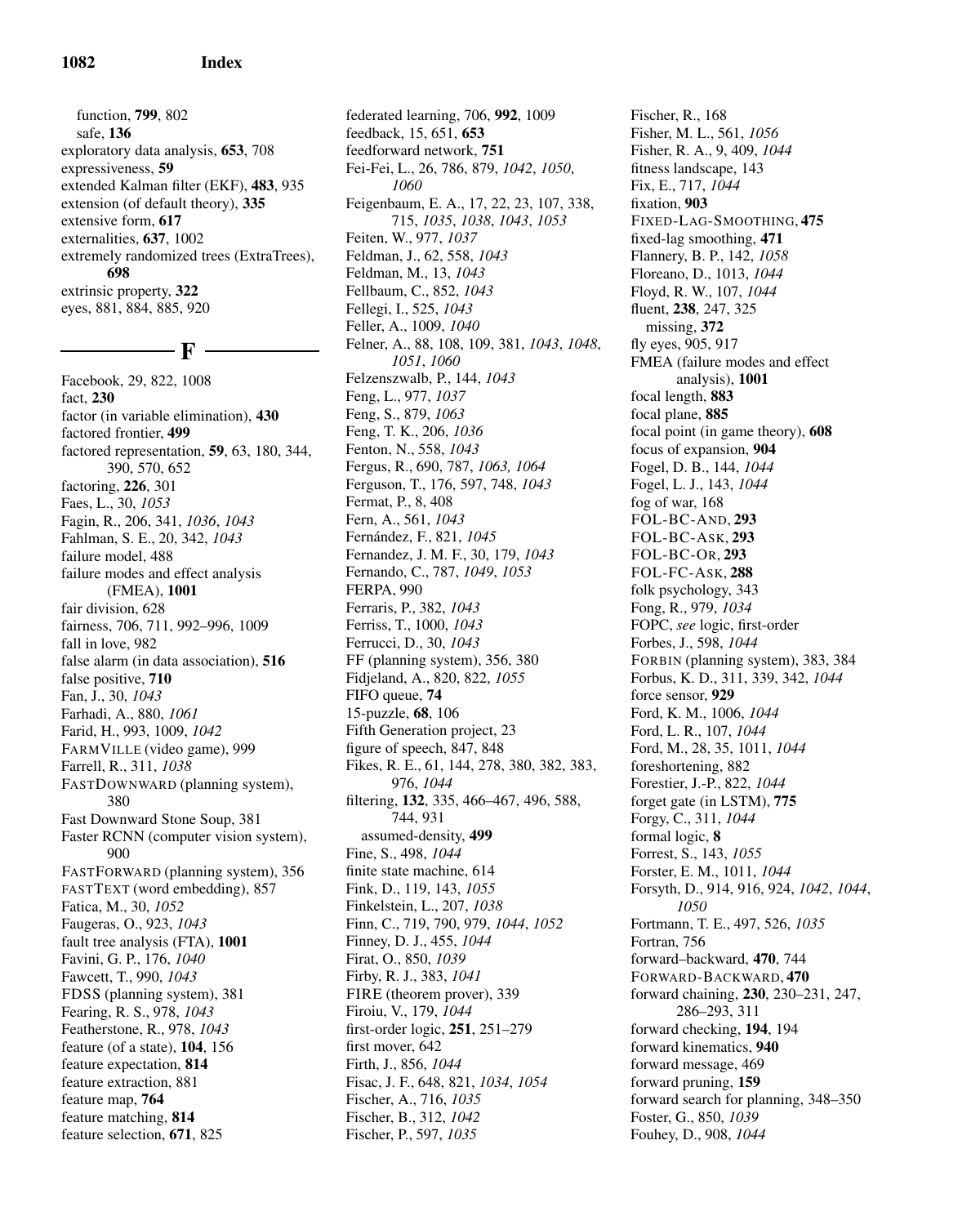function, **799**, 802
safe, **136**
exploratory data analysis, **653**, 708
expressiveness, **59**
extended Kalman filter (EKF), **483**, 935
extension (of default theory), **335**
extensive form, **617**
externalities, **637**, 1002
extremely randomized trees (ExtraTrees), **698**
extrinsic property, **322**
eyes, 881, 884, 885, 920

## F

Facebook, 29, 822, 1008
fact, **230**
factor (in variable elimination), **430**
factored frontier, **499**
factored representation, **59**, 63, 180, 344, 390, 570, 652
factoring, **226**, 301
Faes, L., 30, *1053*
Fagin, R., 206, 341, *1036*, *1043*
Fahlman, S. E., 20, 342, *1043*
failure model, 488
failure modes and effect analysis (FMEA), **1001**
fair division, 628
fairness, 706, 711, 992–996, 1009
fall in love, 982
false alarm (in data association), **516**
false positive, **710**
Fan, J., 30, *1043*
Farhadi, A., 880, *1061*
Farid, H., 993, 1009, *1042*
FARMVILLE (video game), 999
Farrell, R., 311, *1038*
FASTDOWNWARD (planning system), 380
Fast Downward Stone Soup, 381
Faster RCNN (computer vision system), 900
FASTFORWARD (planning system), 356
FASTTEXT (word embedding), 857
Fatica, M., 30, *1052*
Faugeras, O., 923, *1043*
fault tree analysis (FTA), **1001**
Favini, G. P., 176, *1040*
Fawcett, T., 990, *1043*
FDSS (planning system), 381
Fearing, R. S., 978, *1043*
Featherstone, R., 978, *1043*
feature (of a state), **104**, 156
feature expectation, **814**
feature extraction, 881
feature map, **764**
feature matching, **814**
feature selection, **671**, 825
federated learning, 706, **992**, 1009
feedback, 15, 651, **653**
feedforward network, **751**
Fei-Fei, L., 26, 786, 879, *1042*, *1050*, *1060*
Feigenbaum, E. A., 17, 22, 23, 107, 338, 715, *1035*, *1038*, *1043*, *1053*
Feiten, W., 977, *1037*
Feldman, J., 62, 558, *1043*
Feldman, M., 13, *1043*
Fellbaum, C., 852, *1043*
Fellegi, I., 525, *1043*
Feller, A., 1009, *1040*
Felner, A., 88, 108, 109, 381, *1043*, *1048*, *1051*, *1060*
Felzenszwalb, P., 144, *1043*
Feng, L., 977, *1037*
Feng, S., 879, *1063*
Feng, T. K., 206, *1036*
Fenton, N., 558, *1043*
Fergus, R., 690, 787, *1063, 1064*
Ferguson, T., 176, 597, 748, *1043*
Fermat, P., 8, 408
Fern, A., 561, *1043*
Fernández, F., 821, *1045*
Fernandez, J. M. F., 30, 179, *1043*
Fernando, C., 787, *1049*, *1053*
FERPA, 990
Ferraris, P., 382, *1043*
Ferriss, T., 1000, *1043*
Ferrucci, D., 30, *1043*
FF (planning system), 356, 380
Fidjeland, A., 820, 822, *1055*
FIFO queue, **74**
15-puzzle, **68**, 106
Fifth Generation project, 23
figure of speech, 847, 848
Fikes, R. E., 61, 144, 278, 380, 382, 383, 976, *1044*
filtering, **132**, 335, 466–467, 496, 588, 744, 931
assumed-density, **499**
Fine, S., 498, *1044*
finite state machine, 614
Fink, D., 119, 143, *1055*
Finkelstein, L., 207, *1038*
Finn, C., 719, 790, 979, *1044*, *1052*
Finney, D. J., 455, *1044*
Firat, O., 850, *1039*
Firby, R. J., 383, *1041*
FIRE (theorem prover), 339
Firoiu, V., 179, *1044*
first-order logic, **251**, 251–279
first mover, 642
Firth, J., 856, *1044*
Fisac, J. F., 648, 821, *1034*, *1054*
Fischer, A., 716, *1035*
Fischer, B., 312, *1042*
Fischer, P., 597, *1035*
Fischer, R., 168
Fisher, M. L., 561, *1056*
Fisher, R. A., 9, 409, *1044*
fitness landscape, 143
Fix, E., 717, *1044*
fixation, **903**
FIXED-LAG-SMOOTHING, **475**
fixed-lag smoothing, **471**
Flannery, B. P., 142, *1058*
Floreano, D., 1013, *1044*
Floyd, R. W., 107, *1044*
fluent, **238**, 247, 325
missing, **372**
fly eyes, 905, 917
FMEA (failure modes and effect analysis), **1001**
focal length, **883**
focal plane, **885**
focal point (in game theory), **608**
focus of expansion, **904**
Fogel, D. B., 144, *1044*
Fogel, L. J., 143, *1044*
fog of war, 168
FOL-BC-AND, **293**
FOL-BC-ASK, **293**
FOL-BC-OR, **293**
FOL-FC-ASK, **288**
folk psychology, 343
Fong, R., 979, *1034*
FOPC, *see* logic, first-order
Forbes, J., 598, *1044*
FORBIN (planning system), 383, 384
Forbus, K. D., 311, 339, 342, *1044*
force sensor, **929**
Ford, K. M., 1006, *1044*
Ford, L. R., 107, *1044*
Ford, M., 28, 35, 1011, *1044*
foreshortening, 882
Forestier, J.-P., 822, *1044*
forget gate (in LSTM), **775**
Forgy, C., 311, *1044*
formal logic, **8**
Forrest, S., 143, *1055*
Forster, E. M., 1011, *1044*
Forsyth, D., 914, 916, 924, *1042*, *1044*, *1050*
Fortmann, T. E., 497, 526, *1035*
Fortran, 756
foreshortening, 882
forward–backward, **470**, 744
FORWARD-BACKWARD, **470**
forward chaining, **230**, 230–231, 247, 286–293, 311
forward checking, **194**, 194
forward kinematics, **940**
forward message, 469
forward pruning, **159**
forward search for planning, 348–350
Foster, G., 850, *1039*
Fouhey, D., 908, *1044*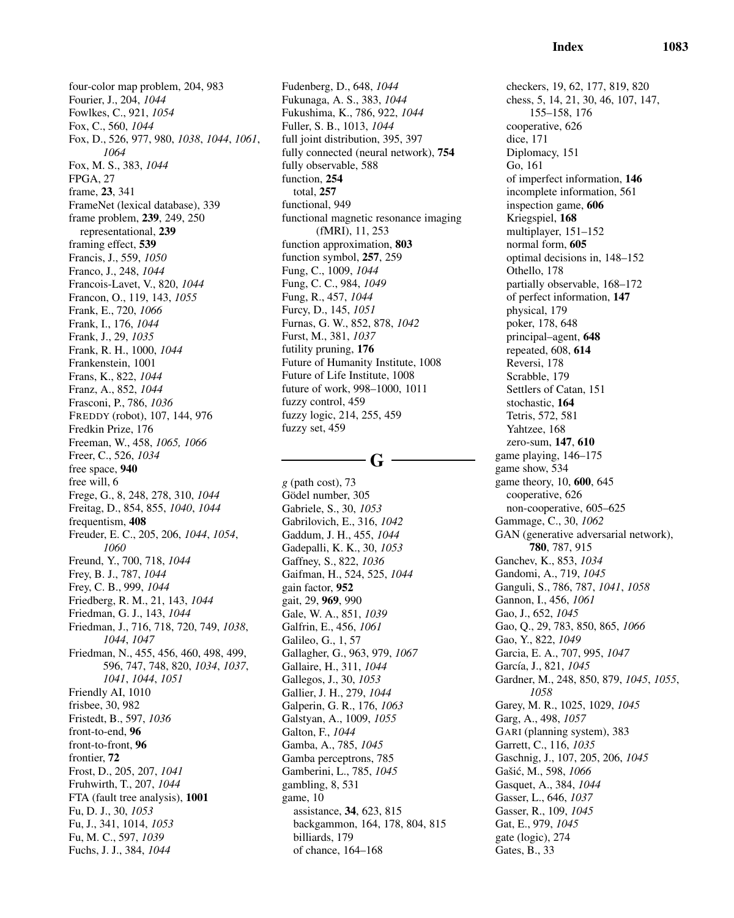four-color map problem, 204, 983
Fourier, J., 204, *1044*
Fowlkes, C., 921, *1054*
Fox, C., 560, *1044*
Fox, D., 526, 977, 980, *1038*, *1044*, *1061*, *1064*
Fox, M. S., 383, *1044*
FPGA, 27
frame, **23**, 341
FrameNet (lexical database), 339
frame problem, **239**, 249, 250
  representational, **239**
framing effect, **539**
Francis, J., 559, *1050*
Franco, J., 248, *1044*
Francois-Lavet, V., 820, *1044*
Francon, O., 119, 143, *1055*
Frank, E., 720, *1066*
Frank, I., 176, *1044*
Frank, J., 29, *1035*
Frank, R. H., 1000, *1044*
Frankenstein, 1001
Frans, K., 822, *1044*
Franz, A., 852, *1044*
Frasconi, P., 786, *1036*
FREDDY (robot), 107, 144, 976
Fredkin Prize, 176
Freeman, W., 458, *1065, 1066*
Freer, C., 526, *1034*
free space, **940**
free will, 6
Frege, G., 8, 248, 278, 310, *1044*
Freitag, D., 854, 855, *1040*, *1044*
frequentism, **408**
Freuder, E. C., 205, 206, *1044*, *1054*, *1060*
Freund, Y., 700, 718, *1044*
Frey, B. J., 787, *1044*
Frey, C. B., 999, *1044*
Friedberg, R. M., 21, 143, *1044*
Friedman, G. J., 143, *1044*
Friedman, J., 716, 718, 720, 749, *1038*, *1044*, *1047*
Friedman, N., 455, 456, 460, 498, 499, 596, 747, 748, 820, *1034*, *1037*, *1041*, *1044*, *1051*
Friendly AI, 1010
frisbee, 30, 982
Fristedt, B., 597, *1036*
front-to-end, **96**
front-to-front, **96**
frontier, **72**
Frost, D., 205, 207, *1041*
Fruhwirth, T., 207, *1044*
FTA (fault tree analysis), **1001**
Fu, D. J., 30, *1053*
Fu, J., 341, 1014, *1053*
Fu, M. C., 597, *1039*
Fuchs, J. J., 384, *1044*
Fudenberg, D., 648, *1044*
Fukunaga, A. S., 383, *1044*
Fukushima, K., 786, 922, *1044*
Fuller, S. B., 1013, *1044*
full joint distribution, 395, 397
fully connected (neural network), **754**
fully observable, 588
function, **254**
  total, **257**
functional, 949
functional magnetic resonance imaging (fMRI), 11, 253
function approximation, **803**
function symbol, **257**, 259
Fung, C., 1009, *1044*
Fung, C. C., 984, *1049*
Fung, R., 457, *1044*
Furcy, D., 145, *1051*
Furnas, G. W., 852, 878, *1042*
Furst, M., 381, *1037*
futility pruning, **176**
Future of Humanity Institute, 1008
Future of Life Institute, 1008
future of work, 998–1000, 1011
fuzzy control, 459
fuzzy logic, 214, 255, 459
fuzzy set, 459

## G

$g$ (path cost), 73
Gödel number, 305
Gabriele, S., 30, *1053*
Gabrilovich, E., 316, *1042*
Gaddum, J. H., 455, *1044*
Gadepalli, K. K., 30, *1053*
Gaffney, S., 822, *1036*
Gaifman, H., 524, 525, *1044*
gain factor, **952**
gait, 29, **969**, 990
Gale, W. A., 851, *1039*
Galfrin, E., 456, *1061*
Galileo, G., 1, 57
Gallagher, G., 963, 979, *1067*
Gallaire, H., 311, *1044*
Gallegos, J., 30, *1053*
Gallier, J. H., 279, *1044*
Galperin, G. R., 176, *1063*
Galstyan, A., 1009, *1055*
Galton, F., *1044*
Gamba, A., 785, *1045*
Gamba perceptrons, 785
Gamberini, L., 785, *1045*
gambling, 8, 531
game, 10
  assistance, **34**, 623, 815
  backgammon, 164, 178, 804, 815
  billiards, 179
  of chance, 164–168
  checkers, 19, 62, 177, 819, 820
  chess, 5, 14, 21, 30, 46, 107, 147, 155–158, 176
  cooperative, 626
  dice, 171
  Diplomacy, 151
  Go, 161
  of imperfect information, **146**
  incomplete information, 561
  inspection game, **606**
  Kriegspiel, **168**
  multiplayer, 151–152
  normal form, **605**
  optimal decisions in, 148–152
  Othello, 178
  partially observable, 168–172
  of perfect information, **147**
  physical, 179
  poker, 178, 648
  principal–agent, **648**
  repeated, 608, **614**
  Reversi, 178
  Scrabble, 179
  Settlers of Catan, 151
  stochastic, **164**
  Tetris, 572, 581
  Yahtzee, 168
  zero-sum, **147**, **610**
game playing, 146–175
game show, 534
game theory, 10, **600**, 645
  cooperative, 626
  non-cooperative, 605–625
Gammage, C., 30, *1062*
GAN (generative adversarial network), **780**, 787, 915
Ganchev, K., 853, *1034*
Gandomi, A., 719, *1045*
Ganguli, S., 786, 787, *1041*, *1058*
Gannon, I., 456, *1061*
Gao, J., 652, *1045*
Gao, Q., 29, 783, 850, 865, *1066*
Gao, Y., 822, *1049*
Garcia, E. A., 707, 995, *1047*
García, J., 821, *1045*
Gardner, M., 248, 850, 879, *1045*, *1055*, *1058*
Garey, M. R., 1025, 1029, *1045*
Garg, A., 498, *1057*
GARI (planning system), 383
Garrett, C., 116, *1035*
Gaschnig, J., 107, 205, 206, *1045*
Gašić, M., 598, *1066*
Gasquet, A., 384, *1044*
Gasser, L., 646, *1037*
Gasser, R., 109, *1045*
Gat, E., 979, *1045*
gate (logic), 274
Gates, B., 33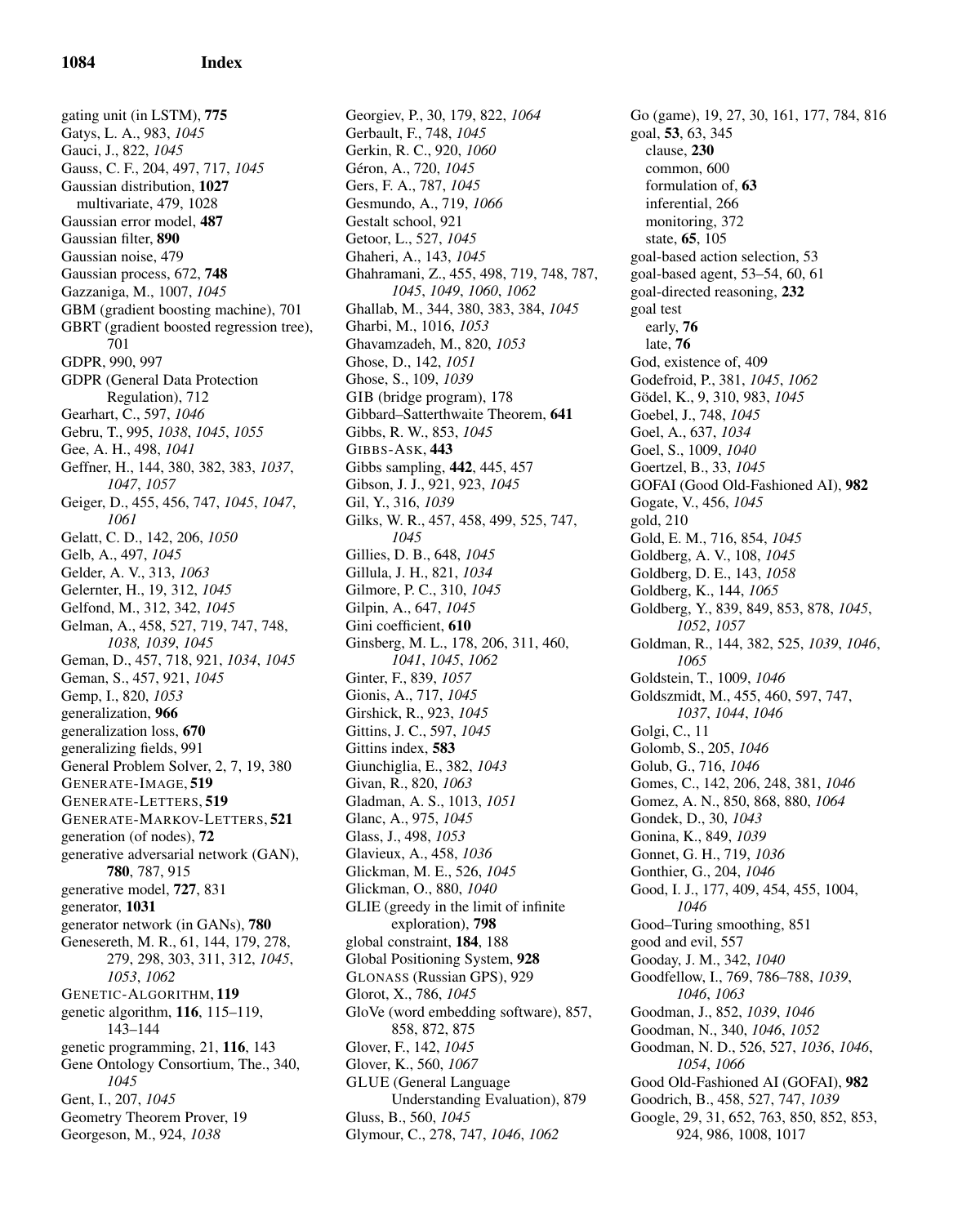gating unit (in LSTM), **775**
Gatys, L. A., 983, *1045*
Gauci, J., 822, *1045*
Gauss, C. F., 204, 497, 717, *1045*
Gaussian distribution, **1027**
  multivariate, 479, 1028
Gaussian error model, **487**
Gaussian filter, **890**
Gaussian noise, 479
Gaussian process, 672, **748**
Gazzaniga, M., 1007, *1045*
GBM (gradient boosting machine), 701
GBRT (gradient boosted regression tree), 701
GDPR, 990, 997
GDPR (General Data Protection Regulation), 712
Gearhart, C., 597, *1046*
Gebru, T., 995, *1038*, *1045*, *1055*
Gee, A. H., 498, *1041*
Geffner, H., 144, 380, 382, 383, *1037*, *1047*, *1057*
Geiger, D., 455, 456, 747, *1045*, *1047*, *1061*
Gelatt, C. D., 142, 206, *1050*
Gelb, A., 497, *1045*
Gelder, A. V., 313, *1063*
Gelernter, H., 19, 312, *1045*
Gelfond, M., 312, 342, *1045*
Gelman, A., 458, 527, 719, 747, 748, *1038, 1039*, *1045*
Geman, D., 457, 718, 921, *1034*, *1045*
Geman, S., 457, 921, *1045*
Gemp, I., 820, *1053*
generalization, **966**
generalization loss, **670**
generalizing fields, 991
General Problem Solver, 2, 7, 19, 380
GENERATE-IMAGE, **519**
GENERATE-LETTERS, **519**
GENERATE-MARKOV-LETTERS, **521**
generation (of nodes), **72**
generative adversarial network (GAN), **780**, 787, 915
generative model, **727**, 831
generator, **1031**
generator network (in GANs), **780**
Genesereth, M. R., 61, 144, 179, 278, 279, 298, 303, 311, 312, *1045*, *1053*, *1062*
GENETIC-ALGORITHM, **119**
genetic algorithm, **116**, 115–119, 143–144
genetic programming, 21, **116**, 143
Gene Ontology Consortium, The., 340, *1045*
Gent, I., 207, *1045*
Geometry Theorem Prover, 19
Georgeson, M., 924, *1038*
Georgiev, P., 30, 179, 822, *1064*
Gerbault, F., 748, *1045*
Gerkin, R. C., 920, *1060*
Géron, A., 720, *1045*
Gers, F. A., 787, *1045*
Gesmundo, A., 719, *1066*
Gestalt school, 921
Getoor, L., 527, *1045*
Ghaheri, A., 143, *1045*
Ghahramani, Z., 455, 498, 719, 748, 787, *1045*, *1049*, *1060*, *1062*
Ghallab, M., 344, 380, 383, 384, *1045*
Gharbi, M., 1016, *1053*
Ghavamzadeh, M., 820, *1053*
Ghose, D., 142, *1051*
Ghose, S., 109, *1039*
GIB (bridge program), 178
Gibbard–Satterthwaite Theorem, **641**
Gibbs, R. W., 853, *1045*
GIBBS-ASK, **443**
Gibbs sampling, **442**, 445, 457
Gibson, J. J., 921, 923, *1045*
Gil, Y., 316, *1039*
Gilks, W. R., 457, 458, 499, 525, 747, *1045*
Gillies, D. B., 648, *1045*
Gillula, J. H., 821, *1034*
Gilmore, P. C., 310, *1045*
Gilpin, A., 647, *1045*
Gini coefficient, **610**
Ginsberg, M. L., 178, 206, 311, 460, *1041*, *1045*, *1062*
Ginter, F., 839, *1057*
Gionis, A., 717, *1045*
Girshick, R., 923, *1045*
Gittins, J. C., 597, *1045*
Gittins index, **583**
Giunchiglia, E., 382, *1043*
Givan, R., 820, *1063*
Gladman, A. S., 1013, *1051*
Glanc, A., 975, *1045*
Glass, J., 498, *1053*
Glavieux, A., 458, *1036*
Glickman, M. E., 526, *1045*
Glickman, O., 880, *1040*
GLIE (greedy in the limit of infinite exploration), **798**
global constraint, **184**, 188
Global Positioning System, **928**
GLONASS (Russian GPS), 929
Glorot, X., 786, *1045*
GloVe (word embedding software), 857, 858, 872, 875
Glover, F., 142, *1045*
Glover, K., 560, *1067*
GLUE (General Language Understanding Evaluation), 879
Gluss, B., 560, *1045*
Glymour, C., 278, 747, *1046*, *1062*
Go (game), 19, 27, 30, 161, 177, 784, 816
goal, **53**, 63, 345
  clause, **230**
  common, 600
  formulation of, **63**
  inferential, 266
  monitoring, 372
  state, **65**, 105
goal-based action selection, 53
goal-based agent, 53–54, 60, 61
goal-directed reasoning, **232**
goal test
  early, **76**
  late, **76**
God, existence of, 409
Godefroid, P., 381, *1045*, *1062*
Gödel, K., 9, 310, 983, *1045*
Goebel, J., 748, *1045*
Goel, A., 637, *1034*
Goel, S., 1009, *1040*
Goertzel, B., 33, *1045*
GOFAI (Good Old-Fashioned AI), **982**
Gogate, V., 456, *1045*
gold, 210
Gold, E. M., 716, 854, *1045*
Goldberg, A. V., 108, *1045*
Goldberg, D. E., 143, *1058*
Goldberg, K., 144, *1065*
Goldberg, Y., 839, 849, 853, 878, *1045*, *1052*, *1057*
Goldman, R., 144, 382, 525, *1039*, *1046*, *1065*
Goldstein, T., 1009, *1046*
Goldszmidt, M., 455, 460, 597, 747, *1037*, *1044*, *1046*
Golgi, C., 11
Golomb, S., 205, *1046*
Golub, G., 716, *1046*
Gomes, C., 142, 206, 248, 381, *1046*
Gomez, A. N., 850, 868, 880, *1064*
Gondek, D., 30, *1043*
Gonina, K., 849, *1039*
Gonnet, G. H., 719, *1036*
Gonthier, G., 204, *1046*
Good, I. J., 177, 409, 454, 455, 1004, *1046*
Good–Turing smoothing, 851
good and evil, 557
Gooday, J. M., 342, *1040*
Goodfellow, I., 769, 786–788, *1039*, *1046*, *1063*
Goodman, J., 852, *1039*, *1046*
Goodman, N., 340, *1046*, *1052*
Goodman, N. D., 526, 527, *1036*, *1046*, *1054*, *1066*
Good Old-Fashioned AI (GOFAI), **982**
Goodrich, B., 458, 527, 747, *1039*
Google, 29, 31, 652, 763, 850, 852, 853, 924, 986, 1008, 1017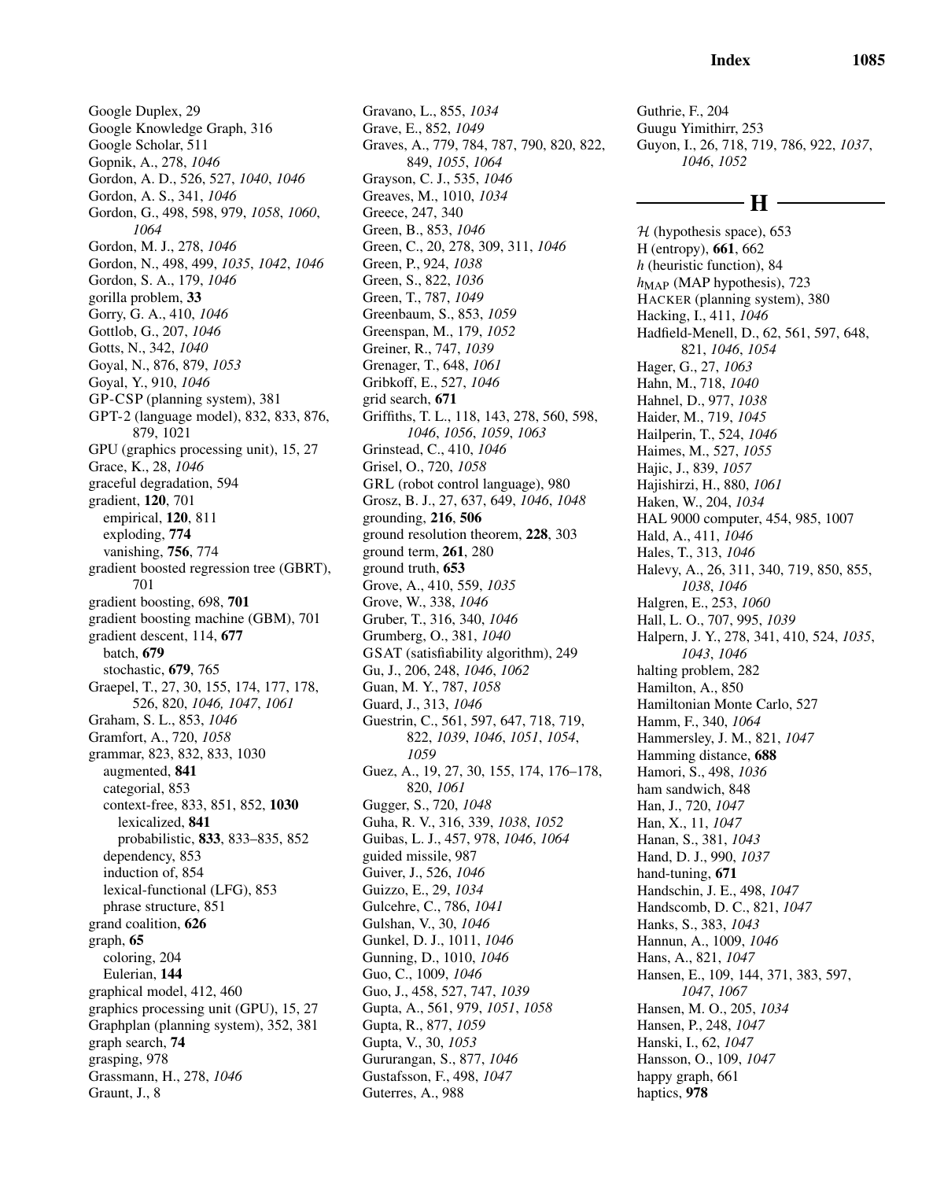Google Duplex, 29
Google Knowledge Graph, 316
Google Scholar, 511
Gopnik, A., 278, *1046*
Gordon, A. D., 526, 527, *1040*, *1046*
Gordon, A. S., 341, *1046*
Gordon, G., 498, 598, 979, *1058*, *1060*, *1064*
Gordon, M. J., 278, *1046*
Gordon, N., 498, 499, *1035*, *1042*, *1046*
Gordon, S. A., 179, *1046*
gorilla problem, **33**
Gorry, G. A., 410, *1046*
Gottlob, G., 207, *1046*
Gotts, N., 342, *1040*
Goyal, N., 876, 879, *1053*
Goyal, Y., 910, *1046*
GP-CSP (planning system), 381
GPT-2 (language model), 832, 833, 876, 879, 1021
GPU (graphics processing unit), 15, 27
Grace, K., 28, *1046*
graceful degradation, 594
gradient, **120**, 701
  empirical, **120**, 811
  exploding, **774**
  vanishing, **756**, 774
gradient boosted regression tree (GBRT), 701
gradient boosting, 698, **701**
gradient boosting machine (GBM), 701
gradient descent, 114, **677**
  batch, **679**
  stochastic, **679**, 765
Graepel, T., 27, 30, 155, 174, 177, 178, 526, 820, *1046, 1047*, *1061*
Graham, S. L., 853, *1046*
Gramfort, A., 720, *1058*
grammar, 823, 832, 833, 1030
  augmented, **841**
  categorial, 853
  context-free, 833, 851, 852, **1030**
    lexicalized, **841**
    probabilistic, **833**, 833–835, 852
  dependency, 853
  induction of, 854
  lexical-functional (LFG), 853
  phrase structure, 851
grand coalition, **626**
graph, **65**
  coloring, 204
  Eulerian, **144**
graphical model, 412, 460
graphics processing unit (GPU), 15, 27
Graphplan (planning system), 352, 381
graph search, **74**
grasping, 978
Grassmann, H., 278, *1046*
Graunt, J., 8
Gravano, L., 855, *1034*
Grave, E., 852, *1049*
Graves, A., 779, 784, 787, 790, 820, 822, 849, *1055*, *1064*
Grayson, C. J., 535, *1046*
Greaves, M., 1010, *1034*
Greece, 247, 340
Green, B., 853, *1046*
Green, C., 20, 278, 309, 311, *1046*
Green, P., 924, *1038*
Green, S., 822, *1036*
Green, T., 787, *1049*
Greenbaum, S., 853, *1059*
Greenspan, M., 179, *1052*
Greiner, R., 747, *1039*
Grenager, T., 648, *1061*
Gribkoff, E., 527, *1046*
grid search, **671**
Griffiths, T. L., 118, 143, 278, 560, 598, *1046*, *1056*, *1059*, *1063*
Grinstead, C., 410, *1046*
Grisel, O., 720, *1058*
GRL (robot control language), 980
Grosz, B. J., 27, 637, 649, *1046*, *1048*
grounding, **216**, **506**
ground resolution theorem, **228**, 303
ground term, **261**, 280
ground truth, **653**
Grove, A., 410, 559, *1035*
Grove, W., 338, *1046*
Gruber, T., 316, 340, *1046*
Grumberg, O., 381, *1040*
GSAT (satisfiability algorithm), 249
Gu, J., 206, 248, *1046*, *1062*
Guan, M. Y., 787, *1058*
Guard, J., 313, *1046*
Guestrin, C., 561, 597, 647, 718, 719, 822, *1039*, *1046*, *1051*, *1054*, *1059*
Guez, A., 19, 27, 30, 155, 174, 176–178, 820, *1061*
Gugger, S., 720, *1048*
Guha, R. V., 316, 339, *1038*, *1052*
Guibas, L. J., 457, 978, *1046*, *1064*
guided missile, 987
Guiver, J., 526, *1046*
Guizzo, E., 29, *1034*
Gulcehre, C., 786, *1041*
Gulshan, V., 30, *1046*
Gunkel, D. J., 1011, *1046*
Gunning, D., 1010, *1046*
Guo, C., 1009, *1046*
Guo, J., 458, 527, 747, *1039*
Gupta, A., 561, 979, *1051*, *1058*
Gupta, R., 877, *1059*
Gupta, V., 30, *1053*
Gururangan, S., 877, *1046*
Gustafsson, F., 498, *1047*
Guterres, A., 988
Guthrie, F., 204
Guugu Yimithirr, 253
Guyon, I., 26, 718, 719, 786, 922, *1037*, *1046*, *1052*

## H

$\mathcal{H}$ (hypothesis space), 653
H (entropy), **661**, 662
$h$ (heuristic function), 84
$h_{\text{MAP}}$ (MAP hypothesis), 723
HACKER (planning system), 380
Hacking, I., 411, *1046*
Hadfield-Menell, D., 62, 561, 597, 648, 821, *1046*, *1054*
Hager, G., 27, *1063*
Hahn, M., 718, *1040*
Hahnel, D., 977, *1038*
Haider, M., 719, *1045*
Hailperin, T., 524, *1046*
Haimes, M., 527, *1055*
Hajic, J., 839, *1057*
Hajishirzi, H., 880, *1061*
Haken, W., 204, *1034*
HAL 9000 computer, 454, 985, 1007
Hald, A., 411, *1046*
Hales, T., 313, *1046*
Halevy, A., 26, 311, 340, 719, 850, 855, *1038*, *1046*
Halgren, E., 253, *1060*
Hall, L. O., 707, 995, *1039*
Halpern, J. Y., 278, 341, 410, 524, *1035*, *1043*, *1046*
halting problem, 282
Hamilton, A., 850
Hamiltonian Monte Carlo, 527
Hamm, F., 340, *1064*
Hammersley, J. M., 821, *1047*
Hamming distance, **688**
Hamori, S., 498, *1036*
ham sandwich, 848
Han, J., 720, *1047*
Han, X., 11, *1047*
Hanan, S., 381, *1043*
Hand, D. J., 990, *1037*
hand-tuning, **671**
Handschin, J. E., 498, *1047*
Handscomb, D. C., 821, *1047*
Hanks, S., 383, *1043*
Hannun, A., 1009, *1046*
Hans, A., 821, *1047*
Hansen, E., 109, 144, 371, 383, 597, *1047*, *1067*
Hansen, M. O., 205, *1034*
Hansen, P., 248, *1047*
Hanski, I., 62, *1047*
Hansson, O., 109, *1047*
happy graph, 661
haptics, **978**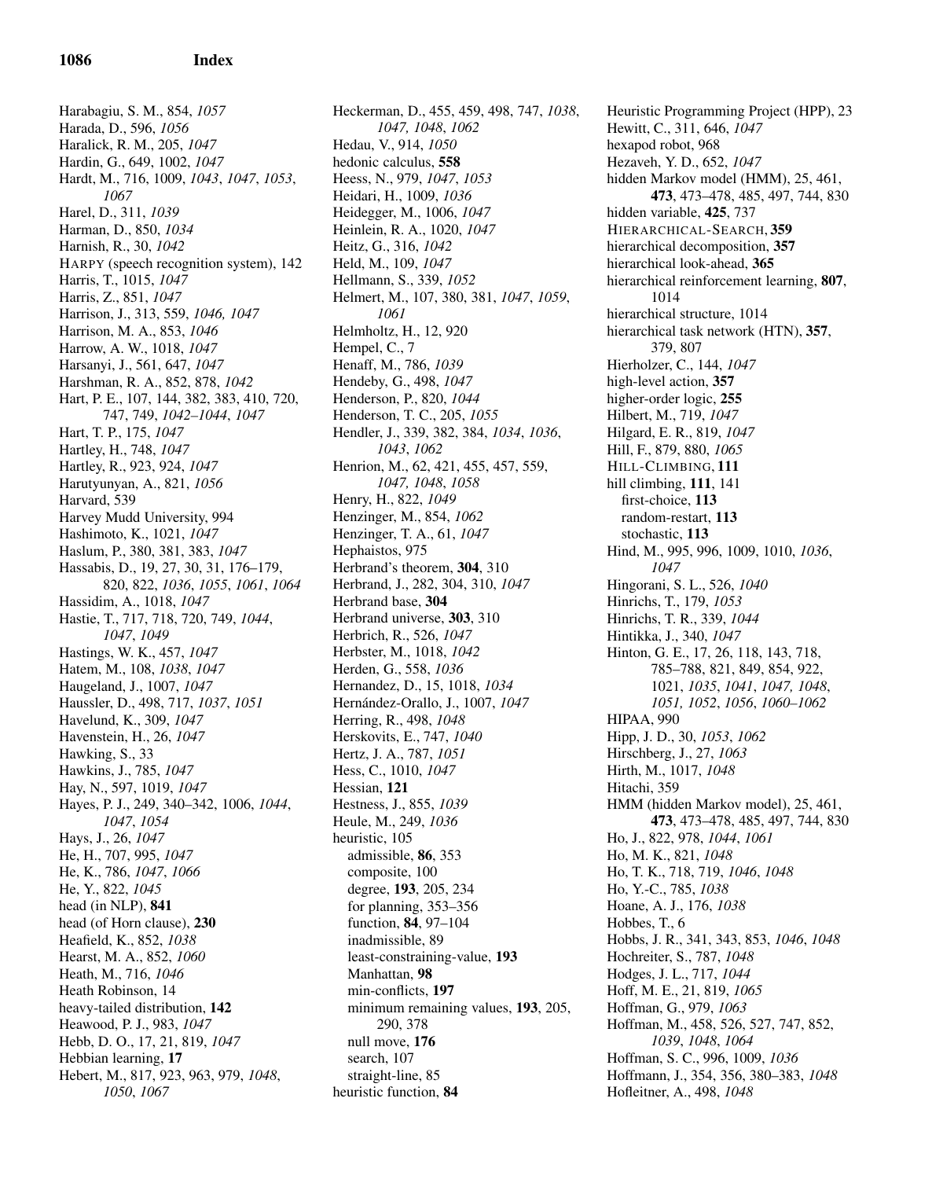Harabagiu, S. M., 854, *1057*
Harada, D., 596, *1056*
Haralick, R. M., 205, *1047*
Hardin, G., 649, 1002, *1047*
Hardt, M., 716, 1009, *1043*, *1047*, *1053*, *1067*
Harel, D., 311, *1039*
Harman, D., 850, *1034*
Harnish, R., 30, *1042*
HARPY (speech recognition system), 142
Harris, T., 1015, *1047*
Harris, Z., 851, *1047*
Harrison, J., 313, 559, *1046, 1047*
Harrison, M. A., 853, *1046*
Harrow, A. W., 1018, *1047*
Harsanyi, J., 561, 647, *1047*
Harshman, R. A., 852, 878, *1042*
Hart, P. E., 107, 144, 382, 383, 410, 720, 747, 749, *1042–1044*, *1047*
Hart, T. P., 175, *1047*
Hartley, H., 748, *1047*
Hartley, R., 923, 924, *1047*
Harutyunyan, A., 821, *1056*
Harvard, 539
Harvey Mudd University, 994
Hashimoto, K., 1021, *1047*
Haslum, P., 380, 381, 383, *1047*
Hassabis, D., 19, 27, 30, 31, 176–179, 820, 822, *1036*, *1055*, *1061*, *1064*
Hassidim, A., 1018, *1047*
Hastie, T., 717, 718, 720, 749, *1044*, *1047*, *1049*
Hastings, W. K., 457, *1047*
Hatem, M., 108, *1038*, *1047*
Haugeland, J., 1007, *1047*
Haussler, D., 498, 717, *1037*, *1051*
Havelund, K., 309, *1047*
Havenstein, H., 26, *1047*
Hawking, S., 33
Hawkins, J., 785, *1047*
Hay, N., 597, 1019, *1047*
Hayes, P. J., 249, 340–342, 1006, *1044*, *1047*, *1054*
Hays, J., 26, *1047*
He, H., 707, 995, *1047*
He, K., 786, *1047*, *1066*
He, Y., 822, *1045*
head (in NLP), **841**
head (of Horn clause), **230**
Heafield, K., 852, *1038*
Hearst, M. A., 852, *1060*
Heath, M., 716, *1046*
Heath Robinson, 14
heavy-tailed distribution, **142**
Heawood, P. J., 983, *1047*
Hebb, D. O., 17, 21, 819, *1047*
Hebbian learning, **17**
Hebert, M., 817, 923, 963, 979, *1048*, *1050*, *1067*
Heckerman, D., 455, 459, 498, 747, *1038*, *1047, 1048*, *1062*
Hedau, V., 914, *1050*
hedonic calculus, **558**
Heess, N., 979, *1047*, *1053*
Heidari, H., 1009, *1036*
Heidegger, M., 1006, *1047*
Heinlein, R. A., 1020, *1047*
Heitz, G., 316, *1042*
Held, M., 109, *1047*
Hellmann, S., 339, *1052*
Helmert, M., 107, 380, 381, *1047*, *1059*, *1061*
Helmholtz, H., 12, 920
Hempel, C., 7
Henaff, M., 786, *1039*
Hendeby, G., 498, *1047*
Henderson, P., 820, *1044*
Henderson, T. C., 205, *1055*
Hendler, J., 339, 382, 384, *1034*, *1036*, *1043*, *1062*
Henrion, M., 62, 421, 455, 457, 559, *1047, 1048*, *1058*
Henry, H., 822, *1049*
Henzinger, M., 854, *1062*
Henzinger, T. A., 61, *1047*
Hephaistos, 975
Herbrand's theorem, **304**, 310
Herbrand, J., 282, 304, 310, *1047*
Herbrand base, **304**
Herbrand universe, **303**, 310
Herbrich, R., 526, *1047*
Herbster, M., 1018, *1042*
Herden, G., 558, *1036*
Hernandez, D., 15, 1018, *1034*
Hernández-Orallo, J., 1007, *1047*
Herring, R., 498, *1048*
Herskovits, E., 747, *1040*
Hertz, J. A., 787, *1051*
Hess, C., 1010, *1047*
Hessian, **121**
Hestness, J., 855, *1039*
Heule, M., 249, *1036*
heuristic, 105
  admissible, **86**, 353
  composite, 100
  degree, **193**, 205, 234
  for planning, 353–356
  function, **84**, 97–104
  inadmissible, 89
  least-constraining-value, **193**
  Manhattan, **98**
  min-conflicts, **197**
  minimum remaining values, **193**, 205, 290, 378
  null move, **176**
  search, 107
  straight-line, 85
heuristic function, **84**
Heuristic Programming Project (HPP), 23
Hewitt, C., 311, 646, *1047*
hexapod robot, 968
Hezaveh, Y. D., 652, *1047*
hidden Markov model (HMM), 25, 461, **473**, 473–478, 485, 497, 744, 830
hidden variable, **425**, 737
HIERARCHICAL-SEARCH, **359**
hierarchical decomposition, **357**
hierarchical look-ahead, **365**
hierarchical reinforcement learning, **807**, 1014
hierarchical structure, 1014
hierarchical task network (HTN), **357**, 379, 807
Hierholzer, C., 144, *1047*
high-level action, **357**
higher-order logic, **255**
Hilbert, M., 719, *1047*
Hilgard, E. R., 819, *1047*
Hill, F., 879, 880, *1065*
HILL-CLIMBING, **111**
hill climbing, **111**, 141
  first-choice, **113**
  random-restart, **113**
  stochastic, **113**
Hind, M., 995, 996, 1009, 1010, *1036*, *1047*
Hingorani, S. L., 526, *1040*
Hinrichs, T., 179, *1053*
Hinrichs, T. R., 339, *1044*
Hintikka, J., 340, *1047*
Hinton, G. E., 17, 26, 118, 143, 718, 785–788, 821, 849, 854, 922, 1021, *1035*, *1041*, *1047, 1048*, *1051, 1052*, *1056*, *1060–1062*
HIPAA, 990
Hipp, J. D., 30, *1053*, *1062*
Hirschberg, J., 27, *1063*
Hirth, M., 1017, *1048*
Hitachi, 359
HMM (hidden Markov model), 25, 461, **473**, 473–478, 485, 497, 744, 830
Ho, J., 822, 978, *1044*, *1061*
Ho, M. K., 821, *1048*
Ho, T. K., 718, 719, *1046*, *1048*
Ho, Y.-C., 785, *1038*
Hoane, A. J., 176, *1038*
Hobbes, T., 6
Hobbs, J. R., 341, 343, 853, *1046*, *1048*
Hochreiter, S., 787, *1048*
Hodges, J. L., 717, *1044*
Hoff, M. E., 21, 819, *1065*
Hoffman, G., 979, *1063*
Hoffman, M., 458, 526, 527, 747, 852, *1039*, *1048*, *1064*
Hoffman, S. C., 996, 1009, *1036*
Hoffmann, J., 354, 356, 380–383, *1048*
Hofleitner, A., 498, *1048*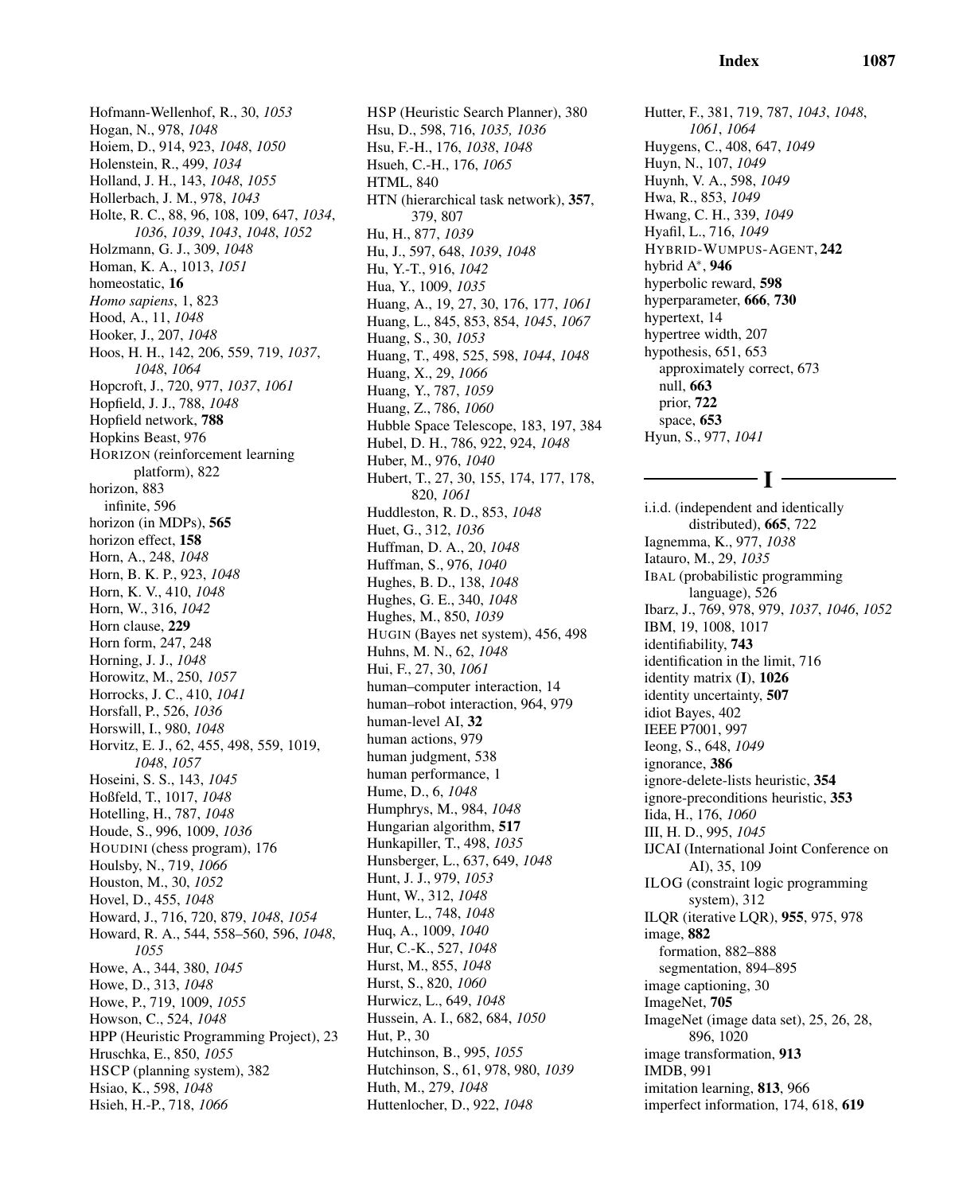Hofmann-Wellenhof, R., 30, *1053*
Hogan, N., 978, *1048*
Hoiem, D., 914, 923, *1048*, *1050*
Holenstein, R., 499, *1034*
Holland, J. H., 143, *1048*, *1055*
Hollerbach, J. M., 978, *1043*
Holte, R. C., 88, 96, 108, 109, 647, *1034*, *1036*, *1039*, *1043*, *1048*, *1052*
Holzmann, G. J., 309, *1048*
Homan, K. A., 1013, *1051*
homeostatic, **16**
*Homo sapiens*, 1, 823
Hood, A., 11, *1048*
Hooker, J., 207, *1048*
Hoos, H. H., 142, 206, 559, 719, *1037*, *1048*, *1064*
Hopcroft, J., 720, 977, *1037*, *1061*
Hopfield, J. J., 788, *1048*
Hopfield network, **788**
Hopkins Beast, 976
HORIZON (reinforcement learning platform), 822
horizon, 883
  infinite, 596
horizon (in MDPs), **565**
horizon effect, **158**
Horn, A., 248, *1048*
Horn, B. K. P., 923, *1048*
Horn, K. V., 410, *1048*
Horn, W., 316, *1042*
Horn clause, **229**
Horn form, 247, 248
Horning, J. J., *1048*
Horowitz, M., 250, *1057*
Horrocks, J. C., 410, *1041*
Horsfall, P., 526, *1036*
Horswill, I., 980, *1048*
Horvitz, E. J., 62, 455, 498, 559, 1019, *1048*, *1057*
Hoseini, S. S., 143, *1045*
Hoßfeld, T., 1017, *1048*
Hotelling, H., 787, *1048*
Houde, S., 996, 1009, *1036*
HOUDINI (chess program), 176
Houlsby, N., 719, *1066*
Houston, M., 30, *1052*
Hovel, D., 455, *1048*
Howard, J., 716, 720, 879, *1048*, *1054*
Howard, R. A., 544, 558–560, 596, *1048*, *1055*
Howe, A., 344, 380, *1045*
Howe, D., 313, *1048*
Howe, P., 719, 1009, *1055*
Howson, C., 524, *1048*
HPP (Heuristic Programming Project), 23
Hruschka, E., 850, *1055*
HSCP (planning system), 382
Hsiao, K., 598, *1048*
Hsieh, H.-P., 718, *1066*
HSP (Heuristic Search Planner), 380
Hsu, D., 598, 716, *1035*, *1036*
Hsu, F.-H., 176, *1038*, *1048*
Hsueh, C.-H., 176, *1065*
HTML, 840
HTN (hierarchical task network), **357**, 379, 807
Hu, H., 877, *1039*
Hu, J., 597, 648, *1039*, *1048*
Hu, Y.-T., 916, *1042*
Hua, Y., 1009, *1035*
Huang, A., 19, 27, 30, 176, 177, *1061*
Huang, L., 845, 853, 854, *1045*, *1067*
Huang, S., 30, *1053*
Huang, T., 498, 525, 598, *1044*, *1048*
Huang, X., 29, *1066*
Huang, Y., 787, *1059*
Huang, Z., 786, *1060*
Hubble Space Telescope, 183, 197, 384
Hubel, D. H., 786, 922, 924, *1048*
Huber, M., 976, *1040*
Hubert, T., 27, 30, 155, 174, 177, 178, 820, *1061*
Huddleston, R. D., 853, *1048*
Huet, G., 312, *1036*
Huffman, D. A., 20, *1048*
Huffman, S., 976, *1040*
Hughes, B. D., 138, *1048*
Hughes, G. E., 340, *1048*
Hughes, M., 850, *1039*
HUGIN (Bayes net system), 456, 498
Huhns, M. N., 62, *1048*
Hui, F., 27, 30, *1061*
human–computer interaction, 14
human–robot interaction, 964, 979
human-level AI, **32**
human actions, 979
human judgment, 538
human performance, 1
Hume, D., 6, *1048*
Humphrys, M., 984, *1048*
Hungarian algorithm, **517**
Hunkapiller, T., 498, *1035*
Hunsberger, L., 637, 649, *1048*
Hunt, J. J., 979, *1053*
Hunt, W., 312, *1048*
Hunter, L., 748, *1048*
Huq, A., 1009, *1040*
Hur, C.-K., 527, *1048*
Hurst, M., 855, *1048*
Hurst, S., 820, *1060*
Hurwicz, L., 649, *1048*
Hussein, A. I., 682, 684, *1050*
Hut, P., 30
Hutchinson, B., 995, *1055*
Hutchinson, S., 61, 978, 980, *1039*
Huth, M., 279, *1048*
Huttenlocher, D., 922, *1048*
Hutter, F., 381, 719, 787, *1043*, *1048*, *1061*, *1064*
Huygens, C., 408, 647, *1049*
Huyn, N., 107, *1049*
Huynh, V. A., 598, *1049*
Hwa, R., 853, *1049*
Hwang, C. H., 339, *1049*
Hyafil, L., 716, *1049*
HYBRID-WUMPUS-AGENT, **242**
hybrid A*, **946**
hyperbolic reward, **598**
hyperparameter, **666**, **730**
hypertext, 14
hypertree width, 207
hypothesis, 651, 653
  approximately correct, 673
  null, **663**
  prior, **722**
  space, **653**
Hyun, S., 977, *1041*

## I

i.i.d. (independent and identically distributed), **665**, 722
Iagnemma, K., 977, *1038*
Iatauro, M., 29, *1035*
IBAL (probabilistic programming language), 526
Ibarz, J., 769, 978, 979, *1037*, *1046*, *1052*
IBM, 19, 1008, 1017
identifiability, **743**
identification in the limit, 716
identity matrix (**I**), **1026**
identity uncertainty, **507**
idiot Bayes, 402
IEEE P7001, 997
Ieong, S., 648, *1049*
ignorance, **386**
ignore-delete-lists heuristic, **354**
ignore-preconditions heuristic, **353**
Iida, H., 176, *1060*
III, H. D., 995, *1045*
IJCAI (International Joint Conference on AI), 35, 109
ILOG (constraint logic programming system), 312
ILQR (iterative LQR), **955**, 975, 978
image, **882**
  formation, 882–888
  segmentation, 894–895
image captioning, 30
ImageNet, **705**
ImageNet (image data set), 25, 26, 28, 896, 1020
image transformation, **913**
IMDB, 991
imitation learning, **813**, 966
imperfect information, 174, 618, **619**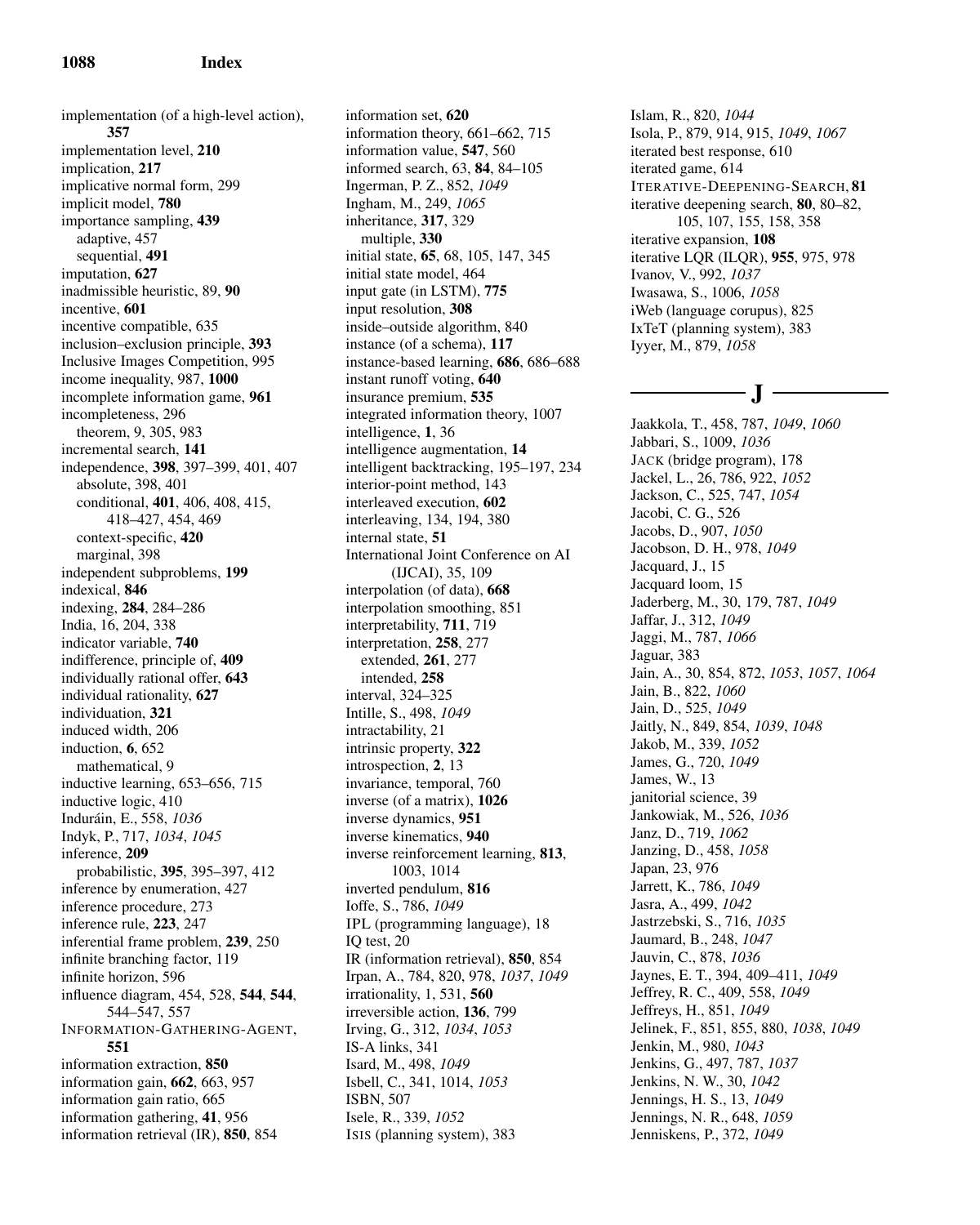implementation (of a high-level action), **357**
implementation level, **210**
implication, **217**
implicative normal form, 299
implicit model, **780**
importance sampling, **439**
  adaptive, 457
  sequential, **491**
imputation, **627**
inadmissible heuristic, 89, **90**
incentive, **601**
incentive compatible, 635
inclusion–exclusion principle, **393**
Inclusive Images Competition, 995
income inequality, 987, **1000**
incomplete information game, **961**
incompleteness, 296
  theorem, 9, 305, 983
incremental search, **141**
independence, **398**, 397–399, 401, 407
  absolute, 398, 401
  conditional, **401**, 406, 408, 415, 418–427, 454, 469
  context-specific, **420**
  marginal, 398
independent subproblems, **199**
indexical, **846**
indexing, **284**, 284–286
India, 16, 204, 338
indicator variable, **740**
indifference, principle of, **409**
individually rational offer, **643**
individual rationality, **627**
individuation, **321**
induced width, 206
induction, **6**, 652
  mathematical, 9
inductive learning, 653–656, 715
inductive logic, 410
Induráin, E., 558, *1036*
Indyk, P., 717, *1034*, *1045*
inference, **209**
  probabilistic, **395**, 395–397, 412
inference by enumeration, 427
inference procedure, 273
inference rule, **223**, 247
inferential frame problem, **239**, 250
infinite branching factor, 119
infinite horizon, 596
influence diagram, 454, 528, **544**, **544**, 544–547, 557
INFORMATION-GATHERING-AGENT, **551**
information extraction, **850**
information gain, **662**, 663, 957
information gain ratio, 665
information gathering, **41**, 956
information retrieval (IR), **850**, 854
information set, **620**
information theory, 661–662, 715
information value, **547**, 560
informed search, 63, **84**, 84–105
Ingerman, P. Z., 852, *1049*
Ingham, M., 249, *1065*
inheritance, **317**, 329
  multiple, **330**
initial state, **65**, 68, 105, 147, 345
initial state model, 464
input gate (in LSTM), **775**
input resolution, **308**
inside–outside algorithm, 840
instance (of a schema), **117**
instance-based learning, **686**, 686–688
instant runoff voting, **640**
insurance premium, **535**
integrated information theory, 1007
intelligence, **1**, 36
intelligence augmentation, **14**
intelligent backtracking, 195–197, 234
interior-point method, 143
interleaved execution, **602**
interleaving, 134, 194, 380
internal state, **51**
International Joint Conference on AI (IJCAI), 35, 109
interpolation (of data), **668**
interpolation smoothing, 851
interpretability, **711**, 719
interpretation, **258**, 277
  extended, **261**, 277
  intended, **258**
interval, 324–325
Intille, S., 498, *1049*
intractability, 21
intrinsic property, **322**
introspection, **2**, 13
invariance, temporal, 760
inverse (of a matrix), **1026**
inverse dynamics, **951**
inverse kinematics, **940**
inverse reinforcement learning, **813**, 1003, 1014
inverted pendulum, **816**
Ioffe, S., 786, *1049*
IPL (programming language), 18
IQ test, 20
IR (information retrieval), **850**, 854
Irpan, A., 784, 820, 978, *1037*, *1049*
irrationality, 1, 531, **560**
irreversible action, **136**, 799
Irving, G., 312, *1034*, *1053*
IS-A links, 341
Isard, M., 498, *1049*
Isbell, C., 341, 1014, *1053*
ISBN, 507
Isele, R., 339, *1052*
ISIS (planning system), 383
Islam, R., 820, *1044*
Isola, P., 879, 914, 915, *1049*, *1067*
iterated best response, 610
iterated game, 614
ITERATIVE-DEEPENING-SEARCH, **81**
iterative deepening search, **80**, 80–82, 105, 107, 155, 158, 358
iterative expansion, **108**
iterative LQR (ILQR), **955**, 975, 978
Ivanov, V., 992, *1037*
Iwasawa, S., 1006, *1058*
iWeb (language corupus), 825
IxTeT (planning system), 383
Iyyer, M., 879, *1058*

## J

Jaakkola, T., 458, 787, *1049*, *1060*
Jabbari, S., 1009, *1036*
JACK (bridge program), 178
Jackel, L., 26, 786, 922, *1052*
Jackson, C., 525, 747, *1054*
Jacobi, C. G., 526
Jacobs, D., 907, *1050*
Jacobson, D. H., 978, *1049*
Jacquard, J., 15
Jacquard loom, 15
Jaderberg, M., 30, 179, 787, *1049*
Jaffar, J., 312, *1049*
Jaggi, M., 787, *1066*
Jaguar, 383
Jain, A., 30, 854, 872, *1053*, *1057*, *1064*
Jain, B., 822, *1060*
Jain, D., 525, *1049*
Jaitly, N., 849, 854, *1039*, *1048*
Jakob, M., 339, *1052*
James, G., 720, *1049*
James, W., 13
janitorial science, 39
Jankowiak, M., 526, *1036*
Janz, D., 719, *1062*
Janzing, D., 458, *1058*
Japan, 23, 976
Jarrett, K., 786, *1049*
Jasra, A., 499, *1042*
Jastrzebski, S., 716, *1035*
Jaumard, B., 248, *1047*
Jauvin, C., 878, *1036*
Jaynes, E. T., 394, 409–411, *1049*
Jeffrey, R. C., 409, 558, *1049*
Jeffreys, H., 851, *1049*
Jelinek, F., 851, 855, 880, *1038*, *1049*
Jenkin, M., 980, *1043*
Jenkins, G., 497, 787, *1037*
Jenkins, N. W., 30, *1042*
Jennings, H. S., 13, *1049*
Jennings, N. R., 648, *1059*
Jenniskens, P., 372, *1049*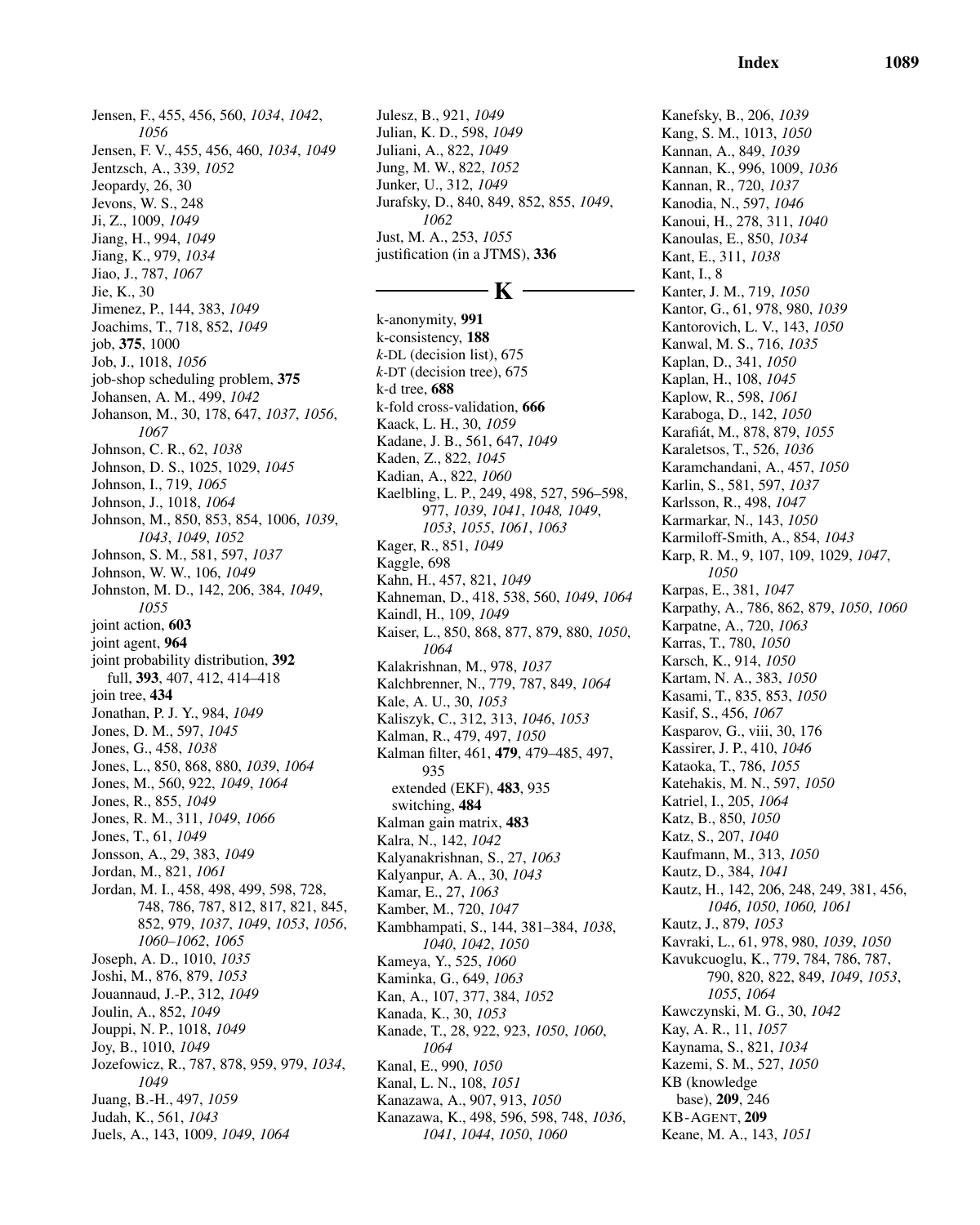Jensen, F., 455, 456, 560, *1034*, *1042*, *1056*
Jensen, F. V., 455, 456, 460, *1034*, *1049*
Jentzsch, A., 339, *1052*
Jeopardy, 26, 30
Jevons, W. S., 248
Ji, Z., 1009, *1049*
Jiang, H., 994, *1049*
Jiang, K., 979, *1034*
Jiao, J., 787, *1067*
Jie, K., 30
Jimenez, P., 144, 383, *1049*
Joachims, T., 718, 852, *1049*
job, **375**, 1000
Job, J., 1018, *1056*
job-shop scheduling problem, **375**
Johansen, A. M., 499, *1042*
Johanson, M., 30, 178, 647, *1037*, *1056*, *1067*
Johnson, C. R., 62, *1038*
Johnson, D. S., 1025, 1029, *1045*
Johnson, I., 719, *1065*
Johnson, J., 1018, *1064*
Johnson, M., 850, 853, 854, 1006, *1039*, *1043*, *1049*, *1052*
Johnson, S. M., 581, 597, *1037*
Johnson, W. W., 106, *1049*
Johnston, M. D., 142, 206, 384, *1049*, *1055*
joint action, **603**
joint agent, **964**
joint probability distribution, **392**
  full, **393**, 407, 412, 414–418
join tree, **434**
Jonathan, P. J. Y., 984, *1049*
Jones, D. M., 597, *1045*
Jones, G., 458, *1038*
Jones, L., 850, 868, 880, *1039*, *1064*
Jones, M., 560, 922, *1049*, *1064*
Jones, R., 855, *1049*
Jones, R. M., 311, *1049*, *1066*
Jones, T., 61, *1049*
Jonsson, A., 29, 383, *1049*
Jordan, M., 821, *1061*
Jordan, M. I., 458, 498, 499, 598, 728, 748, 786, 787, 812, 817, 821, 845, 852, 979, *1037*, *1049*, *1053*, *1056*, *1060–1062*, *1065*
Joseph, A. D., 1010, *1035*
Joshi, M., 876, 879, *1053*
Jouannaud, J.-P., 312, *1049*
Joulin, A., 852, *1049*
Jouppi, N. P., 1018, *1049*
Joy, B., 1010, *1049*
Jozefowicz, R., 787, 878, 959, 979, *1034*, *1049*
Juang, B.-H., 497, *1059*
Judah, K., 561, *1043*
Juels, A., 143, 1009, *1049*, *1064*
Julesz, B., 921, *1049*
Julian, K. D., 598, *1049*
Juliani, A., 822, *1049*
Jung, M. W., 822, *1052*
Junker, U., 312, *1049*
Jurafsky, D., 840, 849, 852, 855, *1049*, *1062*
Just, M. A., 253, *1055*
justification (in a JTMS), **336**

## K

k-anonymity, **991**
k-consistency, **188**
*k*-DL (decision list), 675
*k*-DT (decision tree), 675
k-d tree, **688**
k-fold cross-validation, **666**
Kaack, L. H., 30, *1059*
Kadane, J. B., 561, 647, *1049*
Kaden, Z., 822, *1045*
Kadian, A., 822, *1060*
Kaelbling, L. P., 249, 498, 527, 596–598, 977, *1039*, *1041*, *1048, 1049*, *1053*, *1055*, *1061*, *1063*
Kager, R., 851, *1049*
Kaggle, 698
Kahn, H., 457, 821, *1049*
Kahneman, D., 418, 538, 560, *1049*, *1064*
Kaindl, H., 109, *1049*
Kaiser, L., 850, 868, 877, 879, 880, *1050*, *1064*
Kalakrishnan, M., 978, *1037*
Kalchbrenner, N., 779, 787, 849, *1064*
Kale, A. U., 30, *1053*
Kaliszyk, C., 312, 313, *1046*, *1053*
Kalman, R., 479, 497, *1050*
Kalman filter, 461, **479**, 479–485, 497, 935
  extended (EKF), **483**, 935
  switching, **484**
Kalman gain matrix, **483**
Kalra, N., 142, *1042*
Kalyanakrishnan, S., 27, *1063*
Kalyanpur, A. A., 30, *1043*
Kamar, E., 27, *1063*
Kamber, M., 720, *1047*
Kambhampati, S., 144, 381–384, *1038*, *1040*, *1042*, *1050*
Kameya, Y., 525, *1060*
Kaminka, G., 649, *1063*
Kan, A., 107, 377, 384, *1052*
Kanada, K., 30, *1053*
Kanade, T., 28, 922, 923, *1050*, *1060*, *1064*
Kanal, E., 990, *1050*
Kanal, L. N., 108, *1051*
Kanazawa, A., 907, 913, *1050*
Kanazawa, K., 498, 596, 598, 748, *1036*, *1041*, *1044*, *1050*, *1060*
Kanefsky, B., 206, *1039*
Kang, S. M., 1013, *1050*
Kannan, A., 849, *1039*
Kannan, K., 996, 1009, *1036*
Kannan, R., 720, *1037*
Kanodia, N., 597, *1046*
Kanoui, H., 278, 311, *1040*
Kanoulas, E., 850, *1034*
Kant, E., 311, *1038*
Kant, I., 8
Kanter, J. M., 719, *1050*
Kantor, G., 61, 978, 980, *1039*
Kantorovich, L. V., 143, *1050*
Kanwal, M. S., 716, *1035*
Kaplan, D., 341, *1050*
Kaplan, H., 108, *1045*
Kaplow, R., 598, *1061*
Karaboga, D., 142, *1050*
Karafiát, M., 878, 879, *1055*
Karaletsos, T., 526, *1036*
Karamchandani, A., 457, *1050*
Karlin, S., 581, 597, *1037*
Karlsson, R., 498, *1047*
Karmarkar, N., 143, *1050*
Karmiloff-Smith, A., 854, *1043*
Karp, R. M., 9, 107, 109, 1029, *1047*, *1050*
Karpas, E., 381, *1047*
Karpathy, A., 786, 862, 879, *1050*, *1060*
Karpatne, A., 720, *1063*
Karras, T., 780, *1050*
Karsch, K., 914, *1050*
Kartam, N. A., 383, *1050*
Kasami, T., 835, 853, *1050*
Kasif, S., 456, *1067*
Kasparov, G., viii, 30, 176
Kassirer, J. P., 410, *1046*
Kataoka, T., 786, *1055*
Katehakis, M. N., 597, *1050*
Katriel, I., 205, *1064*
Katz, B., 850, *1050*
Katz, S., 207, *1040*
Kaufmann, M., 313, *1050*
Kautz, D., 384, *1041*
Kautz, H., 142, 206, 248, 249, 381, 456, *1046*, *1050*, *1060, 1061*
Kautz, J., 879, *1053*
Kavraki, L., 61, 978, 980, *1039*, *1050*
Kavukcuoglu, K., 779, 784, 786, 787, 790, 820, 822, 849, *1049*, *1053*, *1055*, *1064*
Kawczynski, M. G., 30, *1042*
Kay, A. R., 11, *1057*
Kaynama, S., 821, *1034*
Kazemi, S. M., 527, *1050*
KB (knowledge base), **209**, 246
KB-AGENT, **209**
Keane, M. A., 143, *1051*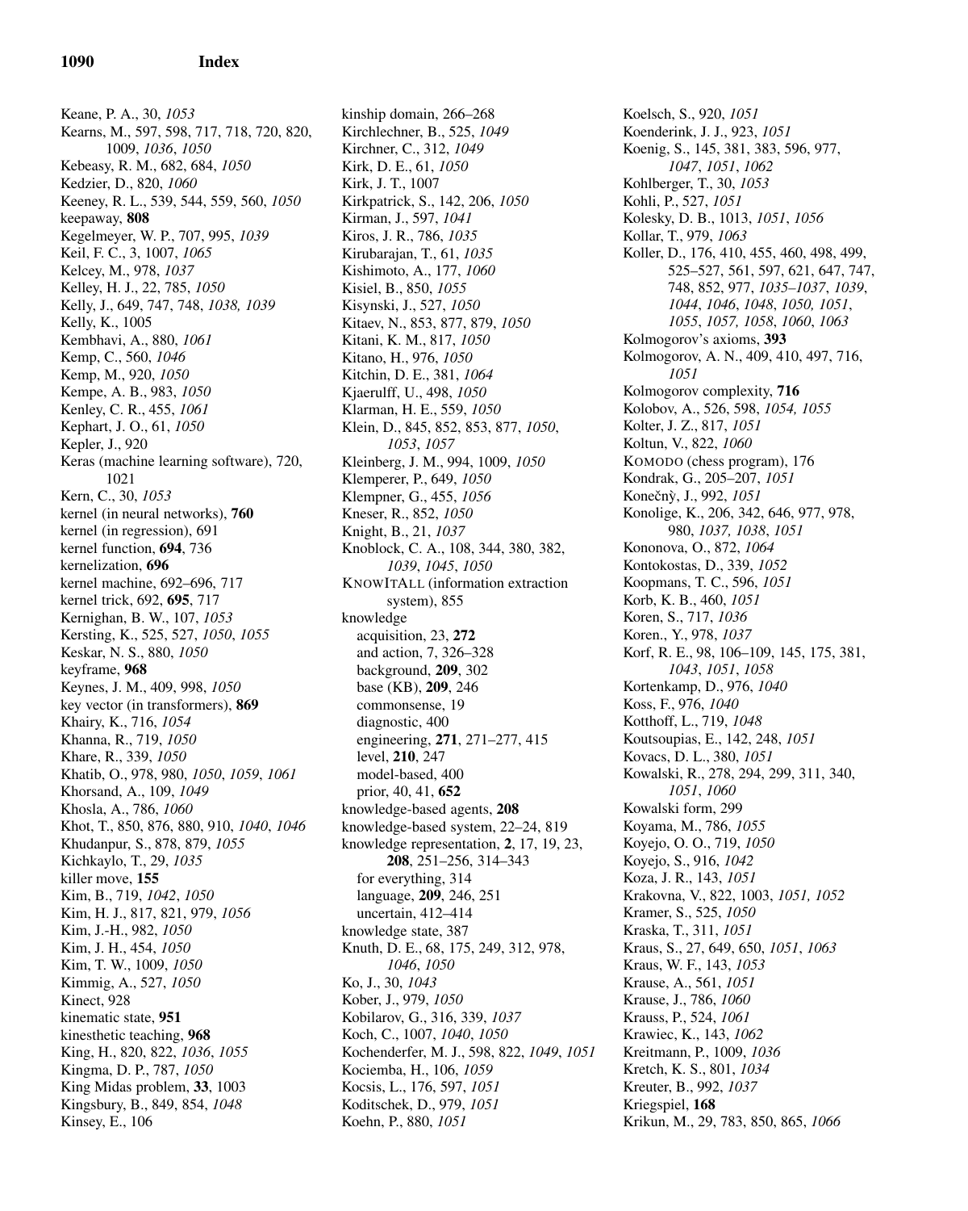Keane, P. A., 30, *1053*
Kearns, M., 597, 598, 717, 718, 720, 820, 1009, *1036*, *1050*
Kebeasy, R. M., 682, 684, *1050*
Kedzier, D., 820, *1060*
Keeney, R. L., 539, 544, 559, 560, *1050*
keepaway, **808**
Kegelmeyer, W. P., 707, 995, *1039*
Keil, F. C., 3, 1007, *1065*
Kelcey, M., 978, *1037*
Kelley, H. J., 22, 785, *1050*
Kelly, J., 649, 747, 748, *1038, 1039*
Kelly, K., 1005
Kembhavi, A., 880, *1061*
Kemp, C., 560, *1046*
Kemp, M., 920, *1050*
Kempe, A. B., 983, *1050*
Kenley, C. R., 455, *1061*
Kephart, J. O., 61, *1050*
Kepler, J., 920
Keras (machine learning software), 720, 1021
Kern, C., 30, *1053*
kernel (in neural networks), **760**
kernel (in regression), 691
kernel function, **694**, 736
kernelization, **696**
kernel machine, 692–696, 717
kernel trick, 692, **695**, 717
Kernighan, B. W., 107, *1053*
Kersting, K., 525, 527, *1050*, *1055*
Keskar, N. S., 880, *1050*
keyframe, **968**
Keynes, J. M., 409, 998, *1050*
key vector (in transformers), **869**
Khairy, K., 716, *1054*
Khanna, R., 719, *1050*
Khare, R., 339, *1050*
Khatib, O., 978, 980, *1050*, *1059*, *1061*
Khorsand, A., 109, *1049*
Khosla, A., 786, *1060*
Khot, T., 850, 876, 880, 910, *1040*, *1046*
Khudanpur, S., 878, 879, *1055*
Kichkaylo, T., 29, *1035*
killer move, **155**
Kim, B., 719, *1042*, *1050*
Kim, H. J., 817, 821, 979, *1056*
Kim, J.-H., 982, *1050*
Kim, J. H., 454, *1050*
Kim, T. W., 1009, *1050*
Kimmig, A., 527, *1050*
Kinect, 928
kinematic state, **951**
kinesthetic teaching, **968**
King, H., 820, 822, *1036*, *1055*
Kingma, D. P., 787, *1050*
King Midas problem, **33**, 1003
Kingsbury, B., 849, 854, *1048*
Kinsey, E., 106
kinship domain, 266–268
Kirchlechner, B., 525, *1049*
Kirchner, C., 312, *1049*
Kirk, D. E., 61, *1050*
Kirk, J. T., 1007
Kirkpatrick, S., 142, 206, *1050*
Kirman, J., 597, *1041*
Kiros, J. R., 786, *1035*
Kirubarajan, T., 61, *1035*
Kishimoto, A., 177, *1060*
Kisiel, B., 850, *1055*
Kisynski, J., 527, *1050*
Kitaev, N., 853, 877, 879, *1050*
Kitani, K. M., 817, *1050*
Kitano, H., 976, *1050*
Kitchin, D. E., 381, *1064*
Kjaerulff, U., 498, *1050*
Klarman, H. E., 559, *1050*
Klein, D., 845, 852, 853, 877, *1050*, *1053*, *1057*
Kleinberg, J. M., 994, 1009, *1050*
Klemperer, P., 649, *1050*
Klempner, G., 455, *1056*
Kneser, R., 852, *1050*
Knight, B., 21, *1037*
Knoblock, C. A., 108, 344, 380, 382, *1039*, *1045*, *1050*
KnowItAll (information extraction system), 855
knowledge
  acquisition, 23, **272**
  and action, 7, 326–328
  background, **209**, 302
  base (KB), **209**, 246
  commonsense, 19
  diagnostic, 400
  engineering, **271**, 271–277, 415
  level, **210**, 247
  model-based, 400
  prior, 40, 41, **652**
knowledge-based agents, **208**
knowledge-based system, 22–24, 819
knowledge representation, **2**, 17, 19, 23, **208**, 251–256, 314–343
  for everything, 314
  language, **209**, 246, 251
  uncertain, 412–414
knowledge state, 387
Knuth, D. E., 68, 175, 249, 312, 978, *1046*, *1050*
Ko, J., 30, *1043*
Kober, J., 979, *1050*
Kobilarov, G., 316, 339, *1037*
Koch, C., 1007, *1040*, *1050*
Kochenderfer, M. J., 598, 822, *1049*, *1051*
Kociemba, H., 106, *1059*
Kocsis, L., 176, 597, *1051*
Koditschek, D., 979, *1051*
Koehn, P., 880, *1051*
Koelsch, S., 920, *1051*
Koenderink, J. J., 923, *1051*
Koenig, S., 145, 381, 383, 596, 977, *1047*, *1051*, *1062*
Kohlberger, T., 30, *1053*
Kohli, P., 527, *1051*
Kolesky, D. B., 1013, *1051*, *1056*
Kollar, T., 979, *1063*
Koller, D., 176, 410, 455, 460, 498, 499, 525–527, 561, 597, 621, 647, 747, 748, 852, 977, *1035–1037*, *1039*, *1044*, *1046*, *1048*, *1050, 1051*, *1055*, *1057*, *1058*, *1060*, *1063*
Kolmogorov's axioms, **393**
Kolmogorov, A. N., 409, 410, 497, 716, *1051*
Kolmogorov complexity, **716**
Kolobov, A., 526, 598, *1054, 1055*
Kolter, J. Z., 817, *1051*
Koltun, V., 822, *1060*
Komodo (chess program), 176
Kondrak, G., 205–207, *1051*
Konečný, J., 992, *1051*
Konolige, K., 206, 342, 646, 977, 978, 980, *1037, 1038*, *1051*
Kononova, O., 872, *1064*
Kontokostas, D., 339, *1052*
Koopmans, T. C., 596, *1051*
Korb, K. B., 460, *1051*
Koren, S., 717, *1036*
Koren., Y., 978, *1037*
Korf, R. E., 98, 106–109, 145, 175, 381, *1043*, *1051*, *1058*
Kortenkamp, D., 976, *1040*
Koss, F., 976, *1040*
Kotthoff, L., 719, *1048*
Koutsoupias, E., 142, 248, *1051*
Kovacs, D. L., 380, *1051*
Kowalski, R., 278, 294, 299, 311, 340, *1051*, *1060*
Kowalski form, 299
Koyama, M., 786, *1055*
Koyejo, O. O., 719, *1050*
Koyejo, S., 916, *1042*
Koza, J. R., 143, *1051*
Krakovna, V., 822, 1003, *1051, 1052*
Kramer, S., 525, *1050*
Kraska, T., 311, *1051*
Kraus, S., 27, 649, 650, *1051*, *1063*
Kraus, W. F., 143, *1053*
Krause, A., 561, *1051*
Krause, J., 786, *1060*
Krauss, P., 524, *1061*
Krawiec, K., 143, *1062*
Kreitmann, P., 1009, *1036*
Kretch, K. S., 801, *1034*
Kreuter, B., 992, *1037*
Kriegspiel, **168**
Krikun, M., 29, 783, 850, 865, *1066*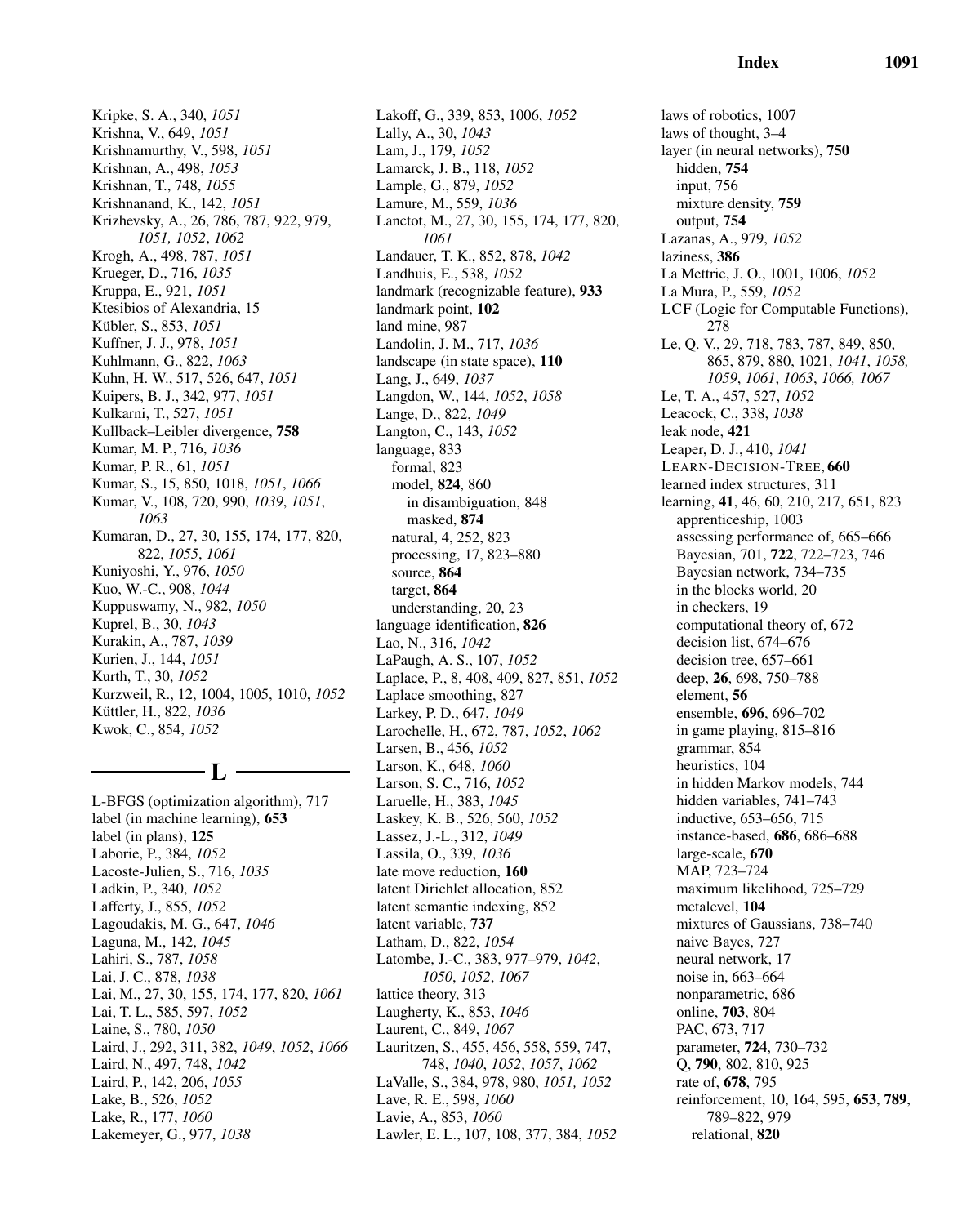Kripke, S. A., 340, *1051*
Krishna, V., 649, *1051*
Krishnamurthy, V., 598, *1051*
Krishnan, A., 498, *1053*
Krishnan, T., 748, *1055*
Krishnanand, K., 142, *1051*
Krizhevsky, A., 26, 786, 787, 922, 979, *1051, 1052*, *1062*
Krogh, A., 498, 787, *1051*
Krueger, D., 716, *1035*
Kruppa, E., 921, *1051*
Ktesibios of Alexandria, 15
Kübler, S., 853, *1051*
Kuffner, J. J., 978, *1051*
Kuhlmann, G., 822, *1063*
Kuhn, H. W., 517, 526, 647, *1051*
Kuipers, B. J., 342, 977, *1051*
Kulkarni, T., 527, *1051*
Kullback–Leibler divergence, **758**
Kumar, M. P., 716, *1036*
Kumar, P. R., 61, *1051*
Kumar, S., 15, 850, 1018, *1051*, *1066*
Kumar, V., 108, 720, 990, *1039*, *1051*, *1063*
Kumaran, D., 27, 30, 155, 174, 177, 820, 822, *1055*, *1061*
Kuniyoshi, Y., 976, *1050*
Kuo, W.-C., 908, *1044*
Kuppuswamy, N., 982, *1050*
Kuprel, B., 30, *1043*
Kurakin, A., 787, *1039*
Kurien, J., 144, *1051*
Kurth, T., 30, *1052*
Kurzweil, R., 12, 1004, 1005, 1010, *1052*
Küttler, H., 822, *1036*
Kwok, C., 854, *1052*

## L

L-BFGS (optimization algorithm), 717
label (in machine learning), **653**
label (in plans), **125**
Laborie, P., 384, *1052*
Lacoste-Julien, S., 716, *1035*
Ladkin, P., 340, *1052*
Lafferty, J., 855, *1052*
Lagoudakis, M. G., 647, *1046*
Laguna, M., 142, *1045*
Lahiri, S., 787, *1058*
Lai, J. C., 878, *1038*
Lai, M., 27, 30, 155, 174, 177, 820, *1061*
Lai, T. L., 585, 597, *1052*
Laine, S., 780, *1050*
Laird, J., 292, 311, 382, *1049*, *1052*, *1066*
Laird, N., 497, 748, *1042*
Laird, P., 142, 206, *1055*
Lake, B., 526, *1052*
Lake, R., 177, *1060*
Lakemeyer, G., 977, *1038*
Lakoff, G., 339, 853, 1006, *1052*
Lally, A., 30, *1043*
Lam, J., 179, *1052*
Lamarck, J. B., 118, *1052*
Lample, G., 879, *1052*
Lamure, M., 559, *1036*
Lanctot, M., 27, 30, 155, 174, 177, 820, *1061*
Landauer, T. K., 852, 878, *1042*
Landhuis, E., 538, *1052*
landmark (recognizable feature), **933**
landmark point, **102**
land mine, 987
Landolin, J. M., 717, *1036*
landscape (in state space), **110**
Lang, J., 649, *1037*
Langdon, W., 144, *1052*, *1058*
Lange, D., 822, *1049*
Langton, C., 143, *1052*
language, 833
  formal, 823
  model, **824**, 860
    in disambiguation, 848
    masked, **874**
  natural, 4, 252, 823
  processing, 17, 823–880
  source, **864**
  target, **864**
  understanding, 20, 23
language identification, **826**
Lao, N., 316, *1042*
LaPaugh, A. S., 107, *1052*
Laplace, P., 8, 408, 409, 827, 851, *1052*
Laplace smoothing, 827
Larkey, P. D., 647, *1049*
Larochelle, H., 672, 787, *1052*, *1062*
Larsen, B., 456, *1052*
Larson, K., 648, *1060*
Larson, S. C., 716, *1052*
Laruelle, H., 383, *1045*
Laskey, K. B., 526, 560, *1052*
Lassez, J.-L., 312, *1049*
Lassila, O., 339, *1036*
late move reduction, **160**
latent Dirichlet allocation, 852
latent semantic indexing, 852
latent variable, **737**
Latham, D., 822, *1054*
Latombe, J.-C., 383, 977–979, *1042*, *1050*, *1052*, *1067*
lattice theory, 313
Laugherty, K., 853, *1046*
Laurent, C., 849, *1067*
Lauritzen, S., 455, 456, 558, 559, 747, 748, *1040*, *1052*, *1057*, *1062*
LaValle, S., 384, 978, 980, *1051, 1052*
Lave, R. E., 598, *1060*
Lavie, A., 853, *1060*
Lawler, E. L., 107, 108, 377, 384, *1052*
laws of robotics, 1007
laws of thought, 3–4
layer (in neural networks), **750**
  hidden, **754**
  input, 756
  mixture density, **759**
  output, **754**
Lazanas, A., 979, *1052*
laziness, **386**
La Mettrie, J. O., 1001, 1006, *1052*
La Mura, P., 559, *1052*
LCF (Logic for Computable Functions), 278
Le, Q. V., 29, 718, 783, 787, 849, 850, 865, 879, 880, 1021, *1041*, *1058, 1059*, *1061*, *1063*, *1066, 1067*
Le, T. A., 457, 527, *1052*
Leacock, C., 338, *1038*
leak node, **421**
Leaper, D. J., 410, *1041*
LEARN-DECISION-TREE, **660**
learned index structures, 311
learning, **41**, 46, 60, 210, 217, 651, 823
  apprenticeship, 1003
  assessing performance of, 665–666
  Bayesian, 701, **722**, 722–723, 746
  Bayesian network, 734–735
  in the blocks world, 20
  in checkers, 19
  computational theory of, 672
  decision list, 674–676
  decision tree, 657–661
  deep, **26**, 698, 750–788
  element, **56**
  ensemble, **696**, 696–702
  in game playing, 815–816
  grammar, 854
  heuristics, 104
  in hidden Markov models, 744
  hidden variables, 741–743
  inductive, 653–656, 715
  instance-based, **686**, 686–688
  large-scale, **670**
  MAP, 723–724
  maximum likelihood, 725–729
  metalevel, **104**
  mixtures of Gaussians, 738–740
  naive Bayes, 727
  neural network, 17
  noise in, 663–664
  nonparametric, 686
  online, **703**, 804
  PAC, 673, 717
  parameter, **724**, 730–732
  Q, **790**, 802, 810, 925
  rate of, **678**, 795
  reinforcement, 10, 164, 595, **653**, **789**, 789–822, 979
    relational, **820**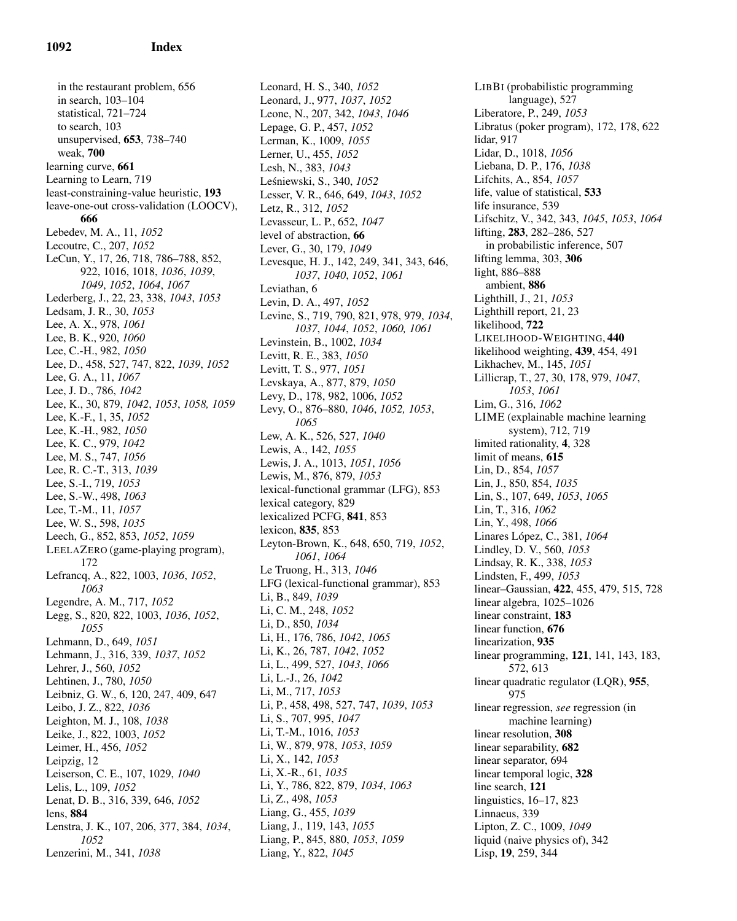in the restaurant problem, 656
in search, 103–104
statistical, 721–724
to search, 103
unsupervised, **653**, 738–740
weak, **700**

learning curve, **661**
Learning to Learn, 719
least-constraining-value heuristic, **193**
leave-one-out cross-validation (LOOCV), **666**
Lebedev, M. A., 11, *1052*
Lecoutre, C., 207, *1052*
LeCun, Y., 17, 26, 718, 786–788, 852, 922, 1016, 1018, *1036*, *1039*, *1049*, *1052*, *1064*, *1067*
Lederberg, J., 22, 23, 338, *1043*, *1053*
Ledsam, J. R., 30, *1053*
Lee, A. X., 978, *1061*
Lee, B. K., 920, *1060*
Lee, C.-H., 982, *1050*
Lee, D., 458, 527, 747, 822, *1039*, *1052*
Lee, G. A., 11, *1067*
Lee, J. D., 786, *1042*
Lee, K., 30, 879, *1042*, *1053*, *1058, 1059*
Lee, K.-F., 1, 35, *1052*
Lee, K.-H., 982, *1050*
Lee, K. C., 979, *1042*
Lee, M. S., 747, *1056*
Lee, R. C.-T., 313, *1039*
Lee, S.-I., 719, *1053*
Lee, S.-W., 498, *1063*
Lee, T.-M., 11, *1057*
Lee, W. S., 598, *1035*
Leech, G., 852, 853, *1052*, *1059*
LEELAZERO (game-playing program), 172
Lefrancq, A., 822, 1003, *1036*, *1052*, *1063*
Legendre, A. M., 717, *1052*
Legg, S., 820, 822, 1003, *1036*, *1052*, *1055*
Lehmann, D., 649, *1051*
Lehmann, J., 316, 339, *1037*, *1052*
Lehrer, J., 560, *1052*
Lehtinen, J., 780, *1050*
Leibniz, G. W., 6, 120, 247, 409, 647
Leibo, J. Z., 822, *1036*
Leighton, M. J., 108, *1038*
Leike, J., 822, 1003, *1052*
Leimer, H., 456, *1052*
Leipzig, 12
Leiserson, C. E., 107, 1029, *1040*
Lelis, L., 109, *1052*
Lenat, D. B., 316, 339, 646, *1052*
lens, **884**
Lenstra, J. K., 107, 206, 377, 384, *1034*, *1052*
Lenzerini, M., 341, *1038*
Leonard, H. S., 340, *1052*
Leonard, J., 977, *1037*, *1052*
Leone, N., 207, 342, *1043*, *1046*
Lepage, G. P., 457, *1052*
Lerman, K., 1009, *1055*
Lerner, U., 455, *1052*
Lesh, N., 383, *1043*
Leśniewski, S., 340, *1052*
Lesser, V. R., 646, 649, *1043*, *1052*
Letz, R., 312, *1052*
Levasseur, L. P., 652, *1047*
level of abstraction, **66**
Lever, G., 30, 179, *1049*
Levesque, H. J., 142, 249, 341, 343, 646, *1037*, *1040*, *1052*, *1061*
Leviathan, 6
Levin, D. A., 497, *1052*
Levine, S., 719, 790, 821, 978, 979, *1034*, *1037*, *1044*, *1052*, *1060, 1061*
Levinstein, B., 1002, *1034*
Levitt, R. E., 383, *1050*
Levitt, T. S., 977, *1051*
Levskaya, A., 877, 879, *1050*
Levy, D., 178, 982, 1006, *1052*
Levy, O., 876–880, *1046*, *1052, 1053*, *1065*
Lew, A. K., 526, 527, *1040*
Lewis, A., 142, *1055*
Lewis, J. A., 1013, *1051*, *1056*
Lewis, M., 876, 879, *1053*
lexical-functional grammar (LFG), 853
lexical category, 829
lexicalized PCFG, **841**, 853
lexicon, **835**, 853
Leyton-Brown, K., 648, 650, 719, *1052*, *1061*, *1064*
Le Truong, H., 313, *1046*
LFG (lexical-functional grammar), 853
Li, B., 849, *1039*
Li, C. M., 248, *1052*
Li, D., 850, *1034*
Li, H., 176, 786, *1042*, *1065*
Li, K., 26, 787, *1042*, *1052*
Li, L., 499, 527, *1043*, *1066*
Li, L.-J., 26, *1042*
Li, M., 717, *1053*
Li, P., 458, 498, 527, 747, *1039*, *1053*
Li, S., 707, 995, *1047*
Li, T.-M., 1016, *1053*
Li, W., 879, 978, *1053*, *1059*
Li, X., 142, *1053*
Li, X.-R., 61, *1035*
Li, Y., 786, 822, 879, *1034*, *1063*
Li, Z., 498, *1053*
Liang, G., 455, *1039*
Liang, J., 119, 143, *1055*
Liang, P., 845, 880, *1053*, *1059*
Liang, Y., 822, *1045*
LIBBI (probabilistic programming language), 527
Liberatore, P., 249, *1053*
Libratus (poker program), 172, 178, 622
lidar, 917
Lidar, D., 1018, *1056*
Liebana, D. P., 176, *1038*
Lifchits, A., 854, *1057*
life, value of statistical, **533**
life insurance, 539
Lifschitz, V., 342, 343, *1045*, *1053*, *1064*
lifting, **283**, 282–286, 527
in probabilistic inference, 507
lifting lemma, 303, **306**
light, 886–888
ambient, **886**
Lighthill, J., 21, *1053*
Lighthill report, 21, 23
likelihood, **722**
LIKELIHOOD-WEIGHTING, **440**
likelihood weighting, **439**, 454, 491
Likhachev, M., 145, *1051*
Lillicrap, T., 27, 30, 178, 979, *1047*, *1053*, *1061*
Lim, G., 316, *1062*
LIME (explainable machine learning system), 712, 719
limited rationality, **4**, 328
limit of means, **615**
Lin, D., 854, *1057*
Lin, J., 850, 854, *1035*
Lin, S., 107, 649, *1053*, *1065*
Lin, T., 316, *1062*
Lin, Y., 498, *1066*
Linares López, C., 381, *1064*
Lindley, D. V., 560, *1053*
Lindsay, R. K., 338, *1053*
Lindsten, F., 499, *1053*
linear–Gaussian, **422**, 455, 479, 515, 728
linear algebra, 1025–1026
linear constraint, **183**
linear function, **676**
linearization, **935**
linear programming, **121**, 141, 143, 183, 572, 613
linear quadratic regulator (LQR), **955**, 975
linear regression, *see* regression (in machine learning)
linear resolution, **308**
linear separability, **682**
linear separator, 694
linear temporal logic, **328**
line search, **121**
linguistics, 16–17, 823
Linnaeus, 339
Lipton, Z. C., 1009, *1049*
liquid (naive physics of), 342
Lisp, **19**, 259, 344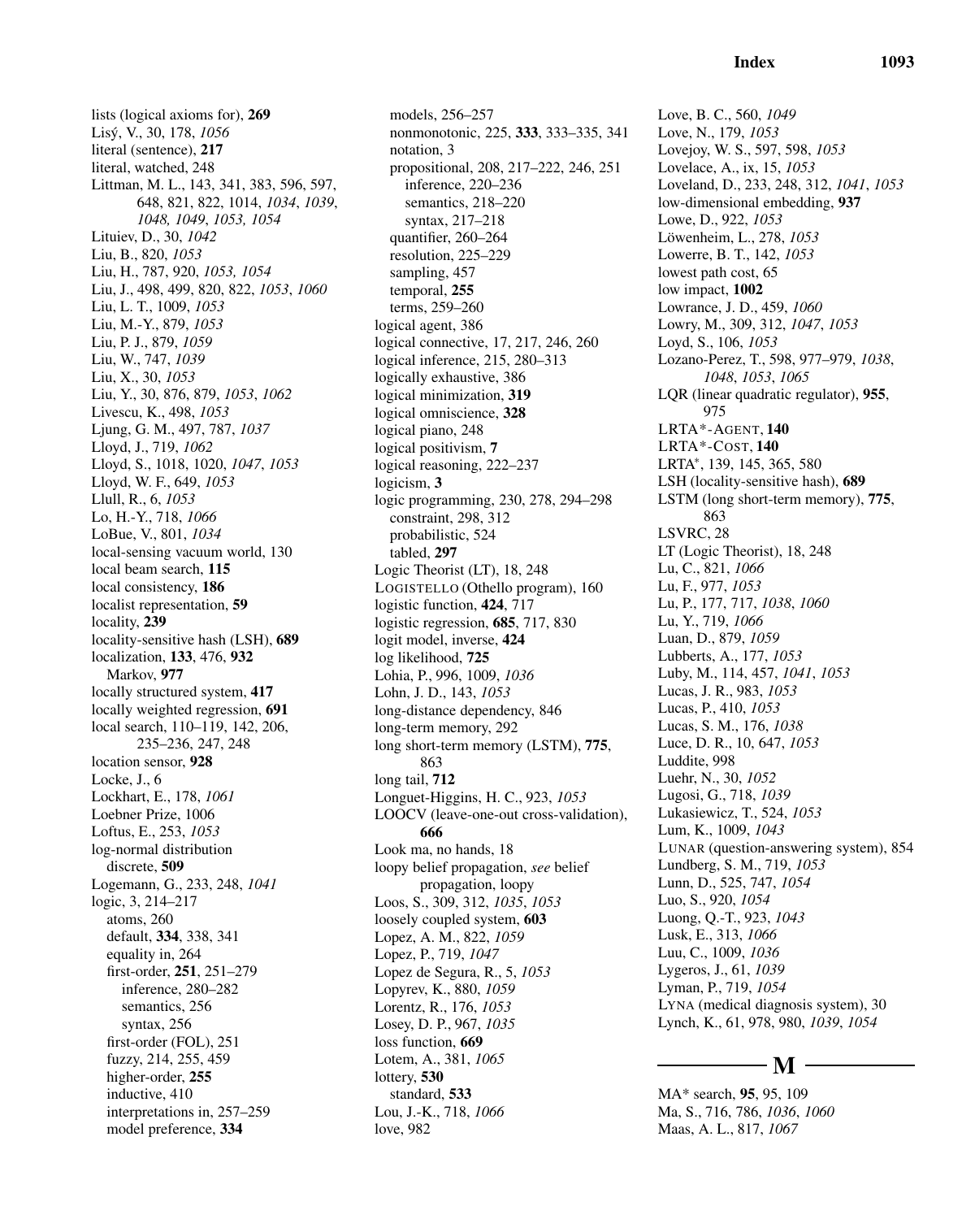lists (logical axioms for), **269**
Lisý, V., 30, 178, *1056*
literal (sentence), **217**
literal, watched, 248
Littman, M. L., 143, 341, 383, 596, 597, 648, 821, 822, 1014, *1034*, *1039*, *1048, 1049*, *1053, 1054*
Lituiev, D., 30, *1042*
Liu, B., 820, *1053*
Liu, H., 787, 920, *1053, 1054*
Liu, J., 498, 499, 820, 822, *1053*, *1060*
Liu, L. T., 1009, *1053*
Liu, M.-Y., 879, *1053*
Liu, P. J., 879, *1059*
Liu, W., 747, *1039*
Liu, X., 30, *1053*
Liu, Y., 30, 876, 879, *1053*, *1062*
Livescu, K., 498, *1053*
Ljung, G. M., 497, 787, *1037*
Lloyd, J., 719, *1062*
Lloyd, S., 1018, 1020, *1047*, *1053*
Lloyd, W. F., 649, *1053*
Llull, R., 6, *1053*
Lo, H.-Y., 718, *1066*
LoBue, V., 801, *1034*
local-sensing vacuum world, 130
local beam search, **115**
local consistency, **186**
localist representation, **59**
locality, **239**
locality-sensitive hash (LSH), **689**
localization, **133**, 476, **932**
  Markov, **977**
locally structured system, **417**
locally weighted regression, **691**
local search, 110–119, 142, 206, 235–236, 247, 248
location sensor, **928**
Locke, J., 6
Lockhart, E., 178, *1061*
Loebner Prize, 1006
Loftus, E., 253, *1053*
log-normal distribution
  discrete, **509**
Logemann, G., 233, 248, *1041*
logic, 3, 214–217
  atoms, 260
  default, **334**, 338, 341
  equality in, 264
  first-order, **251**, 251–279
    inference, 280–282
    semantics, 256
    syntax, 256
  first-order (FOL), 251
  fuzzy, 214, 255, 459
  higher-order, **255**
  inductive, 410
  interpretations in, 257–259
  model preference, **334**
  models, 256–257
  nonmonotonic, 225, **333**, 333–335, 341
  notation, 3
  propositional, 208, 217–222, 246, 251
    inference, 220–236
    semantics, 218–220
    syntax, 217–218
  quantifier, 260–264
  resolution, 225–229
  sampling, 457
  temporal, **255**
  terms, 259–260
logical agent, 386
logical connective, 17, 217, 246, 260
logical inference, 215, 280–313
logically exhaustive, 386
logical minimization, **319**
logical omniscience, **328**
logical piano, 248
logical positivism, **7**
logical reasoning, 222–237
logicism, **3**
logic programming, 230, 278, 294–298
  constraint, 298, 312
  probabilistic, 524
  tabled, **297**
Logic Theorist (LT), 18, 248
LOGISTELLO (Othello program), 160
logistic function, **424**, 717
logistic regression, **685**, 717, 830
logit model, inverse, **424**
log likelihood, **725**
Lohia, P., 996, 1009, *1036*
Lohn, J. D., 143, *1053*
long-distance dependency, 846
long-term memory, 292
long short-term memory (LSTM), **775**, 863
long tail, **712**
Longuet-Higgins, H. C., 923, *1053*
LOOCV (leave-one-out cross-validation), **666**
Look ma, no hands, 18
loopy belief propagation, *see* belief propagation, loopy
Loos, S., 309, 312, *1035*, *1053*
loosely coupled system, **603**
Lopez, A. M., 822, *1059*
Lopez, P., 719, *1047*
Lopez de Segura, R., 5, *1053*
Lopyrev, K., 880, *1059*
Lorentz, R., 176, *1053*
Losey, D. P., 967, *1035*
loss function, **669**
Lotem, A., 381, *1065*
lottery, **530**
  standard, **533**
Lou, J.-K., 718, *1066*
love, 982
Love, B. C., 560, *1049*
Love, N., 179, *1053*
Lovejoy, W. S., 597, 598, *1053*
Lovelace, A., ix, 15, *1053*
Loveland, D., 233, 248, 312, *1041*, *1053*
low-dimensional embedding, **937**
Lowe, D., 922, *1053*
Löwenheim, L., 278, *1053*
Lowerre, B. T., 142, *1053*
lowest path cost, 65
low impact, **1002**
Lowrance, J. D., 459, *1060*
Lowry, M., 309, 312, *1047*, *1053*
Loyd, S., 106, *1053*
Lozano-Perez, T., 598, 977–979, *1038*, *1048*, *1053*, *1065*
LQR (linear quadratic regulator), **955**, 975
LRTA*-AGENT, **140**
LRTA*-COST, **140**
LRTA*, 139, 145, 365, 580
LSH (locality-sensitive hash), **689**
LSTM (long short-term memory), **775**, 863
LSVRC, 28
LT (Logic Theorist), 18, 248
Lu, C., 821, *1066*
Lu, F., 977, *1053*
Lu, P., 177, 717, *1038*, *1060*
Lu, Y., 719, *1066*
Luan, D., 879, *1059*
Lubberts, A., 177, *1053*
Luby, M., 114, 457, *1041*, *1053*
Lucas, J. R., 983, *1053*
Lucas, P., 410, *1053*
Lucas, S. M., 176, *1038*
Luce, D. R., 10, 647, *1053*
Luddite, 998
Luehr, N., 30, *1052*
Lugosi, G., 718, *1039*
Lukasiewicz, T., 524, *1053*
Lum, K., 1009, *1043*
LUNAR (question-answering system), 854
Lundberg, S. M., 719, *1053*
Lunn, D., 525, 747, *1054*
Luo, S., 920, *1054*
Luong, Q.-T., 923, *1043*
Lusk, E., 313, *1066*
Luu, C., 1009, *1036*
Lygeros, J., 61, *1039*
Lyman, P., 719, *1054*
LYNA (medical diagnosis system), 30
Lynch, K., 61, 978, 980, *1039*, *1054*

## M

MA* search, **95**, 95, 109
Ma, S., 716, 786, *1036*, *1060*
Maas, A. L., 817, *1067*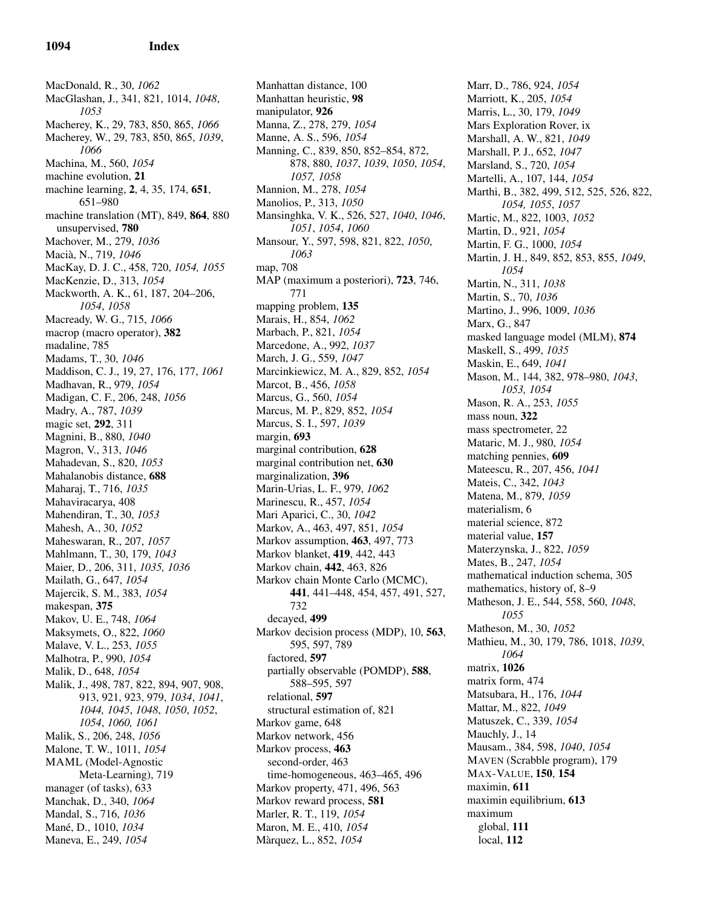MacDonald, R., 30, *1062*
MacGlashan, J., 341, 821, 1014, *1048*, *1053*
Macherey, K., 29, 783, 850, 865, *1066*
Macherey, W., 29, 783, 850, 865, *1039*, *1066*
Machina, M., 560, *1054*
machine evolution, **21**
machine learning, **2**, 4, 35, 174, **651**, 651–980
machine translation (MT), 849, **864**, 880
  unsupervised, **780**
Machover, M., 279, *1036*
Macià, N., 719, *1046*
MacKay, D. J. C., 458, 720, *1054, 1055*
MacKenzie, D., 313, *1054*
Mackworth, A. K., 61, 187, 204–206, *1054*, *1058*
Macready, W. G., 715, *1066*
macrop (macro operator), **382**
madaline, 785
Madams, T., 30, *1046*
Maddison, C. J., 19, 27, 176, 177, *1061*
Madhavan, R., 979, *1054*
Madigan, C. F., 206, 248, *1056*
Madry, A., 787, *1039*
magic set, **292**, 311
Magnini, B., 880, *1040*
Magron, V., 313, *1046*
Mahadevan, S., 820, *1053*
Mahalanobis distance, **688**
Maharaj, T., 716, *1035*
Mahaviracarya, 408
Mahendiran, T., 30, *1053*
Mahesh, A., 30, *1052*
Maheswaran, R., 207, *1057*
Mahlmann, T., 30, 179, *1043*
Maier, D., 206, 311, *1035, 1036*
Mailath, G., 647, *1054*
Majercik, S. M., 383, *1054*
makespan, **375**
Makov, U. E., 748, *1064*
Maksymets, O., 822, *1060*
Malave, V. L., 253, *1055*
Malhotra, P., 990, *1054*
Malik, D., 648, *1054*
Malik, J., 498, 787, 822, 894, 907, 908, 913, 921, 923, 979, *1034*, *1041*, *1044, 1045*, *1048*, *1050*, *1052*, *1054*, *1060*, *1061*
Malik, S., 206, 248, *1056*
Malone, T. W., 1011, *1054*
MAML (Model-Agnostic Meta-Learning), 719
manager (of tasks), 633
Manchak, D., 340, *1064*
Mandal, S., 716, *1036*
Mané, D., 1010, *1034*
Maneva, E., 249, *1054*
Manhattan distance, 100
Manhattan heuristic, **98**
manipulator, **926**
Manna, Z., 278, 279, *1054*
Manne, A. S., 596, *1054*
Manning, C., 839, 850, 852–854, 872, 878, 880, *1037*, *1039*, *1050*, *1054*, *1057, 1058*
Mannion, M., 278, *1054*
Manolios, P., 313, *1050*
Mansinghka, V. K., 526, 527, *1040*, *1046*, *1051*, *1054*, *1060*
Mansour, Y., 597, 598, 821, 822, *1050*, *1063*
map, 708
MAP (maximum a posteriori), **723**, 746, 771
mapping problem, **135**
Marais, H., 854, *1062*
Marbach, P., 821, *1054*
Marcedone, A., 992, *1037*
March, J. G., 559, *1047*
Marcinkiewicz, M. A., 829, 852, *1054*
Marcot, B., 456, *1058*
Marcus, G., 560, *1054*
Marcus, M. P., 829, 852, *1054*
Marcus, S. I., 597, *1039*
margin, **693**
marginal contribution, **628**
marginal contribution net, **630**
marginalization, **396**
Marin-Urias, L. F., 979, *1062*
Marinescu, R., 457, *1054*
Mari Aparici, C., 30, *1042*
Markov, A., 463, 497, 851, *1054*
Markov assumption, **463**, 497, 773
Markov blanket, **419**, 442, 443
Markov chain, **442**, 463, 826
Markov chain Monte Carlo (MCMC), **441**, 441–448, 454, 457, 491, 527, 732
  decayed, **499**
Markov decision process (MDP), 10, **563**, 595, 597, 789
  factored, **597**
  partially observable (POMDP), **588**, 588–595, 597
  relational, **597**
  structural estimation of, 821
Markov game, 648
Markov network, 456
Markov process, **463**
  second-order, 463
  time-homogeneous, 463–465, 496
Markov property, 471, 496, 563
Markov reward process, **581**
Marler, R. T., 119, *1054*
Maron, M. E., 410, *1054*
Màrquez, L., 852, *1054*
Marr, D., 786, 924, *1054*
Marriott, K., 205, *1054*
Marris, L., 30, 179, *1049*
Mars Exploration Rover, ix
Marshall, A. W., 821, *1049*
Marshall, P. J., 652, *1047*
Marsland, S., 720, *1054*
Martelli, A., 107, 144, *1054*
Marthi, B., 382, 499, 512, 525, 526, 822, *1054, 1055*, *1057*
Martic, M., 822, 1003, *1052*
Martin, D., 921, *1054*
Martin, F. G., 1000, *1054*
Martin, J. H., 849, 852, 853, 855, *1049*, *1054*
Martin, N., 311, *1038*
Martin, S., 70, *1036*
Martino, J., 996, 1009, *1036*
Marx, G., 847
masked language model (MLM), **874**
Maskell, S., 499, *1035*
Maskin, E., 649, *1041*
Mason, M., 144, 382, 978–980, *1043*, *1053, 1054*
Mason, R. A., 253, *1055*
mass noun, **322**
mass spectrometer, 22
Mataric, M. J., 980, *1054*
matching pennies, **609**
Mateescu, R., 207, 456, *1041*
Mateis, C., 342, *1043*
Matena, M., 879, *1059*
materialism, 6
material science, 872
material value, **157**
Materzynska, J., 822, *1059*
Mates, B., 247, *1054*
mathematical induction schema, 305
mathematics, history of, 8–9
Matheson, J. E., 544, 558, 560, *1048*, *1055*
Matheson, M., 30, *1052*
Mathieu, M., 30, 179, 786, 1018, *1039*, *1064*
matrix, **1026**
matrix form, 474
Matsubara, H., 176, *1044*
Mattar, M., 822, *1049*
Matuszek, C., 339, *1054*
Mauchly, J., 14
Mausam., 384, 598, *1040*, *1054*
MAVEN (Scrabble program), 179
MAX-VALUE, **150**, **154**
maximin, **611**
maximin equilibrium, **613**
maximum
  global, **111**
  local, **112**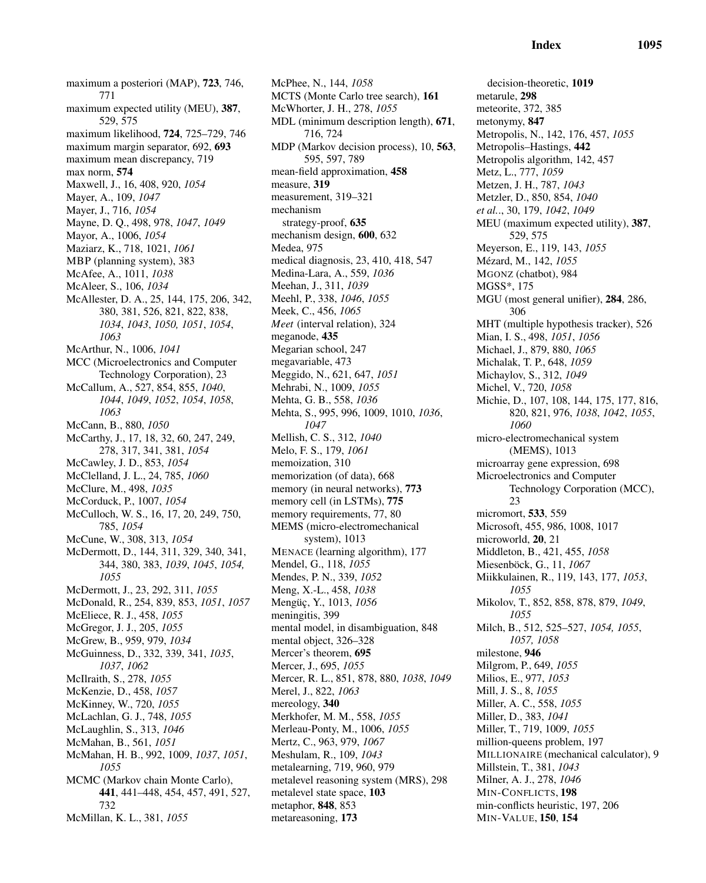maximum a posteriori (MAP), **723**, 746, 771
maximum expected utility (MEU), **387**, 529, 575
maximum likelihood, **724**, 725–729, 746
maximum margin separator, 692, **693**
maximum mean discrepancy, 719
max norm, **574**
Maxwell, J., 16, 408, 920, *1054*
Mayer, A., 109, *1047*
Mayer, J., 716, *1054*
Mayne, D. Q., 498, 978, *1047*, *1049*
Mayor, A., 1006, *1054*
Maziarz, K., 718, 1021, *1061*
MBP (planning system), 383
McAfee, A., 1011, *1038*
McAleer, S., 106, *1034*
McAllester, D. A., 25, 144, 175, 206, 342, 380, 381, 526, 821, 822, 838, *1034*, *1043*, *1050*, *1051*, *1054*, *1063*
McArthur, N., 1006, *1041*
MCC (Microelectronics and Computer Technology Corporation), 23
McCallum, A., 527, 854, 855, *1040*, *1044*, *1049*, *1052*, *1054*, *1058*, *1063*
McCann, B., 880, *1050*
McCarthy, J., 17, 18, 32, 60, 247, 249, 278, 317, 341, 381, *1054*
McCawley, J. D., 853, *1054*
McClelland, J. L., 24, 785, *1060*
McClure, M., 498, *1035*
McCorduck, P., 1007, *1054*
McCulloch, W. S., 16, 17, 20, 249, 750, 785, *1054*
McCune, W., 308, 313, *1054*
McDermott, D., 144, 311, 329, 340, 341, 344, 380, 383, *1039*, *1045*, *1054*, *1055*
McDermott, J., 23, 292, 311, *1055*
McDonald, R., 254, 839, 853, *1051*, *1057*
McEliece, R. J., 458, *1055*
McGregor, J. J., 205, *1055*
McGrew, B., 959, 979, *1034*
McGuinness, D., 332, 339, 341, *1035*, *1037*, *1062*
McIlraith, S., 278, *1055*
McKenzie, D., 458, *1057*
McKinney, W., 720, *1055*
McLachlan, G. J., 748, *1055*
McLaughlin, S., 313, *1046*
McMahan, B., 561, *1051*
McMahan, H. B., 992, 1009, *1037*, *1051*, *1055*
MCMC (Markov chain Monte Carlo), **441**, 441–448, 454, 457, 491, 527, 732
McMillan, K. L., 381, *1055*
McPhee, N., 144, *1058*
MCTS (Monte Carlo tree search), **161**
McWhorter, J. H., 278, *1055*
MDL (minimum description length), **671**, 716, 724
MDP (Markov decision process), 10, **563**, 595, 597, 789
mean-field approximation, **458**
measure, **319**
measurement, 319–321
mechanism
 strategy-proof, **635**
mechanism design, **600**, 632
Medea, 975
medical diagnosis, 23, 410, 418, 547
Medina-Lara, A., 559, *1036*
Meehan, J., 311, *1039*
Meehl, P., 338, *1046*, *1055*
Meek, C., 456, *1065*
*Meet* (interval relation), 324
meganode, **435**
Megarian school, 247
megavariable, 473
Meggido, N., 621, 647, *1051*
Mehrabi, N., 1009, *1055*
Mehta, G. B., 558, *1036*
Mehta, S., 995, 996, 1009, 1010, *1036*, *1047*
Mellish, C. S., 312, *1040*
Melo, F. S., 179, *1061*
memoization, 310
memorization (of data), 668
memory (in neural networks), **773**
memory cell (in LSTMs), **775**
memory requirements, 77, 80
MEMS (micro-electromechanical system), 1013
MENACE (learning algorithm), 177
Mendel, G., 118, *1055*
Mendes, P. N., 339, *1052*
Meng, X.-L., 458, *1038*
Mengüç, Y., 1013, *1056*
meningitis, 399
mental model, in disambiguation, 848
mental object, 326–328
Mercer's theorem, **695**
Mercer, J., 695, *1055*
Mercer, R. L., 851, 878, 880, *1038*, *1049*
Merel, J., 822, *1063*
mereology, **340**
Merkhofer, M. M., 558, *1055*
Merleau-Ponty, M., 1006, *1055*
Mertz, C., 963, 979, *1067*
Meshulam, R., 109, *1043*
metalearning, 719, 960, 979
metalevel reasoning system (MRS), 298
metalevel state space, **103**
metaphor, **848**, 853
metareasoning, **173**
 decision-theoretic, **1019**
metarule, **298**
meteorite, 372, 385
metonymy, **847**
Metropolis, N., 142, 176, 457, *1055*
Metropolis–Hastings, **442**
Metropolis algorithm, 142, 457
Metz, L., 777, *1059*
Metzen, J. H., 787, *1043*
Metzler, D., 850, 854, *1040*
*et al.*., 30, 179, *1042*, *1049*
MEU (maximum expected utility), **387**, 529, 575
Meyerson, E., 119, 143, *1055*
Mézard, M., 142, *1055*
MGONZ (chatbot), 984
MGSS*, 175
MGU (most general unifier), **284**, 286, 306
MHT (multiple hypothesis tracker), 526
Mian, I. S., 498, *1051*, *1056*
Michael, J., 879, 880, *1065*
Michalak, T. P., 648, *1059*
Michaylov, S., 312, *1049*
Michel, V., 720, *1058*
Michie, D., 107, 108, 144, 175, 177, 816, 820, 821, 976, *1038*, *1042*, *1055*, *1060*
micro-electromechanical system (MEMS), 1013
microarray gene expression, 698
Microelectronics and Computer Technology Corporation (MCC), 23
micromort, **533**, 559
Microsoft, 455, 986, 1008, 1017
microworld, **20**, 21
Middleton, B., 421, 455, *1058*
Miesenböck, G., 11, *1067*
Miikkulainen, R., 119, 143, 177, *1053*, *1055*
Mikolov, T., 852, 858, 878, 879, *1049*, *1055*
Milch, B., 512, 525–527, *1054*, *1055*, *1057*, *1058*
milestone, **946**
Milgrom, P., 649, *1055*
Milios, E., 977, *1053*
Mill, J. S., 8, *1055*
Miller, A. C., 558, *1055*
Miller, D., 383, *1041*
Miller, T., 719, 1009, *1055*
million-queens problem, 197
MILLIONAIRE (mechanical calculator), 9
Millstein, T., 381, *1043*
Milner, A. J., 278, *1046*
MIN-CONFLICTS, **198**
min-conflicts heuristic, 197, 206
MIN-VALUE, **150**, **154**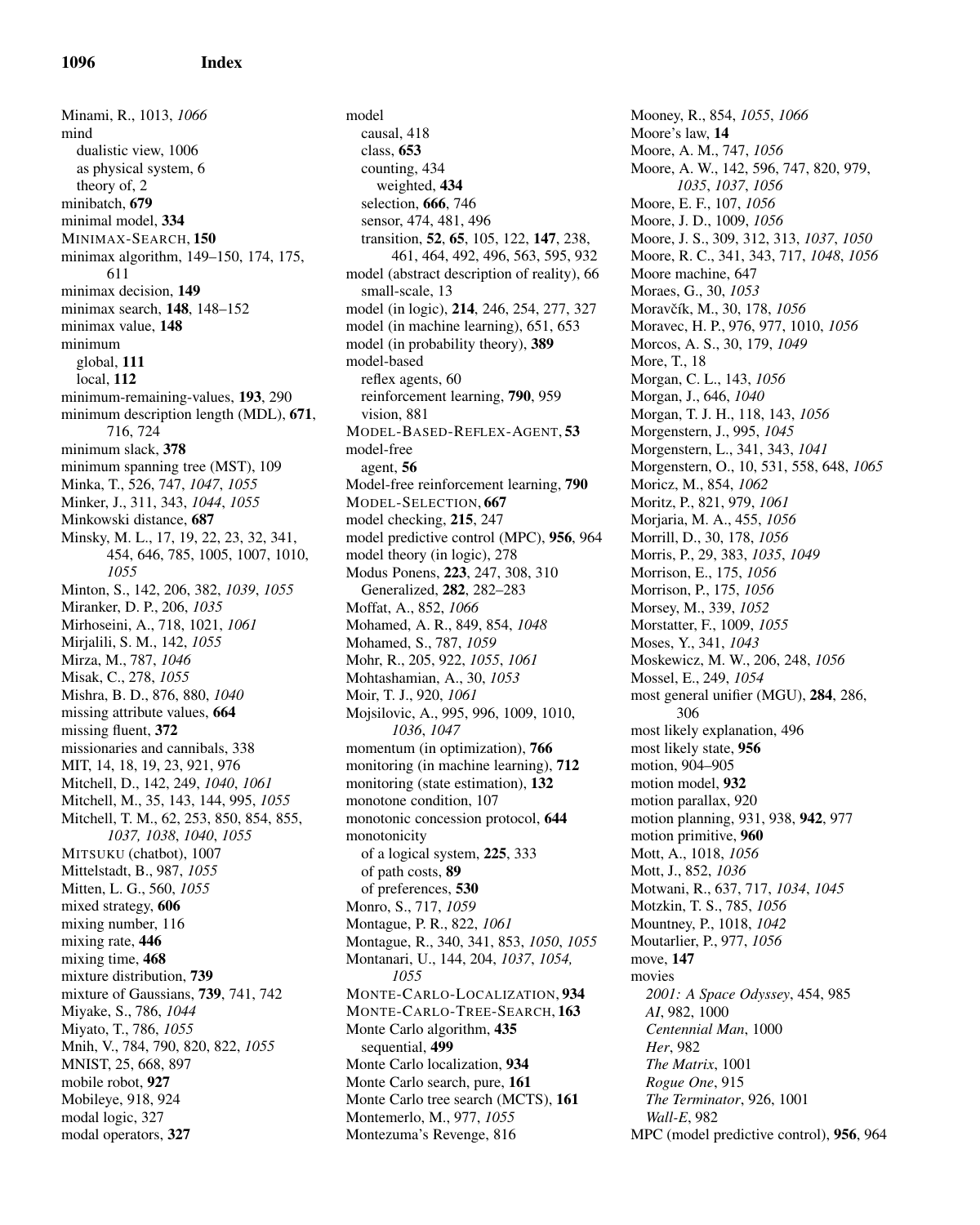Minami, R., 1013, *1066*
mind
  dualistic view, 1006
  as physical system, 6
  theory of, 2
minibatch, **679**
minimal model, **334**
MINIMAX-SEARCH, **150**
minimax algorithm, 149–150, 174, 175, 611
minimax decision, **149**
minimax search, **148**, 148–152
minimax value, **148**
minimum
  global, **111**
  local, **112**
minimum-remaining-values, **193**, 290
minimum description length (MDL), **671**, 716, 724
minimum slack, **378**
minimum spanning tree (MST), 109
Minka, T., 526, 747, *1047*, *1055*
Minker, J., 311, 343, *1044*, *1055*
Minkowski distance, **687**
Minsky, M. L., 17, 19, 22, 23, 32, 341, 454, 646, 785, 1005, 1007, 1010, *1055*
Minton, S., 142, 206, 382, *1039*, *1055*
Miranker, D. P., 206, *1035*
Mirhoseini, A., 718, 1021, *1061*
Mirjalili, S. M., 142, *1055*
Mirza, M., 787, *1046*
Misak, C., 278, *1055*
Mishra, B. D., 876, 880, *1040*
missing attribute values, **664**
missing fluent, **372**
missionaries and cannibals, 338
MIT, 14, 18, 19, 23, 921, 976
Mitchell, D., 142, 249, *1040*, *1061*
Mitchell, M., 35, 143, 144, 995, *1055*
Mitchell, T. M., 62, 253, 850, 854, 855, *1037, 1038*, *1040*, *1055*
MITSUKU (chatbot), 1007
Mittelstadt, B., 987, *1055*
Mitten, L. G., 560, *1055*
mixed strategy, **606**
mixing number, 116
mixing rate, **446**
mixing time, **468**
mixture distribution, **739**
mixture of Gaussians, **739**, 741, 742
Miyake, S., 786, *1044*
Miyato, T., 786, *1055*
Mnih, V., 784, 790, 820, 822, *1055*
MNIST, 25, 668, 897
mobile robot, **927**
Mobileye, 918, 924
modal logic, 327
modal operators, **327**
model
  causal, 418
  class, **653**
  counting, 434
    weighted, **434**
  selection, **666**, 746
  sensor, 474, 481, 496
  transition, **52**, **65**, 105, 122, **147**, 238, 461, 464, 492, 496, 563, 595, 932
model (abstract description of reality), 66
  small-scale, 13
model (in logic), **214**, 246, 254, 277, 327
model (in machine learning), 651, 653
model (in probability theory), **389**
model-based
  reflex agents, 60
  reinforcement learning, **790**, 959
  vision, 881
MODEL-BASED-REFLEX-AGENT, **53**
model-free
  agent, **56**
Model-free reinforcement learning, **790**
MODEL-SELECTION, **667**
model checking, **215**, 247
model predictive control (MPC), **956**, 964
model theory (in logic), 278
Modus Ponens, **223**, 247, 308, 310
  Generalized, **282**, 282–283
Moffat, A., 852, *1066*
Mohamed, A. R., 849, 854, *1048*
Mohamed, S., 787, *1059*
Mohr, R., 205, 922, *1055*, *1061*
Mohtashamian, A., 30, *1053*
Moir, T. J., 920, *1061*
Mojsilovic, A., 995, 996, 1009, 1010, *1036*, *1047*
momentum (in optimization), **766**
monitoring (in machine learning), **712**
monitoring (state estimation), **132**
monotone condition, 107
monotonic concession protocol, **644**
monotonicity
  of a logical system, **225**, 333
  of path costs, **89**
  of preferences, **530**
Monro, S., 717, *1059*
Montague, P. R., 822, *1061*
Montague, R., 340, 341, 853, *1050*, *1055*
Montanari, U., 144, 204, *1037*, *1054, 1055*
MONTE-CARLO-LOCALIZATION, **934**
MONTE-CARLO-TREE-SEARCH, **163**
Monte Carlo algorithm, **435**
  sequential, **499**
Monte Carlo localization, **934**
Monte Carlo search, pure, **161**
Monte Carlo tree search (MCTS), **161**
Montemerlo, M., 977, *1055*
Montezuma's Revenge, 816
Mooney, R., 854, *1055*, *1066*
Moore's law, **14**
Moore, A. M., 747, *1056*
Moore, A. W., 142, 596, 747, 820, 979, *1035*, *1037*, *1056*
Moore, E. F., 107, *1056*
Moore, J. D., 1009, *1056*
Moore, J. S., 309, 312, 313, *1037*, *1050*
Moore, R. C., 341, 343, 717, *1048*, *1056*
Moore machine, 647
Moraes, G., 30, *1053*
Moravčík, M., 30, 178, *1056*
Moravec, H. P., 976, 977, 1010, *1056*
Morcos, A. S., 30, 179, *1049*
More, T., 18
Morgan, C. L., 143, *1056*
Morgan, J., 646, *1040*
Morgan, T. J. H., 118, 143, *1056*
Morgenstern, J., 995, *1045*
Morgenstern, L., 341, 343, *1041*
Morgenstern, O., 10, 531, 558, 648, *1065*
Moricz, M., 854, *1062*
Moritz, P., 821, 979, *1061*
Morjaria, M. A., 455, *1056*
Morrill, D., 30, 178, *1056*
Morris, P., 29, 383, *1035*, *1049*
Morrison, E., 175, *1056*
Morrison, P., 175, *1056*
Morsey, M., 339, *1052*
Morstatter, F., 1009, *1055*
Moses, Y., 341, *1043*
Moskewicz, M. W., 206, 248, *1056*
Mossel, E., 249, *1054*
most general unifier (MGU), **284**, 286, 306
most likely explanation, 496
most likely state, **956**
motion, 904–905
motion model, **932**
motion parallax, 920
motion planning, 931, 938, **942**, 977
motion primitive, **960**
Mott, A., 1018, *1056*
Mott, J., 852, *1036*
Motwani, R., 637, 717, *1034*, *1045*
Motzkin, T. S., 785, *1056*
Mountney, P., 1018, *1042*
Moutarlier, P., 977, *1056*
move, **147**
movies
  *2001: A Space Odyssey*, 454, 985
  *AI*, 982, 1000
  *Centennial Man*, 1000
  *Her*, 982
  *The Matrix*, 1001
  *Rogue One*, 915
  *The Terminator*, 926, 1001
  *Wall-E*, 982
MPC (model predictive control), **956**, 964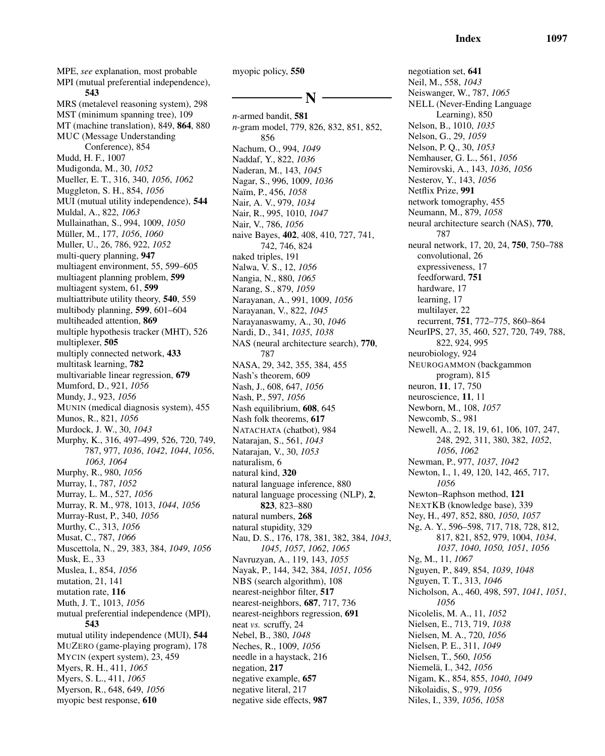MPE, *see* explanation, most probable
MPI (mutual preferential independence), **543**
MRS (metalevel reasoning system), 298
MST (minimum spanning tree), 109
MT (machine translation), 849, **864**, 880
MUC (Message Understanding Conference), 854
Mudd, H. F., 1007
Mudigonda, M., 30, *1052*
Mueller, E. T., 316, 340, *1056*, *1062*
Muggleton, S. H., 854, *1056*
MUI (mutual utility independence), **544**
Muldal, A., 822, *1063*
Mullainathan, S., 994, 1009, *1050*
Müller, M., 177, *1056*, *1060*
Muller, U., 26, 786, 922, *1052*
multi-query planning, **947**
multiagent environment, 55, 599–605
multiagent planning problem, **599**
multiagent system, 61, **599**
multiattribute utility theory, **540**, 559
multibody planning, **599**, 601–604
multiheaded attention, **869**
multiple hypothesis tracker (MHT), 526
multiplexer, **505**
multiply connected network, **433**
multitask learning, **782**
multivariable linear regression, **679**
Mumford, D., 921, *1056*
Mundy, J., 923, *1056*
MUNIN (medical diagnosis system), 455
Munos, R., 821, *1056*
Murdock, J. W., 30, *1043*
Murphy, K., 316, 497–499, 526, 720, 749, 787, 977, *1036*, *1042*, *1044*, *1056*, *1063, 1064*
Murphy, R., 980, *1056*
Murray, I., 787, *1052*
Murray, L. M., 527, *1056*
Murray, R. M., 978, 1013, *1044*, *1056*
Murray-Rust, P., 340, *1056*
Murthy, C., 313, *1056*
Musat, C., 787, *1066*
Muscettola, N., 29, 383, 384, *1049*, *1056*
Musk, E., 33
Muslea, I., 854, *1056*
mutation, 21, 141
mutation rate, **116**
Muth, J. T., 1013, *1056*
mutual preferential independence (MPI), **543**
mutual utility independence (MUI), **544**
MUZERO (game-playing program), 178
MYCIN (expert system), 23, 459
Myers, R. H., 411, *1065*
Myers, S. L., 411, *1065*
Myerson, R., 648, 649, *1056*
myopic best response, **610**
myopic policy, **550**

## N

*n*-armed bandit, **581**
*n*-gram model, 779, 826, 832, 851, 852, 856
Nachum, O., 994, *1049*
Naddaf, Y., 822, *1036*
Naderan, M., 143, *1045*
Nagar, S., 996, 1009, *1036*
Naïm, P., 456, *1058*
Nair, A. V., 979, *1034*
Nair, R., 995, 1010, *1047*
Nair, V., 786, *1056*
naive Bayes, **402**, 408, 410, 727, 741, 742, 746, 824
naked triples, 191
Nalwa, V. S., 12, *1056*
Nangia, N., 880, *1065*
Narang, S., 879, *1059*
Narayanan, A., 991, 1009, *1056*
Narayanan, V., 822, *1045*
Narayanaswamy, A., 30, *1046*
Nardi, D., 341, *1035*, *1038*
NAS (neural architecture search), **770**, 787
NASA, 29, 342, 355, 384, 455
Nash's theorem, 609
Nash, J., 608, 647, *1056*
Nash, P., 597, *1056*
Nash equilibrium, **608**, 645
Nash folk theorems, **617**
NATACHATA (chatbot), 984
Natarajan, S., 561, *1043*
Natarajan, V., 30, *1053*
naturalism, 6
natural kind, **320**
natural language inference, 880
natural language processing (NLP), **2**, **823**, 823–880
natural numbers, **268**
natural stupidity, 329
Nau, D. S., 176, 178, 381, 382, 384, *1043*, *1045*, *1057*, *1062*, *1065*
Navruzyan, A., 119, 143, *1055*
Nayak, P., 144, 342, 384, *1051*, *1056*
NBS (search algorithm), 108
nearest-neighbor filter, **517**
nearest-neighbors, **687**, 717, 736
nearest-neighbors regression, **691**
neat *vs.* scruffy, 24
Nebel, B., 380, *1048*
Neches, R., 1009, *1056*
needle in a haystack, 216
negation, **217**
negative example, **657**
negative literal, 217
negative side effects, **987**
negotiation set, **641**
Neil, M., 558, *1043*
Neiswanger, W., 787, *1065*
NELL (Never-Ending Language Learning), 850
Nelson, B., 1010, *1035*
Nelson, G., 29, *1059*
Nelson, P. Q., 30, *1053*
Nemhauser, G. L., 561, *1056*
Nemirovski, A., 143, *1036*, *1056*
Nesterov, Y., 143, *1056*
Netflix Prize, **991**
network tomography, 455
Neumann, M., 879, *1058*
neural architecture search (NAS), **770**, 787
neural network, 17, 20, 24, **750**, 750–788
  convolutional, 26
  expressiveness, 17
  feedforward, **751**
  hardware, 17
  learning, 17
  multilayer, 22
  recurrent, **751**, 772–775, 860–864
NeurIPS, 27, 35, 460, 527, 720, 749, 788, 822, 924, 995
neurobiology, 924
NEUROGAMMON (backgammon program), 815
neuron, **11**, 17, 750
neuroscience, **11**, 11
Newborn, M., 108, *1057*
Newcomb, S., 981
Newell, A., 2, 18, 19, 61, 106, 107, 247, 248, 292, 311, 380, 382, *1052*, *1056*, *1062*
Newman, P., 977, *1037*, *1042*
Newton, I., 1, 49, 120, 142, 465, 717, *1056*
Newton–Raphson method, **121**
NEXTKB (knowledge base), 339
Ney, H., 497, 852, 880, *1050*, *1057*
Ng, A. Y., 596–598, 717, 718, 728, 812, 817, 821, 852, 979, 1004, *1034*, *1037*, *1040*, *1050, 1051*, *1056*
Ng, M., 11, *1067*
Nguyen, P., 849, 854, *1039*, *1048*
Nguyen, T. T., 313, *1046*
Nicholson, A., 460, 498, 597, *1041*, *1051*, *1056*
Nicolelis, M. A., 11, *1052*
Nielsen, E., 713, 719, *1038*
Nielsen, M. A., 720, *1056*
Nielsen, P. E., 311, *1049*
Nielsen, T., 560, *1056*
Niemelä, I., 342, *1056*
Nigam, K., 854, 855, *1040*, *1049*
Nikolaidis, S., 979, *1056*
Niles, I., 339, *1056*, *1058*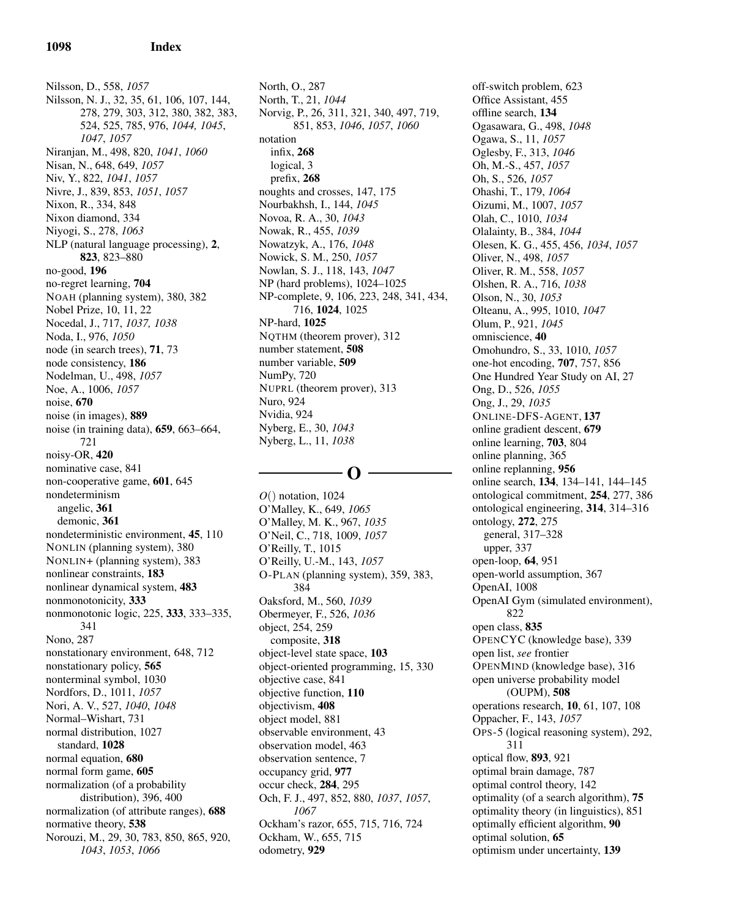Nilsson, D., 558, *1057*
Nilsson, N. J., 32, 35, 61, 106, 107, 144, 278, 279, 303, 312, 380, 382, 383, 524, 525, 785, 976, *1044, 1045*, *1047*, *1057*
Niranjan, M., 498, 820, *1041*, *1060*
Nisan, N., 648, 649, *1057*
Niv, Y., 822, *1041*, *1057*
Nivre, J., 839, 853, *1051*, *1057*
Nixon, R., 334, 848
Nixon diamond, 334
Niyogi, S., 278, *1063*
NLP (natural language processing), **2**, **823**, 823–880
no-good, **196**
no-regret learning, **704**
NOAH (planning system), 380, 382
Nobel Prize, 10, 11, 22
Nocedal, J., 717, *1037, 1038*
Noda, I., 976, *1050*
node (in search trees), **71**, 73
node consistency, **186**
Nodelman, U., 498, *1057*
Noe, A., 1006, *1057*
noise, **670**
noise (in images), **889**
noise (in training data), **659**, 663–664, 721
noisy-OR, **420**
nominative case, 841
non-cooperative game, **601**, 645
nondeterminism
  angelic, **361**
  demonic, **361**
nondeterministic environment, **45**, 110
NONLIN (planning system), 380
NONLIN+ (planning system), 383
nonlinear constraints, **183**
nonlinear dynamical system, **483**
nonmonotonicity, **333**
nonmonotonic logic, 225, **333**, 333–335, 341
Nono, 287
nonstationary environment, 648, 712
nonstationary policy, **565**
nonterminal symbol, 1030
Nordfors, D., 1011, *1057*
Nori, A. V., 527, *1040*, *1048*
Normal–Wishart, 731
normal distribution, 1027
  standard, **1028**
normal equation, **680**
normal form game, **605**
normalization (of a probability distribution), 396, 400
normalization (of attribute ranges), **688**
normative theory, **538**
Norouzi, M., 29, 30, 783, 850, 865, 920, *1043*, *1053*, *1066*
North, O., 287
North, T., 21, *1044*
Norvig, P., 26, 311, 321, 340, 497, 719, 851, 853, *1046*, *1057*, *1060*
notation
  infix, **268**
  logical, 3
  prefix, **268**
noughts and crosses, 147, 175
Nourbakhsh, I., 144, *1045*
Novoa, R. A., 30, *1043*
Nowak, R., 455, *1039*
Nowatzyk, A., 176, *1048*
Nowick, S. M., 250, *1057*
Nowlan, S. J., 118, 143, *1047*
NP (hard problems), 1024–1025
NP-complete, 9, 106, 223, 248, 341, 434, 716, **1024**, 1025
NP-hard, **1025**
NQTHM (theorem prover), 312
number statement, **508**
number variable, **509**
NumPy, 720
NUPRL (theorem prover), 313
Nuro, 924
Nvidia, 924
Nyberg, E., 30, *1043*
Nyberg, L., 11, *1038*

## O

$O()$ notation, 1024
O'Malley, K., 649, *1065*
O'Malley, M. K., 967, *1035*
O'Neil, C., 718, 1009, *1057*
O'Reilly, T., 1015
O'Reilly, U.-M., 143, *1057*
O-PLAN (planning system), 359, 383, 384
Oaksford, M., 560, *1039*
Obermeyer, F., 526, *1036*
object, 254, 259
  composite, **318**
object-level state space, **103**
object-oriented programming, 15, 330
objective case, 841
objective function, **110**
objectivism, **408**
object model, 881
observable environment, 43
observation model, 463
observation sentence, 7
occupancy grid, **977**
occur check, **284**, 295
Och, F. J., 497, 852, 880, *1037*, *1057*, *1067*
Ockham's razor, 655, 715, 716, 724
Ockham, W., 655, 715
odometry, **929**
off-switch problem, 623
Office Assistant, 455
offline search, **134**
Ogasawara, G., 498, *1048*
Ogawa, S., 11, *1057*
Oglesby, F., 313, *1046*
Oh, M.-S., 457, *1057*
Oh, S., 526, *1057*
Ohashi, T., 179, *1064*
Oizumi, M., 1007, *1057*
Olah, C., 1010, *1034*
Olalainty, B., 384, *1044*
Olesen, K. G., 455, 456, *1034*, *1057*
Oliver, N., 498, *1057*
Oliver, R. M., 558, *1057*
Olshen, R. A., 716, *1038*
Olson, N., 30, *1053*
Olteanu, A., 995, 1010, *1047*
Olum, P., 921, *1045*
omniscience, **40**
Omohundro, S., 33, 1010, *1057*
one-hot encoding, **707**, 757, 856
One Hundred Year Study on AI, 27
Ong, D., 526, *1055*
Ong, J., 29, *1035*
ONLINE-DFS-AGENT, **137**
online gradient descent, **679**
online learning, **703**, 804
online planning, 365
online replanning, **956**
online search, **134**, 134–141, 144–145
ontological commitment, **254**, 277, 386
ontological engineering, **314**, 314–316
ontology, **272**, 275
  general, 317–328
  upper, 337
open-loop, **64**, 951
open-world assumption, 367
OpenAI, 1008
OpenAI Gym (simulated environment), 822
open class, **835**
OPENCYC (knowledge base), 339
open list, *see* frontier
OPENMIND (knowledge base), 316
open universe probability model (OUPM), **508**
operations research, **10**, 61, 107, 108
Oppacher, F., 143, *1057*
OPS-5 (logical reasoning system), 292, 311
optical flow, **893**, 921
optimal brain damage, 787
optimal control theory, 142
optimality (of a search algorithm), **75**
optimality theory (in linguistics), 851
optimally efficient algorithm, **90**
optimal solution, **65**
optimism under uncertainty, **139**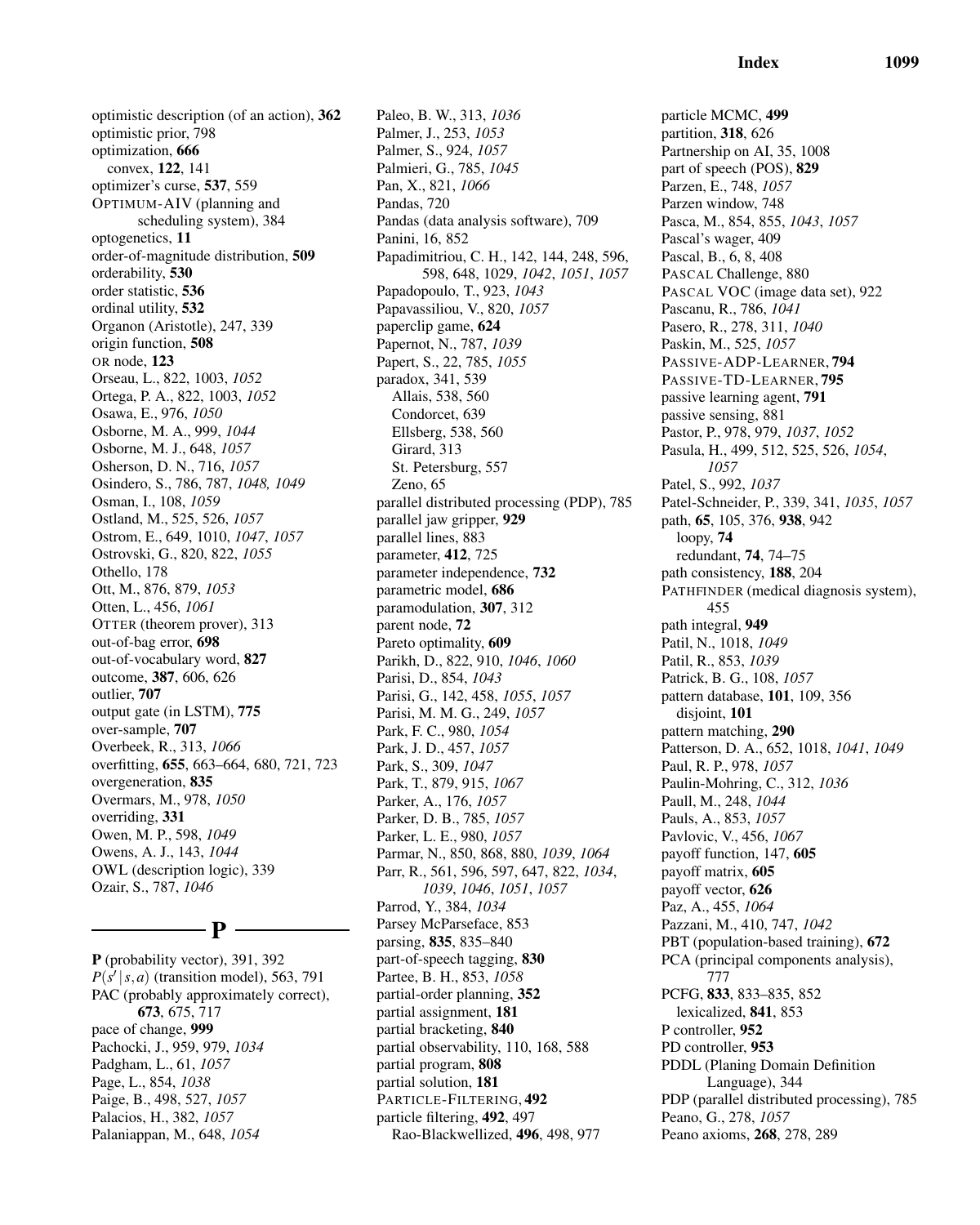optimistic description (of an action), **362**
optimistic prior, 798
optimization, **666**
  convex, **122**, 141
optimizer's curse, **537**, 559
OPTIMUM-AIV (planning and scheduling system), 384
optogenetics, **11**
order-of-magnitude distribution, **509**
orderability, **530**
order statistic, **536**
ordinal utility, **532**
Organon (Aristotle), 247, 339
origin function, **508**
OR node, **123**
Orseau, L., 822, 1003, *1052*
Ortega, P. A., 822, 1003, *1052*
Osawa, E., 976, *1050*
Osborne, M. A., 999, *1044*
Osborne, M. J., 648, *1057*
Osherson, D. N., 716, *1057*
Osindero, S., 786, 787, *1048, 1049*
Osman, I., 108, *1059*
Ostland, M., 525, 526, *1057*
Ostrom, E., 649, 1010, *1047*, *1057*
Ostrovski, G., 820, 822, *1055*
Othello, 178
Ott, M., 876, 879, *1053*
Otten, L., 456, *1061*
OTTER (theorem prover), 313
out-of-bag error, **698**
out-of-vocabulary word, **827**
outcome, **387**, 606, 626
outlier, **707**
output gate (in LSTM), **775**
over-sample, **707**
Overbeek, R., 313, *1066*
overfitting, **655**, 663–664, 680, 721, 723
overgeneration, **835**
Overmars, M., 978, *1050*
overriding, **331**
Owen, M. P., 598, *1049*
Owens, A. J., 143, *1044*
OWL (description logic), 339
Ozair, S., 787, *1046*

## P

**P** (probability vector), 391, 392
$P(s' \mid s,a)$ (transition model), 563, 791
PAC (probably approximately correct), **673**, 675, 717
pace of change, **999**
Pachocki, J., 959, 979, *1034*
Padgham, L., 61, *1057*
Page, L., 854, *1038*
Paige, B., 498, 527, *1057*
Palacios, H., 382, *1057*
Palaniappan, M., 648, *1054*
Paleo, B. W., 313, *1036*
Palmer, J., 253, *1053*
Palmer, S., 924, *1057*
Palmieri, G., 785, *1045*
Pan, X., 821, *1066*
Pandas, 720
Pandas (data analysis software), 709
Panini, 16, 852
Papadimitriou, C. H., 142, 144, 248, 596, 598, 648, 1029, *1042*, *1051*, *1057*
Papadopoulo, T., 923, *1043*
Papavassiliou, V., 820, *1057*
paperclip game, **624**
Papernot, N., 787, *1039*
Papert, S., 22, 785, *1055*
paradox, 341, 539
  Allais, 538, 560
  Condorcet, 639
  Ellsberg, 538, 560
  Girard, 313
  St. Petersburg, 557
  Zeno, 65
parallel distributed processing (PDP), 785
parallel jaw gripper, **929**
parallel lines, 883
parameter, **412**, 725
parameter independence, **732**
parametric model, **686**
paramodulation, **307**, 312
parent node, **72**
Pareto optimality, **609**
Parikh, D., 822, 910, *1046*, *1060*
Parisi, D., 854, *1043*
Parisi, G., 142, 458, *1055*, *1057*
Parisi, M. M. G., 249, *1057*
Park, F. C., 980, *1054*
Park, J. D., 457, *1057*
Park, S., 309, *1047*
Park, T., 879, 915, *1067*
Parker, A., 176, *1057*
Parker, D. B., 785, *1057*
Parker, L. E., 980, *1057*
Parmar, N., 850, 868, 880, *1039*, *1064*
Parr, R., 561, 596, 597, 647, 822, *1034*, *1039*, *1046*, *1051*, *1057*
Parrod, Y., 384, *1034*
Parsey McParseface, 853
parsing, **835**, 835–840
part-of-speech tagging, **830**
Partee, B. H., 853, *1058*
partial-order planning, **352**
partial assignment, **181**
partial bracketing, **840**
partial observability, 110, 168, 588
partial program, **808**
partial solution, **181**
PARTICLE-FILTERING, **492**
particle filtering, **492**, 497
  Rao-Blackwellized, **496**, 498, 977
particle MCMC, **499**
partition, **318**, 626
Partnership on AI, 35, 1008
part of speech (POS), **829**
Parzen, E., 748, *1057*
Parzen window, 748
Pasca, M., 854, 855, *1043*, *1057*
Pascal's wager, 409
Pascal, B., 6, 8, 408
PASCAL Challenge, 880
PASCAL VOC (image data set), 922
Pascanu, R., 786, *1041*
Pasero, R., 278, 311, *1040*
Paskin, M., 525, *1057*
PASSIVE-ADP-LEARNER, **794**
PASSIVE-TD-LEARNER, **795**
passive learning agent, **791**
passive sensing, 881
Pastor, P., 978, 979, *1037*, *1052*
Pasula, H., 499, 512, 525, 526, *1054*, *1057*
Patel, S., 992, *1037*
Patel-Schneider, P., 339, 341, *1035*, *1057*
path, **65**, 105, 376, **938**, 942
  loopy, **74**
  redundant, **74**, 74–75
path consistency, **188**, 204
PATHFINDER (medical diagnosis system), 455
path integral, **949**
Patil, N., 1018, *1049*
Patil, R., 853, *1039*
Patrick, B. G., 108, *1057*
pattern database, **101**, 109, 356
  disjoint, **101**
pattern matching, **290**
Patterson, D. A., 652, 1018, *1041*, *1049*
Paul, R. P., 978, *1057*
Paulin-Mohring, C., 312, *1036*
Paull, M., 248, *1044*
Pauls, A., 853, *1057*
Pavlovic, V., 456, *1067*
payoff function, 147, **605**
payoff matrix, **605**
payoff vector, **626**
Paz, A., 455, *1064*
Pazzani, M., 410, 747, *1042*
PBT (population-based training), **672**
PCA (principal components analysis), 777
PCFG, **833**, 833–835, 852
  lexicalized, **841**, 853
P controller, **952**
PD controller, **953**
PDDL (Planing Domain Definition Language), 344
PDP (parallel distributed processing), 785
Peano, G., 278, *1057*
Peano axioms, **268**, 278, 289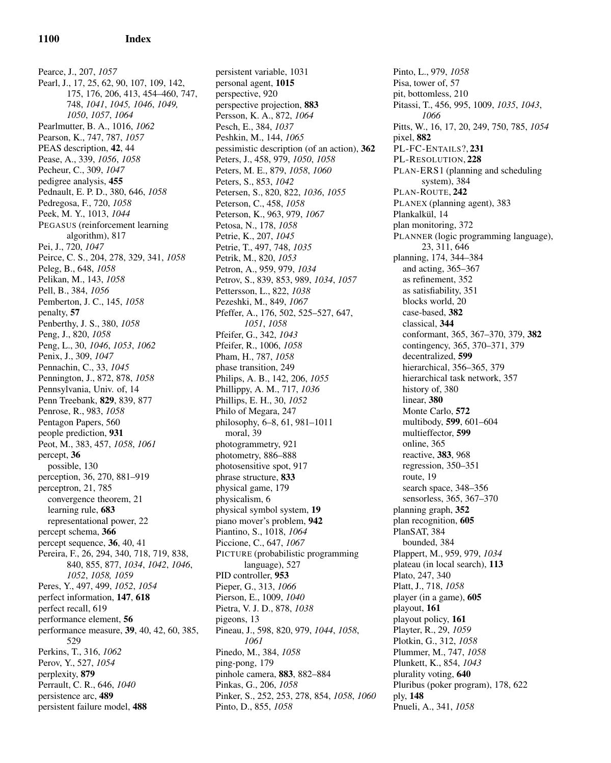Pearce, J., 207, *1057*
Pearl, J., 17, 25, 62, 90, 107, 109, 142, 175, 176, 206, 413, 454–460, 747, 748, *1041*, *1045, 1046*, *1049, 1050*, *1057*, *1064*
Pearlmutter, B. A., 1016, *1062*
Pearson, K., 747, 787, *1057*
PEAS description, **42**, 44
Pease, A., 339, *1056*, *1058*
Pecheur, C., 309, *1047*
pedigree analysis, **455**
Pednault, E. P. D., 380, 646, *1058*
Pedregosa, F., 720, *1058*
Peek, M. Y., 1013, *1044*
PEGASUS (reinforcement learning algorithm), 817
Pei, J., 720, *1047*
Peirce, C. S., 204, 278, 329, 341, *1058*
Peleg, B., 648, *1058*
Pelikan, M., 143, *1058*
Pell, B., 384, *1056*
Pemberton, J. C., 145, *1058*
penalty, **57**
Penberthy, J. S., 380, *1058*
Peng, J., 820, *1058*
Peng, L., 30, *1046*, *1053*, *1062*
Penix, J., 309, *1047*
Pennachin, C., 33, *1045*
Pennington, J., 872, 878, *1058*
Pennsylvania, Univ. of, 14
Penn Treebank, **829**, 839, 877
Penrose, R., 983, *1058*
Pentagon Papers, 560
people prediction, **931**
Peot, M., 383, 457, *1058*, *1061*
percept, **36**
  possible, 130
perception, 36, 270, 881–919
perceptron, 21, 785
  convergence theorem, 21
  learning rule, **683**
  representational power, 22
percept schema, **366**
percept sequence, **36**, 40, 41
Pereira, F., 26, 294, 340, 718, 719, 838, 840, 855, 877, *1034*, *1042*, *1046*, *1052*, *1058, 1059*
Peres, Y., 497, 499, *1052*, *1054*
perfect information, **147**, **618**
perfect recall, 619
performance element, **56**
performance measure, **39**, 40, 42, 60, 385, 529
Perkins, T., 316, *1062*
Perov, Y., 527, *1054*
perplexity, **879**
Perrault, C. R., 646, *1040*
persistence arc, **489**
persistent failure model, **488**
persistent variable, 1031
personal agent, **1015**
perspective, 920
perspective projection, **883**
Persson, K. A., 872, *1064*
Pesch, E., 384, *1037*
Peshkin, M., 144, *1065*
pessimistic description (of an action), **362**
Peters, J., 458, 979, *1050*, *1058*
Peters, M. E., 879, *1058*, *1060*
Peters, S., 853, *1042*
Petersen, S., 820, 822, *1036*, *1055*
Peterson, C., 458, *1058*
Peterson, K., 963, 979, *1067*
Petosa, N., 178, *1058*
Petrie, K., 207, *1045*
Petrie, T., 497, 748, *1035*
Petrik, M., 820, *1053*
Petron, A., 959, 979, *1034*
Petrov, S., 839, 853, 989, *1034*, *1057*
Pettersson, L., 822, *1038*
Pezeshki, M., 849, *1067*
Pfeffer, A., 176, 502, 525–527, 647, *1051*, *1058*
Pfeifer, G., 342, *1043*
Pfeifer, R., 1006, *1058*
Pham, H., 787, *1058*
phase transition, 249
Philips, A. B., 142, 206, *1055*
Phillippy, A. M., 717, *1036*
Phillips, E. H., 30, *1052*
Philo of Megara, 247
philosophy, 6–8, 61, 981–1011
  moral, 39
photogrammetry, 921
photometry, 886–888
photosensitive spot, 917
phrase structure, **833**
physical game, 179
physicalism, 6
physical symbol system, **19**
piano mover's problem, **942**
Piantino, S., 1018, *1064*
Piccione, C., 647, *1067*
PICTURE (probabilistic programming language), 527
PID controller, **953**
Pieper, G., 313, *1066*
Pierson, E., 1009, *1040*
Pietra, V. J. D., 878, *1038*
pigeons, 13
Pineau, J., 598, 820, 979, *1044*, *1058*, *1061*
Pinedo, M., 384, *1058*
ping-pong, 179
pinhole camera, **883**, 882–884
Pinkas, G., 206, *1058*
Pinker, S., 252, 253, 278, 854, *1058*, *1060*
Pinto, D., 855, *1058*
Pinto, L., 979, *1058*
Pisa, tower of, 57
pit, bottomless, 210
Pitassi, T., 456, 995, 1009, *1035*, *1043*, *1066*
Pitts, W., 16, 17, 20, 249, 750, 785, *1054*
pixel, **882**
PL-FC-ENTAILS?, **231**
PL-RESOLUTION, **228**
PLAN-ERS1 (planning and scheduling system), 384
PLAN-ROUTE, **242**
PLANEX (planning agent), 383
Plankalkül, 14
plan monitoring, 372
PLANNER (logic programming language), 23, 311, 646
planning, 174, 344–384
  and acting, 365–367
  as refinement, 352
  as satisfiability, 351
  blocks world, 20
  case-based, **382**
  classical, **344**
  conformant, 365, 367–370, 379, **382**
  contingency, 365, 370–371, 379
  decentralized, **599**
  hierarchical, 356–365, 379
  hierarchical task network, 357
  history of, 380
  linear, **380**
  Monte Carlo, **572**
  multibody, **599**, 601–604
  multieffector, **599**
  online, 365
  reactive, **383**, 968
  regression, 350–351
  route, 19
  search space, 348–356
  sensorless, 365, 367–370
planning graph, **352**
plan recognition, **605**
PlanSAT, 384
  bounded, 384
Plappert, M., 959, 979, *1034*
plateau (in local search), **113**
Plato, 247, 340
Platt, J., 718, *1058*
player (in a game), **605**
playout, **161**
playout policy, **161**
Playter, R., 29, *1059*
Plotkin, G., 312, *1058*
Plummer, M., 747, *1058*
Plunkett, K., 854, *1043*
plurality voting, **640**
Pluribus (poker program), 178, 622
ply, **148**
Pnueli, A., 341, *1058*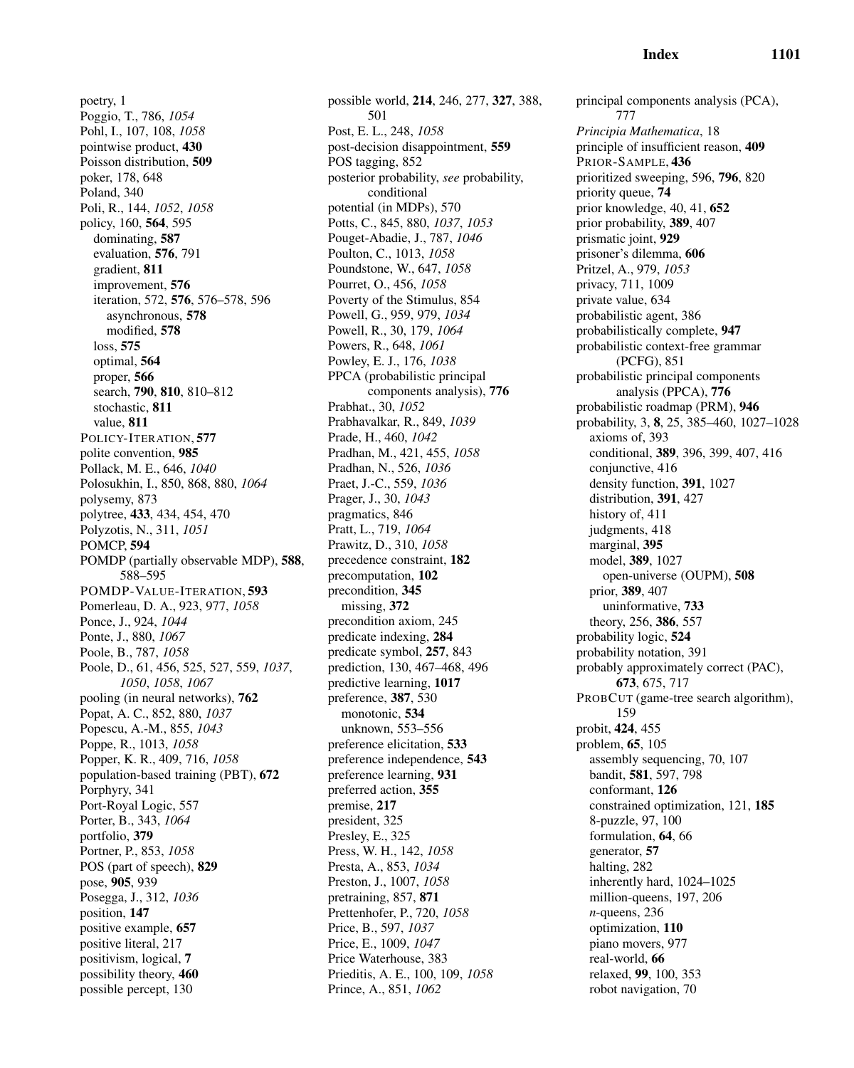poetry, 1
Poggio, T., 786, *1054*
Pohl, I., 107, 108, *1058*
pointwise product, **430**
Poisson distribution, **509**
poker, 178, 648
Poland, 340
Poli, R., 144, *1052*, *1058*
policy, 160, **564**, 595
  dominating, **587**
  evaluation, **576**, 791
  gradient, **811**
  improvement, **576**
  iteration, 572, **576**, 576–578, 596
    asynchronous, **578**
    modified, **578**
  loss, **575**
  optimal, **564**
  proper, **566**
  search, **790**, **810**, 810–812
  stochastic, **811**
  value, **811**
POLICY-ITERATION, **577**
polite convention, **985**
Pollack, M. E., 646, *1040*
Polosukhin, I., 850, 868, 880, *1064*
polysemy, 873
polytree, **433**, 434, 454, 470
Polyzotis, N., 311, *1051*
POMCP, **594**
POMDP (partially observable MDP), **588**, 588–595
POMDP-VALUE-ITERATION, **593**
Pomerleau, D. A., 923, 977, *1058*
Ponce, J., 924, *1044*
Ponte, J., 880, *1067*
Poole, B., 787, *1058*
Poole, D., 61, 456, 525, 527, 559, *1037*, *1050*, *1058*, *1067*
pooling (in neural networks), **762**
Popat, A. C., 852, 880, *1037*
Popescu, A.-M., 855, *1043*
Poppe, R., 1013, *1058*
Popper, K. R., 409, 716, *1058*
population-based training (PBT), **672**
Porphyry, 341
Port-Royal Logic, 557
Porter, B., 343, *1064*
portfolio, **379**
Portner, P., 853, *1058*
POS (part of speech), **829**
pose, **905**, 939
Posegga, J., 312, *1036*
position, **147**
positive example, **657**
positive literal, 217
positivism, logical, **7**
possibility theory, **460**
possible percept, 130
possible world, **214**, 246, 277, **327**, 388, 501
Post, E. L., 248, *1058*
post-decision disappointment, **559**
POS tagging, 852
posterior probability, *see* probability, conditional
potential (in MDPs), 570
Potts, C., 845, 880, *1037*, *1053*
Pouget-Abadie, J., 787, *1046*
Poulton, C., 1013, *1058*
Poundstone, W., 647, *1058*
Pourret, O., 456, *1058*
Poverty of the Stimulus, 854
Powell, G., 959, 979, *1034*
Powell, R., 30, 179, *1064*
Powers, R., 648, *1061*
Powley, E. J., 176, *1038*
PPCA (probabilistic principal components analysis), **776**
Prabhat., 30, *1052*
Prabhavalkar, R., 849, *1039*
Prade, H., 460, *1042*
Pradhan, M., 421, 455, *1058*
Pradhan, N., 526, *1036*
Praet, J.-C., 559, *1036*
Prager, J., 30, *1043*
pragmatics, 846
Pratt, L., 719, *1064*
Prawitz, D., 310, *1058*
precedence constraint, **182**
precomputation, **102**
precondition, **345**
  missing, **372**
precondition axiom, 245
predicate indexing, **284**
predicate symbol, **257**, 843
prediction, 130, 467–468, 496
predictive learning, **1017**
preference, **387**, 530
  monotonic, **534**
  unknown, 553–556
preference elicitation, **533**
preference independence, **543**
preference learning, **931**
preferred action, **355**
premise, **217**
president, 325
Presley, E., 325
Press, W. H., 142, *1058*
Presta, A., 853, *1034*
Preston, J., 1007, *1058*
pretraining, 857, **871**
Prettenhofer, P., 720, *1058*
Price, B., 597, *1037*
Price, E., 1009, *1047*
Price Waterhouse, 383
Prieditis, A. E., 100, 109, *1058*
Prince, A., 851, *1062*
principal components analysis (PCA), 777
*Principia Mathematica*, 18
principle of insufficient reason, **409**
PRIOR-SAMPLE, **436**
prioritized sweeping, 596, **796**, 820
priority queue, **74**
prior knowledge, 40, 41, **652**
prior probability, **389**, 407
prismatic joint, **929**
prisoner's dilemma, **606**
Pritzel, A., 979, *1053*
privacy, 711, 1009
private value, 634
probabilistic agent, 386
probabilistically complete, **947**
probabilistic context-free grammar (PCFG), 851
probabilistic principal components analysis (PPCA), **776**
probabilistic roadmap (PRM), **946**
probability, 3, **8**, 25, 385–460, 1027–1028
  axioms of, 393
  conditional, **389**, 396, 399, 407, 416
  conjunctive, 416
  density function, **391**, 1027
  distribution, **391**, 427
  history of, 411
  judgments, 418
  marginal, **395**
  model, **389**, 1027
    open-universe (OUPM), **508**
  prior, **389**, 407
    uninformative, **733**
  theory, 256, **386**, 557
probability logic, **524**
probability notation, 391
probably approximately correct (PAC), **673**, 675, 717
PROBCUT (game-tree search algorithm), 159
probit, **424**, 455
problem, **65**, 105
  assembly sequencing, 70, 107
  bandit, **581**, 597, 798
  conformant, **126**
  constrained optimization, 121, **185**
  8-puzzle, 97, 100
  formulation, **64**, 66
  generator, **57**
  halting, 282
  inherently hard, 1024–1025
  million-queens, 197, 206
  *n*-queens, 236
  optimization, **110**
  piano movers, 977
  real-world, **66**
  relaxed, **99**, 100, 353
  robot navigation, 70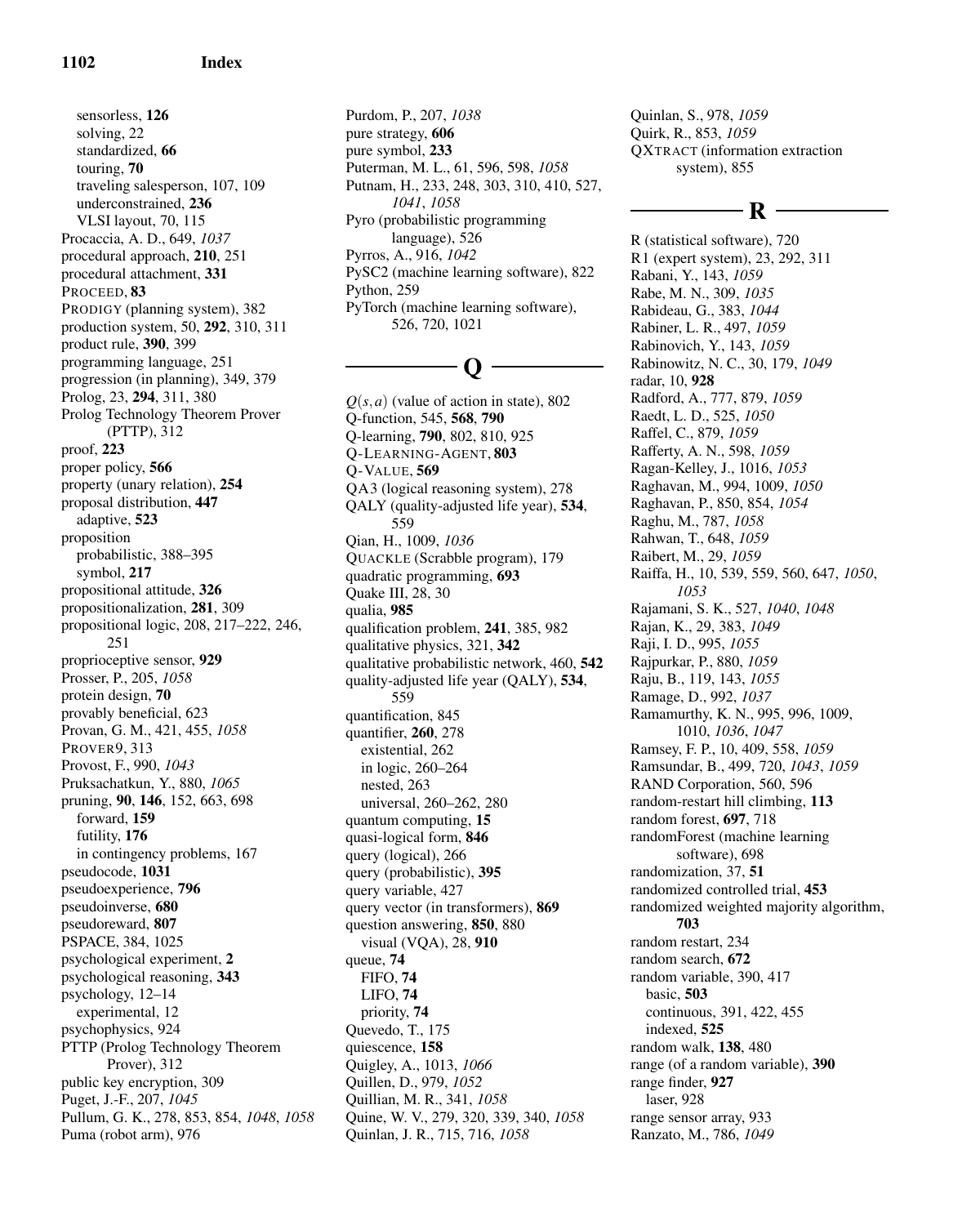sensorless, **126**
solving, 22
standardized, **66**
touring, **70**
traveling salesperson, 107, 109
underconstrained, **236**
VLSI layout, 70, 115

Procaccia, A. D., 649, *1037*
procedural approach, **210**, 251
procedural attachment, **331**
PROCEED, **83**
PRODIGY (planning system), 382
production system, 50, **292**, 310, 311
product rule, **390**, 399
programming language, 251
progression (in planning), 349, 379
Prolog, 23, **294**, 311, 380
Prolog Technology Theorem Prover (PTTP), 312
proof, **223**
proper policy, **566**
property (unary relation), **254**
proposal distribution, **447**
adaptive, **523**
proposition
probabilistic, 388–395
symbol, **217**
propositional attitude, **326**
propositionalization, **281**, 309
propositional logic, 208, 217–222, 246, 251
proprioceptive sensor, **929**
Prosser, P., 205, *1058*
protein design, **70**
provably beneficial, 623
Provan, G. M., 421, 455, *1058*
PROVER9, 313
Provost, F., 990, *1043*
Pruksachatkun, Y., 880, *1065*
pruning, **90**, **146**, 152, 663, 698
forward, **159**
futility, **176**
in contingency problems, 167
pseudocode, **1031**
pseudoexperience, **796**
pseudoinverse, **680**
pseudoreward, **807**
PSPACE, 384, 1025
psychological experiment, **2**
psychological reasoning, **343**
psychology, 12–14
experimental, 12
psychophysics, 924
PTTP (Prolog Technology Theorem Prover), 312
public key encryption, 309
Puget, J.-F., 207, *1045*
Pullum, G. K., 278, 853, 854, *1048*, *1058*
Puma (robot arm), 976
Purdom, P., 207, *1038*
pure strategy, **606**
pure symbol, **233**
Puterman, M. L., 61, 596, 598, *1058*
Putnam, H., 233, 248, 303, 310, 410, 527, *1041*, *1058*
Pyro (probabilistic programming language), 526
Pyrros, A., 916, *1042*
PySC2 (machine learning software), 822
Python, 259
PyTorch (machine learning software), 526, 720, 1021

## Q

$Q(s,a)$ (value of action in state), 802
Q-function, 545, **568**, **790**
Q-learning, **790**, 802, 810, 925
Q-LEARNING-AGENT, **803**
Q-VALUE, **569**
QA3 (logical reasoning system), 278
QALY (quality-adjusted life year), **534**, 559
Qian, H., 1009, *1036*
QUACKLE (Scrabble program), 179
quadratic programming, **693**
Quake III, 28, 30
qualia, **985**
qualification problem, **241**, 385, 982
qualitative physics, 321, **342**
qualitative probabilistic network, 460, **542**
quality-adjusted life year (QALY), **534**, 559
quantification, 845
quantifier, **260**, 278
existential, 262
in logic, 260–264
nested, 263
universal, 260–262, 280
quantum computing, **15**
quasi-logical form, **846**
query (logical), 266
query (probabilistic), **395**
query variable, 427
query vector (in transformers), **869**
question answering, **850**, 880
visual (VQA), 28, **910**
queue, **74**
FIFO, **74**
LIFO, **74**
priority, **74**
Quevedo, T., 175
quiescence, **158**
Quigley, A., 1013, *1066*
Quillen, D., 979, *1052*
Quillian, M. R., 341, *1058*
Quine, W. V., 279, 320, 339, 340, *1058*
Quinlan, J. R., 715, 716, *1058*
Quinlan, S., 978, *1059*
Quirk, R., 853, *1059*
QXTRACT (information extraction system), 855

## R

R (statistical software), 720
R1 (expert system), 23, 292, 311
Rabani, Y., 143, *1059*
Rabe, M. N., 309, *1035*
Rabideau, G., 383, *1044*
Rabiner, L. R., 497, *1059*
Rabinovich, Y., 143, *1059*
Rabinowitz, N. C., 30, 179, *1049*
radar, 10, **928**
Radford, A., 777, 879, *1059*
Raedt, L. D., 525, *1050*
Raffel, C., 879, *1059*
Rafferty, A. N., 598, *1059*
Ragan-Kelley, J., 1016, *1053*
Raghavan, M., 994, 1009, *1050*
Raghavan, P., 850, 854, *1054*
Raghu, M., 787, *1058*
Rahwan, T., 648, *1059*
Raibert, M., 29, *1059*
Raiffa, H., 10, 539, 559, 560, 647, *1050*, *1053*
Rajamani, S. K., 527, *1040*, *1048*
Rajan, K., 29, 383, *1049*
Raji, I. D., 995, *1055*
Rajpurkar, P., 880, *1059*
Raju, B., 119, 143, *1055*
Ramage, D., 992, *1037*
Ramamurthy, K. N., 995, 996, 1009, 1010, *1036*, *1047*
Ramsey, F. P., 10, 409, 558, *1059*
Ramsundar, B., 499, 720, *1043*, *1059*
RAND Corporation, 560, 596
random-restart hill climbing, **113**
random forest, **697**, 718
randomForest (machine learning software), 698
randomization, 37, **51**
randomized controlled trial, **453**
randomized weighted majority algorithm, **703**
random restart, 234
random search, **672**
random variable, 390, 417
basic, **503**
continuous, 391, 422, 455
indexed, **525**
random walk, **138**, 480
range (of a random variable), **390**
range finder, **927**
laser, 928
range sensor array, 933
Ranzato, M., 786, *1049*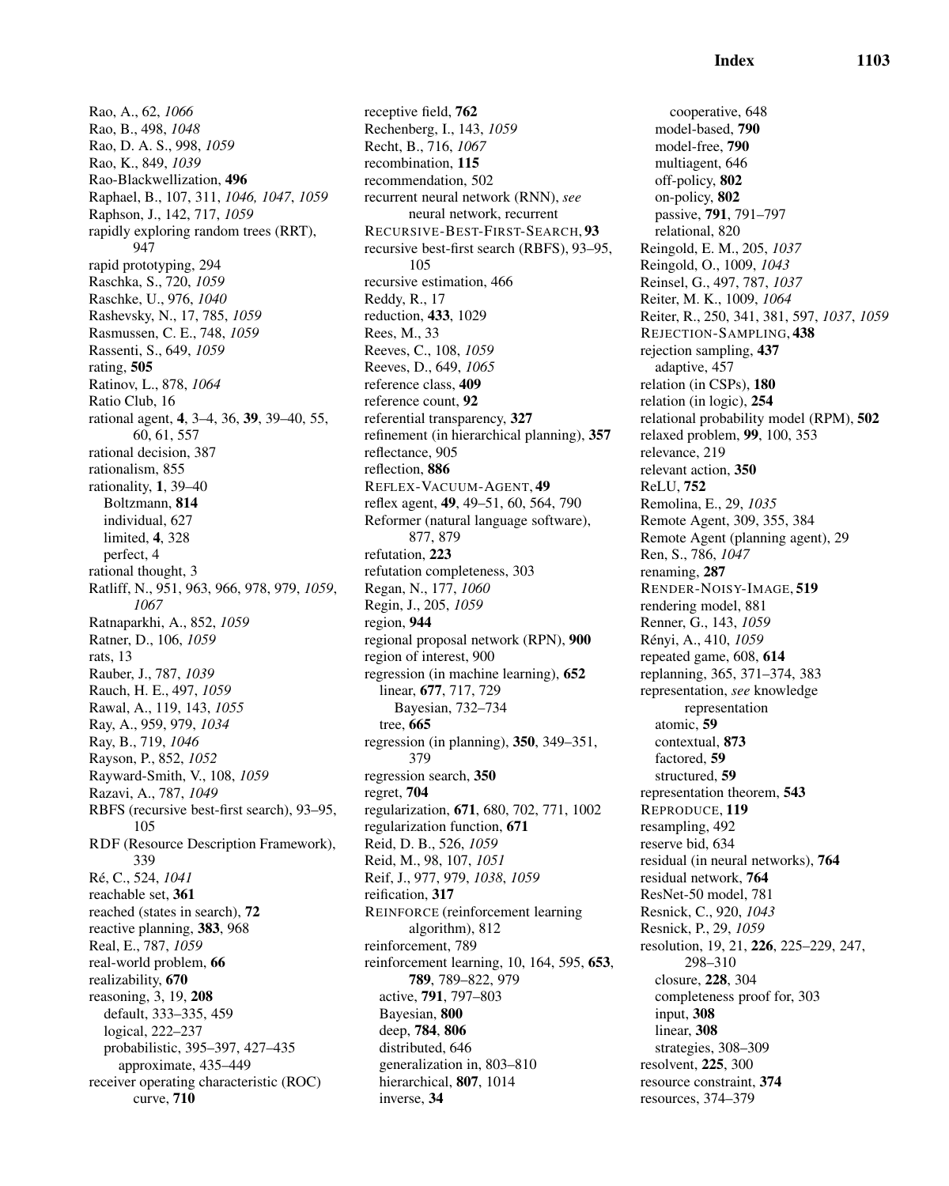Rao, A., 62, *1066*
Rao, B., 498, *1048*
Rao, D. A. S., 998, *1059*
Rao, K., 849, *1039*
Rao-Blackwellization, **496**
Raphael, B., 107, 311, *1046, 1047*, *1059*
Raphson, J., 142, 717, *1059*
rapidly exploring random trees (RRT), 947
rapid prototyping, 294
Raschka, S., 720, *1059*
Raschke, U., 976, *1040*
Rashevsky, N., 17, 785, *1059*
Rasmussen, C. E., 748, *1059*
Rassenti, S., 649, *1059*
rating, **505**
Ratinov, L., 878, *1064*
Ratio Club, 16
rational agent, **4**, 3–4, 36, **39**, 39–40, 55, 60, 61, 557
rational decision, 387
rationalism, 855
rationality, **1**, 39–40
  Boltzmann, **814**
  individual, 627
  limited, **4**, 328
  perfect, 4
rational thought, 3
Ratliff, N., 951, 963, 966, 978, 979, *1059*, *1067*
Ratnaparkhi, A., 852, *1059*
Ratner, D., 106, *1059*
rats, 13
Rauber, J., 787, *1039*
Rauch, H. E., 497, *1059*
Rawal, A., 119, 143, *1055*
Ray, A., 959, 979, *1034*
Ray, B., 719, *1046*
Rayson, P., 852, *1052*
Rayward-Smith, V., 108, *1059*
Razavi, A., 787, *1049*
RBFS (recursive best-first search), 93–95, 105
RDF (Resource Description Framework), 339
Ré, C., 524, *1041*
reachable set, **361**
reached (states in search), **72**
reactive planning, **383**, 968
Real, E., 787, *1059*
real-world problem, **66**
realizability, **670**
reasoning, 3, 19, **208**
  default, 333–335, 459
  logical, 222–237
  probabilistic, 395–397, 427–435
    approximate, 435–449
receiver operating characteristic (ROC) curve, **710**

receptive field, **762**
Rechenberg, I., 143, *1059*
Recht, B., 716, *1067*
recombination, **115**
recommendation, 502
recurrent neural network (RNN), *see* neural network, recurrent
RECURSIVE-BEST-FIRST-SEARCH, **93**
recursive best-first search (RBFS), 93–95, 105
recursive estimation, 466
Reddy, R., 17
reduction, **433**, 1029
Rees, M., 33
Reeves, C., 108, *1059*
Reeves, D., 649, *1065*
reference class, **409**
reference count, **92**
referential transparency, **327**
refinement (in hierarchical planning), **357**
reflectance, 905
reflection, **886**
REFLEX-VACUUM-AGENT, **49**
reflex agent, **49**, 49–51, 60, 564, 790
Reformer (natural language software), 877, 879
refutation, **223**
refutation completeness, 303
Regan, N., 177, *1060*
Regin, J., 205, *1059*
region, **944**
regional proposal network (RPN), **900**
region of interest, 900
regression (in machine learning), **652**
  linear, **677**, 717, 729
    Bayesian, 732–734
  tree, **665**
regression (in planning), **350**, 349–351, 379
regression search, **350**
regret, **704**
regularization, **671**, 680, 702, 771, 1002
regularization function, **671**
Reid, D. B., 526, *1059*
Reid, M., 98, 107, *1051*
Reif, J., 977, 979, *1038*, *1059*
reification, **317**
REINFORCE (reinforcement learning algorithm), 812
reinforcement, 789
reinforcement learning, 10, 164, 595, **653**, **789**, 789–822, 979
  active, **791**, 797–803
  Bayesian, **800**
  deep, **784**, **806**
  distributed, 646
  generalization in, 803–810
  hierarchical, **807**, 1014
  inverse, **34**

    cooperative, 648
  model-based, **790**
  model-free, **790**
  multiagent, 646
  off-policy, **802**
  on-policy, **802**
  passive, **791**, 791–797
  relational, 820
Reingold, E. M., 205, *1037*
Reingold, O., 1009, *1043*
Reinsel, G., 497, 787, *1037*
Reiter, M. K., 1009, *1064*
Reiter, R., 250, 341, 381, 597, *1037*, *1059*
REJECTION-SAMPLING, **438**
rejection sampling, **437**
  adaptive, 457
relation (in CSPs), **180**
relation (in logic), **254**
relational probability model (RPM), **502**
relaxed problem, **99**, 100, 353
relevance, 219
relevant action, **350**
ReLU, **752**
Remolina, E., 29, *1035*
Remote Agent, 309, 355, 384
Remote Agent (planning agent), 29
Ren, S., 786, *1047*
renaming, **287**
RENDER-NOISY-IMAGE, **519**
rendering model, 881
Renner, G., 143, *1059*
Rényi, A., 410, *1059*
repeated game, 608, **614**
replanning, 365, 371–374, 383
representation, *see* knowledge representation
  atomic, **59**
  contextual, **873**
  factored, **59**
  structured, **59**
representation theorem, **543**
REPRODUCE, **119**
resampling, 492
reserve bid, 634
residual (in neural networks), **764**
residual network, **764**
ResNet-50 model, 781
Resnick, C., 920, *1043*
Resnick, P., 29, *1059*
resolution, 19, 21, **226**, 225–229, 247, 298–310
  closure, **228**, 304
  completeness proof for, 303
  input, **308**
  linear, **308**
  strategies, 308–309
resolvent, **225**, 300
resource constraint, **374**
resources, 374–379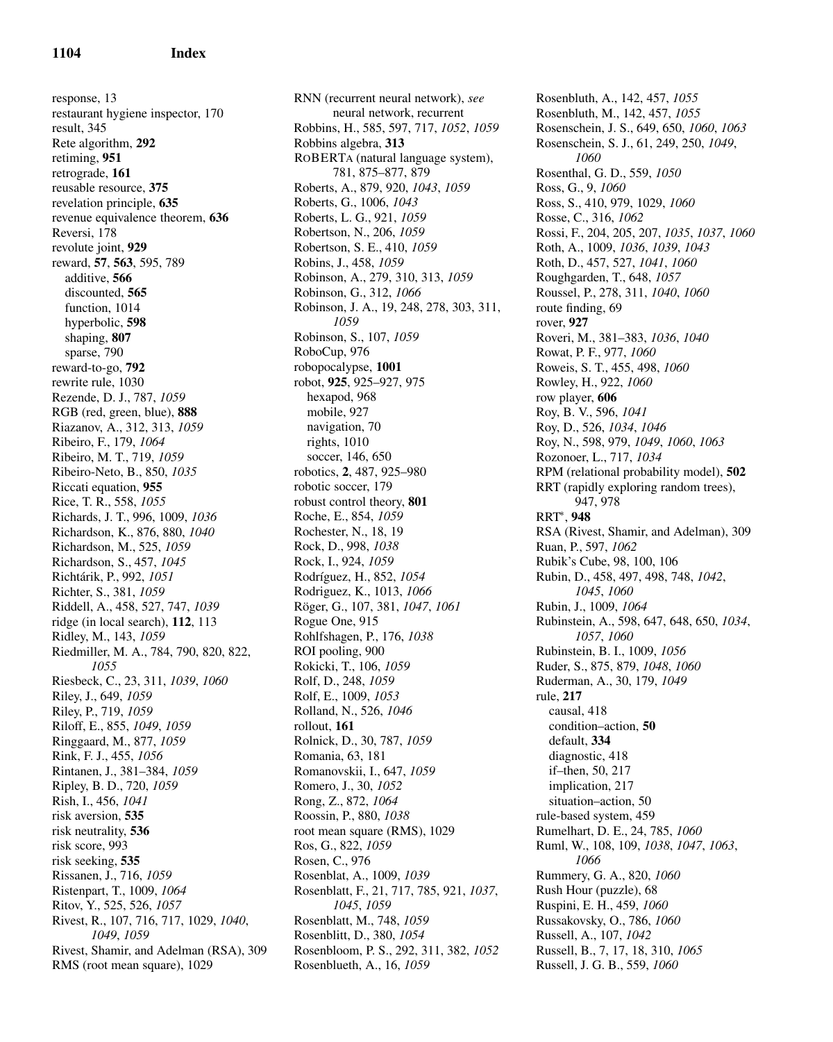## Index

response, 13
restaurant hygiene inspector, 170
result, 345
Rete algorithm, **292**
retiming, **951**
retrograde, **161**
reusable resource, **375**
revelation principle, **635**
revenue equivalence theorem, **636**
Reversi, 178
revolute joint, **929**
reward, **57**, **563**, 595, 789
  additive, **566**
  discounted, **565**
  function, 1014
  hyperbolic, **598**
  shaping, **807**
  sparse, 790
reward-to-go, **792**
rewrite rule, 1030
Rezende, D. J., 787, *1059*
RGB (red, green, blue), **888**
Riazanov, A., 312, 313, *1059*
Ribeiro, F., 179, *1064*
Ribeiro, M. T., 719, *1059*
Ribeiro-Neto, B., 850, *1035*
Riccati equation, **955**
Rice, T. R., 558, *1055*
Richards, J. T., 996, 1009, *1036*
Richardson, K., 876, 880, *1040*
Richardson, M., 525, *1059*
Richardson, S., 457, *1045*
Richtárik, P., 992, *1051*
Richter, S., 381, *1059*
Riddell, A., 458, 527, 747, *1039*
ridge (in local search), **112**, 113
Ridley, M., 143, *1059*
Riedmiller, M. A., 784, 790, 820, 822, *1055*
Riesbeck, C., 23, 311, *1039*, *1060*
Riley, J., 649, *1059*
Riley, P., 719, *1059*
Riloff, E., 855, *1049*, *1059*
Ringgaard, M., 877, *1059*
Rink, F. J., 455, *1056*
Rintanen, J., 381–384, *1059*
Ripley, B. D., 720, *1059*
Rish, I., 456, *1041*
risk aversion, **535**
risk neutrality, **536**
risk score, 993
risk seeking, **535**
Rissanen, J., 716, *1059*
Ristenpart, T., 1009, *1064*
Ritov, Y., 525, 526, *1057*
Rivest, R., 107, 716, 717, 1029, *1040*, *1049*, *1059*
Rivest, Shamir, and Adelman (RSA), 309
RMS (root mean square), 1029
RNN (recurrent neural network), *see* neural network, recurrent
Robbins, H., 585, 597, 717, *1052*, *1059*
Robbins algebra, **313**
RoBERTa (natural language system), 781, 875–877, 879
Roberts, A., 879, 920, *1043*, *1059*
Roberts, G., 1006, *1043*
Roberts, L. G., 921, *1059*
Robertson, N., 206, *1059*
Robertson, S. E., 410, *1059*
Robins, J., 458, *1059*
Robinson, A., 279, 310, 313, *1059*
Robinson, G., 312, *1066*
Robinson, J. A., 19, 248, 278, 303, 311, *1059*
Robinson, S., 107, *1059*
RoboCup, 976
robopocalypse, **1001**
robot, **925**, 925–927, 975
  hexapod, 968
  mobile, 927
  navigation, 70
  rights, 1010
  soccer, 146, 650
robotics, **2**, 487, 925–980
robotic soccer, 179
robust control theory, **801**
Roche, E., 854, *1059*
Rochester, N., 18, 19
Rock, D., 998, *1038*
Rock, I., 924, *1059*
Rodríguez, H., 852, *1054*
Rodriguez, K., 1013, *1066*
Röger, G., 107, 381, *1047*, *1061*
Rogue One, 915
Rohlfshagen, P., 176, *1038*
ROI pooling, 900
Rokicki, T., 106, *1059*
Rolf, D., 248, *1059*
Rolf, E., 1009, *1053*
Rolland, N., 526, *1046*
rollout, **161**
Rolnick, D., 30, 787, *1059*
Romania, 63, 181
Romanovskii, I., 647, *1059*
Romero, J., 30, *1052*
Rong, Z., 872, *1064*
Roossin, P., 880, *1038*
root mean square (RMS), 1029
Ros, G., 822, *1059*
Rosen, C., 976
Rosenblat, A., 1009, *1039*
Rosenblatt, F., 21, 717, 785, 921, *1037*, *1045*, *1059*
Rosenblatt, M., 748, *1059*
Rosenblitt, D., 380, *1054*
Rosenbloom, P. S., 292, 311, 382, *1052*
Rosenblueth, A., 16, *1059*
Rosenbluth, A., 142, 457, *1055*
Rosenbluth, M., 142, 457, *1055*
Rosenschein, J. S., 649, 650, *1060*, *1063*
Rosenschein, S. J., 61, 249, 250, *1049*, *1060*
Rosenthal, G. D., 559, *1050*
Ross, G., 9, *1060*
Ross, S., 410, 979, 1029, *1060*
Rosse, C., 316, *1062*
Rossi, F., 204, 205, 207, *1035*, *1037*, *1060*
Roth, A., 1009, *1036*, *1039*, *1043*
Roth, D., 457, 527, *1041*, *1060*
Roughgarden, T., 648, *1057*
Roussel, P., 278, 311, *1040*, *1060*
route finding, 69
rover, **927**
Roveri, M., 381–383, *1036*, *1040*
Rowat, P. F., 977, *1060*
Roweis, S. T., 455, 498, *1060*
Rowley, H., 922, *1060*
row player, **606**
Roy, B. V., 596, *1041*
Roy, D., 526, *1034*, *1046*
Roy, N., 598, 979, *1049*, *1060*, *1063*
Rozonoer, L., 717, *1034*
RPM (relational probability model), **502**
RRT (rapidly exploring random trees), 947, 978
RRT*, **948**
RSA (Rivest, Shamir, and Adelman), 309
Ruan, P., 597, *1062*
Rubik's Cube, 98, 100, 106
Rubin, D., 458, 497, 498, 748, *1042*, *1045*, *1060*
Rubin, J., 1009, *1064*
Rubinstein, A., 598, 647, 648, 650, *1034*, *1057*, *1060*
Rubinstein, B. I., 1009, *1056*
Ruder, S., 875, 879, *1048*, *1060*
Ruderman, A., 30, 179, *1049*
rule, **217**
  causal, 418
  condition–action, **50**
  default, **334**
  diagnostic, 418
  if–then, 50, 217
  implication, 217
  situation–action, 50
rule-based system, 459
Rumelhart, D. E., 24, 785, *1060*
Ruml, W., 108, 109, *1038*, *1047*, *1063*, *1066*
Rummery, G. A., 820, *1060*
Rush Hour (puzzle), 68
Ruspini, E. H., 459, *1060*
Russakovsky, O., 786, *1060*
Russell, A., 107, *1042*
Russell, B., 7, 17, 18, 310, *1065*
Russell, J. G. B., 559, *1060*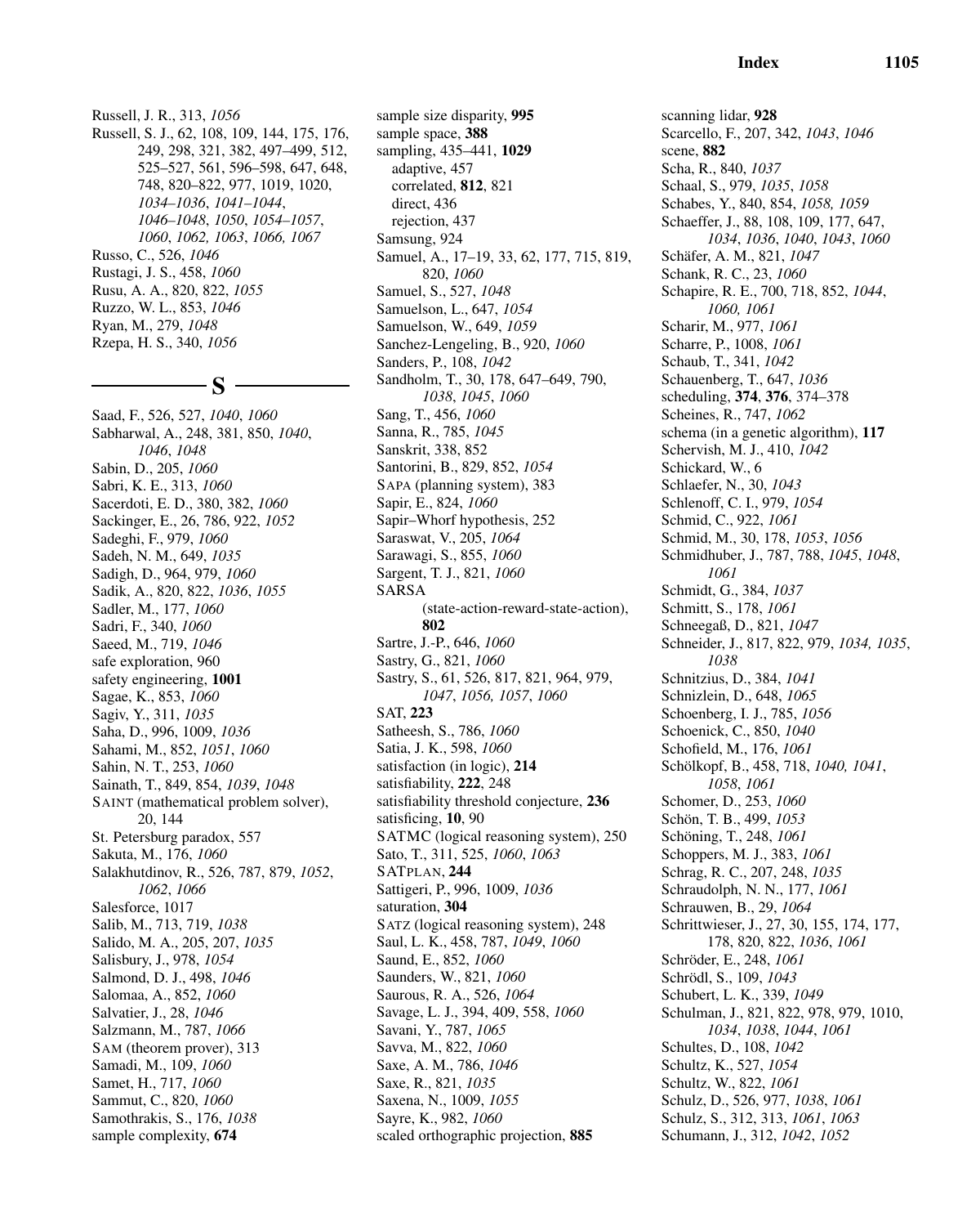Russell, J. R., 313, *1056*
Russell, S. J., 62, 108, 109, 144, 175, 176, 249, 298, 321, 382, 497–499, 512, 525–527, 561, 596–598, 647, 648, 748, 820–822, 977, 1019, 1020, *1034–1036*, *1041–1044*, *1046–1048*, *1050*, *1054–1057*, *1060*, *1062, 1063*, *1066, 1067*
Russo, C., 526, *1046*
Rustagi, J. S., 458, *1060*
Rusu, A. A., 820, 822, *1055*
Ruzzo, W. L., 853, *1046*
Ryan, M., 279, *1048*
Rzepa, H. S., 340, *1056*

## S

Saad, F., 526, 527, *1040*, *1060*
Sabharwal, A., 248, 381, 850, *1040*, *1046*, *1048*
Sabin, D., 205, *1060*
Sabri, K. E., 313, *1060*
Sacerdoti, E. D., 380, 382, *1060*
Sackinger, E., 26, 786, 922, *1052*
Sadeghi, F., 979, *1060*
Sadeh, N. M., 649, *1035*
Sadigh, D., 964, 979, *1060*
Sadik, A., 820, 822, *1036*, *1055*
Sadler, M., 177, *1060*
Sadri, F., 340, *1060*
Saeed, M., 719, *1046*
safe exploration, 960
safety engineering, **1001**
Sagae, K., 853, *1060*
Sagiv, Y., 311, *1035*
Saha, D., 996, 1009, *1036*
Sahami, M., 852, *1051*, *1060*
Sahin, N. T., 253, *1060*
Sainath, T., 849, 854, *1039*, *1048*
SAINT (mathematical problem solver), 20, 144
St. Petersburg paradox, 557
Sakuta, M., 176, *1060*
Salakhutdinov, R., 526, 787, 879, *1052*, *1062*, *1066*
Salesforce, 1017
Salib, M., 713, 719, *1038*
Salido, M. A., 205, 207, *1035*
Salisbury, J., 978, *1054*
Salmond, D. J., 498, *1046*
Salomaa, A., 852, *1060*
Salvatier, J., 28, *1046*
Salzmann, M., 787, *1066*
SAM (theorem prover), 313
Samadi, M., 109, *1060*
Samet, H., 717, *1060*
Sammut, C., 820, *1060*
Samothrakis, S., 176, *1038*
sample complexity, **674**
sample size disparity, **995**
sample space, **388**
sampling, 435–441, **1029**
  adaptive, 457
  correlated, **812**, 821
  direct, 436
  rejection, 437
Samsung, 924
Samuel, A., 17–19, 33, 62, 177, 715, 819, 820, *1060*
Samuel, S., 527, *1048*
Samuelson, L., 647, *1054*
Samuelson, W., 649, *1059*
Sanchez-Lengeling, B., 920, *1060*
Sanders, P., 108, *1042*
Sandholm, T., 30, 178, 647–649, 790, *1038*, *1045*, *1060*
Sang, T., 456, *1060*
Sanna, R., 785, *1045*
Sanskrit, 338, 852
Santorini, B., 829, 852, *1054*
SAPA (planning system), 383
Sapir, E., 824, *1060*
Sapir–Whorf hypothesis, 252
Saraswat, V., 205, *1064*
Sarawagi, S., 855, *1060*
Sargent, T. J., 821, *1060*
SARSA (state-action-reward-state-action), **802**
Sartre, J.-P., 646, *1060*
Sastry, G., 821, *1060*
Sastry, S., 61, 526, 817, 821, 964, 979, *1047*, *1056, 1057*, *1060*
SAT, **223**
Satheesh, S., 786, *1060*
Satia, J. K., 598, *1060*
satisfaction (in logic), **214**
satisfiability, **222**, 248
satisfiability threshold conjecture, **236**
satisficing, **10**, 90
SATMC (logical reasoning system), 250
Sato, T., 311, 525, *1060*, *1063*
SATPLAN, **244**
Sattigeri, P., 996, 1009, *1036*
saturation, **304**
SATZ (logical reasoning system), 248
Saul, L. K., 458, 787, *1049*, *1060*
Saund, E., 852, *1060*
Saunders, W., 821, *1060*
Saurous, R. A., 526, *1064*
Savage, L. J., 394, 409, 558, *1060*
Savani, Y., 787, *1065*
Savva, M., 822, *1060*
Saxe, A. M., 786, *1046*
Saxe, R., 821, *1035*
Saxena, N., 1009, *1055*
Sayre, K., 982, *1060*
scaled orthographic projection, **885**
scanning lidar, **928**
Scarcello, F., 207, 342, *1043*, *1046*
scene, **882**
Scha, R., 840, *1037*
Schaal, S., 979, *1035*, *1058*
Schabes, Y., 840, 854, *1058, 1059*
Schaeffer, J., 88, 108, 109, 177, 647, *1034*, *1036*, *1040*, *1043*, *1060*
Schäfer, A. M., 821, *1047*
Schank, R. C., 23, *1060*
Schapire, R. E., 700, 718, 852, *1044*, *1060, 1061*
Scharir, M., 977, *1061*
Scharre, P., 1008, *1061*
Schaub, T., 341, *1042*
Schauenberg, T., 647, *1036*
scheduling, **374**, **376**, 374–378
Scheines, R., 747, *1062*
schema (in a genetic algorithm), **117**
Schervish, M. J., 410, *1042*
Schickard, W., 6
Schlaefer, N., 30, *1043*
Schlenoff, C. I., 979, *1054*
Schmid, C., 922, *1061*
Schmid, M., 30, 178, *1053*, *1056*
Schmidhuber, J., 787, 788, *1045*, *1048*, *1061*
Schmidt, G., 384, *1037*
Schmitt, S., 178, *1061*
Schneegaß, D., 821, *1047*
Schneider, J., 817, 822, 979, *1034, 1035*, *1038*
Schnitzius, D., 384, *1041*
Schnizlein, D., 648, *1065*
Schoenberg, I. J., 785, *1056*
Schoenick, C., 850, *1040*
Schofield, M., 176, *1061*
Schölkopf, B., 458, 718, *1040, 1041*, *1058*, *1061*
Schomer, D., 253, *1060*
Schön, T. B., 499, *1053*
Schöning, T., 248, *1061*
Schoppers, M. J., 383, *1061*
Schrag, R. C., 207, 248, *1035*
Schraudolph, N. N., 177, *1061*
Schrauwen, B., 29, *1064*
Schrittwieser, J., 27, 30, 155, 174, 177, 178, 820, 822, *1036*, *1061*
Schröder, E., 248, *1061*
Schrödl, S., 109, *1043*
Schubert, L. K., 339, *1049*
Schulman, J., 821, 822, 978, 979, 1010, *1034*, *1038*, *1044*, *1061*
Schultes, D., 108, *1042*
Schultz, K., 527, *1054*
Schultz, W., 822, *1061*
Schulz, D., 526, 977, *1038*, *1061*
Schulz, S., 312, 313, *1061*, *1063*
Schumann, J., 312, *1042*, *1052*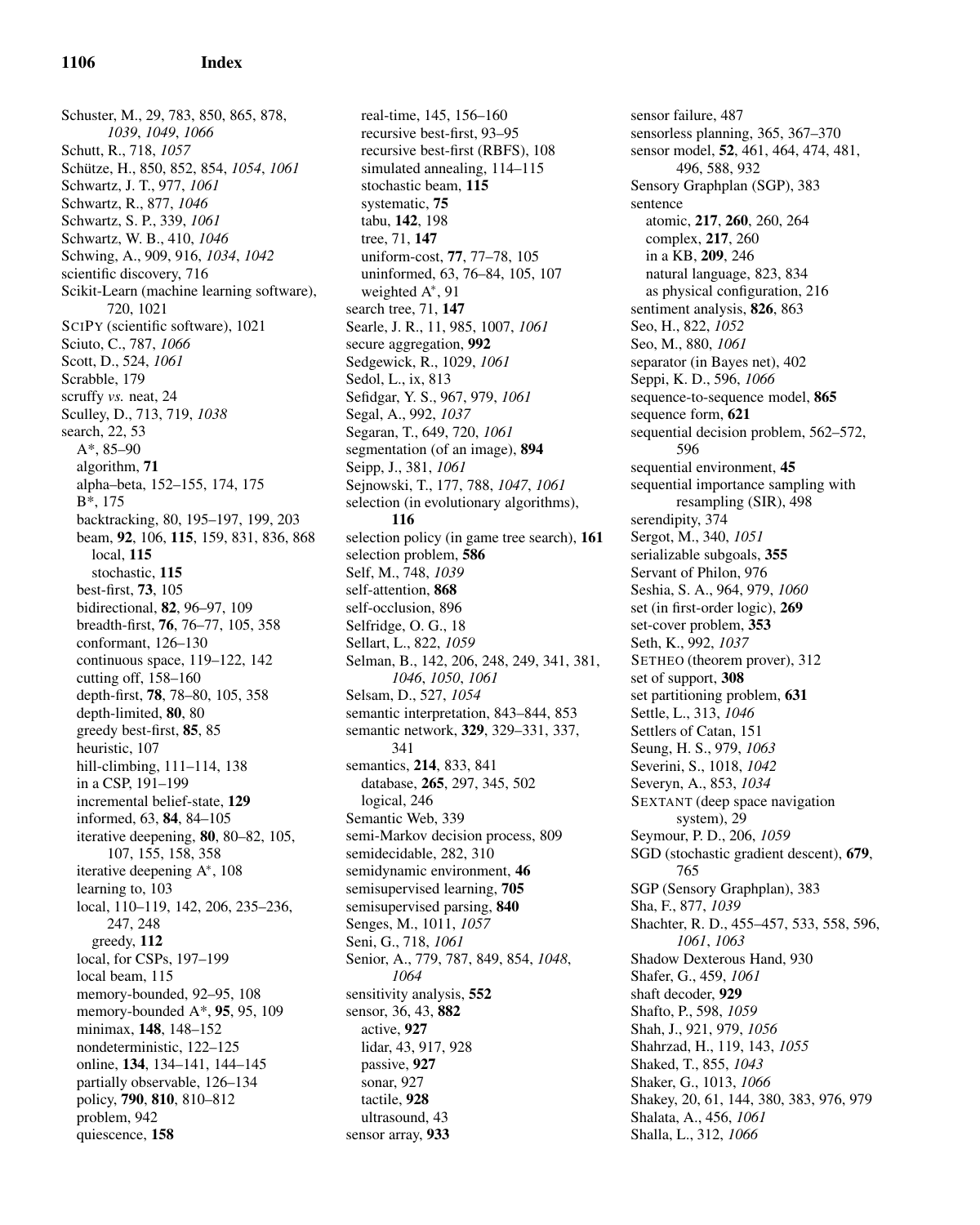Schuster, M., 29, 783, 850, 865, 878, *1039*, *1049*, *1066*
Schutt, R., 718, *1057*
Schütze, H., 850, 852, 854, *1054*, *1061*
Schwartz, J. T., 977, *1061*
Schwartz, R., 877, *1046*
Schwartz, S. P., 339, *1061*
Schwartz, W. B., 410, *1046*
Schwing, A., 909, 916, *1034*, *1042*
scientific discovery, 716
Scikit-Learn (machine learning software), 720, 1021
SciPy (scientific software), 1021
Sciuto, C., 787, *1066*
Scott, D., 524, *1061*
Scrabble, 179
scruffy *vs.* neat, 24
Sculley, D., 713, 719, *1038*
search, 22, 53
  A*, 85–90
  algorithm, **71**
  alpha–beta, 152–155, 174, 175
  B*, 175
  backtracking, 80, 195–197, 199, 203
  beam, **92**, 106, **115**, 159, 831, 836, 868
    local, **115**
    stochastic, **115**
  best-first, **73**, 105
  bidirectional, **82**, 96–97, 109
  breadth-first, **76**, 76–77, 105, 358
  conformant, 126–130
  continuous space, 119–122, 142
  cutting off, 158–160
  depth-first, **78**, 78–80, 105, 358
  depth-limited, **80**, 80
  greedy best-first, **85**, 85
  heuristic, 107
  hill-climbing, 111–114, 138
  in a CSP, 191–199
  incremental belief-state, **129**
  informed, 63, **84**, 84–105
  iterative deepening, **80**, 80–82, 105, 107, 155, 158, 358
  iterative deepening A*, 108
  learning to, 103
  local, 110–119, 142, 206, 235–236, 247, 248
    greedy, **112**
  local, for CSPs, 197–199
  local beam, 115
  memory-bounded, 92–95, 108
  memory-bounded A*, **95**, 95, 109
  minimax, **148**, 148–152
  nondeterministic, 122–125
  online, **134**, 134–141, 144–145
  partially observable, 126–134
  policy, **790**, **810**, 810–812
  problem, 942
  quiescence, **158**
  real-time, 145, 156–160
  recursive best-first, 93–95
  recursive best-first (RBFS), 108
  simulated annealing, 114–115
  stochastic beam, **115**
  systematic, **75**
  tabu, **142**, 198
  tree, 71, **147**
  uniform-cost, **77**, 77–78, 105
  uninformed, 63, 76–84, 105, 107
  weighted A*, 91
search tree, 71, **147**
Searle, J. R., 11, 985, 1007, *1061*
secure aggregation, **992**
Sedgewick, R., 1029, *1061*
Sedol, L., ix, 813
Sefidgar, Y. S., 967, 979, *1061*
Segal, A., 992, *1037*
Segaran, T., 649, 720, *1061*
segmentation (of an image), **894**
Seipp, J., 381, *1061*
Sejnowski, T., 177, 788, *1047*, *1061*
selection (in evolutionary algorithms), **116**
selection policy (in game tree search), **161**
selection problem, **586**
Self, M., 748, *1039*
self-attention, **868**
self-occlusion, 896
Selfridge, O. G., 18
Sellart, L., 822, *1059*
Selman, B., 142, 206, 248, 249, 341, 381, *1046*, *1050*, *1061*
Selsam, D., 527, *1054*
semantic interpretation, 843–844, 853
semantic network, **329**, 329–331, 337, 341
semantics, **214**, 833, 841
  database, **265**, 297, 345, 502
  logical, 246
Semantic Web, 339
semi-Markov decision process, 809
semidecidable, 282, 310
semidynamic environment, **46**
semisupervised learning, **705**
semisupervised parsing, **840**
Senges, M., 1011, *1057*
Seni, G., 718, *1061*
Senior, A., 779, 787, 849, 854, *1048*, *1064*
sensitivity analysis, **552**
sensor, 36, 43, **882**
  active, **927**
  lidar, 43, 917, 928
  passive, **927**
  sonar, 927
  tactile, **928**
  ultrasound, 43
sensor array, **933**
sensor failure, 487
sensorless planning, 365, 367–370
sensor model, **52**, 461, 464, 474, 481, 496, 588, 932
Sensory Graphplan (SGP), 383
sentence
  atomic, **217**, **260**, 260, 264
  complex, **217**, 260
  in a KB, **209**, 246
  natural language, 823, 834
  as physical configuration, 216
sentiment analysis, **826**, 863
Seo, H., 822, *1052*
Seo, M., 880, *1061*
separator (in Bayes net), 402
Seppi, K. D., 596, *1066*
sequence-to-sequence model, **865**
sequence form, **621**
sequential decision problem, 562–572, 596
sequential environment, **45**
sequential importance sampling with resampling (SIR), 498
serendipity, 374
Sergot, M., 340, *1051*
serializable subgoals, **355**
Servant of Philon, 976
Seshia, S. A., 964, 979, *1060*
set (in first-order logic), **269**
set-cover problem, **353**
Seth, K., 992, *1037*
Setheo (theorem prover), 312
set of support, **308**
set partitioning problem, **631**
Settle, L., 313, *1046*
Settlers of Catan, 151
Seung, H. S., 979, *1063*
Severini, S., 1018, *1042*
Severyn, A., 853, *1034*
Sextant (deep space navigation system), 29
Seymour, P. D., 206, *1059*
SGD (stochastic gradient descent), **679**, 765
SGP (Sensory Graphplan), 383
Sha, F., 877, *1039*
Shachter, R. D., 455–457, 533, 558, 596, *1061*, *1063*
Shadow Dexterous Hand, 930
Shafer, G., 459, *1061*
shaft decoder, **929**
Shafto, P., 598, *1059*
Shah, J., 921, 979, *1056*
Shahrzad, H., 119, 143, *1055*
Shaked, T., 855, *1043*
Shaker, G., 1013, *1066*
Shakey, 20, 61, 144, 380, 383, 976, 979
Shalata, A., 456, *1061*
Shalla, L., 312, *1066*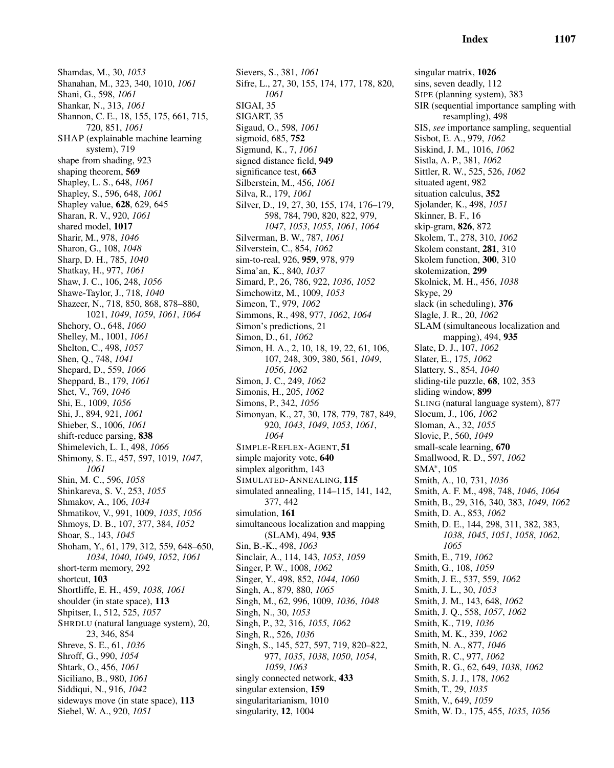Shamdas, M., 30, *1053*
Shanahan, M., 323, 340, 1010, *1061*
Shani, G., 598, *1061*
Shankar, N., 313, *1061*
Shannon, C. E., 18, 155, 175, 661, 715, 720, 851, *1061*
SHAP (explainable machine learning system), 719
shape from shading, 923
shaping theorem, **569**
Shapley, L. S., 648, *1061*
Shapley, S., 596, 648, *1061*
Shapley value, **628**, 629, 645
Sharan, R. V., 920, *1061*
shared model, **1017**
Sharir, M., 978, *1046*
Sharon, G., 108, *1048*
Sharp, D. H., 785, *1040*
Shatkay, H., 977, *1061*
Shaw, J. C., 106, 248, *1056*
Shawe-Taylor, J., 718, *1040*
Shazeer, N., 718, 850, 868, 878–880, 1021, *1049*, *1059*, *1061*, *1064*
Shehory, O., 648, *1060*
Shelley, M., 1001, *1061*
Shelton, C., 498, *1057*
Shen, Q., 748, *1041*
Shepard, D., 559, *1066*
Sheppard, B., 179, *1061*
Shet, V., 769, *1046*
Shi, E., 1009, *1056*
Shi, J., 894, 921, *1061*
Shieber, S., 1006, *1061*
shift-reduce parsing, **838**
Shimelevich, L. I., 498, *1066*
Shimony, S. E., 457, 597, 1019, *1047*, *1061*
Shin, M. C., 596, *1058*
Shinkareva, S. V., 253, *1055*
Shmakov, A., 106, *1034*
Shmatikov, V., 991, 1009, *1035*, *1056*
Shmoys, D. B., 107, 377, 384, *1052*
Shoar, S., 143, *1045*
Shoham, Y., 61, 179, 312, 559, 648–650, *1034*, *1040*, *1049*, *1052*, *1061*
short-term memory, 292
shortcut, **103**
Shortliffe, E. H., 459, *1038*, *1061*
shoulder (in state space), **113**
Shpitser, I., 512, 525, *1057*
SHRDLU (natural language system), 20, 23, 346, 854
Shreve, S. E., 61, *1036*
Shroff, G., 990, *1054*
Shtark, O., 456, *1061*
Siciliano, B., 980, *1061*
Siddiqui, N., 916, *1042*
sideways move (in state space), **113**
Siebel, W. A., 920, *1051*
Sievers, S., 381, *1061*
Sifre, L., 27, 30, 155, 174, 177, 178, 820, *1061*
SIGAI, 35
SIGART, 35
Sigaud, O., 598, *1061*
sigmoid, 685, **752**
Sigmund, K., 7, *1061*
signed distance field, **949**
significance test, **663**
Silberstein, M., 456, *1061*
Silva, R., 179, *1061*
Silver, D., 19, 27, 30, 155, 174, 176–179, 598, 784, 790, 820, 822, 979, *1047*, *1053*, *1055*, *1061*, *1064*
Silverman, B. W., 787, *1061*
Silverstein, C., 854, *1062*
sim-to-real, 926, **959**, 978, 979
Sima'an, K., 840, *1037*
Simard, P., 26, 786, 922, *1036*, *1052*
Simchowitz, M., 1009, *1053*
Simeon, T., 979, *1062*
Simmons, R., 498, 977, *1062*, *1064*
Simon's predictions, 21
Simon, D., 61, *1062*
Simon, H. A., 2, 10, 18, 19, 22, 61, 106, 107, 248, 309, 380, 561, *1049*, *1056*, *1062*
Simon, J. C., 249, *1062*
Simonis, H., 205, *1062*
Simons, P., 342, *1056*
Simonyan, K., 27, 30, 178, 779, 787, 849, 920, *1043*, *1049*, *1053*, *1061*, *1064*
SIMPLE-REFLEX-AGENT, **51**
simple majority vote, **640**
simplex algorithm, 143
SIMULATED-ANNEALING, **115**
simulated annealing, 114–115, 141, 142, 377, 442
simulation, **161**
simultaneous localization and mapping (SLAM), 494, **935**
Sin, B.-K., 498, *1063*
Sinclair, A., 114, 143, *1053*, *1059*
Singer, P. W., 1008, *1062*
Singer, Y., 498, 852, *1044*, *1060*
Singh, A., 879, 880, *1065*
Singh, M., 62, 996, 1009, *1036*, *1048*
Singh, N., 30, *1053*
Singh, P., 32, 316, *1055*, *1062*
Singh, R., 526, *1036*
Singh, S., 145, 527, 597, 719, 820–822, 977, *1035*, *1038*, *1050*, *1054*, *1059*, *1063*
singly connected network, **433**
singular extension, **159**
singularitarianism, 1010
singularity, **12**, 1004
singular matrix, **1026**
sins, seven deadly, 112
SIPE (planning system), 383
SIR (sequential importance sampling with resampling), 498
SIS, *see* importance sampling, sequential
Sisbot, E. A., 979, *1062*
Siskind, J. M., 1016, *1062*
Sistla, A. P., 381, *1062*
Sittler, R. W., 525, 526, *1062*
situated agent, 982
situation calculus, **352**
Sjolander, K., 498, *1051*
Skinner, B. F., 16
skip-gram, **826**, 872
Skolem, T., 278, 310, *1062*
Skolem constant, **281**, 310
Skolem function, **300**, 310
skolemization, **299**
Skolnick, M. H., 456, *1038*
Skype, 29
slack (in scheduling), **376**
Slagle, J. R., 20, *1062*
SLAM (simultaneous localization and mapping), 494, **935**
Slate, D. J., 107, *1062*
Slater, E., 175, *1062*
Slattery, S., 854, *1040*
sliding-tile puzzle, **68**, 102, 353
sliding window, **899**
SLING (natural language system), 877
Slocum, J., 106, *1062*
Sloman, A., 32, *1055*
Slovic, P., 560, *1049*
small-scale learning, **670**
Smallwood, R. D., 597, *1062*
SMA*, 105
Smith, A., 10, 731, *1036*
Smith, A. F. M., 498, 748, *1046*, *1064*
Smith, B., 29, 316, 340, 383, *1049*, *1062*
Smith, D. A., 853, *1062*
Smith, D. E., 144, 298, 311, 382, 383, *1038*, *1045*, *1051*, *1058*, *1062*, *1065*
Smith, E., 719, *1062*
Smith, G., 108, *1059*
Smith, J. E., 537, 559, *1062*
Smith, J. L., 30, *1053*
Smith, J. M., 143, 648, *1062*
Smith, J. Q., 558, *1057*, *1062*
Smith, K., 719, *1036*
Smith, M. K., 339, *1062*
Smith, N. A., 877, *1046*
Smith, R. C., 977, *1062*
Smith, R. G., 62, 649, *1038*, *1062*
Smith, S. J. J., 178, *1062*
Smith, T., 29, *1035*
Smith, V., 649, *1059*
Smith, W. D., 175, 455, *1035*, *1056*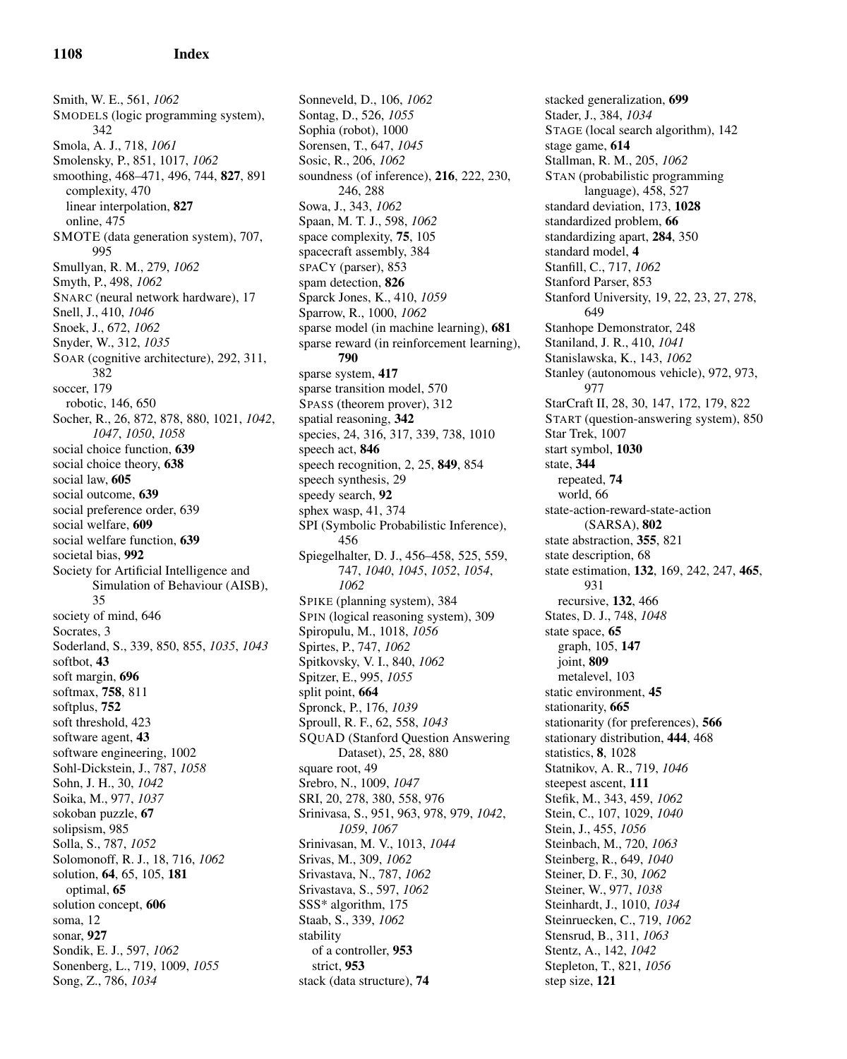Smith, W. E., 561, *1062*
SMODELS (logic programming system), 342
Smola, A. J., 718, *1061*
Smolensky, P., 851, 1017, *1062*
smoothing, 468–471, 496, 744, **827**, 891
  complexity, 470
  linear interpolation, **827**
  online, 475
SMOTE (data generation system), 707, 995
Smullyan, R. M., 279, *1062*
Smyth, P., 498, *1062*
SNARC (neural network hardware), 17
Snell, J., 410, *1046*
Snoek, J., 672, *1062*
Snyder, W., 312, *1035*
SOAR (cognitive architecture), 292, 311, 382
soccer, 179
  robotic, 146, 650
Socher, R., 26, 872, 878, 880, 1021, *1042*, *1047*, *1050*, *1058*
social choice function, **639**
social choice theory, **638**
social law, **605**
social outcome, **639**
social preference order, 639
social welfare, **609**
social welfare function, **639**
societal bias, **992**
Society for Artificial Intelligence and Simulation of Behaviour (AISB), 35
society of mind, 646
Socrates, 3
Soderland, S., 339, 850, 855, *1035*, *1043*
softbot, **43**
soft margin, **696**
softmax, **758**, 811
softplus, **752**
soft threshold, 423
software agent, **43**
software engineering, 1002
Sohl-Dickstein, J., 787, *1058*
Sohn, J. H., 30, *1042*
Soika, M., 977, *1037*
sokoban puzzle, **67**
solipsism, 985
Solla, S., 787, *1052*
Solomonoff, R. J., 18, 716, *1062*
solution, **64**, 65, 105, **181**
  optimal, **65**
solution concept, **606**
soma, 12
sonar, **927**
Sondik, E. J., 597, *1062*
Sonenberg, L., 719, 1009, *1055*
Song, Z., 786, *1034*
Sonneveld, D., 106, *1062*
Sontag, D., 526, *1055*
Sophia (robot), 1000
Sorensen, T., 647, *1045*
Sosic, R., 206, *1062*
soundness (of inference), **216**, 222, 230, 246, 288
Sowa, J., 343, *1062*
Spaan, M. T. J., 598, *1062*
space complexity, **75**, 105
spacecraft assembly, 384
SPACY (parser), 853
spam detection, **826**
Sparck Jones, K., 410, *1059*
Sparrow, R., 1000, *1062*
sparse model (in machine learning), **681**
sparse reward (in reinforcement learning), **790**
sparse system, **417**
sparse transition model, 570
SPASS (theorem prover), 312
spatial reasoning, **342**
species, 24, 316, 317, 339, 738, 1010
speech act, **846**
speech recognition, 2, 25, **849**, 854
speech synthesis, 29
speedy search, **92**
sphex wasp, 41, 374
SPI (Symbolic Probabilistic Inference), 456
Spiegelhalter, D. J., 456–458, 525, 559, 747, *1040*, *1045*, *1052*, *1054*, *1062*
SPIKE (planning system), 384
SPIN (logical reasoning system), 309
Spiropulu, M., 1018, *1056*
Spirtes, P., 747, *1062*
Spitkovsky, V. I., 840, *1062*
Spitzer, E., 995, *1055*
split point, **664**
Spronck, P., 176, *1039*
Sproull, R. F., 62, 558, *1043*
SQUAD (Stanford Question Answering Dataset), 25, 28, 880
square root, 49
Srebro, N., 1009, *1047*
SRI, 20, 278, 380, 558, 976
Srinivasa, S., 951, 963, 978, 979, *1042*, *1059*, *1067*
Srinivasan, M. V., 1013, *1044*
Srivas, M., 309, *1062*
Srivastava, N., 787, *1062*
Srivastava, S., 597, *1062*
SSS* algorithm, 175
Staab, S., 339, *1062*
stability
  of a controller, **953**
  strict, **953**
stack (data structure), **74**
stacked generalization, **699**
Stader, J., 384, *1034*
STAGE (local search algorithm), 142
stage game, **614**
Stallman, R. M., 205, *1062*
STAN (probabilistic programming language), 458, 527
standard deviation, 173, **1028**
standardized problem, **66**
standardizing apart, **284**, 350
standard model, **4**
Stanfill, C., 717, *1062*
Stanford Parser, 853
Stanford University, 19, 22, 23, 27, 278, 649
Stanhope Demonstrator, 248
Staniland, J. R., 410, *1041*
Stanislawska, K., 143, *1062*
Stanley (autonomous vehicle), 972, 973, 977
StarCraft II, 28, 30, 147, 172, 179, 822
START (question-answering system), 850
Star Trek, 1007
start symbol, **1030**
state, **344**
  repeated, **74**
  world, 66
state-action-reward-state-action (SARSA), **802**
state abstraction, **355**, 821
state description, 68
state estimation, **132**, 169, 242, 247, **465**, 931
  recursive, **132**, 466
States, D. J., 748, *1048*
state space, **65**
  graph, 105, **147**
  joint, **809**
  metalevel, 103
static environment, **45**
stationarity, **665**
stationarity (for preferences), **566**
stationary distribution, **444**, 468
statistics, **8**, 1028
Statnikov, A. R., 719, *1046*
steepest ascent, **111**
Stefik, M., 343, 459, *1062*
Stein, C., 107, 1029, *1040*
Stein, J., 455, *1056*
Steinbach, M., 720, *1063*
Steinberg, R., 649, *1040*
Steiner, D. F., 30, *1062*
Steiner, W., 977, *1038*
Steinhardt, J., 1010, *1034*
Steinruecken, C., 719, *1062*
Stensrud, B., 311, *1063*
Stentz, A., 142, *1042*
Stepleton, T., 821, *1056*
step size, **121**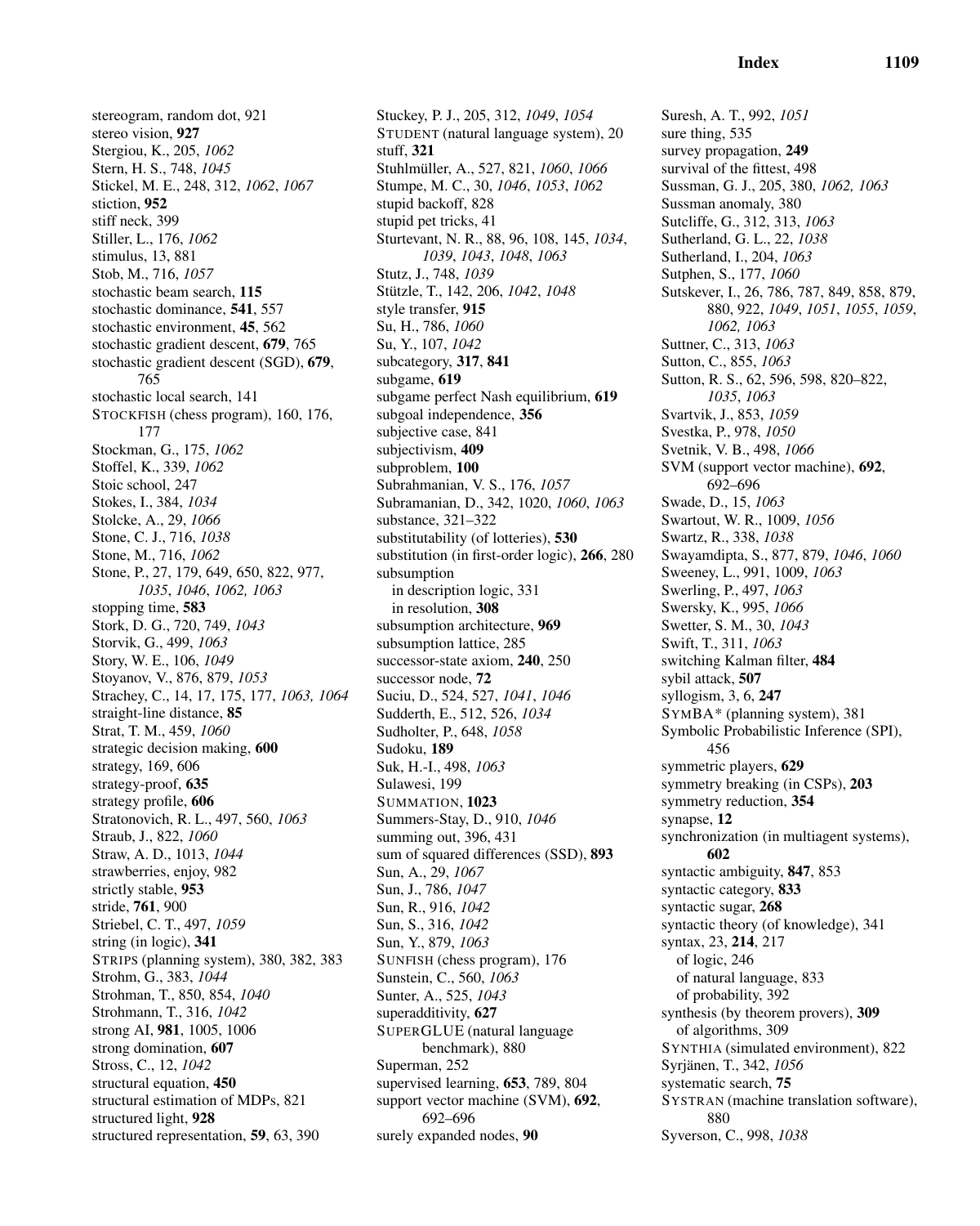stereogram, random dot, 921
stereo vision, **927**
Stergiou, K., 205, *1062*
Stern, H. S., 748, *1045*
Stickel, M. E., 248, 312, *1062*, *1067*
stiction, **952**
stiff neck, 399
Stiller, L., 176, *1062*
stimulus, 13, 881
Stob, M., 716, *1057*
stochastic beam search, **115**
stochastic dominance, **541**, 557
stochastic environment, **45**, 562
stochastic gradient descent, **679**, 765
stochastic gradient descent (SGD), **679**, 765
stochastic local search, 141
STOCKFISH (chess program), 160, 176, 177
Stockman, G., 175, *1062*
Stoffel, K., 339, *1062*
Stoic school, 247
Stokes, I., 384, *1034*
Stolcke, A., 29, *1066*
Stone, C. J., 716, *1038*
Stone, M., 716, *1062*
Stone, P., 27, 179, 649, 650, 822, 977, *1035*, *1046*, *1062, 1063*
stopping time, **583**
Stork, D. G., 720, 749, *1043*
Storvik, G., 499, *1063*
Story, W. E., 106, *1049*
Stoyanov, V., 876, 879, *1053*
Strachey, C., 14, 17, 175, 177, *1063, 1064*
straight-line distance, **85**
Strat, T. M., 459, *1060*
strategic decision making, **600**
strategy, 169, 606
strategy-proof, **635**
strategy profile, **606**
Stratonovich, R. L., 497, 560, *1063*
Straub, J., 822, *1060*
Straw, A. D., 1013, *1044*
strawberries, enjoy, 982
strictly stable, **953**
stride, **761**, 900
Striebel, C. T., 497, *1059*
string (in logic), **341**
STRIPS (planning system), 380, 382, 383
Strohm, G., 383, *1044*
Strohman, T., 850, 854, *1040*
Strohmann, T., 316, *1042*
strong AI, **981**, 1005, 1006
strong domination, **607**
Stross, C., 12, *1042*
structural equation, **450**
structural estimation of MDPs, 821
structured light, **928**
structured representation, **59**, 63, 390
Stuckey, P. J., 205, 312, *1049*, *1054*
STUDENT (natural language system), 20
stuff, **321**
Stuhlmüller, A., 527, 821, *1060*, *1066*
Stumpe, M. C., 30, *1046*, *1053*, *1062*
stupid backoff, 828
stupid pet tricks, 41
Sturtevant, N. R., 88, 96, 108, 145, *1034*, *1039*, *1043*, *1048*, *1063*
Stutz, J., 748, *1039*
Stützle, T., 142, 206, *1042*, *1048*
style transfer, **915**
Su, H., 786, *1060*
Su, Y., 107, *1042*
subcategory, **317**, **841**
subgame, **619**
subgame perfect Nash equilibrium, **619**
subgoal independence, **356**
subjective case, 841
subjectivism, **409**
subproblem, **100**
Subrahmanian, V. S., 176, *1057*
Subramanian, D., 342, 1020, *1060*, *1063*
substance, 321–322
substitutability (of lotteries), **530**
substitution (in first-order logic), **266**, 280
subsumption
  in description logic, 331
  in resolution, **308**
subsumption architecture, **969**
subsumption lattice, 285
successor-state axiom, **240**, 250
successor node, **72**
Suciu, D., 524, 527, *1041*, *1046*
Sudderth, E., 512, 526, *1034*
Sudholter, P., 648, *1058*
Sudoku, **189**
Suk, H.-I., 498, *1063*
Sulawesi, 199
SUMMATION, **1023**
Summers-Stay, D., 910, *1046*
summing out, 396, 431
sum of squared differences (SSD), **893**
Sun, A., 29, *1067*
Sun, J., 786, *1047*
Sun, R., 916, *1042*
Sun, S., 316, *1042*
Sun, Y., 879, *1063*
SUNFISH (chess program), 176
Sunstein, C., 560, *1063*
Sunter, A., 525, *1043*
superadditivity, **627**
SUPERGLUE (natural language benchmark), 880
Superman, 252
supervised learning, **653**, 789, 804
support vector machine (SVM), **692**, 692–696
surely expanded nodes, **90**
Suresh, A. T., 992, *1051*
sure thing, 535
survey propagation, **249**
survival of the fittest, 498
Sussman, G. J., 205, 380, *1062, 1063*
Sussman anomaly, 380
Sutcliffe, G., 312, 313, *1063*
Sutherland, G. L., 22, *1038*
Sutherland, I., 204, *1063*
Sutphen, S., 177, *1060*
Sutskever, I., 26, 786, 787, 849, 858, 879, 880, 922, *1049*, *1051*, *1055*, *1059*, *1062, 1063*
Suttner, C., 313, *1063*
Sutton, C., 855, *1063*
Sutton, R. S., 62, 596, 598, 820–822, *1035*, *1063*
Svartvik, J., 853, *1059*
Svestka, P., 978, *1050*
Svetnik, V. B., 498, *1066*
SVM (support vector machine), **692**, 692–696
Swade, D., 15, *1063*
Swartout, W. R., 1009, *1056*
Swartz, R., 338, *1038*
Swayamdipta, S., 877, 879, *1046*, *1060*
Sweeney, L., 991, 1009, *1063*
Swerling, P., 497, *1063*
Swersky, K., 995, *1066*
Swetter, S. M., 30, *1043*
Swift, T., 311, *1063*
switching Kalman filter, **484**
sybil attack, **507**
syllogism, 3, 6, **247**
SYMBA* (planning system), 381
Symbolic Probabilistic Inference (SPI), 456
symmetric players, **629**
symmetry breaking (in CSPs), **203**
symmetry reduction, **354**
synapse, **12**
synchronization (in multiagent systems), **602**
syntactic ambiguity, **847**, 853
syntactic category, **833**
syntactic sugar, **268**
syntactic theory (of knowledge), 341
syntax, 23, **214**, 217
  of logic, 246
  of natural language, 833
  of probability, 392
synthesis (by theorem provers), **309**
  of algorithms, 309
SYNTHIA (simulated environment), 822
Syrjänen, T., 342, *1056*
systematic search, **75**
SYSTRAN (machine translation software), 880
Syverson, C., 998, *1038*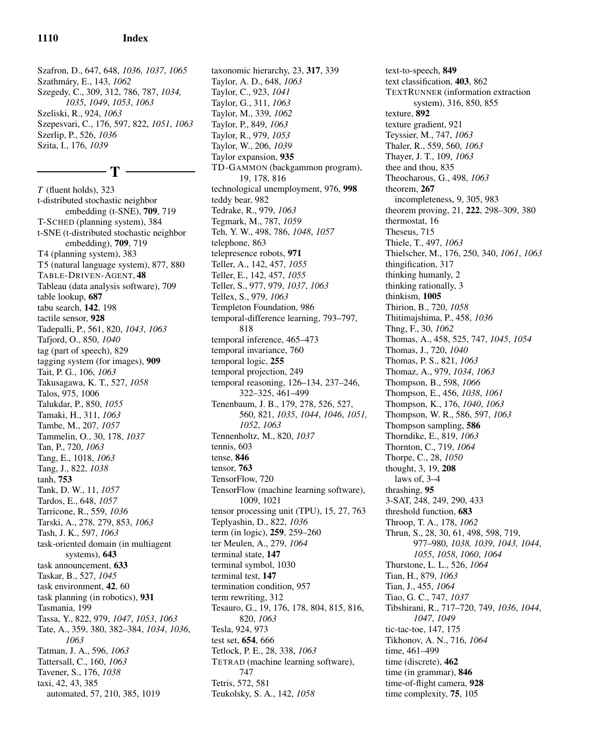Szafron, D., 647, 648, *1036, 1037*, *1065*
Szathmáry, E., 143, *1062*
Szegedy, C., 309, 312, 786, 787, *1034, 1035*, *1049*, *1053*, *1063*
Szeliski, R., 924, *1063*
Szepesvari, C., 176, 597, 822, *1051*, *1063*
Szerlip, P., 526, *1036*
Szita, I., 176, *1039*

## T

*T* (fluent holds), 323
t-distributed stochastic neighbor embedding (t-SNE), **709**, 719
T-SCHED (planning system), 384
t-SNE (t-distributed stochastic neighbor embedding), **709**, 719
T4 (planning system), 383
T5 (natural language system), 877, 880
TABLE-DRIVEN-AGENT, **48**
Tableau (data analysis software), 709
table lookup, **687**
tabu search, **142**, 198
tactile sensor, **928**
Tadepalli, P., 561, 820, *1043*, *1063*
Tafjord, O., 850, *1040*
tag (part of speech), 829
tagging system (for images), **909**
Tait, P. G., 106, *1063*
Takusagawa, K. T., 527, *1058*
Talos, 975, 1006
Talukdar, P., 850, *1055*
Tamaki, H., 311, *1063*
Tambe, M., 207, *1057*
Tammelin, O., 30, 178, *1037*
Tan, P., 720, *1063*
Tang, E., 1018, *1063*
Tang, J., 822, *1038*
tanh, **753**
Tank, D. W., 11, *1057*
Tardos, E., 648, *1057*
Tarricone, R., 559, *1036*
Tarski, A., 278, 279, 853, *1063*
Tash, J. K., 597, *1063*
task-oriented domain (in multiagent systems), **643**
task announcement, **633**
Taskar, B., 527, *1045*
task environment, **42**, 60
task planning (in robotics), **931**
Tasmania, 199
Tassa, Y., 822, 979, *1047*, *1053*, *1063*
Tate, A., 359, 380, 382–384, *1034*, *1036*, *1063*
Tatman, J. A., 596, *1063*
Tattersall, C., 160, *1063*
Tavener, S., 176, *1038*
taxi, 42, 43, 385
automated, 57, 210, 385, 1019
taxonomic hierarchy, 23, **317**, 339
Taylor, A. D., 648, *1063*
Taylor, C., 923, *1041*
Taylor, G., 311, *1063*
Taylor, M., 339, *1062*
Taylor, P., 849, *1063*
Taylor, R., 979, *1053*
Taylor, W., 206, *1039*
Taylor expansion, **935**
TD-GAMMON (backgammon program), 19, 178, 816
technological unemployment, 976, **998**
teddy bear, 982
Tedrake, R., 979, *1063*
Tegmark, M., 787, *1059*
Teh, Y. W., 498, 786, *1048*, *1057*
telephone, 863
telepresence robots, **971**
Teller, A., 142, 457, *1055*
Teller, E., 142, 457, *1055*
Teller, S., 977, 979, *1037*, *1063*
Tellex, S., 979, *1063*
Templeton Foundation, 986
temporal-difference learning, 793–797, 818
temporal inference, 465–473
temporal invariance, 760
temporal logic, **255**
temporal projection, 249
temporal reasoning, 126–134, 237–246, 322–325, 461–499
Tenenbaum, J. B., 179, 278, 526, 527, 560, 821, *1035*, *1044*, *1046*, *1051, 1052*, *1063*
Tennenholtz, M., 820, *1037*
tennis, 603
tense, **846**
tensor, **763**
TensorFlow, 720
TensorFlow (machine learning software), 1009, 1021
tensor processing unit (TPU), 15, 27, 763
Teplyashin, D., 822, *1036*
term (in logic), **259**, 259–260
ter Meulen, A., 279, *1064*
terminal state, **147**
terminal symbol, 1030
terminal test, **147**
termination condition, 957
term rewriting, 312
Tesauro, G., 19, 176, 178, 804, 815, 816, 820, *1063*
Tesla, 924, 973
test set, **654**, 666
Tetlock, P. E., 28, 338, *1063*
TETRAD (machine learning software), 747
Tetris, 572, 581
Teukolsky, S. A., 142, *1058*
text-to-speech, **849**
text classification, **403**, 862
TEXTRUNNER (information extraction system), 316, 850, 855
texture, **892**
texture gradient, 921
Teyssier, M., 747, *1063*
Thaler, R., 559, 560, *1063*
Thayer, J. T., 109, *1063*
thee and thou, 835
Theocharous, G., 498, *1063*
theorem, **267**
incompleteness, 9, 305, 983
theorem proving, 21, **222**, 298–309, 380
thermostat, 16
Theseus, 715
Thiele, T., 497, *1063*
Thielscher, M., 176, 250, 340, *1061*, *1063*
thingification, 317
thinking humanly, 2
thinking rationally, 3
thinkism, **1005**
Thirion, B., 720, *1058*
Thitimajshima, P., 458, *1036*
Thng, F., 30, *1062*
Thomas, A., 458, 525, 747, *1045*, *1054*
Thomas, J., 720, *1040*
Thomas, P. S., 821, *1063*
Thomaz, A., 979, *1034*, *1063*
Thompson, B., 598, *1066*
Thompson, E., 456, *1038*, *1061*
Thompson, K., 176, *1040*, *1063*
Thompson, W. R., 586, 597, *1063*
Thompson sampling, **586**
Thorndike, E., 819, *1063*
Thornton, C., 719, *1064*
Thorpe, C., 28, *1050*
thought, 3, 19, **208**
laws of, 3–4
thrashing, **95**
3-SAT, 248, 249, 290, 433
threshold function, **683**
Throop, T. A., 178, *1062*
Thrun, S., 28, 30, 61, 498, 598, 719, 977–980, *1038, 1039*, *1043, 1044*, *1055*, *1058*, *1060*, *1064*
Thurstone, L. L., 526, *1064*
Tian, H., 879, *1063*
Tian, J., 455, *1064*
Tiao, G. C., 747, *1037*
Tibshirani, R., 717–720, 749, *1036*, *1044*, *1047*, *1049*
tic-tac-toe, 147, 175
Tikhonov, A. N., 716, *1064*
time, 461–499
time (discrete), **462**
time (in grammar), **846**
time-of-flight camera, **928**
time complexity, **75**, 105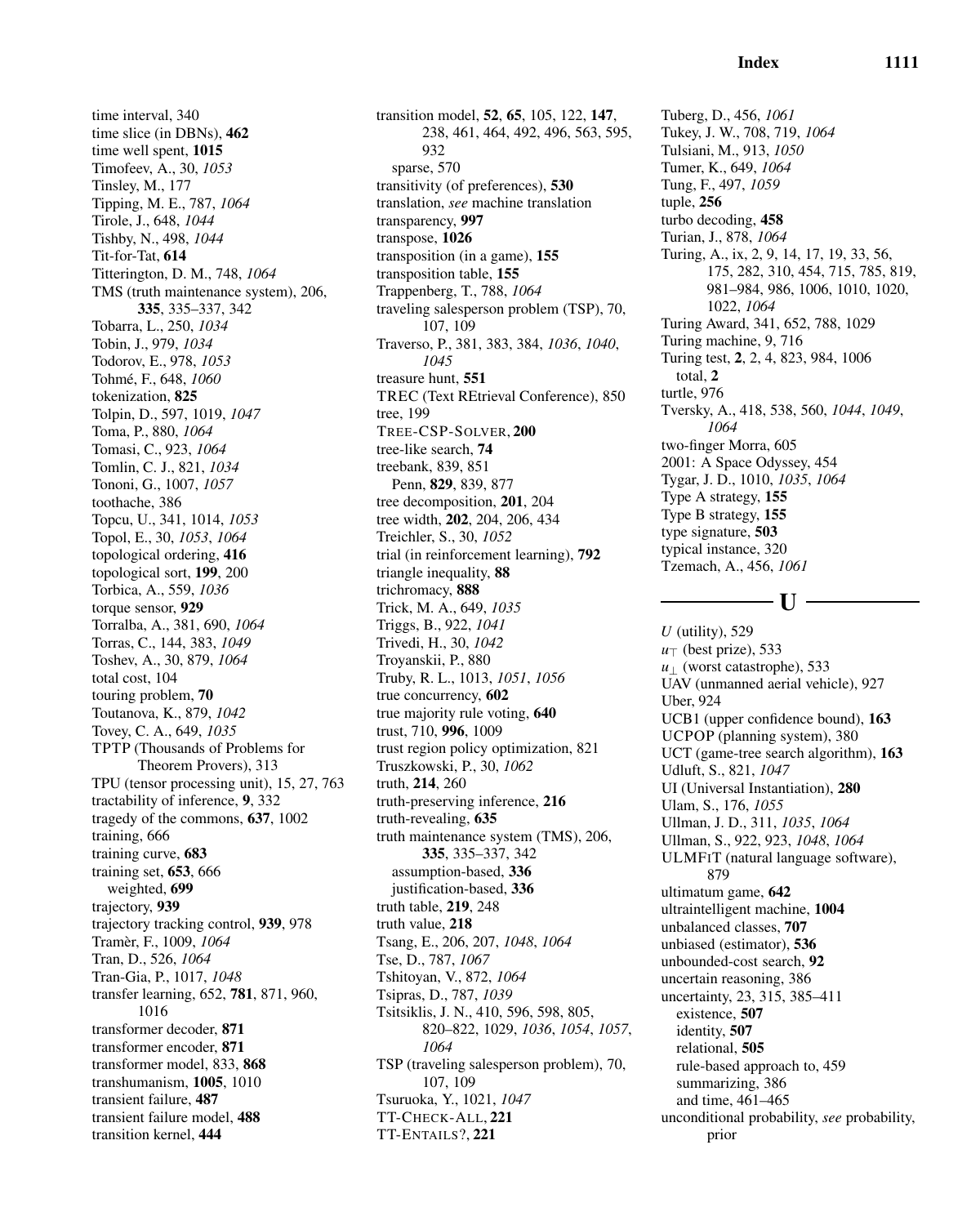time interval, 340
time slice (in DBNs), **462**
time well spent, **1015**
Timofeev, A., 30, *1053*
Tinsley, M., 177
Tipping, M. E., 787, *1064*
Tirole, J., 648, *1044*
Tishby, N., 498, *1044*
Tit-for-Tat, **614**
Titterington, D. M., 748, *1064*
TMS (truth maintenance system), 206, **335**, 335–337, 342
Tobarra, L., 250, *1034*
Tobin, J., 979, *1034*
Todorov, E., 978, *1053*
Tohmé, F., 648, *1060*
tokenization, **825**
Tolpin, D., 597, 1019, *1047*
Toma, P., 880, *1064*
Tomasi, C., 923, *1064*
Tomlin, C. J., 821, *1034*
Tononi, G., 1007, *1057*
toothache, 386
Topcu, U., 341, 1014, *1053*
Topol, E., 30, *1053*, *1064*
topological ordering, **416**
topological sort, **199**, 200
Torbica, A., 559, *1036*
torque sensor, **929**
Torralba, A., 381, 690, *1064*
Torras, C., 144, 383, *1049*
Toshev, A., 30, 879, *1064*
total cost, 104
touring problem, **70**
Toutanova, K., 879, *1042*
Tovey, C. A., 649, *1035*
TPTP (Thousands of Problems for Theorem Provers), 313
TPU (tensor processing unit), 15, 27, 763
tractability of inference, **9**, 332
tragedy of the commons, **637**, 1002
training, 666
training curve, **683**
training set, **653**, 666
  weighted, **699**
trajectory, **939**
trajectory tracking control, **939**, 978
Tramèr, F., 1009, *1064*
Tran, D., 526, *1064*
Tran-Gia, P., 1017, *1048*
transfer learning, 652, **781**, 871, 960, 1016
transformer decoder, **871**
transformer encoder, **871**
transformer model, 833, **868**
transhumanism, **1005**, 1010
transient failure, **487**
transient failure model, **488**
transition kernel, **444**
transition model, **52**, **65**, 105, 122, **147**, 238, 461, 464, 492, 496, 563, 595, 932
  sparse, 570
transitivity (of preferences), **530**
translation, *see* machine translation
transparency, **997**
transpose, **1026**
transposition (in a game), **155**
transposition table, **155**
Trappenberg, T., 788, *1064*
traveling salesperson problem (TSP), 70, 107, 109
Traverso, P., 381, 383, 384, *1036*, *1040*, *1045*
treasure hunt, **551**
TREC (Text REtrieval Conference), 850
tree, 199
TREE-CSP-SOLVER, **200**
tree-like search, **74**
treebank, 839, 851
  Penn, **829**, 839, 877
tree decomposition, **201**, 204
tree width, **202**, 204, 206, 434
Treichler, S., 30, *1052*
trial (in reinforcement learning), **792**
triangle inequality, **88**
trichromacy, **888**
Trick, M. A., 649, *1035*
Triggs, B., 922, *1041*
Trivedi, H., 30, *1042*
Troyanskii, P., 880
Truby, R. L., 1013, *1051*, *1056*
true concurrency, **602**
true majority rule voting, **640**
trust, 710, **996**, 1009
trust region policy optimization, 821
Truszkowski, P., 30, *1062*
truth, **214**, 260
truth-preserving inference, **216**
truth-revealing, **635**
truth maintenance system (TMS), 206, **335**, 335–337, 342
  assumption-based, **336**
  justification-based, **336**
truth table, **219**, 248
truth value, **218**
Tsang, E., 206, 207, *1048*, *1064*
Tse, D., 787, *1067*
Tshitoyan, V., 872, *1064*
Tsipras, D., 787, *1039*
Tsitsiklis, J. N., 410, 596, 598, 805, 820–822, 1029, *1036*, *1054*, *1057*, *1064*
TSP (traveling salesperson problem), 70, 107, 109
Tsuruoka, Y., 1021, *1047*
TT-CHECK-ALL, **221**
TT-ENTAILS?, **221**
Tuberg, D., 456, *1061*
Tukey, J. W., 708, 719, *1064*
Tulsiani, M., 913, *1050*
Tumer, K., 649, *1064*
Tung, F., 497, *1059*
tuple, **256**
turbo decoding, **458**
Turian, J., 878, *1064*
Turing, A., ix, 2, 9, 14, 17, 19, 33, 56, 175, 282, 310, 454, 715, 785, 819, 981–984, 986, 1006, 1010, 1020, 1022, *1064*
Turing Award, 341, 652, 788, 1029
Turing machine, 9, 716
Turing test, **2**, 2, 4, 823, 984, 1006
  total, **2**
turtle, 976
Tversky, A., 418, 538, 560, *1044*, *1049*, *1064*
two-finger Morra, 605
2001: A Space Odyssey, 454
Tygar, J. D., 1010, *1035*, *1064*
Type A strategy, **155**
Type B strategy, **155**
type signature, **503**
typical instance, 320
Tzemach, A., 456, *1061*

## U

*U* (utility), 529
$u_\top$ (best prize), 533
$u_\bot$ (worst catastrophe), 533
UAV (unmanned aerial vehicle), 927
Uber, 924
UCB1 (upper confidence bound), **163**
UCPOP (planning system), 380
UCT (game-tree search algorithm), **163**
Udluft, S., 821, *1047*
UI (Universal Instantiation), **280**
Ulam, S., 176, *1055*
Ullman, J. D., 311, *1035*, *1064*
Ullman, S., 922, 923, *1048*, *1064*
ULMFIT (natural language software), 879
ultimatum game, **642**
ultraintelligent machine, **1004**
unbalanced classes, **707**
unbiased (estimator), **536**
unbounded-cost search, **92**
uncertain reasoning, 386
uncertainty, 23, 315, 385–411
  existence, **507**
  identity, **507**
  relational, **505**
  rule-based approach to, 459
  summarizing, 386
  and time, 461–465
unconditional probability, *see* probability, prior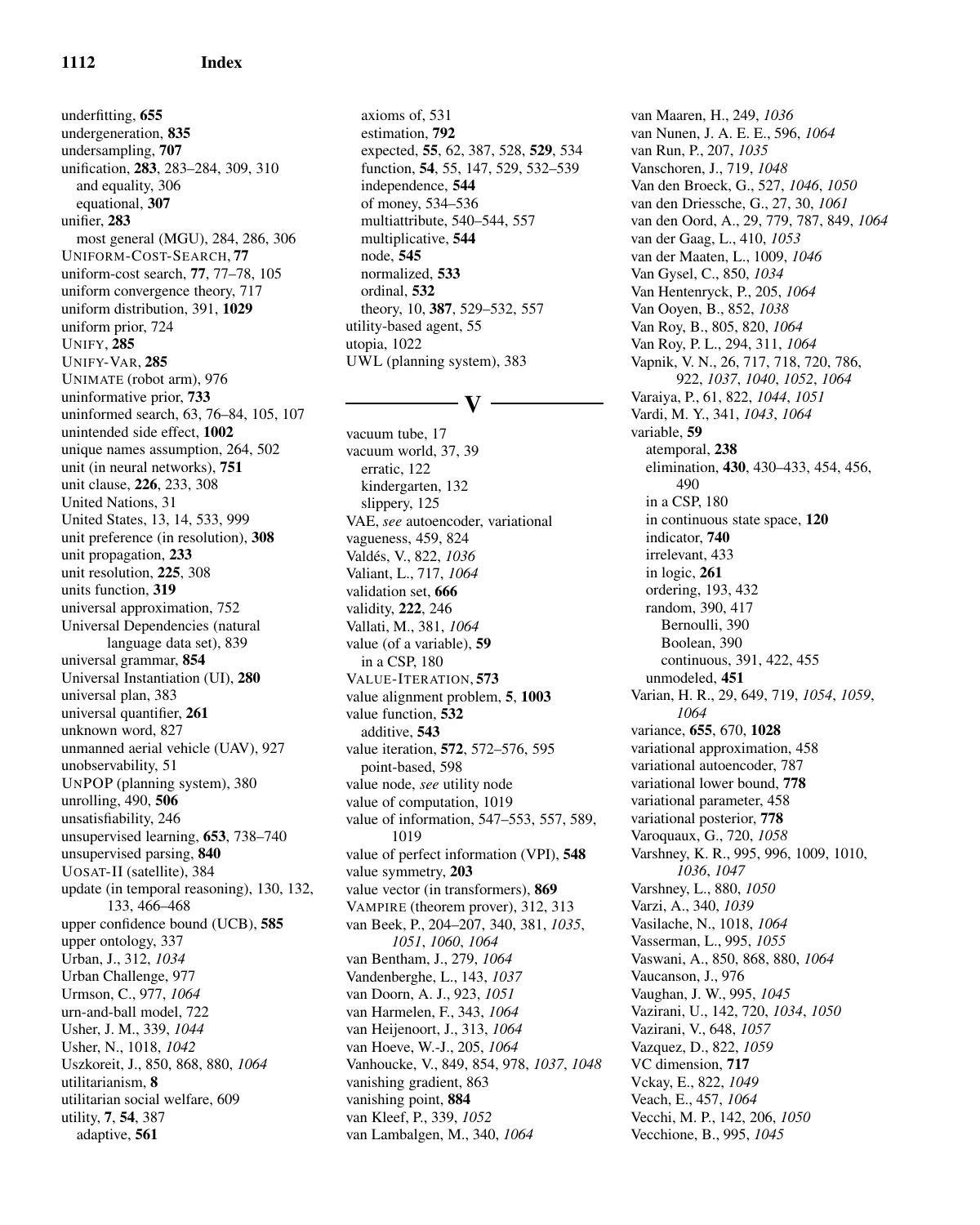underfitting, **655**
undergeneration, **835**
undersampling, **707**
unification, **283**, 283–284, 309, 310
  and equality, 306
  equational, **307**
unifier, **283**
  most general (MGU), 284, 286, 306
UNIFORM-COST-SEARCH, **77**
uniform-cost search, **77**, 77–78, 105
uniform convergence theory, 717
uniform distribution, 391, **1029**
uniform prior, 724
UNIFY, **285**
UNIFY-VAR, **285**
UNIMATE (robot arm), 976
uninformative prior, **733**
uninformed search, 63, 76–84, 105, 107
unintended side effect, **1002**
unique names assumption, 264, 502
unit (in neural networks), **751**
unit clause, **226**, 233, 308
United Nations, 31
United States, 13, 14, 533, 999
unit preference (in resolution), **308**
unit propagation, **233**
unit resolution, **225**, 308
units function, **319**
universal approximation, 752
Universal Dependencies (natural language data set), 839
universal grammar, **854**
Universal Instantiation (UI), **280**
universal plan, 383
universal quantifier, **261**
unknown word, 827
unmanned aerial vehicle (UAV), 927
unobservability, 51
UNPOP (planning system), 380
unrolling, 490, **506**
unsatisfiability, 246
unsupervised learning, **653**, 738–740
unsupervised parsing, **840**
UOSAT-II (satellite), 384
update (in temporal reasoning), 130, 132, 133, 466–468
upper confidence bound (UCB), **585**
upper ontology, 337
Urban, J., 312, *1034*
Urban Challenge, 977
Urmson, C., 977, *1064*
urn-and-ball model, 722
Usher, J. M., 339, *1044*
Usher, N., 1018, *1042*
Uszkoreit, J., 850, 868, 880, *1064*
utilitarianism, **8**
utilitarian social welfare, 609
utility, **7**, **54**, 387
  adaptive, **561**
  axioms of, 531
  estimation, **792**
  expected, **55**, 62, 387, 528, **529**, 534
  function, **54**, 55, 147, 529, 532–539
  independence, **544**
  of money, 534–536
  multiattribute, 540–544, 557
  multiplicative, **544**
  node, **545**
  normalized, **533**
  ordinal, **532**
  theory, 10, **387**, 529–532, 557
utility-based agent, 55
utopia, 1022
UWL (planning system), 383

## V

vacuum tube, 17
vacuum world, 37, 39
  erratic, 122
  kindergarten, 132
  slippery, 125
VAE, *see* autoencoder, variational
vagueness, 459, 824
Valdés, V., 822, *1036*
Valiant, L., 717, *1064*
validation set, **666**
validity, **222**, 246
Vallati, M., 381, *1064*
value (of a variable), **59**
  in a CSP, 180
VALUE-ITERATION, **573**
value alignment problem, **5**, **1003**
value function, **532**
  additive, **543**
value iteration, **572**, 572–576, 595
  point-based, 598
value node, *see* utility node
value of computation, 1019
value of information, 547–553, 557, 589, 1019
value of perfect information (VPI), **548**
value symmetry, **203**
value vector (in transformers), **869**
VAMPIRE (theorem prover), 312, 313
van Beek, P., 204–207, 340, 381, *1035*, *1051*, *1060*, *1064*
van Bentham, J., 279, *1064*
Vandenberghe, L., 143, *1037*
van Doorn, A. J., 923, *1051*
van Harmelen, F., 343, *1064*
van Heijenoort, J., 313, *1064*
van Hoeve, W.-J., 205, *1064*
Vanhoucke, V., 849, 854, 978, *1037*, *1048*
vanishing gradient, 863
vanishing point, **884**
van Kleef, P., 339, *1052*
van Lambalgen, M., 340, *1064*
van Maaren, H., 249, *1036*
van Nunen, J. A. E. E., 596, *1064*
van Run, P., 207, *1035*
Vanschoren, J., 719, *1048*
Van den Broeck, G., 527, *1046*, *1050*
van den Driessche, G., 27, 30, *1061*
van den Oord, A., 29, 779, 787, 849, *1064*
van der Gaag, L., 410, *1053*
van der Maaten, L., 1009, *1046*
Van Gysel, C., 850, *1034*
Van Hentenryck, P., 205, *1064*
Van Ooyen, B., 852, *1038*
Van Roy, B., 805, 820, *1064*
Van Roy, P. L., 294, 311, *1064*
Vapnik, V. N., 26, 717, 718, 720, 786, 922, *1037*, *1040*, *1052*, *1064*
Varaiya, P., 61, 822, *1044*, *1051*
Vardi, M. Y., 341, *1043*, *1064*
variable, **59**
  atemporal, **238**
  elimination, **430**, 430–433, 454, 456, 490
  in a CSP, 180
  in continuous state space, **120**
  indicator, **740**
  irrelevant, 433
  in logic, **261**
  ordering, 193, 432
  random, 390, 417
    Bernoulli, 390
    Boolean, 390
    continuous, 391, 422, 455
  unmodeled, **451**
Varian, H. R., 29, 649, 719, *1054*, *1059*, *1064*
variance, **655**, 670, **1028**
variational approximation, 458
variational autoencoder, 787
variational lower bound, **778**
variational parameter, 458
variational posterior, **778**
Varoquaux, G., 720, *1058*
Varshney, K. R., 995, 996, 1009, 1010, *1036*, *1047*
Varshney, L., 880, *1050*
Varzi, A., 340, *1039*
Vasilache, N., 1018, *1064*
Vasserman, L., 995, *1055*
Vaswani, A., 850, 868, 880, *1064*
Vaucanson, J., 976
Vaughan, J. W., 995, *1045*
Vazirani, U., 142, 720, *1034*, *1050*
Vazirani, V., 648, *1057*
Vazquez, D., 822, *1059*
VC dimension, **717**
Vckay, E., 822, *1049*
Veach, E., 457, *1064*
Vecchi, M. P., 142, 206, *1050*
Vecchione, B., 995, *1045*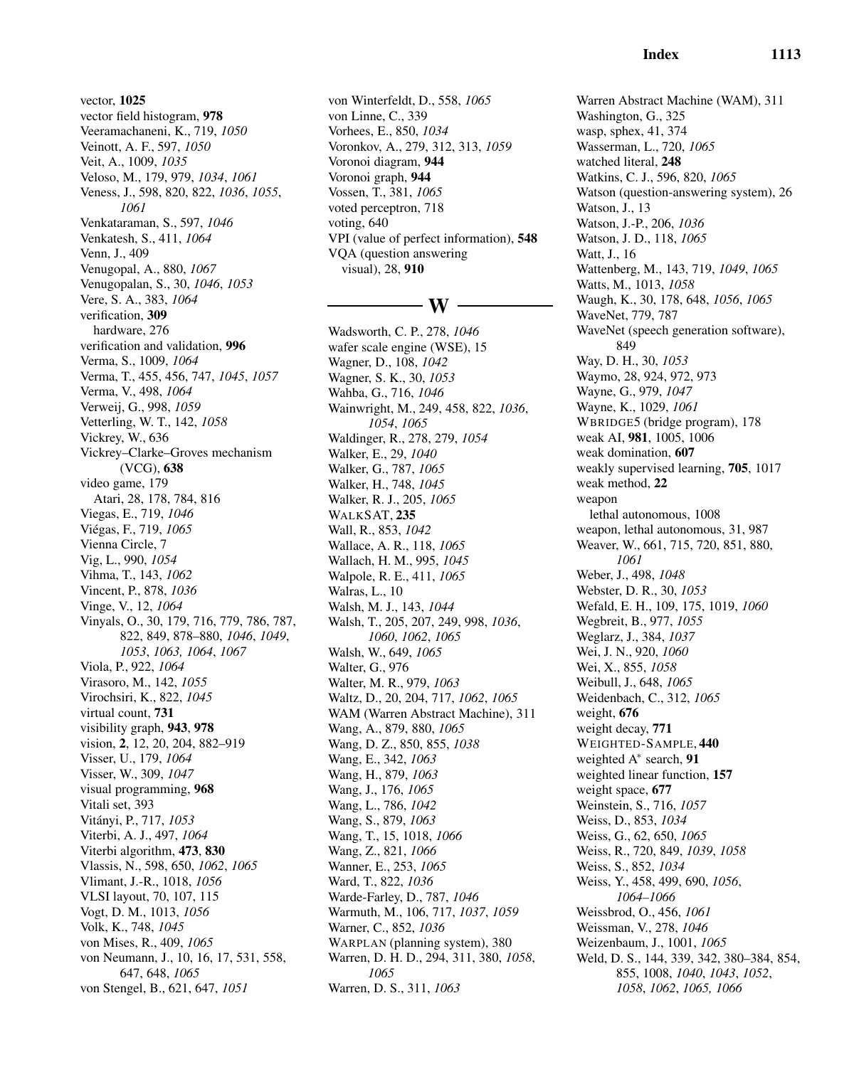vector, **1025**
vector field histogram, **978**
Veeramachaneni, K., 719, *1050*
Veinott, A. F., 597, *1050*
Veit, A., 1009, *1035*
Veloso, M., 179, 979, *1034*, *1061*
Veness, J., 598, 820, 822, *1036*, *1055*, *1061*
Venkataraman, S., 597, *1046*
Venkatesh, S., 411, *1064*
Venn, J., 409
Venugopal, A., 880, *1067*
Venugopalan, S., 30, *1046*, *1053*
Vere, S. A., 383, *1064*
verification, **309**
  hardware, 276
verification and validation, **996**
Verma, S., 1009, *1064*
Verma, T., 455, 456, 747, *1045*, *1057*
Verma, V., 498, *1064*
Verweij, G., 998, *1059*
Vetterling, W. T., 142, *1058*
Vickrey, W., 636
Vickrey–Clarke–Groves mechanism (VCG), **638**
video game, 179
  Atari, 28, 178, 784, 816
Viegas, E., 719, *1046*
Viégas, F., 719, *1065*
Vienna Circle, 7
Vig, L., 990, *1054*
Vihma, T., 143, *1062*
Vincent, P., 878, *1036*
Vinge, V., 12, *1064*
Vinyals, O., 30, 179, 716, 779, 786, 787, 822, 849, 878–880, *1046*, *1049*, *1053*, *1063, 1064*, *1067*
Viola, P., 922, *1064*
Virasoro, M., 142, *1055*
Virochsiri, K., 822, *1045*
virtual count, **731**
visibility graph, **943**, **978**
vision, **2**, 12, 20, 204, 882–919
Visser, U., 179, *1064*
Visser, W., 309, *1047*
visual programming, **968**
Vitali set, 393
Vitányi, P., 717, *1053*
Viterbi, A. J., 497, *1064*
Viterbi algorithm, **473**, **830**
Vlassis, N., 598, 650, *1062*, *1065*
Vlimant, J.-R., 1018, *1056*
VLSI layout, 70, 107, 115
Vogt, D. M., 1013, *1056*
Volk, K., 748, *1045*
von Mises, R., 409, *1065*
von Neumann, J., 10, 16, 17, 531, 558, 647, 648, *1065*
von Stengel, B., 621, 647, *1051*
von Winterfeldt, D., 558, *1065*
von Linne, C., 339
Vorhees, E., 850, *1034*
Voronkov, A., 279, 312, 313, *1059*
Voronoi diagram, **944**
Voronoi graph, **944**
Vossen, T., 381, *1065*
voted perceptron, 718
voting, 640
VPI (value of perfect information), **548**
VQA (question answering visual), 28, **910**

## W

Wadsworth, C. P., 278, *1046*
wafer scale engine (WSE), 15
Wagner, D., 108, *1042*
Wagner, S. K., 30, *1053*
Wahba, G., 716, *1046*
Wainwright, M., 249, 458, 822, *1036*, *1054*, *1065*
Waldinger, R., 278, 279, *1054*
Walker, E., 29, *1040*
Walker, G., 787, *1065*
Walker, H., 748, *1045*
Walker, R. J., 205, *1065*
WALKSAT, **235**
Wall, R., 853, *1042*
Wallace, A. R., 118, *1065*
Wallach, H. M., 995, *1045*
Walpole, R. E., 411, *1065*
Walras, L., 10
Walsh, M. J., 143, *1044*
Walsh, T., 205, 207, 249, 998, *1036*, *1060*, *1062*, *1065*
Walsh, W., 649, *1065*
Walter, G., 976
Walter, M. R., 979, *1063*
Waltz, D., 20, 204, 717, *1062*, *1065*
WAM (Warren Abstract Machine), 311
Wang, A., 879, 880, *1065*
Wang, D. Z., 850, 855, *1038*
Wang, E., 342, *1063*
Wang, H., 879, *1063*
Wang, J., 176, *1065*
Wang, L., 786, *1042*
Wang, S., 879, *1063*
Wang, T., 15, 1018, *1066*
Wang, Z., 821, *1066*
Wanner, E., 253, *1065*
Ward, T., 822, *1036*
Warde-Farley, D., 787, *1046*
Warmuth, M., 106, 717, *1037*, *1059*
Warner, C., 852, *1036*
WARPLAN (planning system), 380
Warren, D. H. D., 294, 311, 380, *1058*, *1065*
Warren, D. S., 311, *1063*
Warren Abstract Machine (WAM), 311
Washington, G., 325
wasp, sphex, 41, 374
Wasserman, L., 720, *1065*
watched literal, **248**
Watkins, C. J., 596, 820, *1065*
Watson (question-answering system), 26
Watson, J., 13
Watson, J.-P., 206, *1036*
Watson, J. D., 118, *1065*
Watt, J., 16
Wattenberg, M., 143, 719, *1049*, *1065*
Watts, M., 1013, *1058*
Waugh, K., 30, 178, 648, *1056*, *1065*
WaveNet, 779, 787
WaveNet (speech generation software), 849
Way, D. H., 30, *1053*
Waymo, 28, 924, 972, 973
Wayne, G., 979, *1047*
Wayne, K., 1029, *1061*
WBRIDGE5 (bridge program), 178
weak AI, **981**, 1005, 1006
weak domination, **607**
weakly supervised learning, **705**, 1017
weak method, **22**
weapon
  lethal autonomous, 1008
weapon, lethal autonomous, 31, 987
Weaver, W., 661, 715, 720, 851, 880, *1061*
Weber, J., 498, *1048*
Webster, D. R., 30, *1053*
Wefald, E. H., 109, 175, 1019, *1060*
Wegbreit, B., 977, *1055*
Weglarz, J., 384, *1037*
Wei, J. N., 920, *1060*
Wei, X., 855, *1058*
Weibull, J., 648, *1065*
Weidenbach, C., 312, *1065*
weight, **676**
weight decay, **771**
WEIGHTED-SAMPLE, **440**
weighted A* search, **91**
weighted linear function, **157**
weight space, **677**
Weinstein, S., 716, *1057*
Weiss, D., 853, *1034*
Weiss, G., 62, 650, *1065*
Weiss, R., 720, 849, *1039*, *1058*
Weiss, S., 852, *1034*
Weiss, Y., 458, 499, 690, *1056*, *1064–1066*
Weissbrod, O., 456, *1061*
Weissman, V., 278, *1046*
Weizenbaum, J., 1001, *1065*
Weld, D. S., 144, 339, 342, 380–384, 854, 855, 1008, *1040*, *1043*, *1052*, *1058*, *1062*, *1065, 1066*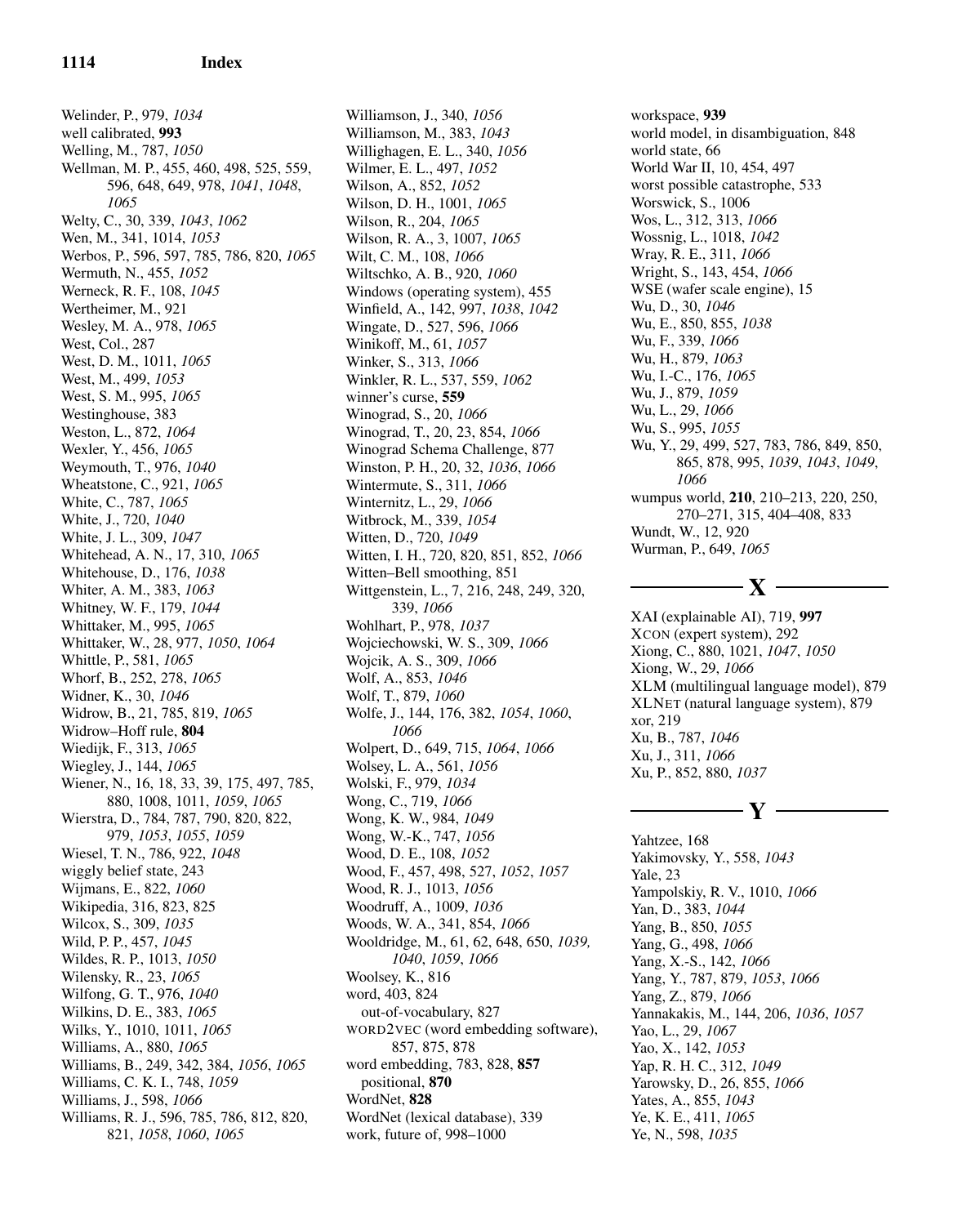Welinder, P., 979, *1034*
well calibrated, **993**
Welling, M., 787, *1050*
Wellman, M. P., 455, 460, 498, 525, 559, 596, 648, 649, 978, *1041*, *1048*, *1065*
Welty, C., 30, 339, *1043*, *1062*
Wen, M., 341, 1014, *1053*
Werbos, P., 596, 597, 785, 786, 820, *1065*
Wermuth, N., 455, *1052*
Werneck, R. F., 108, *1045*
Wertheimer, M., 921
Wesley, M. A., 978, *1065*
West, Col., 287
West, D. M., 1011, *1065*
West, M., 499, *1053*
West, S. M., 995, *1065*
Westinghouse, 383
Weston, L., 872, *1064*
Wexler, Y., 456, *1065*
Weymouth, T., 976, *1040*
Wheatstone, C., 921, *1065*
White, C., 787, *1065*
White, J., 720, *1040*
White, J. L., 309, *1047*
Whitehead, A. N., 17, 310, *1065*
Whitehouse, D., 176, *1038*
Whiter, A. M., 383, *1063*
Whitney, W. F., 179, *1044*
Whittaker, M., 995, *1065*
Whittaker, W., 28, 977, *1050*, *1064*
Whittle, P., 581, *1065*
Whorf, B., 252, 278, *1065*
Widner, K., 30, *1046*
Widrow, B., 21, 785, 819, *1065*
Widrow–Hoff rule, **804**
Wiedijk, F., 313, *1065*
Wiegley, J., 144, *1065*
Wiener, N., 16, 18, 33, 39, 175, 497, 785, 880, 1008, 1011, *1059*, *1065*
Wierstra, D., 784, 787, 790, 820, 822, 979, *1053*, *1055*, *1059*
Wiesel, T. N., 786, 922, *1048*
wiggly belief state, 243
Wijmans, E., 822, *1060*
Wikipedia, 316, 823, 825
Wilcox, S., 309, *1035*
Wild, P. P., 457, *1045*
Wildes, R. P., 1013, *1050*
Wilensky, R., 23, *1065*
Wilfong, G. T., 976, *1040*
Wilkins, D. E., 383, *1065*
Wilks, Y., 1010, 1011, *1065*
Williams, A., 880, *1065*
Williams, B., 249, 342, 384, *1056*, *1065*
Williams, C. K. I., 748, *1059*
Williams, J., 598, *1066*
Williams, R. J., 596, 785, 786, 812, 820, 821, *1058*, *1060*, *1065*
Williamson, J., 340, *1056*
Williamson, M., 383, *1043*
Willighagen, E. L., 340, *1056*
Wilmer, E. L., 497, *1052*
Wilson, A., 852, *1052*
Wilson, D. H., 1001, *1065*
Wilson, R., 204, *1065*
Wilson, R. A., 3, 1007, *1065*
Wilt, C. M., 108, *1066*
Wiltschko, A. B., 920, *1060*
Windows (operating system), 455
Winfield, A., 142, 997, *1038*, *1042*
Wingate, D., 527, 596, *1066*
Winikoff, M., 61, *1057*
Winker, S., 313, *1066*
Winkler, R. L., 537, 559, *1062*
winner's curse, **559**
Winograd, S., 20, *1066*
Winograd, T., 20, 23, 854, *1066*
Winograd Schema Challenge, 877
Winston, P. H., 20, 32, *1036*, *1066*
Wintermute, S., 311, *1066*
Winternitz, L., 29, *1066*
Witbrock, M., 339, *1054*
Witten, D., 720, *1049*
Witten, I. H., 720, 820, 851, 852, *1066*
Witten–Bell smoothing, 851
Wittgenstein, L., 7, 216, 248, 249, 320, 339, *1066*
Wohlhart, P., 978, *1037*
Wojciechowski, W. S., 309, *1066*
Wojcik, A. S., 309, *1066*
Wolf, A., 853, *1046*
Wolf, T., 879, *1060*
Wolfe, J., 144, 176, 382, *1054*, *1060*, *1066*
Wolpert, D., 649, 715, *1064*, *1066*
Wolsey, L. A., 561, *1056*
Wolski, F., 979, *1034*
Wong, C., 719, *1066*
Wong, K. W., 984, *1049*
Wong, W.-K., 747, *1056*
Wood, D. E., 108, *1052*
Wood, F., 457, 498, 527, *1052*, *1057*
Wood, R. J., 1013, *1056*
Woodruff, A., 1009, *1036*
Woods, W. A., 341, 854, *1066*
Wooldridge, M., 61, 62, 648, 650, *1039*, *1040*, *1059*, *1066*
Woolsey, K., 816
word, 403, 824
  out-of-vocabulary, 827
WORD2VEC (word embedding software), 857, 875, 878
word embedding, 783, 828, **857**
  positional, **870**
WordNet, **828**
WordNet (lexical database), 339
work, future of, 998–1000
workspace, **939**
world model, in disambiguation, 848
world state, 66
World War II, 10, 454, 497
worst possible catastrophe, 533
Worswick, S., 1006
Wos, L., 312, 313, *1066*
Wossnig, L., 1018, *1042*
Wray, R. E., 311, *1066*
Wright, S., 143, 454, *1066*
WSE (wafer scale engine), 15
Wu, D., 30, *1046*
Wu, E., 850, 855, *1038*
Wu, F., 339, *1066*
Wu, H., 879, *1063*
Wu, I.-C., 176, *1065*
Wu, J., 879, *1059*
Wu, L., 29, *1066*
Wu, S., 995, *1055*
Wu, Y., 29, 499, 527, 783, 786, 849, 850, 865, 878, 995, *1039*, *1043*, *1049*, *1066*
wumpus world, **210**, 210–213, 220, 250, 270–271, 315, 404–408, 833
Wundt, W., 12, 920
Wurman, P., 649, *1065*

## X

XAI (explainable AI), 719, **997**
XCON (expert system), 292
Xiong, C., 880, 1021, *1047*, *1050*
Xiong, W., 29, *1066*
XLM (multilingual language model), 879
XLNET (natural language system), 879
xor, 219
Xu, B., 787, *1046*
Xu, J., 311, *1066*
Xu, P., 852, 880, *1037*

## Y

Yahtzee, 168
Yakimovsky, Y., 558, *1043*
Yale, 23
Yampolskiy, R. V., 1010, *1066*
Yan, D., 383, *1044*
Yang, B., 850, *1055*
Yang, G., 498, *1066*
Yang, X.-S., 142, *1066*
Yang, Y., 787, 879, *1053*, *1066*
Yang, Z., 879, *1066*
Yannakakis, M., 144, 206, *1036*, *1057*
Yao, L., 29, *1067*
Yao, X., 142, *1053*
Yap, R. H. C., 312, *1049*
Yarowsky, D., 26, 855, *1066*
Yates, A., 855, *1043*
Ye, K. E., 411, *1065*
Ye, N., 598, *1035*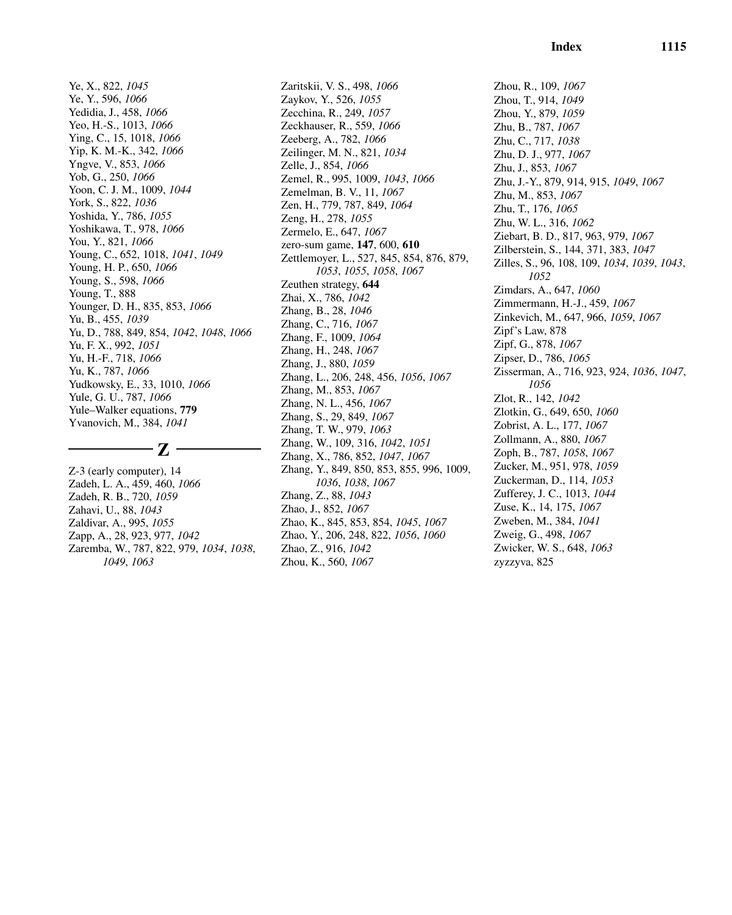Ye, X., 822, *1045*
Ye, Y., 596, *1066*
Yedidia, J., 458, *1066*
Yeo, H.-S., 1013, *1066*
Ying, C., 15, 1018, *1066*
Yip, K. M.-K., 342, *1066*
Yngve, V., 853, *1066*
Yob, G., 250, *1066*
Yoon, C. J. M., 1009, *1044*
York, S., 822, *1036*
Yoshida, Y., 786, *1055*
Yoshikawa, T., 978, *1066*
You, Y., 821, *1066*
Young, C., 652, 1018, *1041*, *1049*
Young, H. P., 650, *1066*
Young, S., 598, *1066*
Young, T., 888
Younger, D. H., 835, 853, *1066*
Yu, B., 455, *1039*
Yu, D., 788, 849, 854, *1042*, *1048*, *1066*
Yu, F. X., 992, *1051*
Yu, H.-F., 718, *1066*
Yu, K., 787, *1066*
Yudkowsky, E., 33, 1010, *1066*
Yule, G. U., 787, *1066*
Yule–Walker equations, **779**
Yvanovich, M., 384, *1041*

## Z

Z-3 (early computer), 14
Zadeh, L. A., 459, 460, *1066*
Zadeh, R. B., 720, *1059*
Zahavi, U., 88, *1043*
Zaldivar, A., 995, *1055*
Zapp, A., 28, 923, 977, *1042*
Zaremba, W., 787, 822, 979, *1034*, *1038*, *1049*, *1063*
Zaritskii, V. S., 498, *1066*
Zaykov, Y., 526, *1055*
Zecchina, R., 249, *1057*
Zeckhauser, R., 559, *1066*
Zeeberg, A., 782, *1066*
Zeilinger, M. N., 821, *1034*
Zelle, J., 854, *1066*
Zemel, R., 995, 1009, *1043*, *1066*
Zemelman, B. V., 11, *1067*
Zen, H., 779, 787, 849, *1064*
Zeng, H., 278, *1055*
Zermelo, E., 647, *1067*
zero-sum game, **147**, 600, **610**
Zettlemoyer, L., 527, 845, 854, 876, 879, *1053*, *1055*, *1058*, *1067*
Zeuthen strategy, **644**
Zhai, X., 786, *1042*
Zhang, B., 28, *1046*
Zhang, C., 716, *1067*
Zhang, F., 1009, *1064*
Zhang, H., 248, *1067*
Zhang, J., 880, *1059*
Zhang, L., 206, 248, 456, *1056*, *1067*
Zhang, M., 853, *1067*
Zhang, N. L., 456, *1067*
Zhang, S., 29, 849, *1067*
Zhang, T. W., 979, *1063*
Zhang, W., 109, 316, *1042*, *1051*
Zhang, X., 786, 852, *1047*, *1067*
Zhang, Y., 849, 850, 853, 855, 996, 1009, *1036*, *1038*, *1067*
Zhang, Z., 88, *1043*
Zhao, J., 852, *1067*
Zhao, K., 845, 853, 854, *1045*, *1067*
Zhao, Y., 206, 248, 822, *1056*, *1060*
Zhao, Z., 916, *1042*
Zhou, K., 560, *1067*
Zhou, R., 109, *1067*
Zhou, T., 914, *1049*
Zhou, Y., 879, *1059*
Zhu, B., 787, *1067*
Zhu, C., 717, *1038*
Zhu, D. J., 977, *1067*
Zhu, J., 853, *1067*
Zhu, J.-Y., 879, 914, 915, *1049*, *1067*
Zhu, M., 853, *1067*
Zhu, T., 176, *1065*
Zhu, W. L., 316, *1062*
Ziebart, B. D., 817, 963, 979, *1067*
Zilberstein, S., 144, 371, 383, *1047*
Zilles, S., 96, 108, 109, *1034*, *1039*, *1043*, *1052*
Zimdars, A., 647, *1060*
Zimmermann, H.-J., 459, *1067*
Zinkevich, M., 647, 966, *1059*, *1067*
Zipf's Law, 878
Zipf, G., 878, *1067*
Zipser, D., 786, *1065*
Zisserman, A., 716, 923, 924, *1036*, *1047*, *1056*
Zlot, R., 142, *1042*
Zlotkin, G., 649, 650, *1060*
Zobrist, A. L., 177, *1067*
Zollmann, A., 880, *1067*
Zoph, B., 787, *1058*, *1067*
Zucker, M., 951, 978, *1059*
Zuckerman, D., 114, *1053*
Zufferey, J. C., 1013, *1044*
Zuse, K., 14, 175, *1067*
Zweben, M., 384, *1041*
Zweig, G., 498, *1067*
Zwicker, W. S., 648, *1063*
zyzzyva, 825